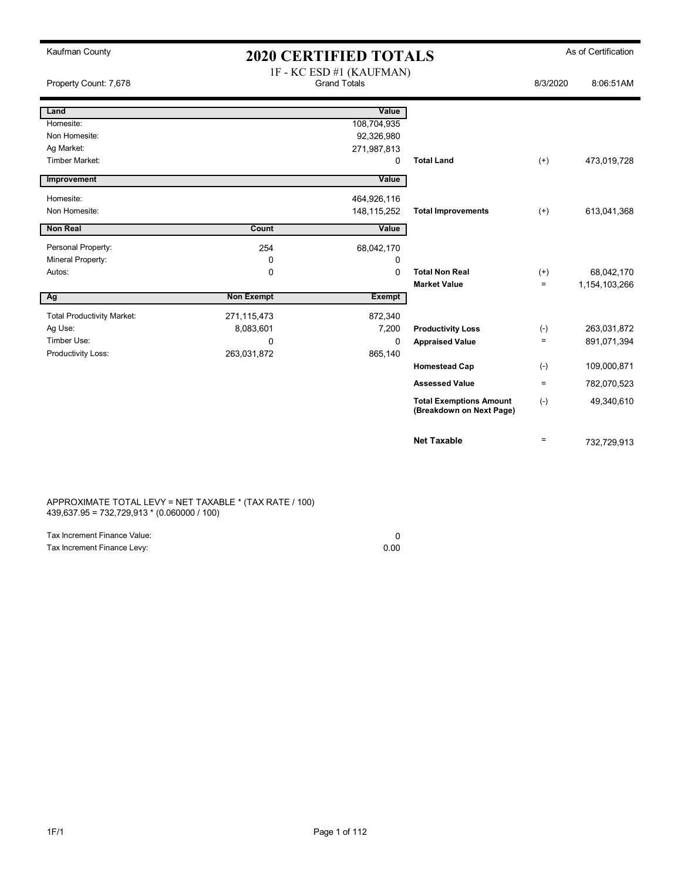Kaufman County

# 2020 CERTIFIED TOTALS

As of Certification

Property Count: 7,678

1F - KC ESD #1 (KAUFMAN)
Grand Totals

8/3/2020 8:06:51AM

| Land | | Value | | | |
|---|---|---|---|---|---|
| Homesite: | | 108,704,935 | | | |
| Non Homesite: | | 92,326,980 | | | |
| Ag Market: | | 271,987,813 | | | |
| Timber Market: | | 0 | **Total Land** | (+) | 473,019,728 |
| **Improvement** | | **Value** | | | |
| Homesite: | | 464,926,116 | | | |
| Non Homesite: | | 148,115,252 | **Total Improvements** | (+) | 613,041,368 |
| **Non Real** | **Count** | **Value** | | | |
| Personal Property: | 254 | 68,042,170 | | | |
| Mineral Property: | 0 | 0 | | | |
| Autos: | 0 | 0 | **Total Non Real** | (+) | 68,042,170 |
| | | | **Market Value** | = | 1,154,103,266 |
| **Ag** | **Non Exempt** | **Exempt** | | | |
| Total Productivity Market: | 271,115,473 | 872,340 | | | |
| Ag Use: | 8,083,601 | 7,200 | **Productivity Loss** | (-) | 263,031,872 |
| Timber Use: | 0 | 0 | **Appraised Value** | = | 891,071,394 |
| Productivity Loss: | 263,031,872 | 865,140 | | | |
| | | | **Homestead Cap** | (-) | 109,000,871 |
| | | | **Assessed Value** | = | 782,070,523 |
| | | | **Total Exemptions Amount (Breakdown on Next Page)** | (-) | 49,340,610 |
| | | | **Net Taxable** | = | 732,729,913 |

APPROXIMATE TOTAL LEVY = NET TAXABLE * (TAX RATE / 100)
439,637.95 = 732,729,913 * (0.060000 / 100)

| | |
|---|---|
| Tax Increment Finance Value: | 0 |
| Tax Increment Finance Levy: | 0.00 |

1F/1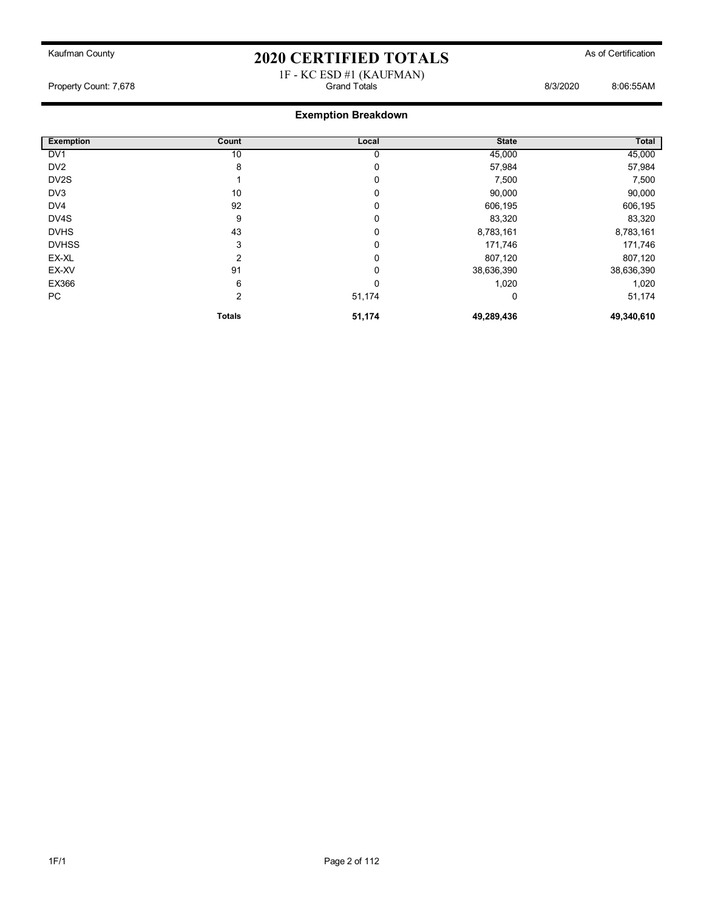Kaufman County

# 2020 CERTIFIED TOTALS

As of Certification

1F - KC ESD #1 (KAUFMAN)

Property Count: 7,678 — Grand Totals — 8/3/2020 8:06:55AM

## Exemption Breakdown

| Exemption | Count | Local | State | Total |
|---|---|---|---|---|
| DV1 | 10 | 0 | 45,000 | 45,000 |
| DV2 | 8 | 0 | 57,984 | 57,984 |
| DV2S | 1 | 0 | 7,500 | 7,500 |
| DV3 | 10 | 0 | 90,000 | 90,000 |
| DV4 | 92 | 0 | 606,195 | 606,195 |
| DV4S | 9 | 0 | 83,320 | 83,320 |
| DVHS | 43 | 0 | 8,783,161 | 8,783,161 |
| DVHSS | 3 | 0 | 171,746 | 171,746 |
| EX-XL | 2 | 0 | 807,120 | 807,120 |
| EX-XV | 91 | 0 | 38,636,390 | 38,636,390 |
| EX366 | 6 | 0 | 1,020 | 1,020 |
| PC | 2 | 51,174 | 0 | 51,174 |
| | **Totals** | **51,174** | **49,289,436** | **49,340,610** |

1F/1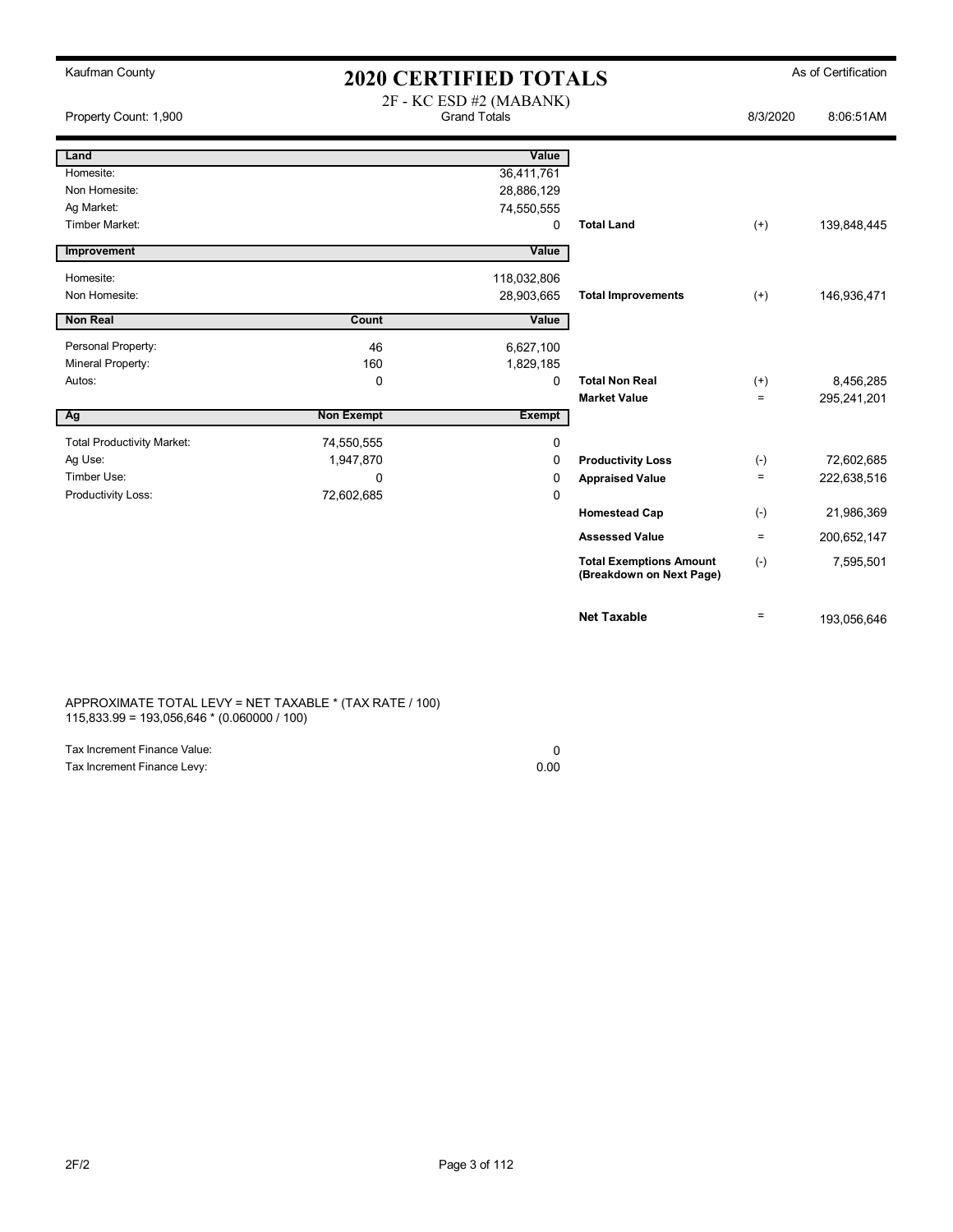Kaufman County

# 2020 CERTIFIED TOTALS

As of Certification

2F - KC ESD #2 (MABANK)
Grand Totals

Property Count: 1,900

8/3/2020 8:06:51AM

| Land | | Value | | | |
|---|---|---|---|---|---|
| Homesite: | | 36,411,761 | | | |
| Non Homesite: | | 28,886,129 | | | |
| Ag Market: | | 74,550,555 | | | |
| Timber Market: | | 0 | **Total Land** | (+) | 139,848,445 |
| **Improvement** | | **Value** | | | |
| Homesite: | | 118,032,806 | | | |
| Non Homesite: | | 28,903,665 | **Total Improvements** | (+) | 146,936,471 |
| **Non Real** | **Count** | **Value** | | | |
| Personal Property: | 46 | 6,627,100 | | | |
| Mineral Property: | 160 | 1,829,185 | | | |
| Autos: | 0 | 0 | **Total Non Real** | (+) | 8,456,285 |
| | | | **Market Value** | = | 295,241,201 |
| **Ag** | **Non Exempt** | **Exempt** | | | |
| Total Productivity Market: | 74,550,555 | 0 | | | |
| Ag Use: | 1,947,870 | 0 | **Productivity Loss** | (-) | 72,602,685 |
| Timber Use: | 0 | 0 | **Appraised Value** | = | 222,638,516 |
| Productivity Loss: | 72,602,685 | 0 | | | |
| | | | **Homestead Cap** | (-) | 21,986,369 |
| | | | **Assessed Value** | = | 200,652,147 |
| | | | **Total Exemptions Amount (Breakdown on Next Page)** | (-) | 7,595,501 |
| | | | **Net Taxable** | = | 193,056,646 |

APPROXIMATE TOTAL LEVY = NET TAXABLE * (TAX RATE / 100)
115,833.99 = 193,056,646 * (0.060000 / 100)

| | |
|---|---|
| Tax Increment Finance Value: | 0 |
| Tax Increment Finance Levy: | 0.00 |

2F/2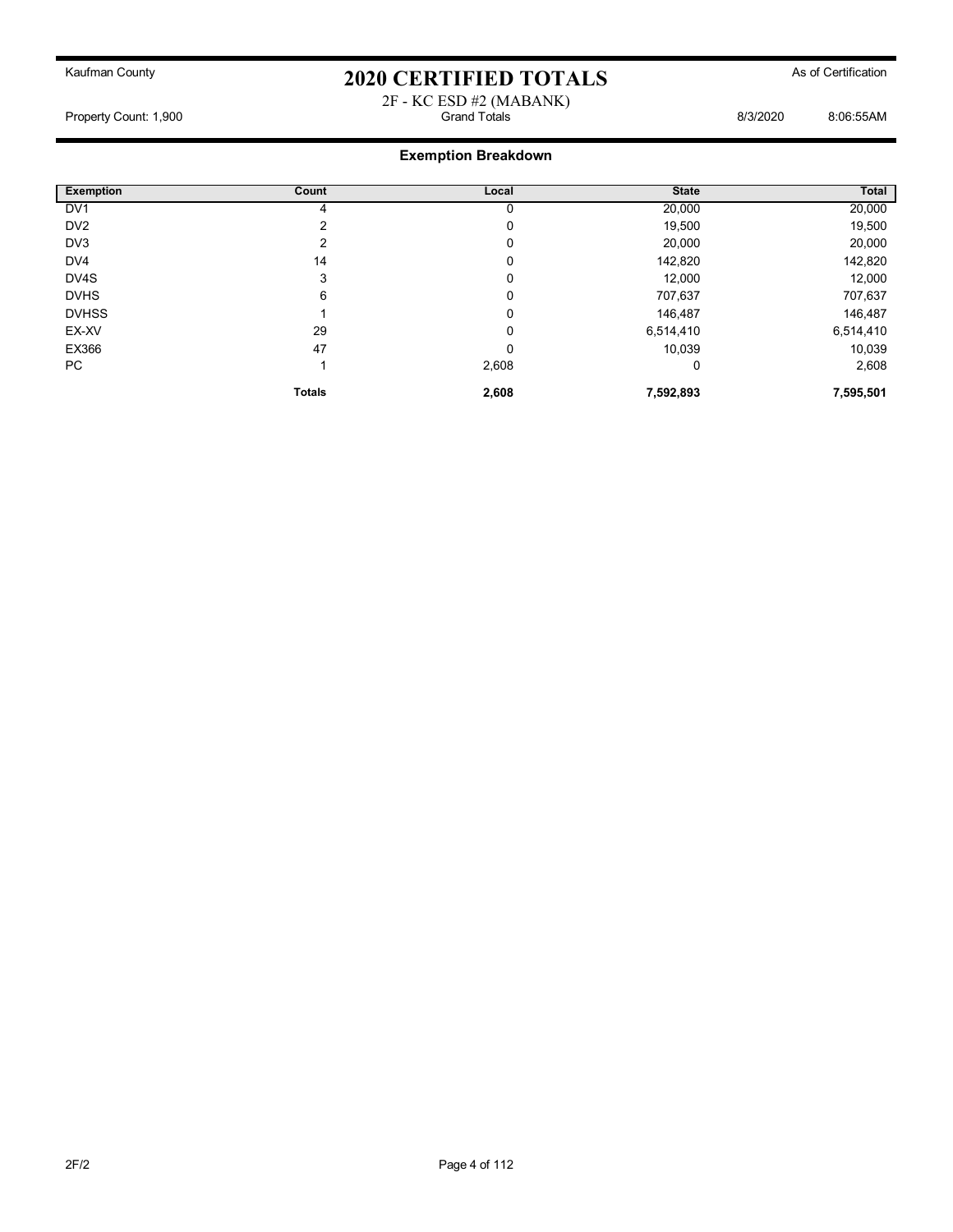Kaufman County

# 2020 CERTIFIED TOTALS

As of Certification

2F - KC ESD #2 (MABANK)

Property Count: 1,900 | Grand Totals | 8/3/2020 8:06:55AM

## Exemption Breakdown

| Exemption | Count | Local | State | Total |
|---|---|---|---|---|
| DV1 | 4 | 0 | 20,000 | 20,000 |
| DV2 | 2 | 0 | 19,500 | 19,500 |
| DV3 | 2 | 0 | 20,000 | 20,000 |
| DV4 | 14 | 0 | 142,820 | 142,820 |
| DV4S | 3 | 0 | 12,000 | 12,000 |
| DVHS | 6 | 0 | 707,637 | 707,637 |
| DVHSS | 1 | 0 | 146,487 | 146,487 |
| EX-XV | 29 | 0 | 6,514,410 | 6,514,410 |
| EX366 | 47 | 0 | 10,039 | 10,039 |
| PC | 1 | 2,608 | 0 | 2,608 |
| | **Totals** | **2,608** | **7,592,893** | **7,595,501** |

2F/2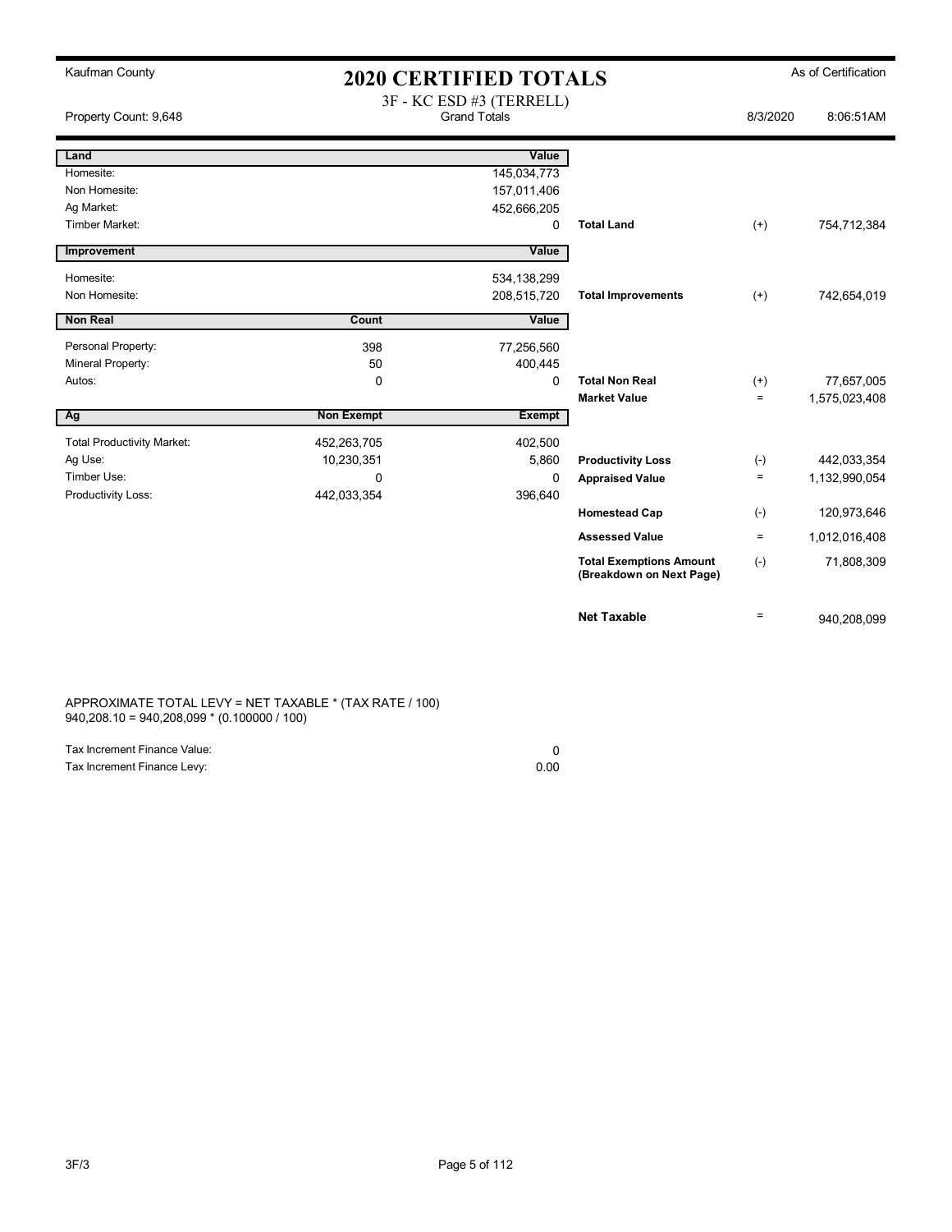Kaufman County

# 2020 CERTIFIED TOTALS

As of Certification

3F - KC ESD #3 (TERRELL)
Grand Totals

Property Count: 9,648 | 8/3/2020 | 8:06:51AM

| Land | | Value | | | |
|---|---|---|---|---|---|
| Homesite: | | 145,034,773 | | | |
| Non Homesite: | | 157,011,406 | | | |
| Ag Market: | | 452,666,205 | | | |
| Timber Market: | | 0 | Total Land | (+) | 754,712,384 |
| **Improvement** | | **Value** | | | |
| Homesite: | | 534,138,299 | | | |
| Non Homesite: | | 208,515,720 | Total Improvements | (+) | 742,654,019 |
| **Non Real** | **Count** | **Value** | | | |
| Personal Property: | 398 | 77,256,560 | | | |
| Mineral Property: | 50 | 400,445 | | | |
| Autos: | 0 | 0 | Total Non Real | (+) | 77,657,005 |
| | | | Market Value | = | 1,575,023,408 |
| **Ag** | **Non Exempt** | **Exempt** | | | |
| Total Productivity Market: | 452,263,705 | 402,500 | | | |
| Ag Use: | 10,230,351 | 5,860 | Productivity Loss | (-) | 442,033,354 |
| Timber Use: | 0 | 0 | Appraised Value | = | 1,132,990,054 |
| Productivity Loss: | 442,033,354 | 396,640 | | | |
| | | | Homestead Cap | (-) | 120,973,646 |
| | | | Assessed Value | = | 1,012,016,408 |
| | | | Total Exemptions Amount (Breakdown on Next Page) | (-) | 71,808,309 |
| | | | Net Taxable | = | 940,208,099 |

APPROXIMATE TOTAL LEVY = NET TAXABLE * (TAX RATE / 100)
940,208.10 = 940,208,099 * (0.100000 / 100)

| | |
|---|---|
| Tax Increment Finance Value: | 0 |
| Tax Increment Finance Levy: | 0.00 |

3F/3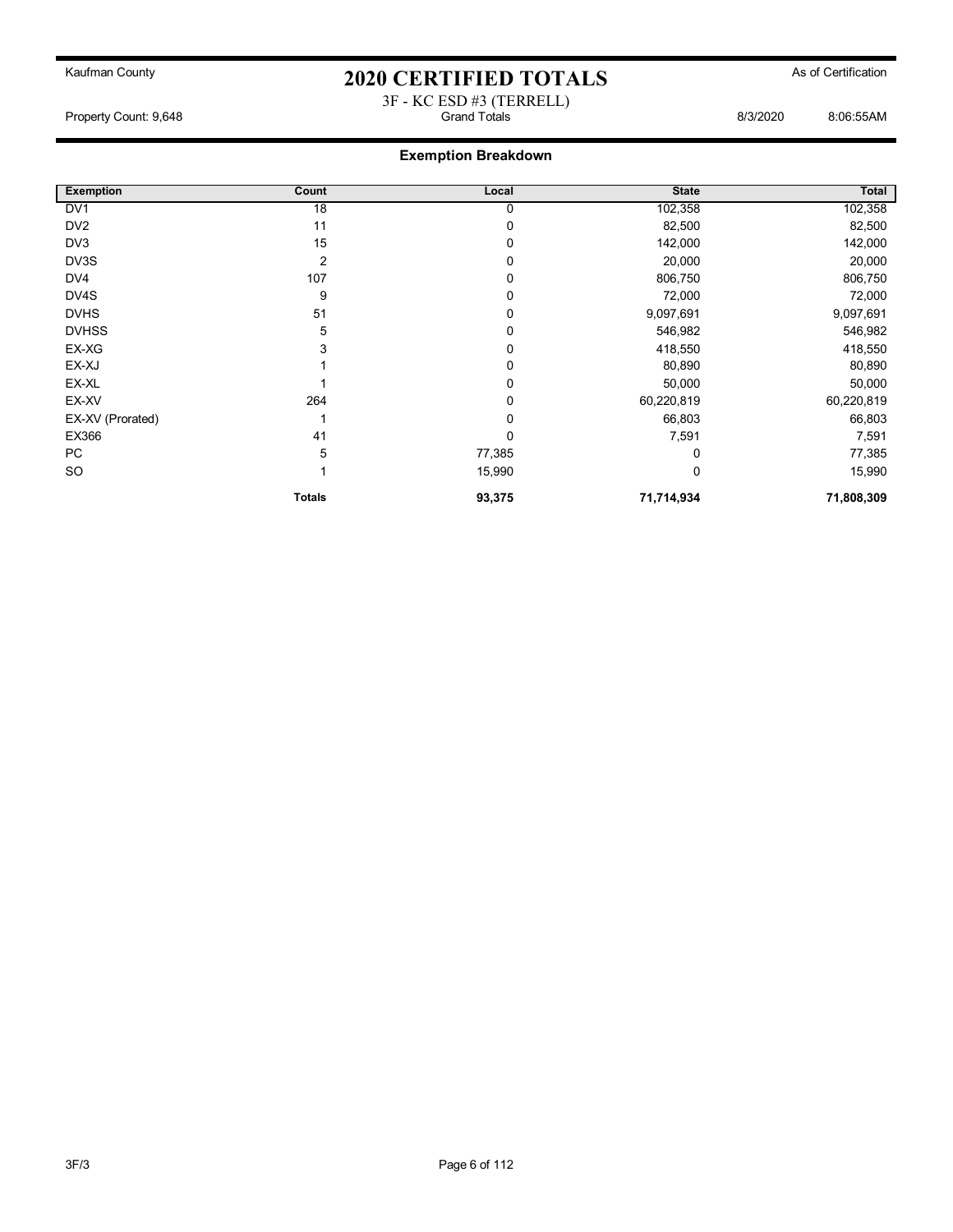Kaufman County

# 2020 CERTIFIED TOTALS

As of Certification

3F - KC ESD #3 (TERRELL)

Property Count: 9,648 | Grand Totals | 8/3/2020 8:06:55AM

## Exemption Breakdown

| Exemption | Count | Local | State | Total |
|---|---|---|---|---|
| DV1 | 18 | 0 | 102,358 | 102,358 |
| DV2 | 11 | 0 | 82,500 | 82,500 |
| DV3 | 15 | 0 | 142,000 | 142,000 |
| DV3S | 2 | 0 | 20,000 | 20,000 |
| DV4 | 107 | 0 | 806,750 | 806,750 |
| DV4S | 9 | 0 | 72,000 | 72,000 |
| DVHS | 51 | 0 | 9,097,691 | 9,097,691 |
| DVHSS | 5 | 0 | 546,982 | 546,982 |
| EX-XG | 3 | 0 | 418,550 | 418,550 |
| EX-XJ | 1 | 0 | 80,890 | 80,890 |
| EX-XL | 1 | 0 | 50,000 | 50,000 |
| EX-XV | 264 | 0 | 60,220,819 | 60,220,819 |
| EX-XV (Prorated) | 1 | 0 | 66,803 | 66,803 |
| EX366 | 41 | 0 | 7,591 | 7,591 |
| PC | 5 | 77,385 | 0 | 77,385 |
| SO | 1 | 15,990 | 0 | 15,990 |
| | **Totals** | **93,375** | **71,714,934** | **71,808,309** |

3F/3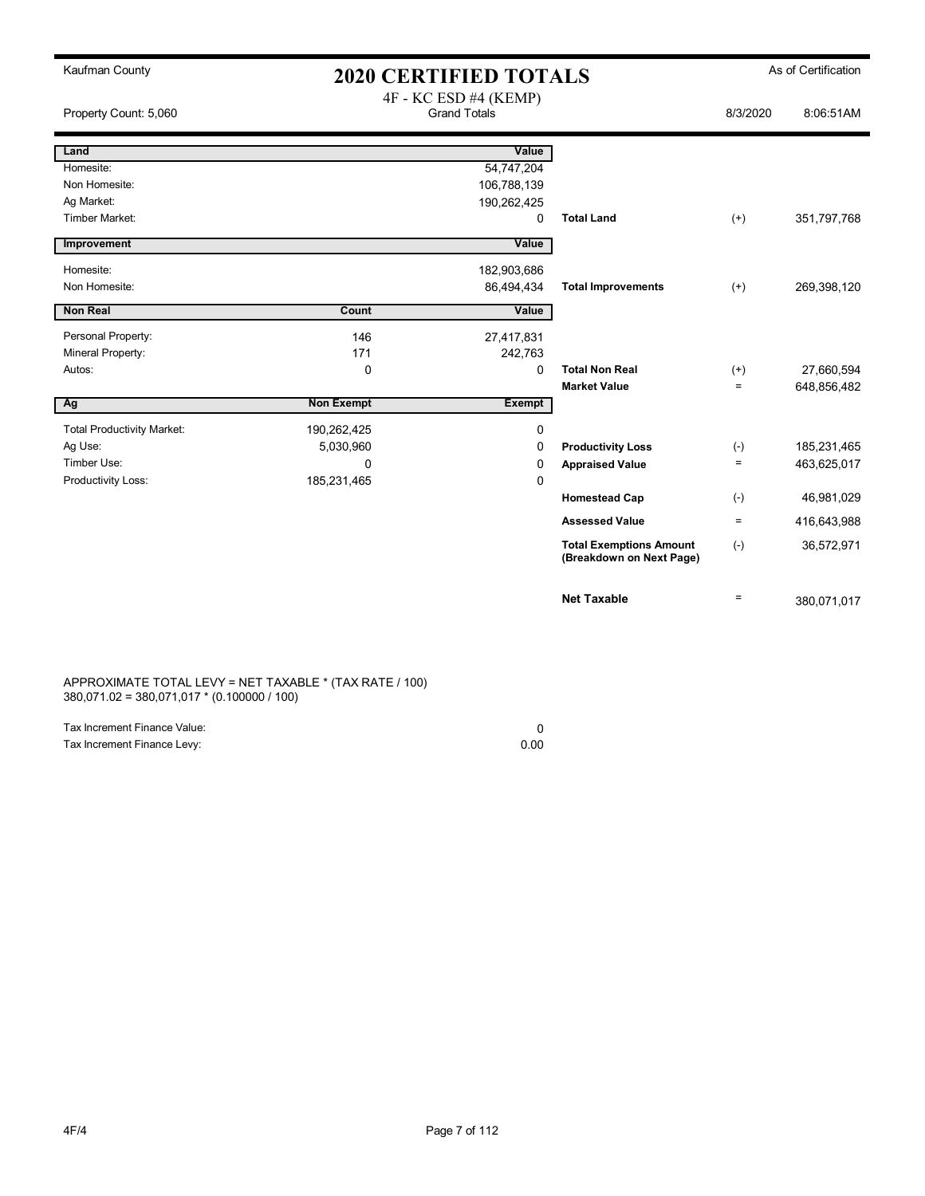Kaufman County

# 2020 CERTIFIED TOTALS

As of Certification

4F - KC ESD #4 (KEMP)
Grand Totals

Property Count: 5,060 | 8/3/2020 | 8:06:51AM

| Land | | Value | | | |
|---|---|---|---|---|---|
| Homesite: | | 54,747,204 | | | |
| Non Homesite: | | 106,788,139 | | | |
| Ag Market: | | 190,262,425 | | | |
| Timber Market: | | 0 | **Total Land** | (+) | 351,797,768 |
| **Improvement** | | **Value** | | | |
| Homesite: | | 182,903,686 | | | |
| Non Homesite: | | 86,494,434 | **Total Improvements** | (+) | 269,398,120 |
| **Non Real** | **Count** | **Value** | | | |
| Personal Property: | 146 | 27,417,831 | | | |
| Mineral Property: | 171 | 242,763 | | | |
| Autos: | 0 | 0 | **Total Non Real** | (+) | 27,660,594 |
| | | | **Market Value** | = | 648,856,482 |
| **Ag** | **Non Exempt** | **Exempt** | | | |
| Total Productivity Market: | 190,262,425 | 0 | | | |
| Ag Use: | 5,030,960 | 0 | **Productivity Loss** | (-) | 185,231,465 |
| Timber Use: | 0 | 0 | **Appraised Value** | = | 463,625,017 |
| Productivity Loss: | 185,231,465 | 0 | | | |
| | | | **Homestead Cap** | (-) | 46,981,029 |
| | | | **Assessed Value** | = | 416,643,988 |
| | | | **Total Exemptions Amount (Breakdown on Next Page)** | (-) | 36,572,971 |
| | | | **Net Taxable** | = | 380,071,017 |

APPROXIMATE TOTAL LEVY = NET TAXABLE * (TAX RATE / 100)
380,071.02 = 380,071,017 * (0.100000 / 100)

| | |
|---|---|
| Tax Increment Finance Value: | 0 |
| Tax Increment Finance Levy: | 0.00 |

4F/4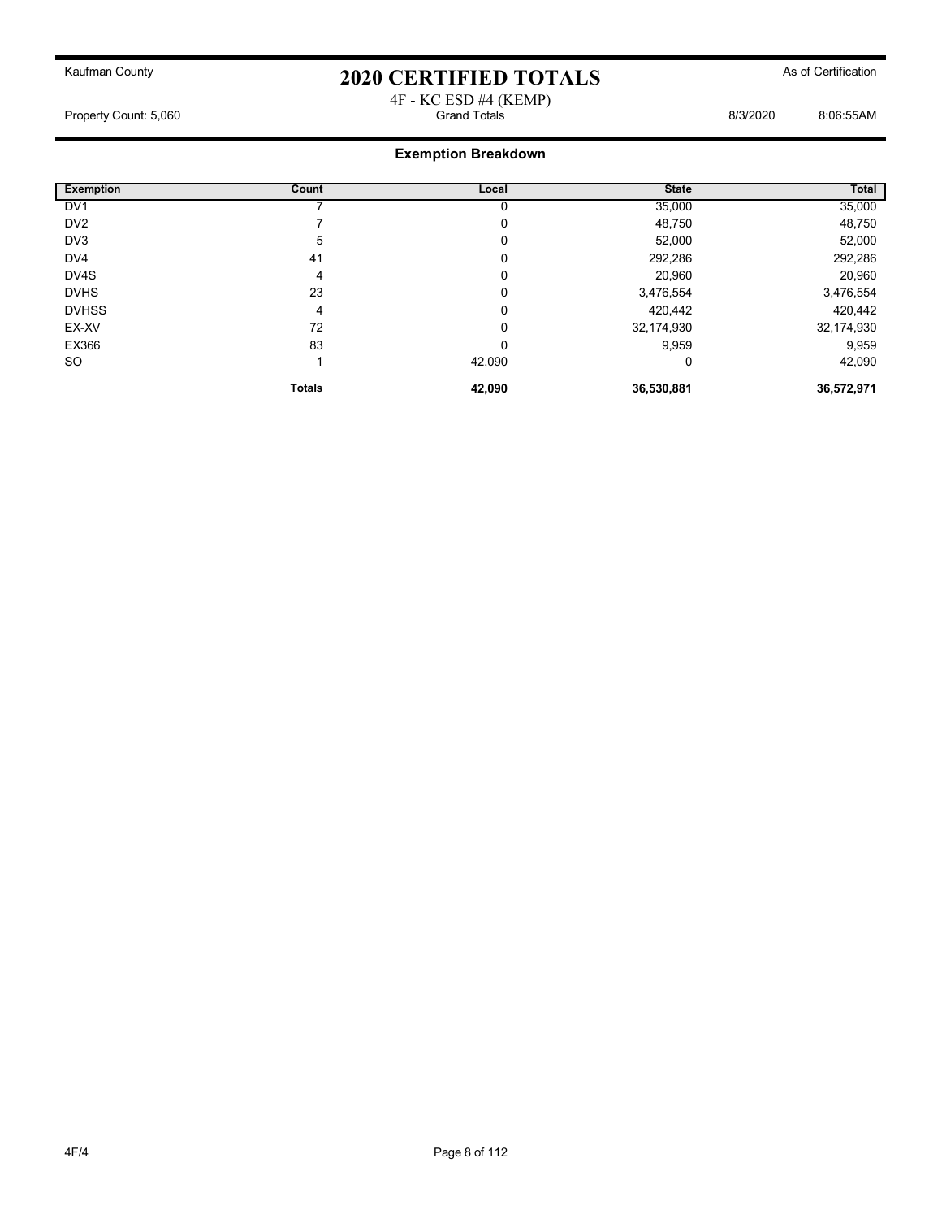Kaufman County

# 2020 CERTIFIED TOTALS

As of Certification

4F - KC ESD #4 (KEMP)

Property Count: 5,060 — Grand Totals — 8/3/2020 8:06:55AM

## Exemption Breakdown

| Exemption | Count | Local | State | Total |
|---|---|---|---|---|
| DV1 | 7 | 0 | 35,000 | 35,000 |
| DV2 | 7 | 0 | 48,750 | 48,750 |
| DV3 | 5 | 0 | 52,000 | 52,000 |
| DV4 | 41 | 0 | 292,286 | 292,286 |
| DV4S | 4 | 0 | 20,960 | 20,960 |
| DVHS | 23 | 0 | 3,476,554 | 3,476,554 |
| DVHSS | 4 | 0 | 420,442 | 420,442 |
| EX-XV | 72 | 0 | 32,174,930 | 32,174,930 |
| EX366 | 83 | 0 | 9,959 | 9,959 |
| SO | 1 | 42,090 | 0 | 42,090 |
| | **Totals** | **42,090** | **36,530,881** | **36,572,971** |

4F/4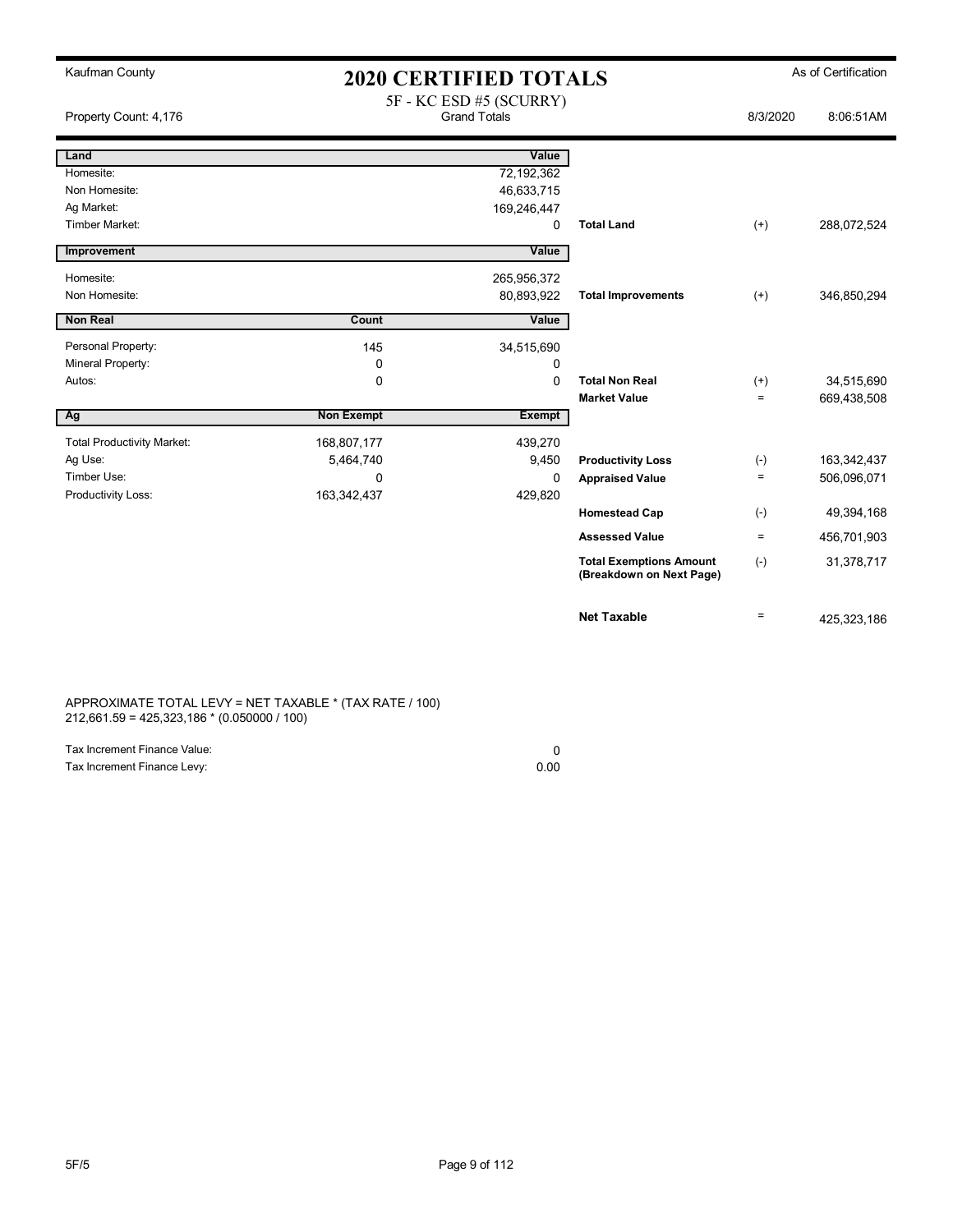Kaufman County

# 2020 CERTIFIED TOTALS

As of Certification

Property Count: 4,176

5F - KC ESD #5 (SCURRY)
Grand Totals

8/3/2020 8:06:51AM

| Land | | Value | | | |
|---|---|---|---|---|---|
| Homesite: | | 72,192,362 | | | |
| Non Homesite: | | 46,633,715 | | | |
| Ag Market: | | 169,246,447 | | | |
| Timber Market: | | 0 | **Total Land** | (+) | 288,072,524 |

| Improvement | | Value | | | |
|---|---|---|---|---|---|
| Homesite: | | 265,956,372 | | | |
| Non Homesite: | | 80,893,922 | **Total Improvements** | (+) | 346,850,294 |

| Non Real | Count | Value | | | |
|---|---|---|---|---|---|
| Personal Property: | 145 | 34,515,690 | | | |
| Mineral Property: | 0 | 0 | | | |
| Autos: | 0 | 0 | **Total Non Real** | (+) | 34,515,690 |
| | | | **Market Value** | = | 669,438,508 |

| Ag | Non Exempt | Exempt | | | |
|---|---|---|---|---|---|
| Total Productivity Market: | 168,807,177 | 439,270 | | | |
| Ag Use: | 5,464,740 | 9,450 | **Productivity Loss** | (-) | 163,342,437 |
| Timber Use: | 0 | 0 | **Appraised Value** | = | 506,096,071 |
| Productivity Loss: | 163,342,437 | 429,820 | | | |
| | | | **Homestead Cap** | (-) | 49,394,168 |
| | | | **Assessed Value** | = | 456,701,903 |
| | | | **Total Exemptions Amount (Breakdown on Next Page)** | (-) | 31,378,717 |
| | | | **Net Taxable** | = | 425,323,186 |

APPROXIMATE TOTAL LEVY = NET TAXABLE * (TAX RATE / 100)
212,661.59 = 425,323,186 * (0.050000 / 100)

| | |
|---|---|
| Tax Increment Finance Value: | 0 |
| Tax Increment Finance Levy: | 0.00 |

5F/5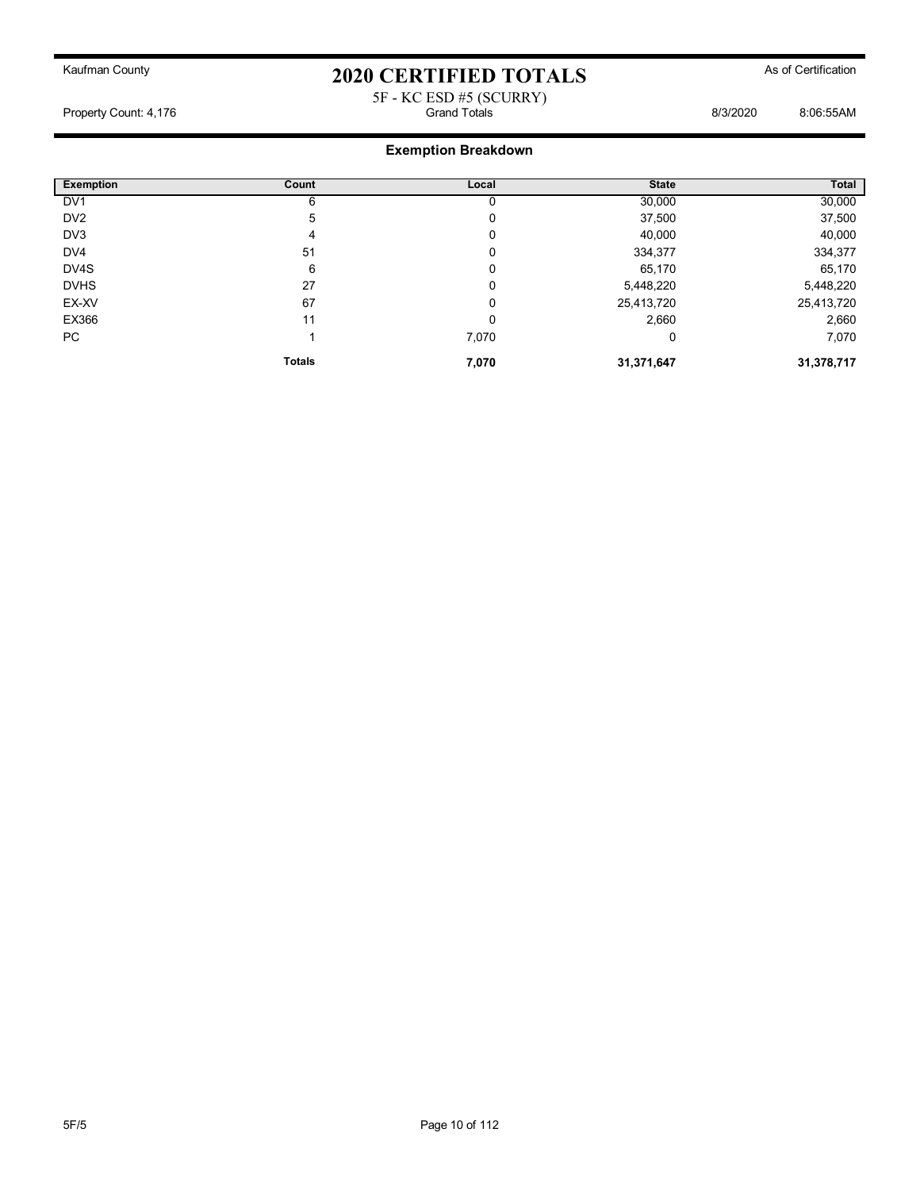Kaufman County

# 2020 CERTIFIED TOTALS

As of Certification

5F - KC ESD #5 (SCURRY)
Grand Totals

Property Count: 4,176

8/3/2020 8:06:55AM

## Exemption Breakdown

| Exemption | Count | Local | State | Total |
|---|---|---|---|---|
| DV1 | 6 | 0 | 30,000 | 30,000 |
| DV2 | 5 | 0 | 37,500 | 37,500 |
| DV3 | 4 | 0 | 40,000 | 40,000 |
| DV4 | 51 | 0 | 334,377 | 334,377 |
| DV4S | 6 | 0 | 65,170 | 65,170 |
| DVHS | 27 | 0 | 5,448,220 | 5,448,220 |
| EX-XV | 67 | 0 | 25,413,720 | 25,413,720 |
| EX366 | 11 | 0 | 2,660 | 2,660 |
| PC | 1 | 7,070 | 0 | 7,070 |
| | **Totals** | **7,070** | **31,371,647** | **31,378,717** |

5F/5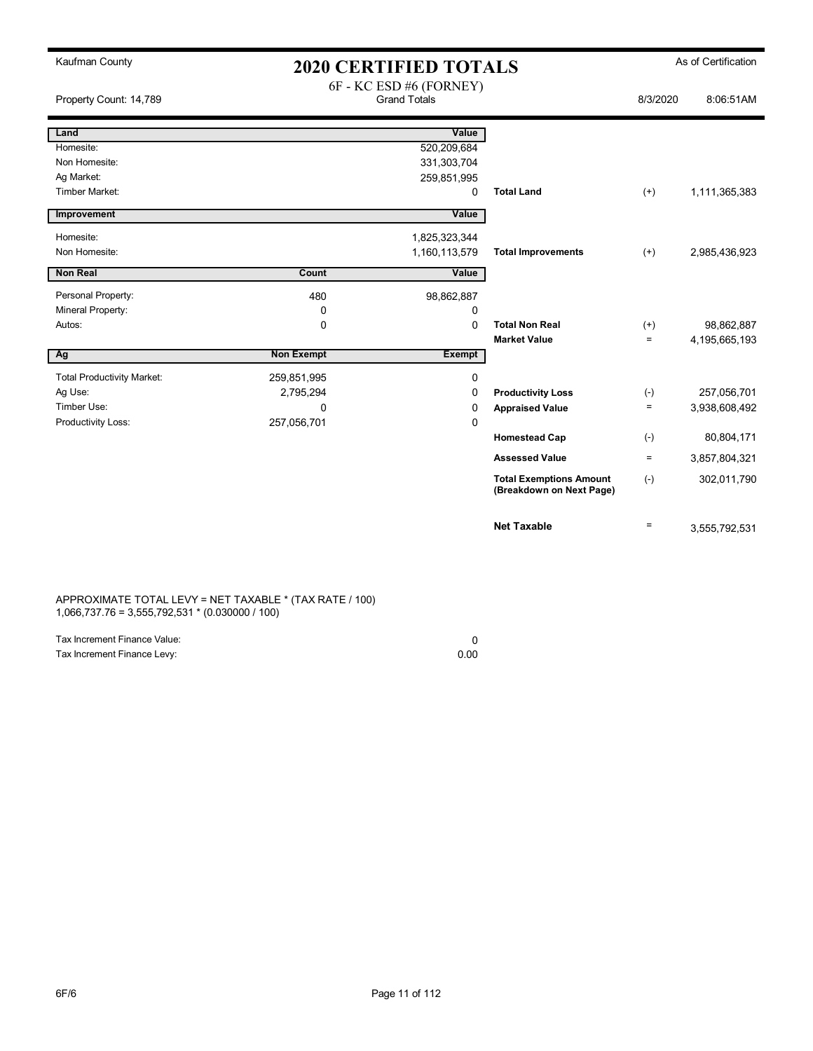Kaufman County

# 2020 CERTIFIED TOTALS

As of Certification

Property Count: 14,789

6F - KC ESD #6 (FORNEY)
Grand Totals

8/3/2020 8:06:51AM

| Land | | Value | | | |
|---|---|---|---|---|---|
| Homesite: | | 520,209,684 | | | |
| Non Homesite: | | 331,303,704 | | | |
| Ag Market: | | 259,851,995 | | | |
| Timber Market: | | 0 | **Total Land** | (+) | 1,111,365,383 |
| **Improvement** | | **Value** | | | |
| Homesite: | | 1,825,323,344 | | | |
| Non Homesite: | | 1,160,113,579 | **Total Improvements** | (+) | 2,985,436,923 |
| **Non Real** | **Count** | **Value** | | | |
| Personal Property: | 480 | 98,862,887 | | | |
| Mineral Property: | 0 | 0 | | | |
| Autos: | 0 | 0 | **Total Non Real** | (+) | 98,862,887 |
| | | | **Market Value** | = | 4,195,665,193 |
| **Ag** | **Non Exempt** | **Exempt** | | | |
| Total Productivity Market: | 259,851,995 | 0 | | | |
| Ag Use: | 2,795,294 | 0 | **Productivity Loss** | (-) | 257,056,701 |
| Timber Use: | 0 | 0 | **Appraised Value** | = | 3,938,608,492 |
| Productivity Loss: | 257,056,701 | 0 | | | |
| | | | **Homestead Cap** | (-) | 80,804,171 |
| | | | **Assessed Value** | = | 3,857,804,321 |
| | | | **Total Exemptions Amount (Breakdown on Next Page)** | (-) | 302,011,790 |
| | | | **Net Taxable** | = | 3,555,792,531 |

APPROXIMATE TOTAL LEVY = NET TAXABLE * (TAX RATE / 100)
1,066,737.76 = 3,555,792,531 * (0.030000 / 100)

| | |
|---|---|
| Tax Increment Finance Value: | 0 |
| Tax Increment Finance Levy: | 0.00 |

6F/6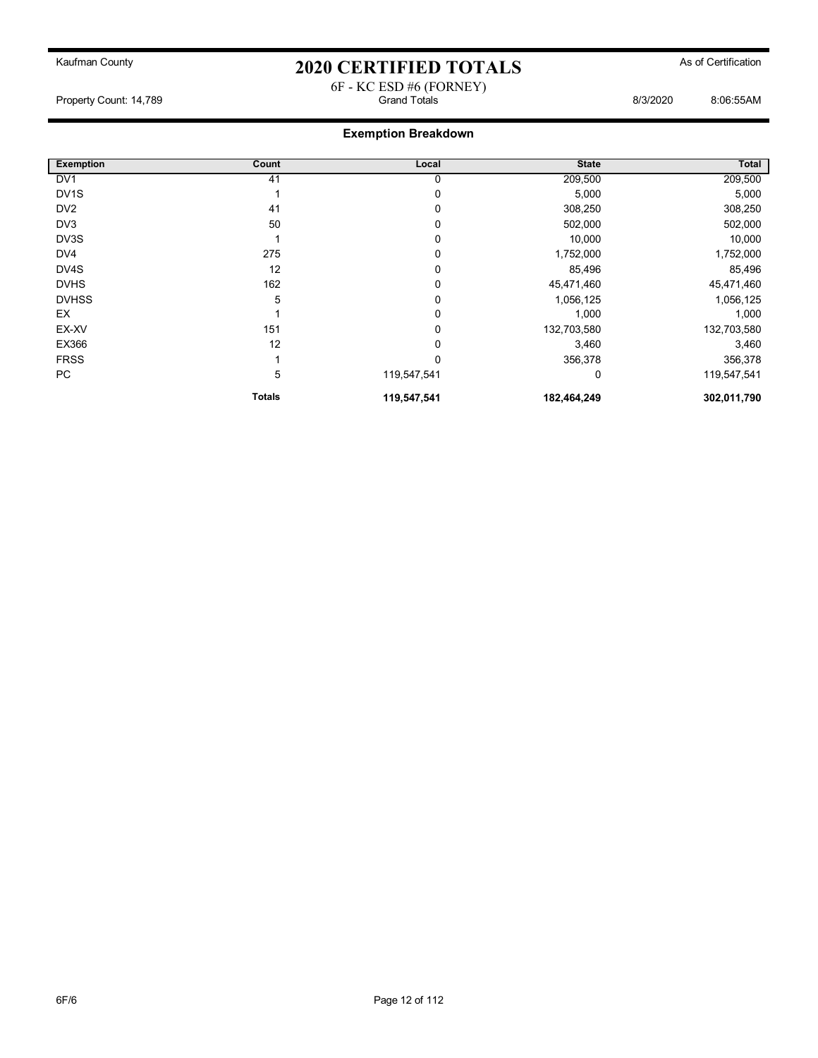Kaufman County

# 2020 CERTIFIED TOTALS

As of Certification

6F - KC ESD #6 (FORNEY)

Property Count: 14,789 — Grand Totals — 8/3/2020 8:06:55AM

## Exemption Breakdown

| Exemption | Count | Local | State | Total |
|---|---|---|---|---|
| DV1 | 41 | 0 | 209,500 | 209,500 |
| DV1S | 1 | 0 | 5,000 | 5,000 |
| DV2 | 41 | 0 | 308,250 | 308,250 |
| DV3 | 50 | 0 | 502,000 | 502,000 |
| DV3S | 1 | 0 | 10,000 | 10,000 |
| DV4 | 275 | 0 | 1,752,000 | 1,752,000 |
| DV4S | 12 | 0 | 85,496 | 85,496 |
| DVHS | 162 | 0 | 45,471,460 | 45,471,460 |
| DVHSS | 5 | 0 | 1,056,125 | 1,056,125 |
| EX | 1 | 0 | 1,000 | 1,000 |
| EX-XV | 151 | 0 | 132,703,580 | 132,703,580 |
| EX366 | 12 | 0 | 3,460 | 3,460 |
| FRSS | 1 | 0 | 356,378 | 356,378 |
| PC | 5 | 119,547,541 | 0 | 119,547,541 |
| | **Totals** | **119,547,541** | **182,464,249** | **302,011,790** |

6F/6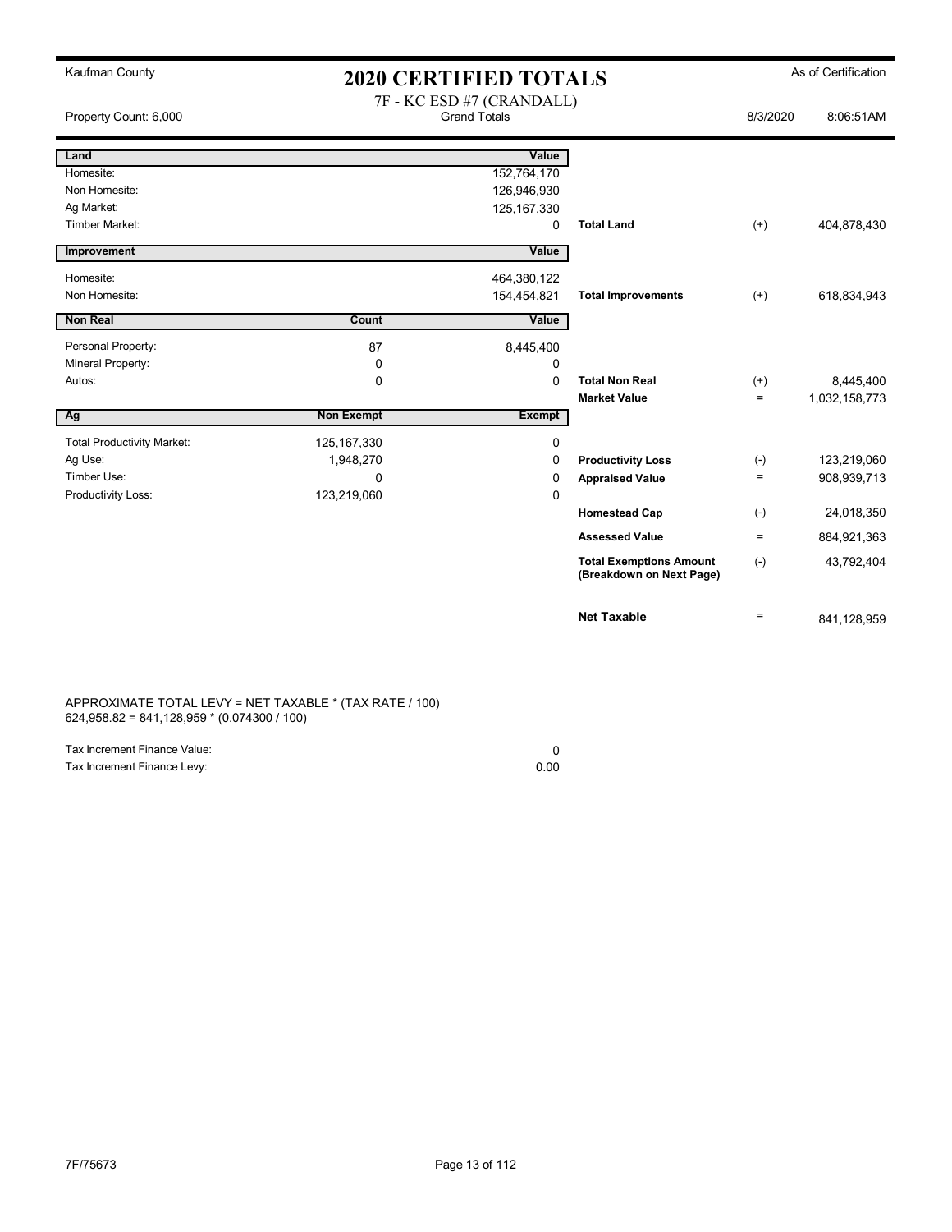Kaufman County

# 2020 CERTIFIED TOTALS

As of Certification

Property Count: 6,000

7F - KC ESD #7 (CRANDALL)
Grand Totals

8/3/2020 8:06:51AM

| Land | | Value | | | |
|---|---|---|---|---|---|
| Homesite: | | 152,764,170 | | | |
| Non Homesite: | | 126,946,930 | | | |
| Ag Market: | | 125,167,330 | | | |
| Timber Market: | | 0 | Total Land | (+) | 404,878,430 |

| Improvement | | Value | | | |
|---|---|---|---|---|---|
| Homesite: | | 464,380,122 | | | |
| Non Homesite: | | 154,454,821 | Total Improvements | (+) | 618,834,943 |

| Non Real | Count | Value | | | |
|---|---|---|---|---|---|
| Personal Property: | 87 | 8,445,400 | | | |
| Mineral Property: | 0 | 0 | | | |
| Autos: | 0 | 0 | Total Non Real | (+) | 8,445,400 |
| | | | Market Value | = | 1,032,158,773 |

| Ag | Non Exempt | Exempt | | | |
|---|---|---|---|---|---|
| Total Productivity Market: | 125,167,330 | 0 | | | |
| Ag Use: | 1,948,270 | 0 | Productivity Loss | (-) | 123,219,060 |
| Timber Use: | 0 | 0 | Appraised Value | = | 908,939,713 |
| Productivity Loss: | 123,219,060 | 0 | | | |
| | | | Homestead Cap | (-) | 24,018,350 |
| | | | Assessed Value | = | 884,921,363 |
| | | | Total Exemptions Amount (Breakdown on Next Page) | (-) | 43,792,404 |
| | | | Net Taxable | = | 841,128,959 |

APPROXIMATE TOTAL LEVY = NET TAXABLE * (TAX RATE / 100)
624,958.82 = 841,128,959 * (0.074300 / 100)

| | |
|---|---|
| Tax Increment Finance Value: | 0 |
| Tax Increment Finance Levy: | 0.00 |

7F/75673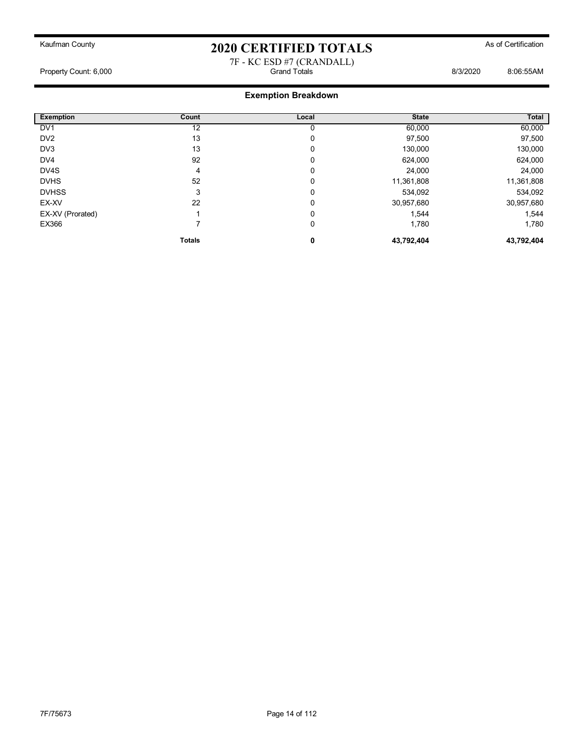Kaufman County

# 2020 CERTIFIED TOTALS

As of Certification

7F - KC ESD #7 (CRANDALL)

Property Count: 6,000 | Grand Totals | 8/3/2020 8:06:55AM

## Exemption Breakdown

| Exemption | Count | Local | State | Total |
|---|---|---|---|---|
| DV1 | 12 | 0 | 60,000 | 60,000 |
| DV2 | 13 | 0 | 97,500 | 97,500 |
| DV3 | 13 | 0 | 130,000 | 130,000 |
| DV4 | 92 | 0 | 624,000 | 624,000 |
| DV4S | 4 | 0 | 24,000 | 24,000 |
| DVHS | 52 | 0 | 11,361,808 | 11,361,808 |
| DVHSS | 3 | 0 | 534,092 | 534,092 |
| EX-XV | 22 | 0 | 30,957,680 | 30,957,680 |
| EX-XV (Prorated) | 1 | 0 | 1,544 | 1,544 |
| EX366 | 7 | 0 | 1,780 | 1,780 |
| | **Totals** | **0** | **43,792,404** | **43,792,404** |

7F/75673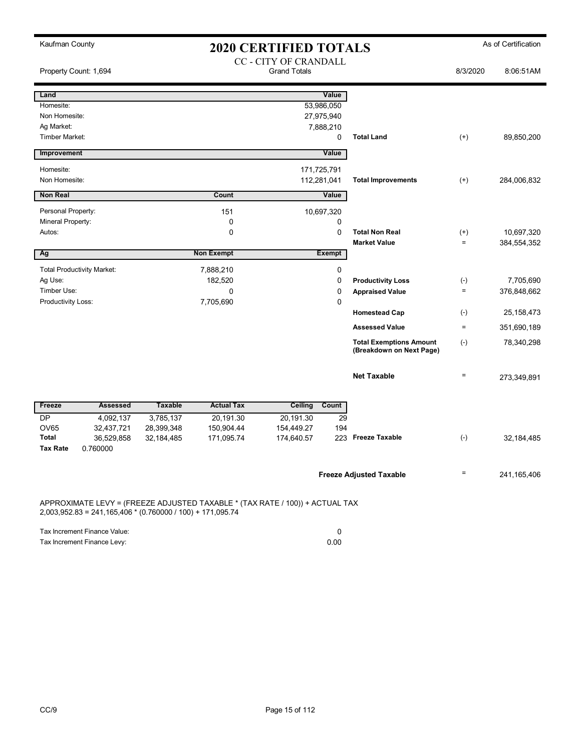Kaufman County

# 2020 CERTIFIED TOTALS

As of Certification

CC - CITY OF CRANDALL
Grand Totals

Property Count: 1,694 | 8/3/2020 8:06:51AM

| Land | | Value | | | |
|---|---|---|---|---|---|
| Homesite: | | 53,986,050 | | | |
| Non Homesite: | | 27,975,940 | | | |
| Ag Market: | | 7,888,210 | | | |
| Timber Market: | | 0 | Total Land | (+) | 89,850,200 |

| Improvement | | Value | | | |
|---|---|---|---|---|---|
| Homesite: | | 171,725,791 | | | |
| Non Homesite: | | 112,281,041 | Total Improvements | (+) | 284,006,832 |

| Non Real | Count | Value | | | |
|---|---|---|---|---|---|
| Personal Property: | 151 | 10,697,320 | | | |
| Mineral Property: | 0 | 0 | | | |
| Autos: | 0 | 0 | Total Non Real | (+) | 10,697,320 |
| | | | Market Value | = | 384,554,352 |

| Ag | Non Exempt | Exempt | | | |
|---|---|---|---|---|---|
| Total Productivity Market: | 7,888,210 | 0 | | | |
| Ag Use: | 182,520 | 0 | Productivity Loss | (-) | 7,705,690 |
| Timber Use: | 0 | 0 | Appraised Value | = | 376,848,662 |
| Productivity Loss: | 7,705,690 | 0 | | | |
| | | | Homestead Cap | (-) | 25,158,473 |
| | | | Assessed Value | = | 351,690,189 |
| | | | Total Exemptions Amount (Breakdown on Next Page) | (-) | 78,340,298 |
| | | | Net Taxable | = | 273,349,891 |

| Freeze | Assessed | Taxable | Actual Tax | Ceiling | Count | | | |
|---|---|---|---|---|---|---|---|---|
| DP | 4,092,137 | 3,785,137 | 20,191.30 | 20,191.30 | 29 | | | |
| OV65 | 32,437,721 | 28,399,348 | 150,904.44 | 154,449.27 | 194 | | | |
| Total | 36,529,858 | 32,184,485 | 171,095.74 | 174,640.57 | 223 | Freeze Taxable | (-) | 32,184,485 |
| Tax Rate | 0.760000 | | | | | | | |

**Freeze Adjusted Taxable** = 241,165,406

APPROXIMATE LEVY = (FREEZE ADJUSTED TAXABLE * (TAX RATE / 100)) + ACTUAL TAX
2,003,952.83 = 241,165,406 * (0.760000 / 100) + 171,095.74

| | |
|---|---|
| Tax Increment Finance Value: | 0 |
| Tax Increment Finance Levy: | 0.00 |

CC/9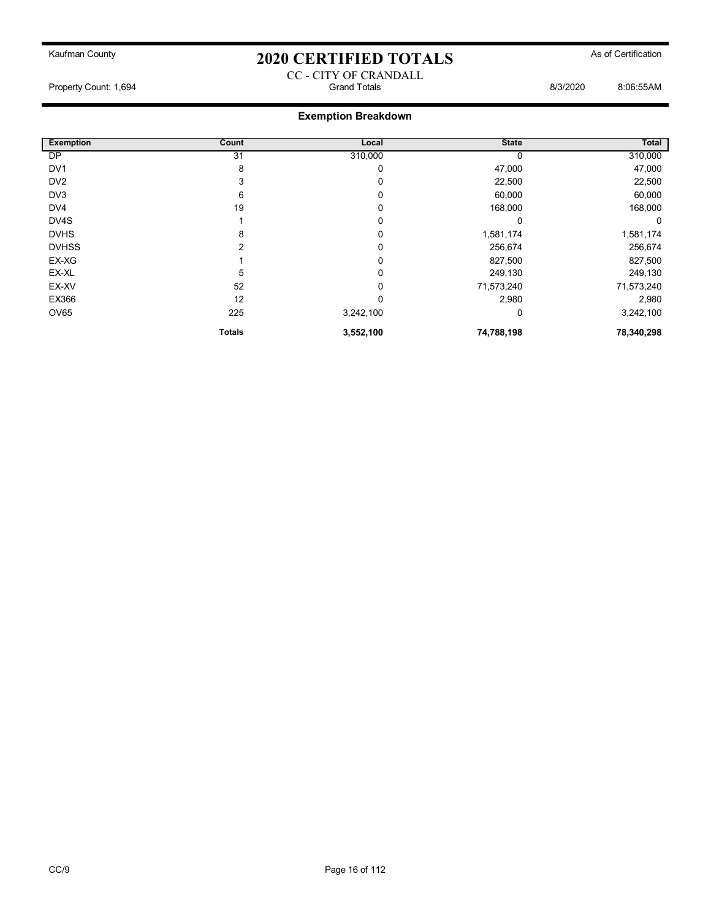Kaufman County

# 2020 CERTIFIED TOTALS

As of Certification

CC - CITY OF CRANDALL

Property Count: 1,694 | Grand Totals | 8/3/2020 8:06:55AM

## Exemption Breakdown

| Exemption | Count | Local | State | Total |
|---|---|---|---|---|
| DP | 31 | 310,000 | 0 | 310,000 |
| DV1 | 8 | 0 | 47,000 | 47,000 |
| DV2 | 3 | 0 | 22,500 | 22,500 |
| DV3 | 6 | 0 | 60,000 | 60,000 |
| DV4 | 19 | 0 | 168,000 | 168,000 |
| DV4S | 1 | 0 | 0 | 0 |
| DVHS | 8 | 0 | 1,581,174 | 1,581,174 |
| DVHSS | 2 | 0 | 256,674 | 256,674 |
| EX-XG | 1 | 0 | 827,500 | 827,500 |
| EX-XL | 5 | 0 | 249,130 | 249,130 |
| EX-XV | 52 | 0 | 71,573,240 | 71,573,240 |
| EX366 | 12 | 0 | 2,980 | 2,980 |
| OV65 | 225 | 3,242,100 | 0 | 3,242,100 |
| | **Totals** | **3,552,100** | **74,788,198** | **78,340,298** |

CC/9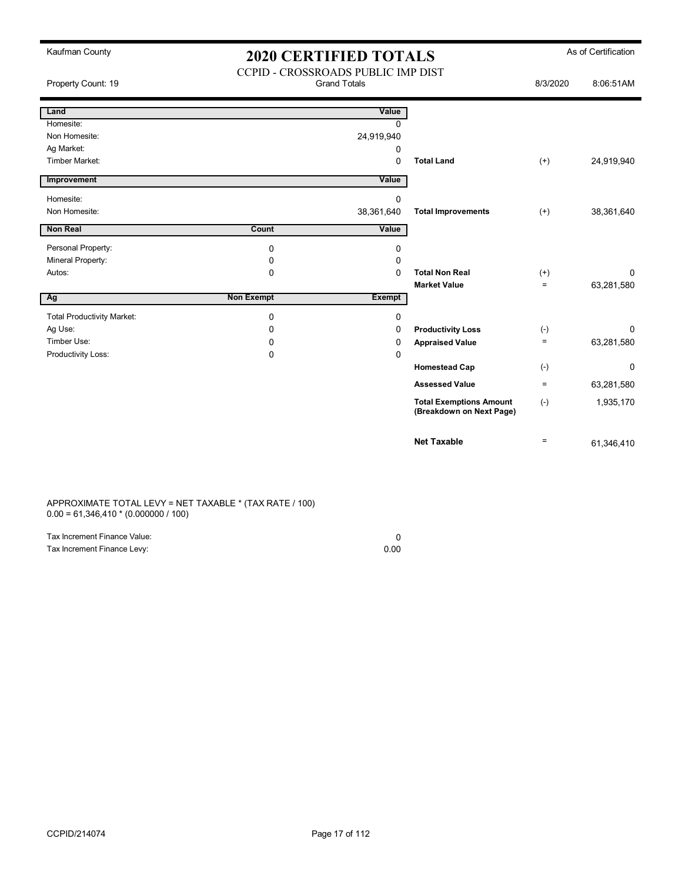Kaufman County

# 2020 CERTIFIED TOTALS

As of Certification

CCPID - CROSSROADS PUBLIC IMP DIST

Property Count: 19 | Grand Totals | 8/3/2020 8:06:51AM

| Land | | Value | | | |
|---|---|---|---|---|---|
| Homesite: | | 0 | | | |
| Non Homesite: | | 24,919,940 | | | |
| Ag Market: | | 0 | | | |
| Timber Market: | | 0 | **Total Land** | (+) | 24,919,940 |

| Improvement | | Value | | | |
|---|---|---|---|---|---|
| Homesite: | | 0 | | | |
| Non Homesite: | | 38,361,640 | **Total Improvements** | (+) | 38,361,640 |

| Non Real | Count | Value | | | |
|---|---|---|---|---|---|
| Personal Property: | 0 | 0 | | | |
| Mineral Property: | 0 | 0 | | | |
| Autos: | 0 | 0 | **Total Non Real** | (+) | 0 |
| | | | **Market Value** | = | 63,281,580 |

| Ag | Non Exempt | Exempt | | | |
|---|---|---|---|---|---|
| Total Productivity Market: | 0 | 0 | | | |
| Ag Use: | 0 | 0 | **Productivity Loss** | (-) | 0 |
| Timber Use: | 0 | 0 | **Appraised Value** | = | 63,281,580 |
| Productivity Loss: | 0 | 0 | | | |
| | | | **Homestead Cap** | (-) | 0 |
| | | | **Assessed Value** | = | 63,281,580 |
| | | | **Total Exemptions Amount (Breakdown on Next Page)** | (-) | 1,935,170 |
| | | | **Net Taxable** | = | 61,346,410 |

APPROXIMATE TOTAL LEVY = NET TAXABLE * (TAX RATE / 100)
0.00 = 61,346,410 * (0.000000 / 100)

| | |
|---|---|
| Tax Increment Finance Value: | 0 |
| Tax Increment Finance Levy: | 0.00 |

CCPID/214074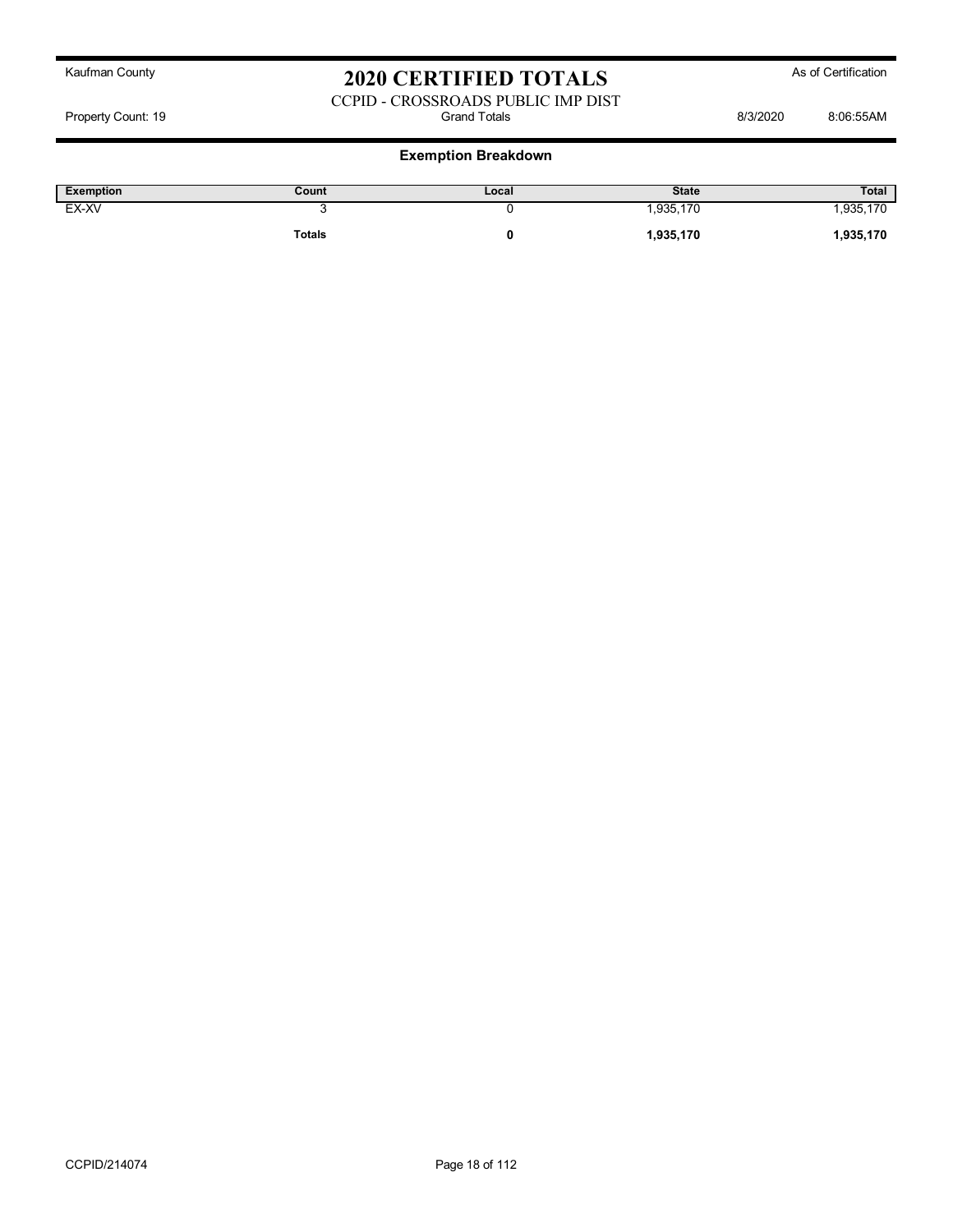Kaufman County

# 2020 CERTIFIED TOTALS

As of Certification

CCPID - CROSSROADS PUBLIC IMP DIST

Property Count: 19 Grand Totals 8/3/2020 8:06:55AM

## Exemption Breakdown

| Exemption | Count | Local | State | Total |
|---|---|---|---|---|
| EX-XV | 3 | 0 | 1,935,170 | 1,935,170 |
| | **Totals** | **0** | **1,935,170** | **1,935,170** |

CCPID/214074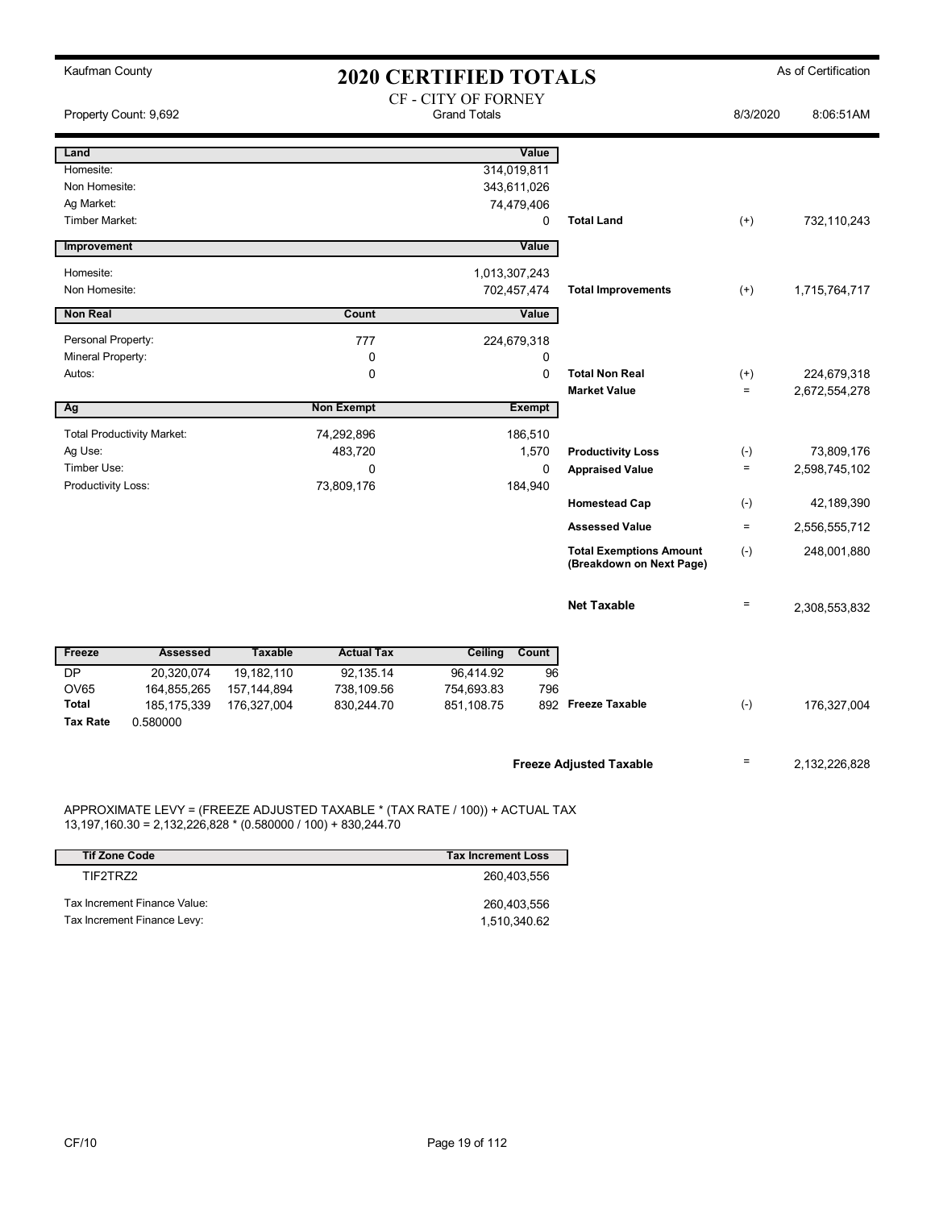Kaufman County

# 2020 CERTIFIED TOTALS

As of Certification

## CF - CITY OF FORNEY

Property Count: 9,692 | Grand Totals | 8/3/2020 8:06:51AM

| Land | | Value | | | |
|---|---|---|---|---|---|
| Homesite: | | 314,019,811 | | | |
| Non Homesite: | | 343,611,026 | | | |
| Ag Market: | | 74,479,406 | | | |
| Timber Market: | | 0 | **Total Land** | (+) | 732,110,243 |

| Improvement | | Value | | | |
|---|---|---|---|---|---|
| Homesite: | | 1,013,307,243 | | | |
| Non Homesite: | | 702,457,474 | **Total Improvements** | (+) | 1,715,764,717 |

| Non Real | Count | Value | | | |
|---|---|---|---|---|---|
| Personal Property: | 777 | 224,679,318 | | | |
| Mineral Property: | 0 | 0 | | | |
| Autos: | 0 | 0 | **Total Non Real** | (+) | 224,679,318 |
| | | | **Market Value** | = | 2,672,554,278 |

| Ag | Non Exempt | Exempt | | | |
|---|---|---|---|---|---|
| Total Productivity Market: | 74,292,896 | 186,510 | | | |
| Ag Use: | 483,720 | 1,570 | **Productivity Loss** | (-) | 73,809,176 |
| Timber Use: | 0 | 0 | **Appraised Value** | = | 2,598,745,102 |
| Productivity Loss: | 73,809,176 | 184,940 | | | |
| | | | **Homestead Cap** | (-) | 42,189,390 |
| | | | **Assessed Value** | = | 2,556,555,712 |
| | | | **Total Exemptions Amount (Breakdown on Next Page)** | (-) | 248,001,880 |
| | | | **Net Taxable** | = | 2,308,553,832 |

| Freeze | Assessed | Taxable | Actual Tax | Ceiling | Count | | | |
|---|---|---|---|---|---|---|---|---|
| DP | 20,320,074 | 19,182,110 | 92,135.14 | 96,414.92 | 96 | | | |
| OV65 | 164,855,265 | 157,144,894 | 738,109.56 | 754,693.83 | 796 | | | |
| **Total** | 185,175,339 | 176,327,004 | 830,244.70 | 851,108.75 | 892 | **Freeze Taxable** | (-) | 176,327,004 |
| **Tax Rate** | 0.580000 | | | | | | | |

**Freeze Adjusted Taxable** = 2,132,226,828

APPROXIMATE LEVY = (FREEZE ADJUSTED TAXABLE * (TAX RATE / 100)) + ACTUAL TAX
13,197,160.30 = 2,132,226,828 * (0.580000 / 100) + 830,244.70

| Tif Zone Code | Tax Increment Loss |
|---|---|
| TIF2TRZ2 | 260,403,556 |
| Tax Increment Finance Value: | 260,403,556 |
| Tax Increment Finance Levy: | 1,510,340.62 |

CF/10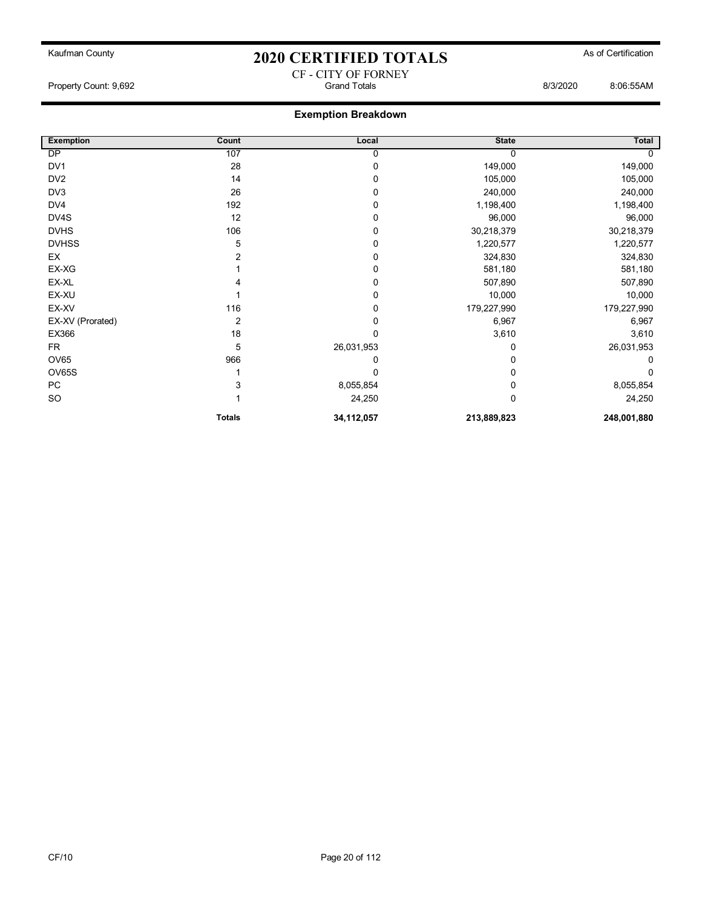Kaufman County

# 2020 CERTIFIED TOTALS

As of Certification

CF - CITY OF FORNEY

Property Count: 9,692 | Grand Totals | 8/3/2020 8:06:55AM

## Exemption Breakdown

| Exemption | Count | Local | State | Total |
|---|---|---|---|---|
| DP | 107 | 0 | 0 | 0 |
| DV1 | 28 | 0 | 149,000 | 149,000 |
| DV2 | 14 | 0 | 105,000 | 105,000 |
| DV3 | 26 | 0 | 240,000 | 240,000 |
| DV4 | 192 | 0 | 1,198,400 | 1,198,400 |
| DV4S | 12 | 0 | 96,000 | 96,000 |
| DVHS | 106 | 0 | 30,218,379 | 30,218,379 |
| DVHSS | 5 | 0 | 1,220,577 | 1,220,577 |
| EX | 2 | 0 | 324,830 | 324,830 |
| EX-XG | 1 | 0 | 581,180 | 581,180 |
| EX-XL | 4 | 0 | 507,890 | 507,890 |
| EX-XU | 1 | 0 | 10,000 | 10,000 |
| EX-XV | 116 | 0 | 179,227,990 | 179,227,990 |
| EX-XV (Prorated) | 2 | 0 | 6,967 | 6,967 |
| EX366 | 18 | 0 | 3,610 | 3,610 |
| FR | 5 | 26,031,953 | 0 | 26,031,953 |
| OV65 | 966 | 0 | 0 | 0 |
| OV65S | 1 | 0 | 0 | 0 |
| PC | 3 | 8,055,854 | 0 | 8,055,854 |
| SO | 1 | 24,250 | 0 | 24,250 |
| | **Totals** | **34,112,057** | **213,889,823** | **248,001,880** |

CF/10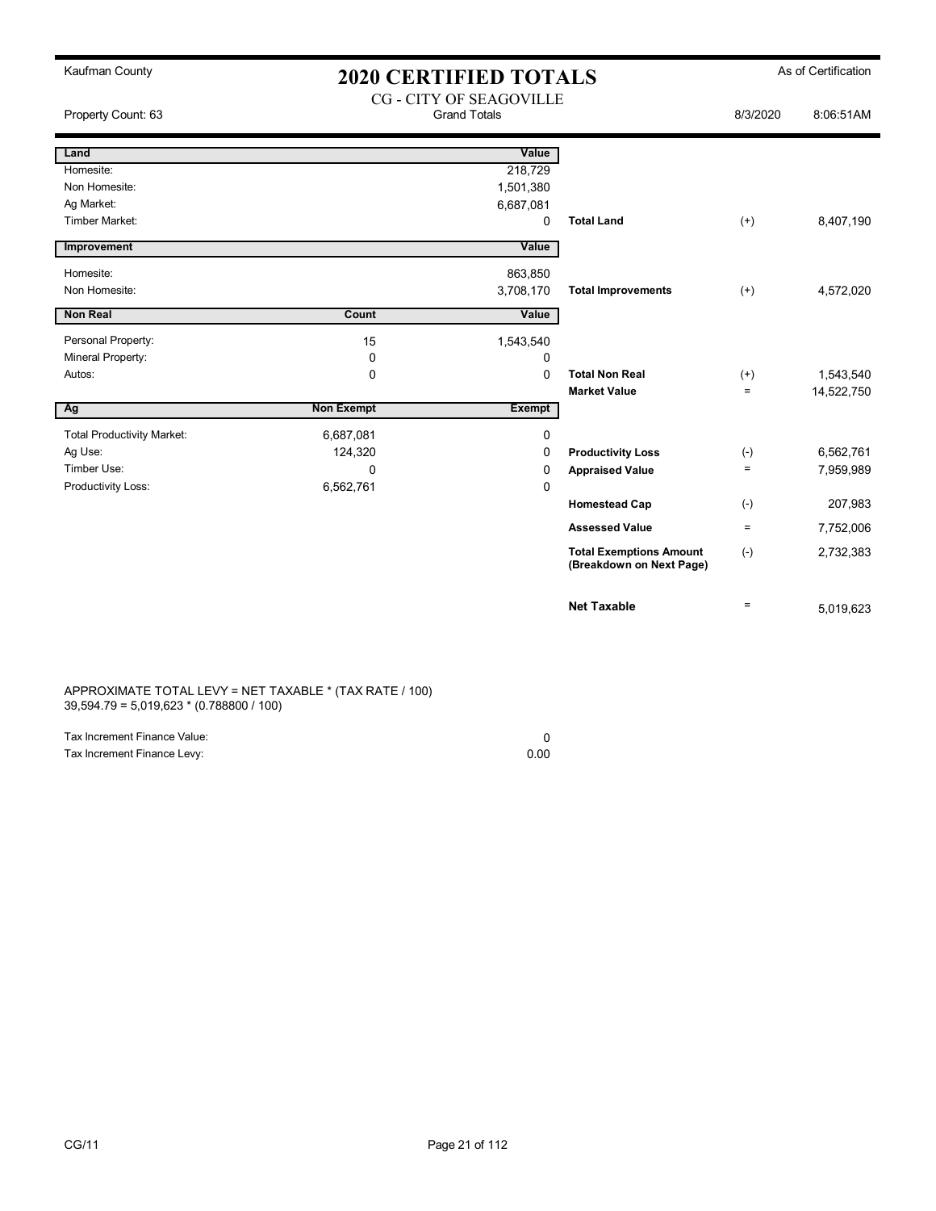Kaufman County

# 2020 CERTIFIED TOTALS

As of Certification

CG - CITY OF SEAGOVILLE

Property Count: 63 | Grand Totals | 8/3/2020 8:06:51AM

| Land | | Value | | | |
|---|---|---|---|---|---|
| Homesite: | | 218,729 | | | |
| Non Homesite: | | 1,501,380 | | | |
| Ag Market: | | 6,687,081 | | | |
| Timber Market: | | 0 | **Total Land** | (+) | 8,407,190 |
| **Improvement** | | **Value** | | | |
| Homesite: | | 863,850 | | | |
| Non Homesite: | | 3,708,170 | **Total Improvements** | (+) | 4,572,020 |
| **Non Real** | **Count** | **Value** | | | |
| Personal Property: | 15 | 1,543,540 | | | |
| Mineral Property: | 0 | 0 | | | |
| Autos: | 0 | 0 | **Total Non Real** | (+) | 1,543,540 |
| | | | **Market Value** | = | 14,522,750 |
| **Ag** | **Non Exempt** | **Exempt** | | | |
| Total Productivity Market: | 6,687,081 | 0 | | | |
| Ag Use: | 124,320 | 0 | **Productivity Loss** | (-) | 6,562,761 |
| Timber Use: | 0 | 0 | **Appraised Value** | = | 7,959,989 |
| Productivity Loss: | 6,562,761 | 0 | | | |
| | | | **Homestead Cap** | (-) | 207,983 |
| | | | **Assessed Value** | = | 7,752,006 |
| | | | **Total Exemptions Amount (Breakdown on Next Page)** | (-) | 2,732,383 |
| | | | **Net Taxable** | = | 5,019,623 |

APPROXIMATE TOTAL LEVY = NET TAXABLE * (TAX RATE / 100)
39,594.79 = 5,019,623 * (0.788800 / 100)

| | |
|---|---|
| Tax Increment Finance Value: | 0 |
| Tax Increment Finance Levy: | 0.00 |

CG/11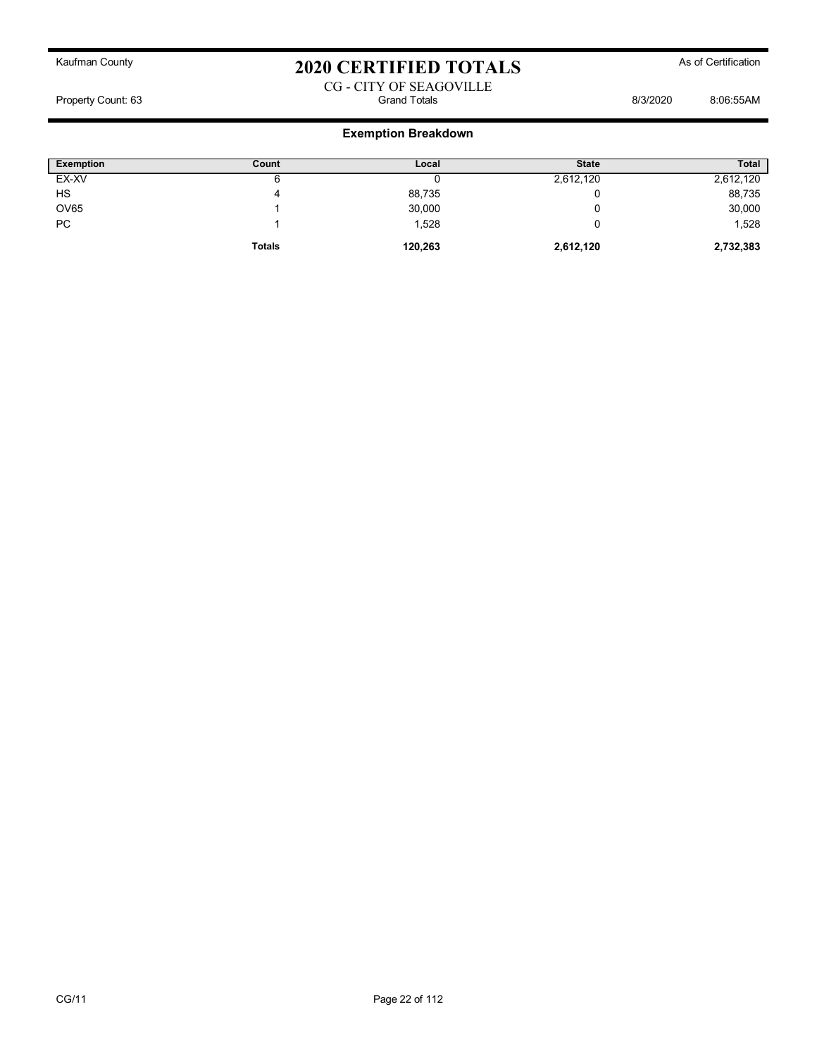Kaufman County

# 2020 CERTIFIED TOTALS

As of Certification

CG - CITY OF SEAGOVILLE

Property Count: 63 Grand Totals 8/3/2020 8:06:55AM

## Exemption Breakdown

| Exemption | Count | Local | State | Total |
|---|---|---|---|---|
| EX-XV | 6 | 0 | 2,612,120 | 2,612,120 |
| HS | 4 | 88,735 | 0 | 88,735 |
| OV65 | 1 | 30,000 | 0 | 30,000 |
| PC | 1 | 1,528 | 0 | 1,528 |
| | **Totals** | **120,263** | **2,612,120** | **2,732,383** |

CG/11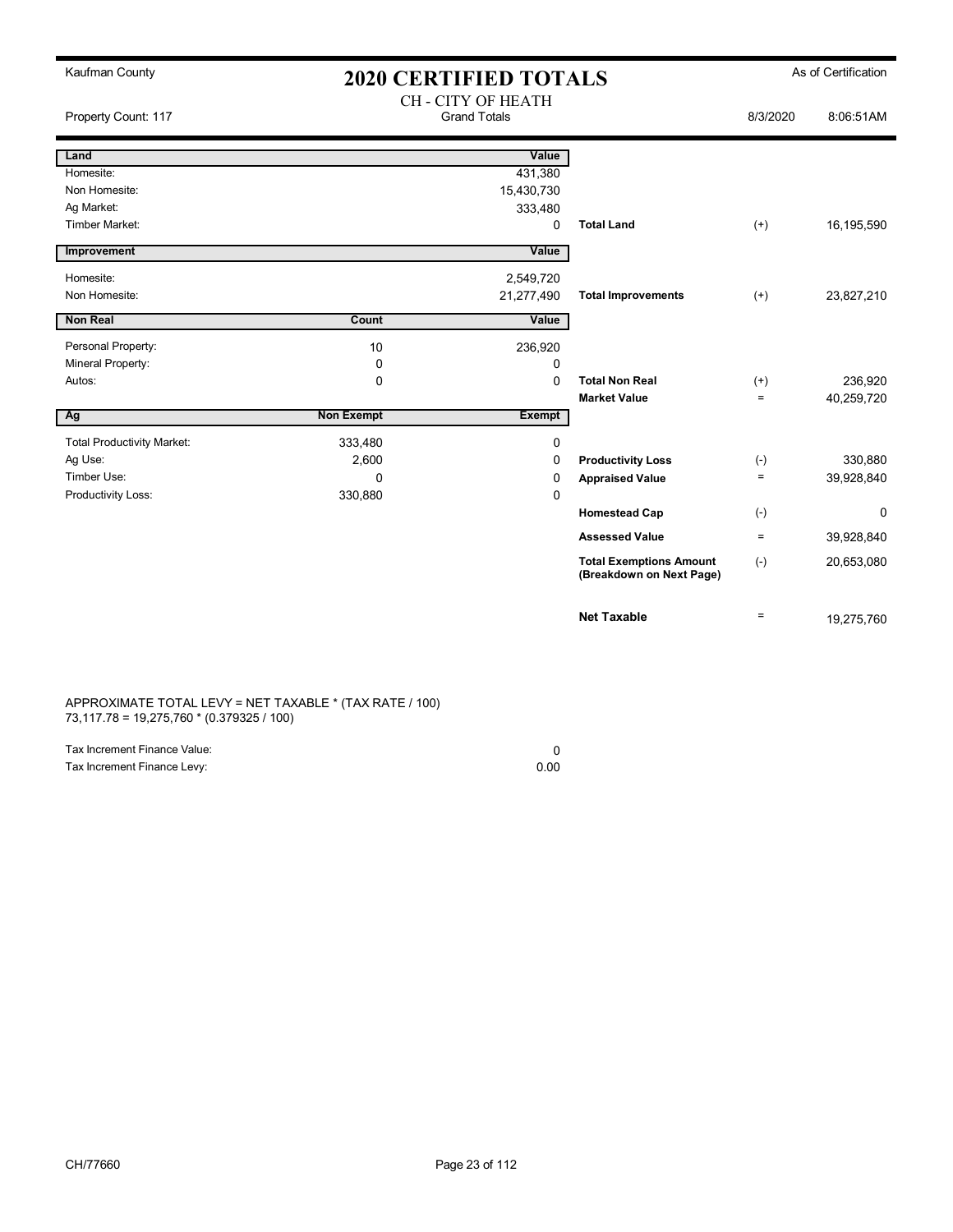Kaufman County

# 2020 CERTIFIED TOTALS

As of Certification

Property Count: 117

CH - CITY OF HEATH
Grand Totals

8/3/2020 8:06:51AM

| Land | | Value | | | |
|---|---|---|---|---|---|
| Homesite: | | 431,380 | | | |
| Non Homesite: | | 15,430,730 | | | |
| Ag Market: | | 333,480 | | | |
| Timber Market: | | 0 | **Total Land** | (+) | 16,195,590 |

| Improvement | | Value | | | |
|---|---|---|---|---|---|
| Homesite: | | 2,549,720 | | | |
| Non Homesite: | | 21,277,490 | **Total Improvements** | (+) | 23,827,210 |

| Non Real | Count | Value | | | |
|---|---|---|---|---|---|
| Personal Property: | 10 | 236,920 | | | |
| Mineral Property: | 0 | 0 | | | |
| Autos: | 0 | 0 | **Total Non Real** | (+) | 236,920 |
| | | | **Market Value** | = | 40,259,720 |

| Ag | Non Exempt | Exempt | | | |
|---|---|---|---|---|---|
| Total Productivity Market: | 333,480 | 0 | | | |
| Ag Use: | 2,600 | 0 | **Productivity Loss** | (-) | 330,880 |
| Timber Use: | 0 | 0 | **Appraised Value** | = | 39,928,840 |
| Productivity Loss: | 330,880 | 0 | | | |
| | | | **Homestead Cap** | (-) | 0 |
| | | | **Assessed Value** | = | 39,928,840 |
| | | | **Total Exemptions Amount (Breakdown on Next Page)** | (-) | 20,653,080 |
| | | | **Net Taxable** | = | 19,275,760 |

APPROXIMATE TOTAL LEVY = NET TAXABLE * (TAX RATE / 100)
73,117.78 = 19,275,760 * (0.379325 / 100)

| | |
|---|---|
| Tax Increment Finance Value: | 0 |
| Tax Increment Finance Levy: | 0.00 |

CH/77660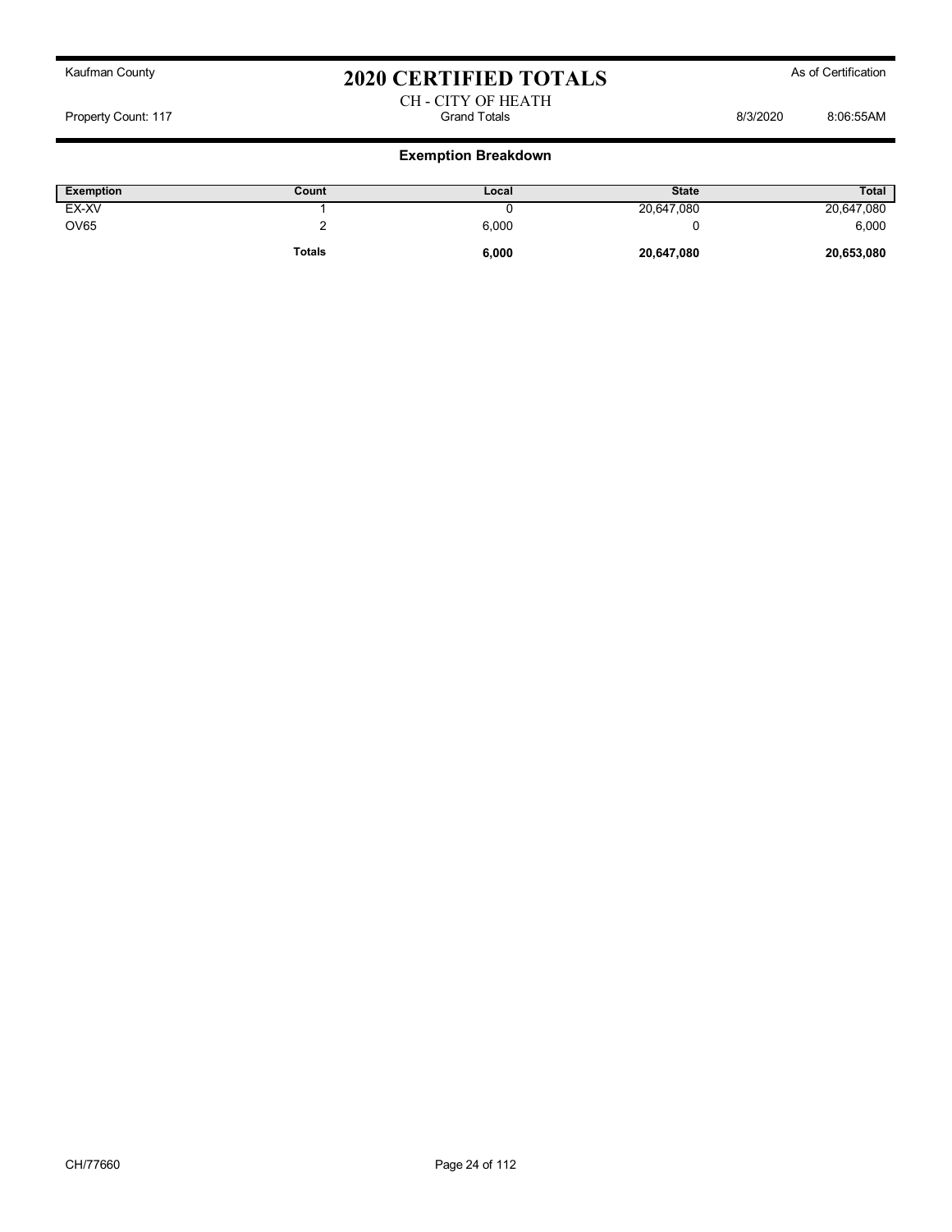Kaufman County

# 2020 CERTIFIED TOTALS

As of Certification

CH - CITY OF HEATH

Property Count: 117 Grand Totals 8/3/2020 8:06:55AM

## Exemption Breakdown

| Exemption | Count | Local | State | Total |
|---|---|---|---|---|
| EX-XV | 1 | 0 | 20,647,080 | 20,647,080 |
| OV65 | 2 | 6,000 | 0 | 6,000 |
| | **Totals** | **6,000** | **20,647,080** | **20,653,080** |

CH/77660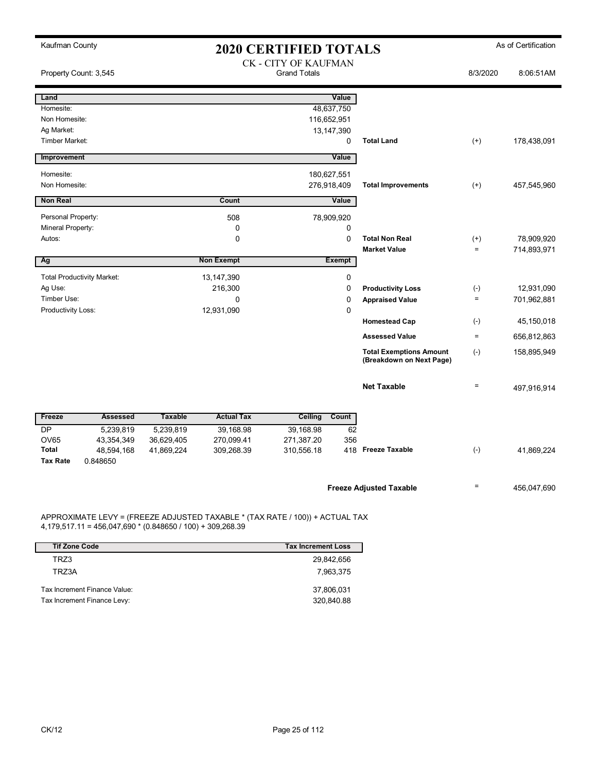Kaufman County

# 2020 CERTIFIED TOTALS

As of Certification

CK - CITY OF KAUFMAN
Grand Totals

Property Count: 3,545 | 8/3/2020 | 8:06:51AM

| Land | | Value | | | |
|---|---|---|---|---|---|
| Homesite: | | 48,637,750 | | | |
| Non Homesite: | | 116,652,951 | | | |
| Ag Market: | | 13,147,390 | | | |
| Timber Market: | | 0 | Total Land | (+) | 178,438,091 |
| **Improvement** | | **Value** | | | |
| Homesite: | | 180,627,551 | | | |
| Non Homesite: | | 276,918,409 | Total Improvements | (+) | 457,545,960 |
| **Non Real** | **Count** | **Value** | | | |
| Personal Property: | 508 | 78,909,920 | | | |
| Mineral Property: | 0 | 0 | | | |
| Autos: | 0 | 0 | Total Non Real | (+) | 78,909,920 |
| | | | Market Value | = | 714,893,971 |
| **Ag** | **Non Exempt** | **Exempt** | | | |
| Total Productivity Market: | 13,147,390 | 0 | | | |
| Ag Use: | 216,300 | 0 | Productivity Loss | (-) | 12,931,090 |
| Timber Use: | 0 | 0 | Appraised Value | = | 701,962,881 |
| Productivity Loss: | 12,931,090 | 0 | | | |
| | | | Homestead Cap | (-) | 45,150,018 |
| | | | Assessed Value | = | 656,812,863 |
| | | | Total Exemptions Amount (Breakdown on Next Page) | (-) | 158,895,949 |
| | | | Net Taxable | = | 497,916,914 |

| Freeze | Assessed | Taxable | Actual Tax | Ceiling | Count |
|---|---|---|---|---|---|
| DP | 5,239,819 | 5,239,819 | 39,168.98 | 39,168.98 | 62 |
| OV65 | 43,354,349 | 36,629,405 | 270,099.41 | 271,387.20 | 356 |
| Total | 48,594,168 | 41,869,224 | 309,268.39 | 310,556.18 | 418 |
| Tax Rate | 0.848650 | | | | |

| | | |
|---|---|---|
| Freeze Taxable | (-) | 41,869,224 |
| Freeze Adjusted Taxable | = | 456,047,690 |

APPROXIMATE LEVY = (FREEZE ADJUSTED TAXABLE * (TAX RATE / 100)) + ACTUAL TAX
4,179,517.11 = 456,047,690 * (0.848650 / 100) + 309,268.39

| Tif Zone Code | Tax Increment Loss |
|---|---|
| TRZ3 | 29,842,656 |
| TRZ3A | 7,963,375 |
| Tax Increment Finance Value: | 37,806,031 |
| Tax Increment Finance Levy: | 320,840.88 |

CK/12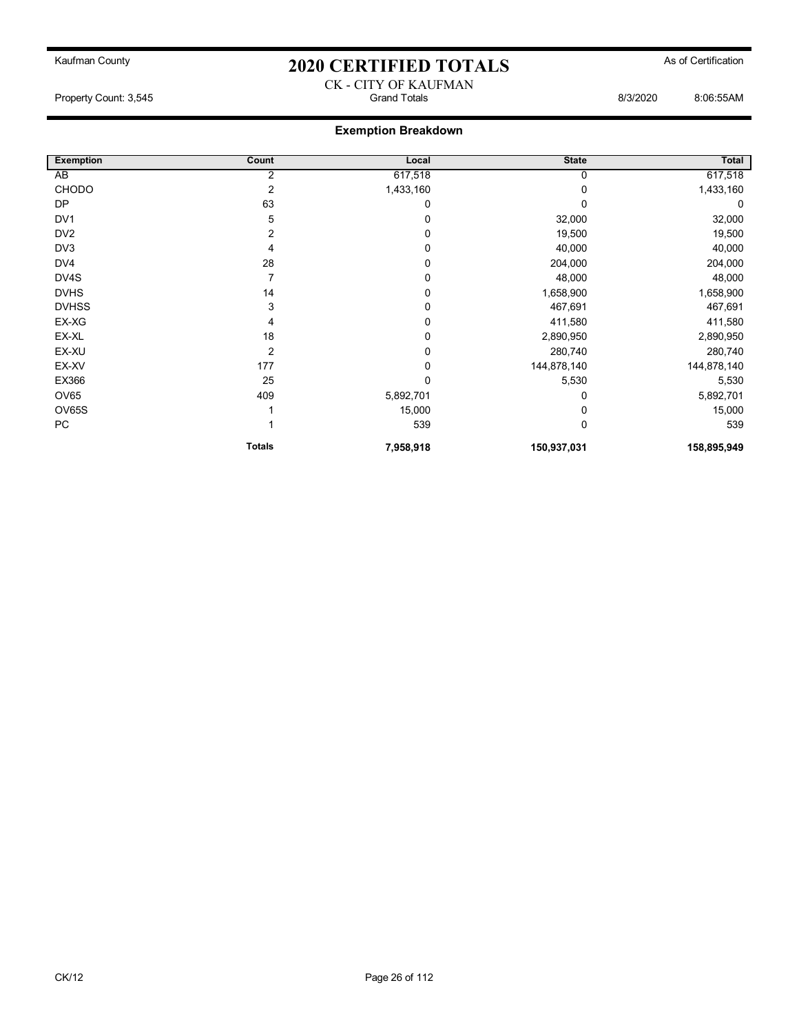Kaufman County

# 2020 CERTIFIED TOTALS

As of Certification

CK - CITY OF KAUFMAN

Property Count: 3,545 &nbsp;&nbsp;&nbsp; Grand Totals &nbsp;&nbsp;&nbsp; 8/3/2020 &nbsp;&nbsp;&nbsp; 8:06:55AM

## Exemption Breakdown

| Exemption | Count | Local | State | Total |
|---|---|---|---|---|
| AB | 2 | 617,518 | 0 | 617,518 |
| CHODO | 2 | 1,433,160 | 0 | 1,433,160 |
| DP | 63 | 0 | 0 | 0 |
| DV1 | 5 | 0 | 32,000 | 32,000 |
| DV2 | 2 | 0 | 19,500 | 19,500 |
| DV3 | 4 | 0 | 40,000 | 40,000 |
| DV4 | 28 | 0 | 204,000 | 204,000 |
| DV4S | 7 | 0 | 48,000 | 48,000 |
| DVHS | 14 | 0 | 1,658,900 | 1,658,900 |
| DVHSS | 3 | 0 | 467,691 | 467,691 |
| EX-XG | 4 | 0 | 411,580 | 411,580 |
| EX-XL | 18 | 0 | 2,890,950 | 2,890,950 |
| EX-XU | 2 | 0 | 280,740 | 280,740 |
| EX-XV | 177 | 0 | 144,878,140 | 144,878,140 |
| EX366 | 25 | 0 | 5,530 | 5,530 |
| OV65 | 409 | 5,892,701 | 0 | 5,892,701 |
| OV65S | 1 | 15,000 | 0 | 15,000 |
| PC | 1 | 539 | 0 | 539 |
| | **Totals** | **7,958,918** | **150,937,031** | **158,895,949** |

CK/12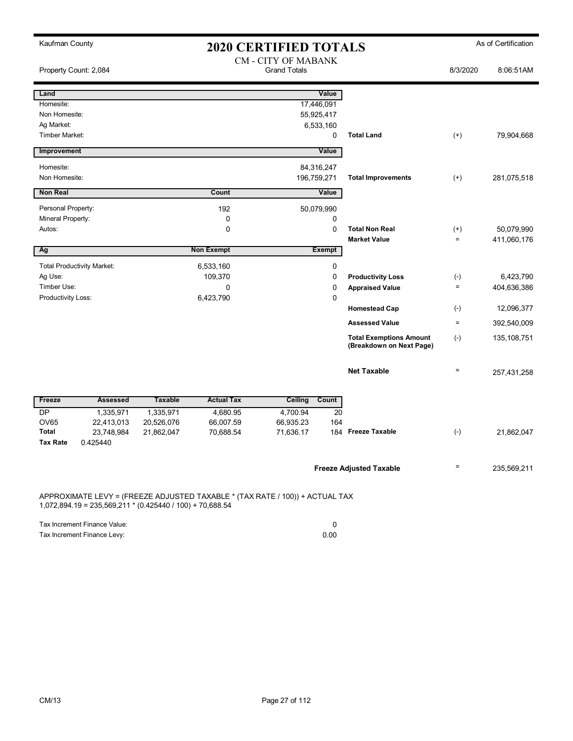Kaufman County

# 2020 CERTIFIED TOTALS

As of Certification

Property Count: 2,084

CM - CITY OF MABANK
Grand Totals

8/3/2020 8:06:51AM

| Land | | Value | | | |
|---|---|---|---|---|---|
| Homesite: | | 17,446,091 | | | |
| Non Homesite: | | 55,925,417 | | | |
| Ag Market: | | 6,533,160 | | | |
| Timber Market: | | 0 | Total Land | (+) | 79,904,668 |

| Improvement | | Value | | | |
|---|---|---|---|---|---|
| Homesite: | | 84,316,247 | | | |
| Non Homesite: | | 196,759,271 | Total Improvements | (+) | 281,075,518 |

| Non Real | Count | Value | | | |
|---|---|---|---|---|---|
| Personal Property: | 192 | 50,079,990 | | | |
| Mineral Property: | 0 | 0 | | | |
| Autos: | 0 | 0 | Total Non Real | (+) | 50,079,990 |
| | | | Market Value | = | 411,060,176 |

| Ag | Non Exempt | Exempt | | | |
|---|---|---|---|---|---|
| Total Productivity Market: | 6,533,160 | 0 | | | |
| Ag Use: | 109,370 | 0 | Productivity Loss | (-) | 6,423,790 |
| Timber Use: | 0 | 0 | Appraised Value | = | 404,636,386 |
| Productivity Loss: | 6,423,790 | 0 | | | |
| | | | Homestead Cap | (-) | 12,096,377 |
| | | | Assessed Value | = | 392,540,009 |
| | | | Total Exemptions Amount (Breakdown on Next Page) | (-) | 135,108,751 |
| | | | Net Taxable | = | 257,431,258 |

| Freeze | Assessed | Taxable | Actual Tax | Ceiling | Count | | | |
|---|---|---|---|---|---|---|---|---|
| DP | 1,335,971 | 1,335,971 | 4,680.95 | 4,700.94 | 20 | | | |
| OV65 | 22,413,013 | 20,526,076 | 66,007.59 | 66,935.23 | 164 | | | |
| Total | 23,748,984 | 21,862,047 | 70,688.54 | 71,636.17 | 184 | Freeze Taxable | (-) | 21,862,047 |
| Tax Rate | 0.425440 | | | | | | | |

**Freeze Adjusted Taxable** = 235,569,211

APPROXIMATE LEVY = (FREEZE ADJUSTED TAXABLE * (TAX RATE / 100)) + ACTUAL TAX
1,072,894.19 = 235,569,211 * (0.425440 / 100) + 70,688.54

| | |
|---|---|
| Tax Increment Finance Value: | 0 |
| Tax Increment Finance Levy: | 0.00 |

CM/13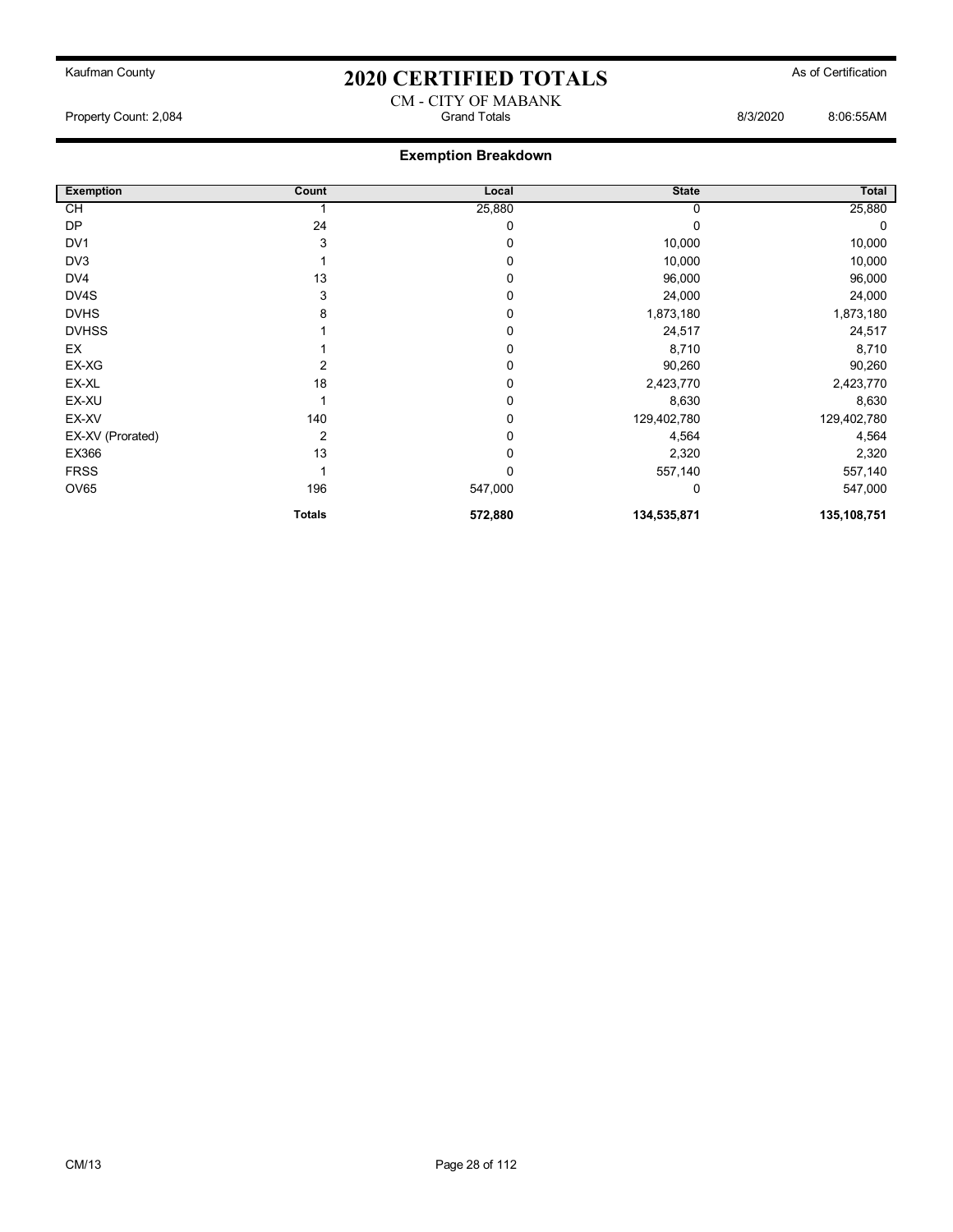Kaufman County

# 2020 CERTIFIED TOTALS

As of Certification

CM - CITY OF MABANK

Property Count: 2,084 — Grand Totals — 8/3/2020 8:06:55AM

## Exemption Breakdown

| Exemption | Count | Local | State | Total |
|---|---|---|---|---|
| CH | 1 | 25,880 | 0 | 25,880 |
| DP | 24 | 0 | 0 | 0 |
| DV1 | 3 | 0 | 10,000 | 10,000 |
| DV3 | 1 | 0 | 10,000 | 10,000 |
| DV4 | 13 | 0 | 96,000 | 96,000 |
| DV4S | 3 | 0 | 24,000 | 24,000 |
| DVHS | 8 | 0 | 1,873,180 | 1,873,180 |
| DVHSS | 1 | 0 | 24,517 | 24,517 |
| EX | 1 | 0 | 8,710 | 8,710 |
| EX-XG | 2 | 0 | 90,260 | 90,260 |
| EX-XL | 18 | 0 | 2,423,770 | 2,423,770 |
| EX-XU | 1 | 0 | 8,630 | 8,630 |
| EX-XV | 140 | 0 | 129,402,780 | 129,402,780 |
| EX-XV (Prorated) | 2 | 0 | 4,564 | 4,564 |
| EX366 | 13 | 0 | 2,320 | 2,320 |
| FRSS | 1 | 0 | 557,140 | 557,140 |
| OV65 | 196 | 547,000 | 0 | 547,000 |
| | **Totals** | **572,880** | **134,535,871** | **135,108,751** |

CM/13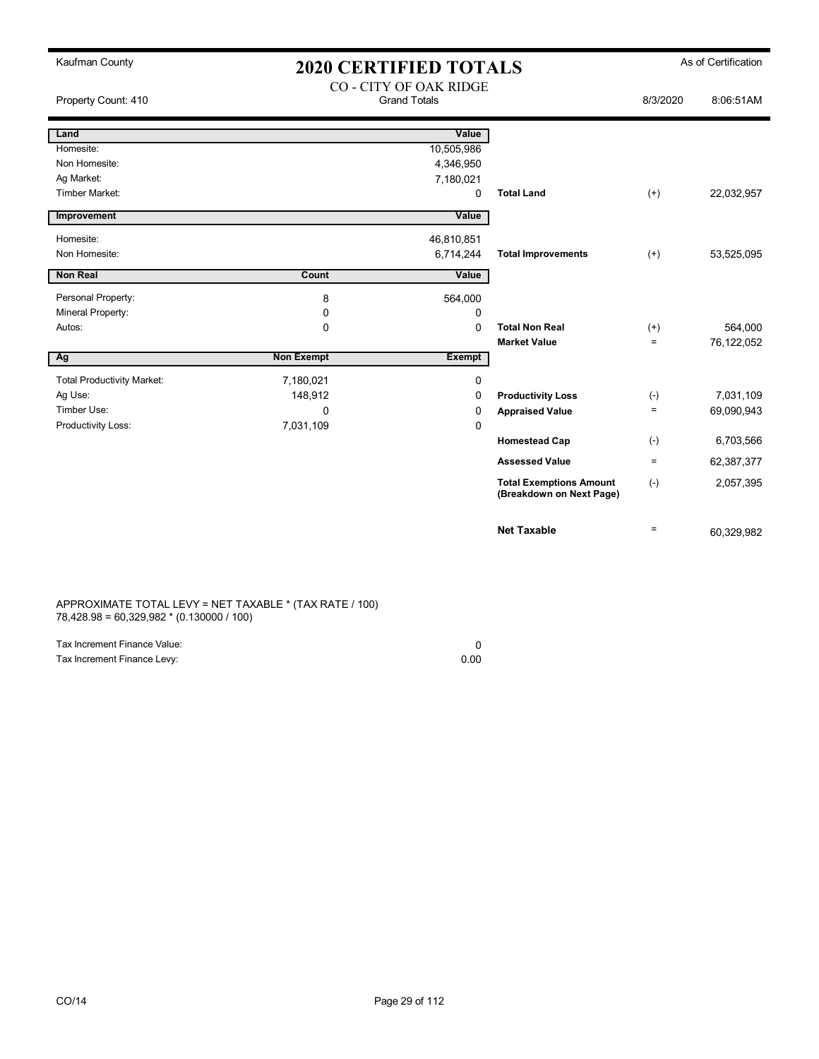Kaufman County

# 2020 CERTIFIED TOTALS

As of Certification

## CO - CITY OF OAK RIDGE

Property Count: 410 | Grand Totals | 8/3/2020 8:06:51AM

| Land | | Value | | | |
|---|---|---|---|---|---|
| Homesite: | | 10,505,986 | | | |
| Non Homesite: | | 4,346,950 | | | |
| Ag Market: | | 7,180,021 | | | |
| Timber Market: | | 0 | **Total Land** | (+) | 22,032,957 |

| Improvement | | Value | | | |
|---|---|---|---|---|---|
| Homesite: | | 46,810,851 | | | |
| Non Homesite: | | 6,714,244 | **Total Improvements** | (+) | 53,525,095 |

| Non Real | Count | Value | | | |
|---|---|---|---|---|---|
| Personal Property: | 8 | 564,000 | | | |
| Mineral Property: | 0 | 0 | | | |
| Autos: | 0 | 0 | **Total Non Real** | (+) | 564,000 |
| | | | **Market Value** | = | 76,122,052 |

| Ag | Non Exempt | Exempt | | | |
|---|---|---|---|---|---|
| Total Productivity Market: | 7,180,021 | 0 | | | |
| Ag Use: | 148,912 | 0 | **Productivity Loss** | (-) | 7,031,109 |
| Timber Use: | 0 | 0 | **Appraised Value** | = | 69,090,943 |
| Productivity Loss: | 7,031,109 | 0 | | | |
| | | | **Homestead Cap** | (-) | 6,703,566 |
| | | | **Assessed Value** | = | 62,387,377 |
| | | | **Total Exemptions Amount (Breakdown on Next Page)** | (-) | 2,057,395 |
| | | | **Net Taxable** | = | 60,329,982 |

APPROXIMATE TOTAL LEVY = NET TAXABLE * (TAX RATE / 100)
78,428.98 = 60,329,982 * (0.130000 / 100)

| | |
|---|---|
| Tax Increment Finance Value: | 0 |
| Tax Increment Finance Levy: | 0.00 |

CO/14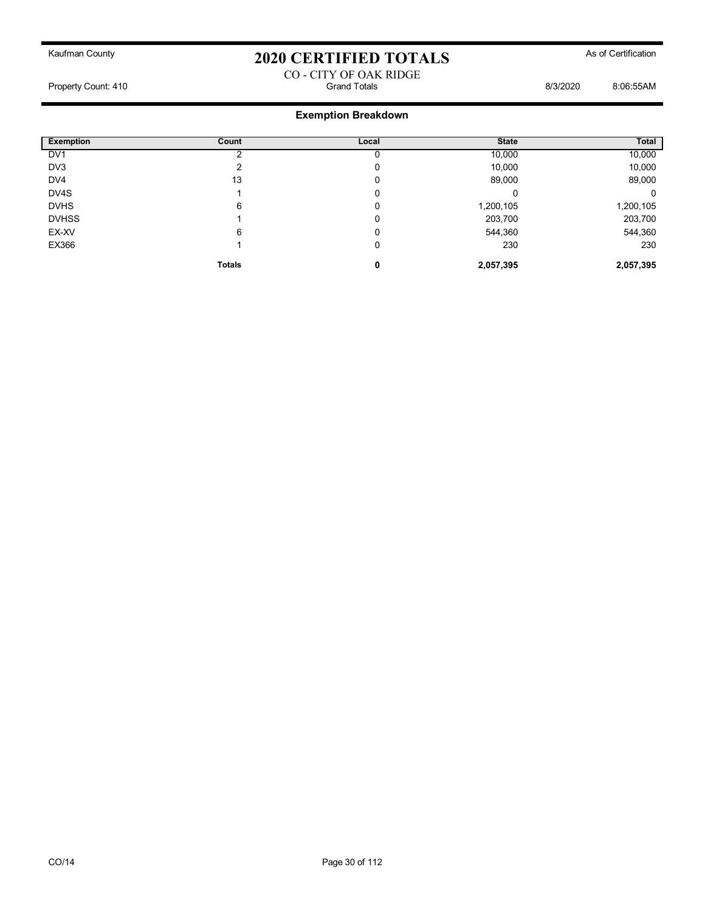Kaufman County

# 2020 CERTIFIED TOTALS

As of Certification

CO - CITY OF OAK RIDGE

Property Count: 410 | Grand Totals | 8/3/2020 8:06:55AM

## Exemption Breakdown

| Exemption | Count | Local | State | Total |
|---|---|---|---|---|
| DV1 | 2 | 0 | 10,000 | 10,000 |
| DV3 | 2 | 0 | 10,000 | 10,000 |
| DV4 | 13 | 0 | 89,000 | 89,000 |
| DV4S | 1 | 0 | 0 | 0 |
| DVHS | 6 | 0 | 1,200,105 | 1,200,105 |
| DVHSS | 1 | 0 | 203,700 | 203,700 |
| EX-XV | 6 | 0 | 544,360 | 544,360 |
| EX366 | 1 | 0 | 230 | 230 |
| | **Totals** | **0** | **2,057,395** | **2,057,395** |

CO/14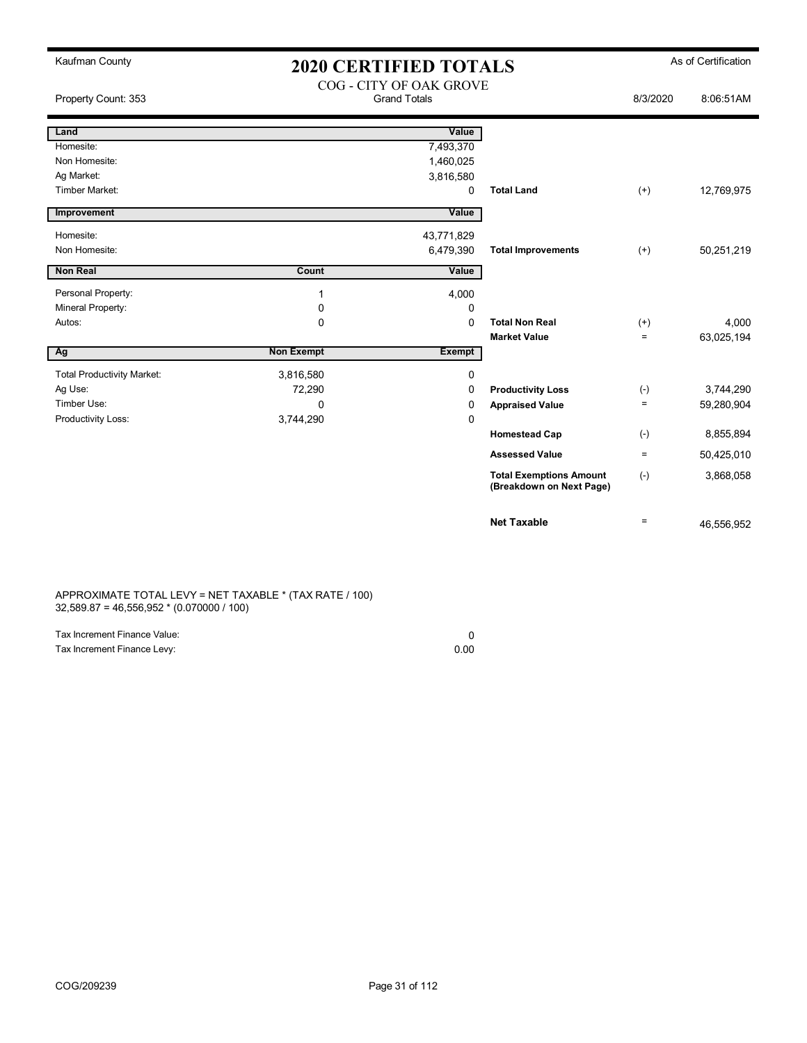Kaufman County

# 2020 CERTIFIED TOTALS

As of Certification

COG - CITY OF OAK GROVE

Property Count: 353 — Grand Totals — 8/3/2020 8:06:51AM

| Land | | Value | | | |
|---|---|---|---|---|---|
| Homesite: | | 7,493,370 | | | |
| Non Homesite: | | 1,460,025 | | | |
| Ag Market: | | 3,816,580 | | | |
| Timber Market: | | 0 | **Total Land** | (+) | 12,769,975 |

| Improvement | | Value | | | |
|---|---|---|---|---|---|
| Homesite: | | 43,771,829 | | | |
| Non Homesite: | | 6,479,390 | **Total Improvements** | (+) | 50,251,219 |

| Non Real | Count | Value | | | |
|---|---|---|---|---|---|
| Personal Property: | 1 | 4,000 | | | |
| Mineral Property: | 0 | 0 | | | |
| Autos: | 0 | 0 | **Total Non Real** | (+) | 4,000 |
| | | | **Market Value** | = | 63,025,194 |

| Ag | Non Exempt | Exempt | | | |
|---|---|---|---|---|---|
| Total Productivity Market: | 3,816,580 | 0 | | | |
| Ag Use: | 72,290 | 0 | **Productivity Loss** | (-) | 3,744,290 |
| Timber Use: | 0 | 0 | **Appraised Value** | = | 59,280,904 |
| Productivity Loss: | 3,744,290 | 0 | | | |
| | | | **Homestead Cap** | (-) | 8,855,894 |
| | | | **Assessed Value** | = | 50,425,010 |
| | | | **Total Exemptions Amount (Breakdown on Next Page)** | (-) | 3,868,058 |
| | | | **Net Taxable** | = | 46,556,952 |

APPROXIMATE TOTAL LEVY = NET TAXABLE * (TAX RATE / 100)
32,589.87 = 46,556,952 * (0.070000 / 100)

| | |
|---|---|
| Tax Increment Finance Value: | 0 |
| Tax Increment Finance Levy: | 0.00 |

COG/209239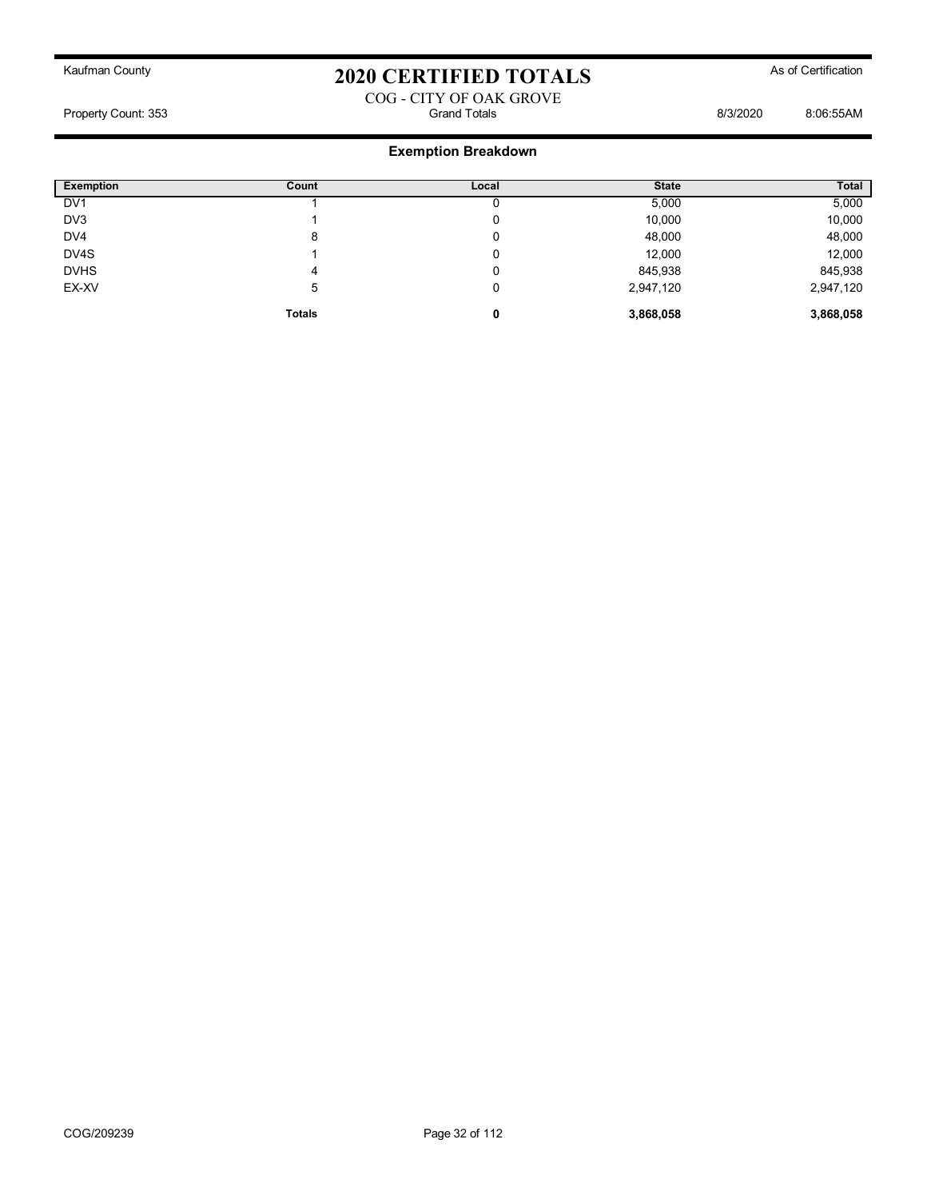Kaufman County

# 2020 CERTIFIED TOTALS

As of Certification

COG - CITY OF OAK GROVE

Property Count: 353 | Grand Totals | 8/3/2020 8:06:55AM

## Exemption Breakdown

| Exemption | Count | Local | State | Total |
|---|---|---|---|---|
| DV1 | 1 | 0 | 5,000 | 5,000 |
| DV3 | 1 | 0 | 10,000 | 10,000 |
| DV4 | 8 | 0 | 48,000 | 48,000 |
| DV4S | 1 | 0 | 12,000 | 12,000 |
| DVHS | 4 | 0 | 845,938 | 845,938 |
| EX-XV | 5 | 0 | 2,947,120 | 2,947,120 |
| | **Totals** | **0** | **3,868,058** | **3,868,058** |

COG/209239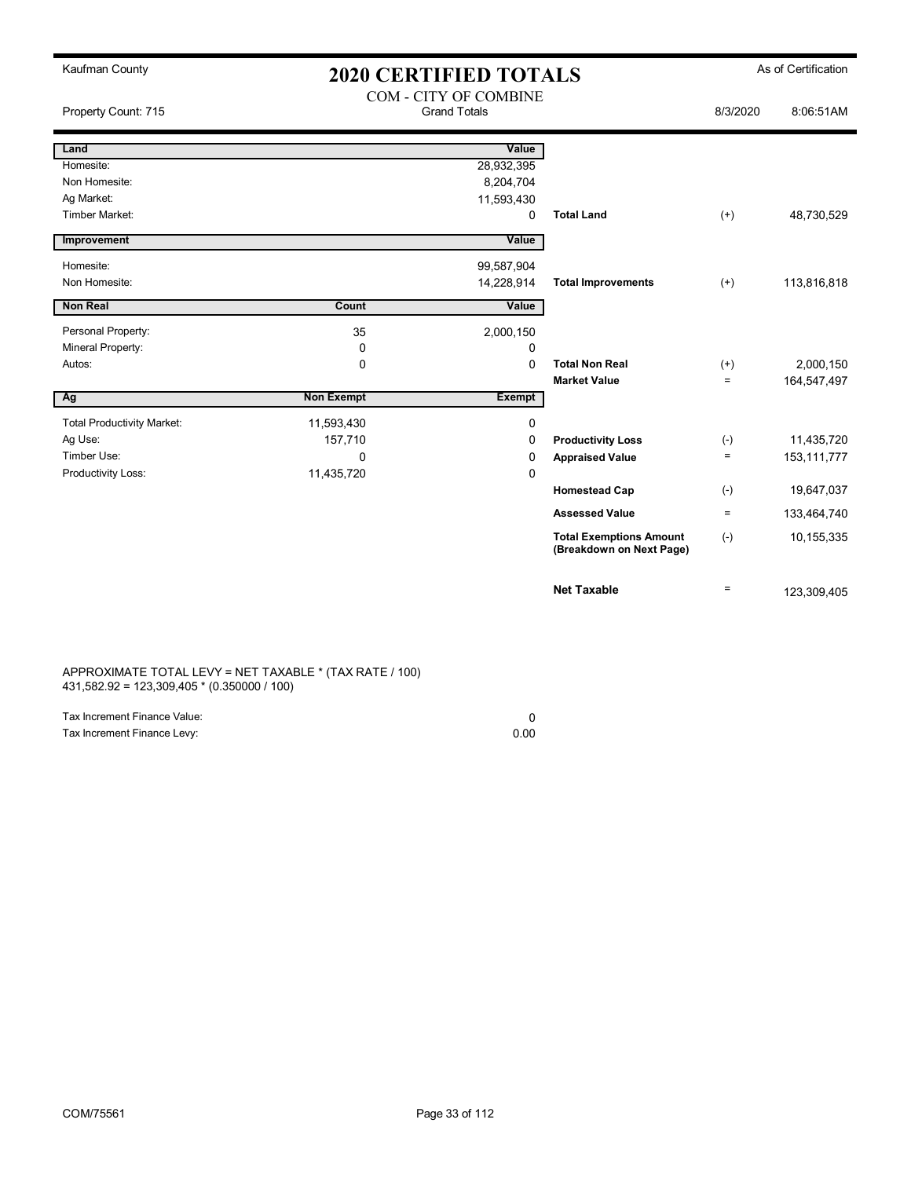Kaufman County

# 2020 CERTIFIED TOTALS

As of Certification

Property Count: 715

COM - CITY OF COMBINE
Grand Totals

8/3/2020 8:06:51AM

| Land | | Value | | | |
|---|---|---|---|---|---|
| Homesite: | | 28,932,395 | | | |
| Non Homesite: | | 8,204,704 | | | |
| Ag Market: | | 11,593,430 | | | |
| Timber Market: | | 0 | **Total Land** | (+) | 48,730,529 |

| Improvement | | Value | | | |
|---|---|---|---|---|---|
| Homesite: | | 99,587,904 | | | |
| Non Homesite: | | 14,228,914 | **Total Improvements** | (+) | 113,816,818 |

| Non Real | Count | Value | | | |
|---|---|---|---|---|---|
| Personal Property: | 35 | 2,000,150 | | | |
| Mineral Property: | 0 | 0 | | | |
| Autos: | 0 | 0 | **Total Non Real** | (+) | 2,000,150 |
| | | | **Market Value** | = | 164,547,497 |

| Ag | Non Exempt | Exempt | | | |
|---|---|---|---|---|---|
| Total Productivity Market: | 11,593,430 | 0 | | | |
| Ag Use: | 157,710 | 0 | **Productivity Loss** | (-) | 11,435,720 |
| Timber Use: | 0 | 0 | **Appraised Value** | = | 153,111,777 |
| Productivity Loss: | 11,435,720 | 0 | | | |
| | | | **Homestead Cap** | (-) | 19,647,037 |
| | | | **Assessed Value** | = | 133,464,740 |
| | | | **Total Exemptions Amount (Breakdown on Next Page)** | (-) | 10,155,335 |
| | | | **Net Taxable** | = | 123,309,405 |

APPROXIMATE TOTAL LEVY = NET TAXABLE * (TAX RATE / 100)
431,582.92 = 123,309,405 * (0.350000 / 100)

| | |
|---|---|
| Tax Increment Finance Value: | 0 |
| Tax Increment Finance Levy: | 0.00 |

COM/75561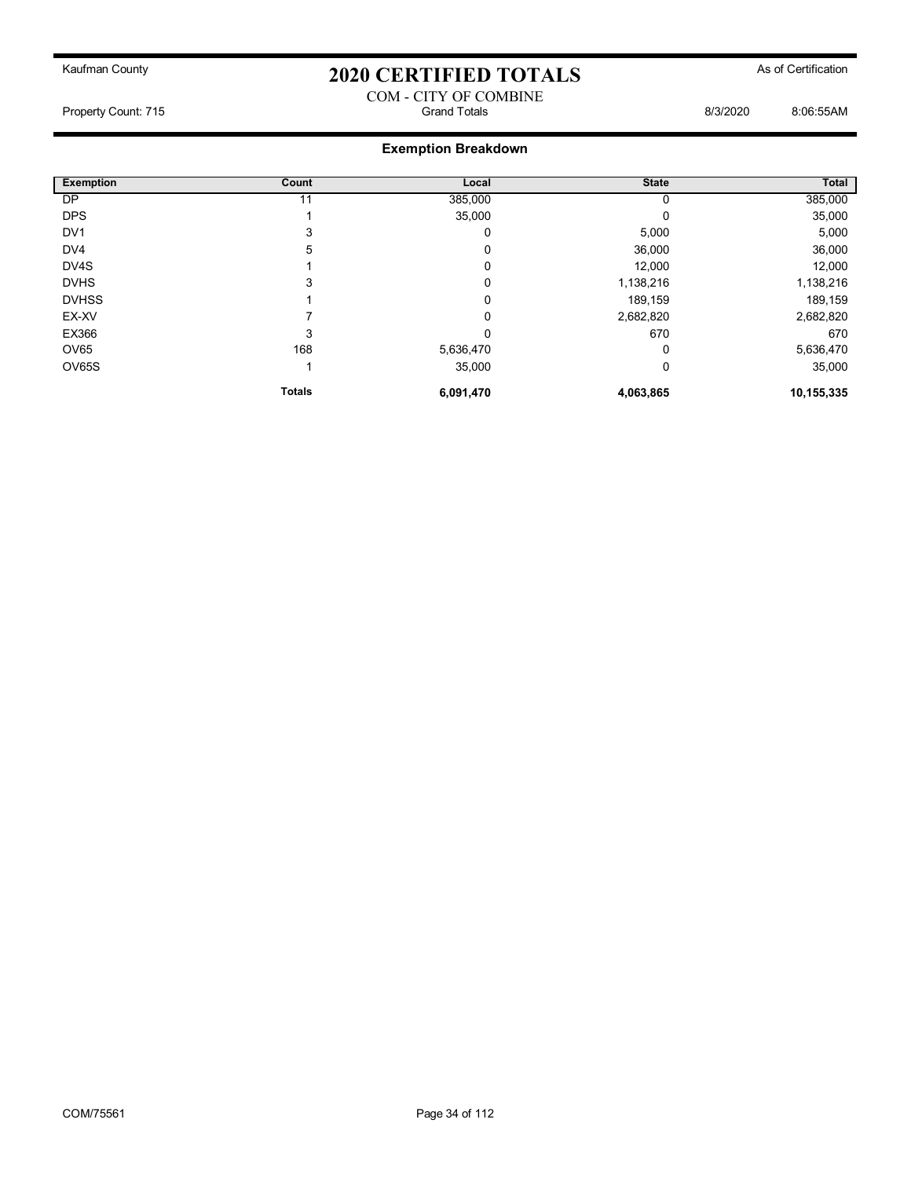Kaufman County

# 2020 CERTIFIED TOTALS

As of Certification

COM - CITY OF COMBINE

Property Count: 715 | Grand Totals | 8/3/2020 8:06:55AM

## Exemption Breakdown

| Exemption | Count | Local | State | Total |
|---|---|---|---|---|
| DP | 11 | 385,000 | 0 | 385,000 |
| DPS | 1 | 35,000 | 0 | 35,000 |
| DV1 | 3 | 0 | 5,000 | 5,000 |
| DV4 | 5 | 0 | 36,000 | 36,000 |
| DV4S | 1 | 0 | 12,000 | 12,000 |
| DVHS | 3 | 0 | 1,138,216 | 1,138,216 |
| DVHSS | 1 | 0 | 189,159 | 189,159 |
| EX-XV | 7 | 0 | 2,682,820 | 2,682,820 |
| EX366 | 3 | 0 | 670 | 670 |
| OV65 | 168 | 5,636,470 | 0 | 5,636,470 |
| OV65S | 1 | 35,000 | 0 | 35,000 |
| | **Totals** | **6,091,470** | **4,063,865** | **10,155,335** |

COM/75561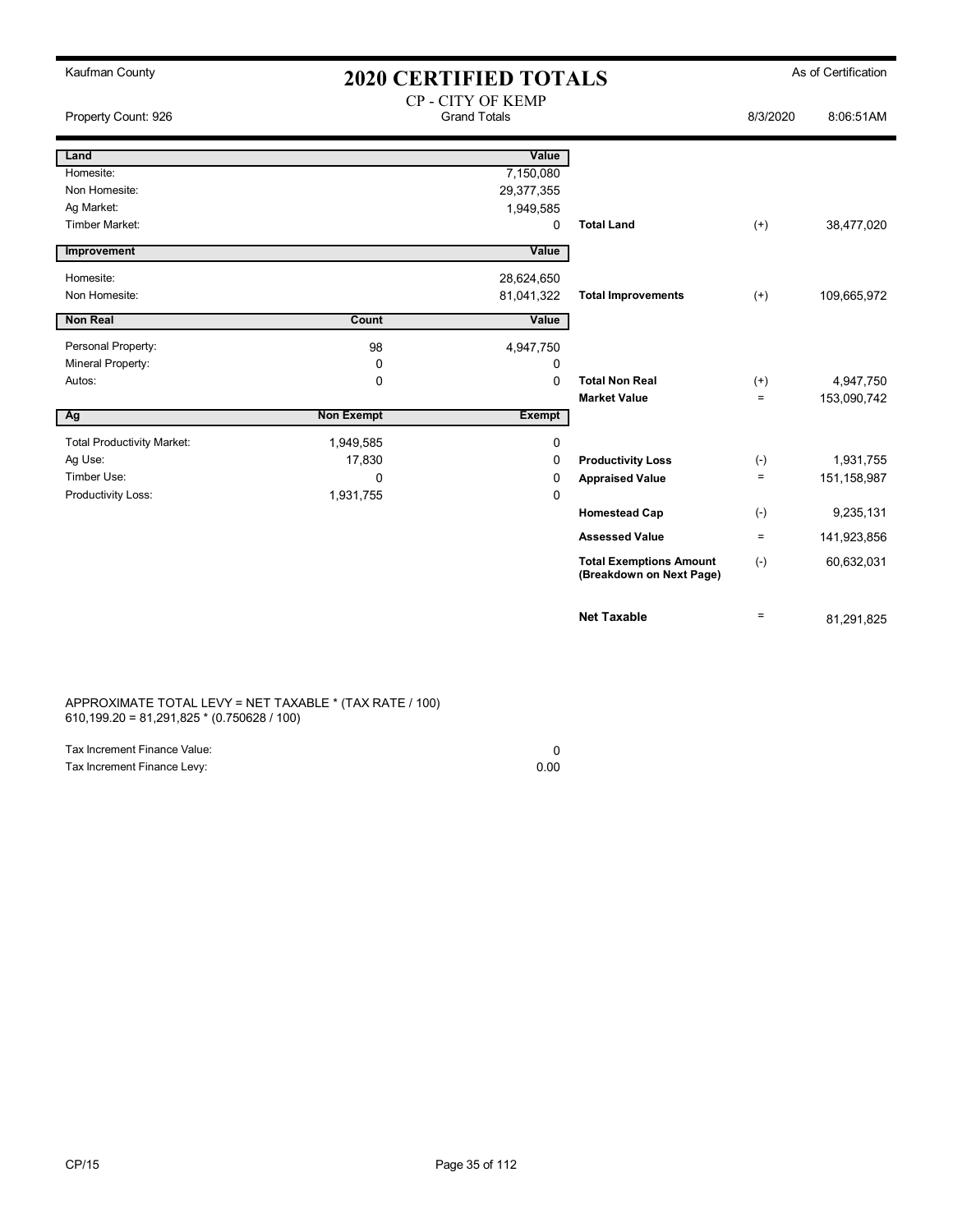Kaufman County

# 2020 CERTIFIED TOTALS

As of Certification

Property Count: 926

CP - CITY OF KEMP
Grand Totals

8/3/2020 8:06:51AM

| Land | | Value | | | |
|---|---|---|---|---|---|
| Homesite: | | 7,150,080 | | | |
| Non Homesite: | | 29,377,355 | | | |
| Ag Market: | | 1,949,585 | | | |
| Timber Market: | | 0 | **Total Land** | (+) | 38,477,020 |
| **Improvement** | | **Value** | | | |
| Homesite: | | 28,624,650 | | | |
| Non Homesite: | | 81,041,322 | **Total Improvements** | (+) | 109,665,972 |
| **Non Real** | **Count** | **Value** | | | |
| Personal Property: | 98 | 4,947,750 | | | |
| Mineral Property: | 0 | 0 | | | |
| Autos: | 0 | 0 | **Total Non Real** | (+) | 4,947,750 |
| | | | **Market Value** | = | 153,090,742 |
| **Ag** | **Non Exempt** | **Exempt** | | | |
| Total Productivity Market: | 1,949,585 | 0 | | | |
| Ag Use: | 17,830 | 0 | **Productivity Loss** | (-) | 1,931,755 |
| Timber Use: | 0 | 0 | **Appraised Value** | = | 151,158,987 |
| Productivity Loss: | 1,931,755 | 0 | | | |
| | | | **Homestead Cap** | (-) | 9,235,131 |
| | | | **Assessed Value** | = | 141,923,856 |
| | | | **Total Exemptions Amount (Breakdown on Next Page)** | (-) | 60,632,031 |
| | | | **Net Taxable** | = | 81,291,825 |

APPROXIMATE TOTAL LEVY = NET TAXABLE * (TAX RATE / 100)
610,199.20 = 81,291,825 * (0.750628 / 100)

| | |
|---|---|
| Tax Increment Finance Value: | 0 |
| Tax Increment Finance Levy: | 0.00 |

CP/15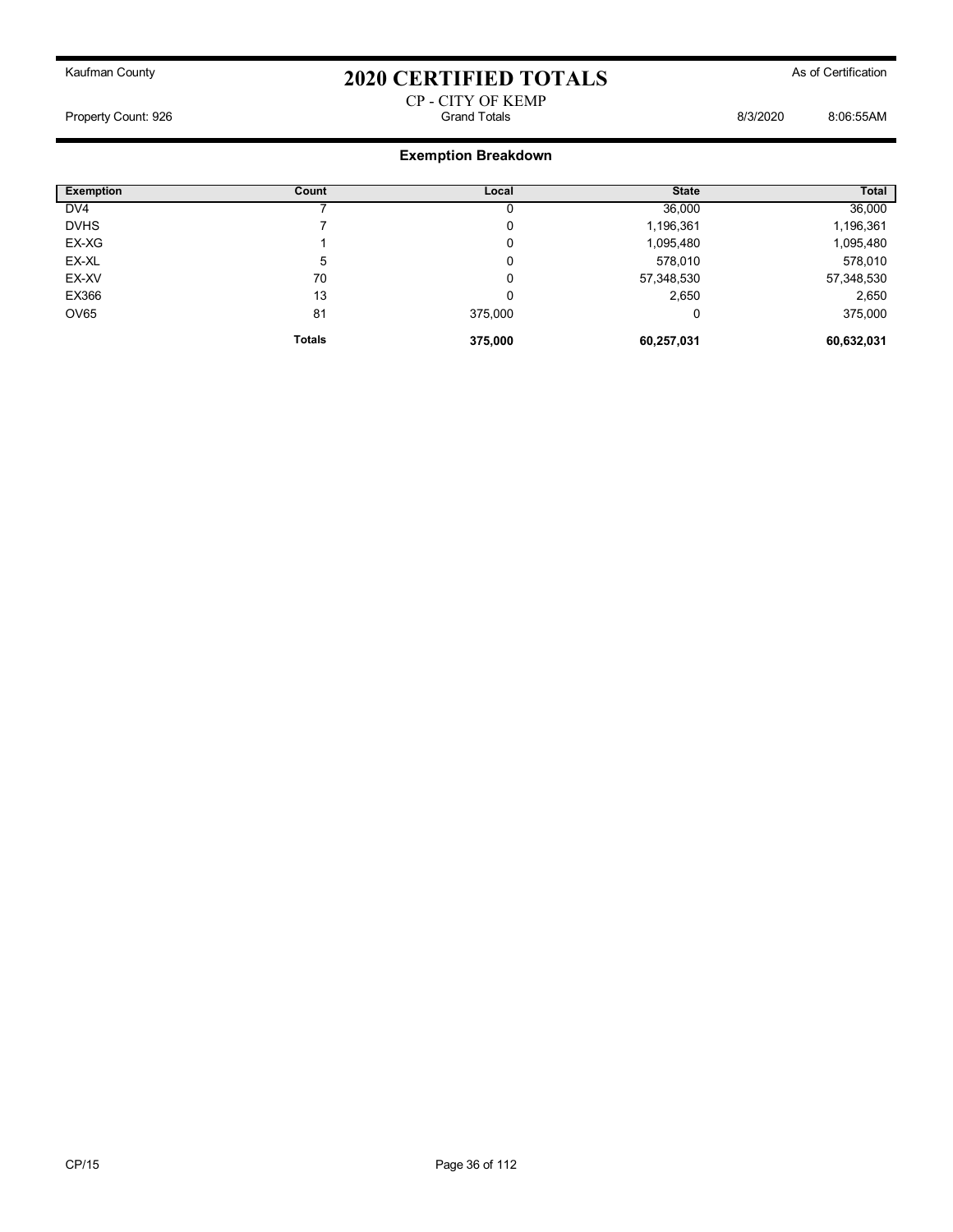Kaufman County

# 2020 CERTIFIED TOTALS

As of Certification

CP - CITY OF KEMP

Property Count: 926 — Grand Totals — 8/3/2020 8:06:55AM

## Exemption Breakdown

| Exemption | Count | Local | State | Total |
|---|---|---|---|---|
| DV4 | 7 | 0 | 36,000 | 36,000 |
| DVHS | 7 | 0 | 1,196,361 | 1,196,361 |
| EX-XG | 1 | 0 | 1,095,480 | 1,095,480 |
| EX-XL | 5 | 0 | 578,010 | 578,010 |
| EX-XV | 70 | 0 | 57,348,530 | 57,348,530 |
| EX366 | 13 | 0 | 2,650 | 2,650 |
| OV65 | 81 | 375,000 | 0 | 375,000 |
| | **Totals** | **375,000** | **60,257,031** | **60,632,031** |

CP/15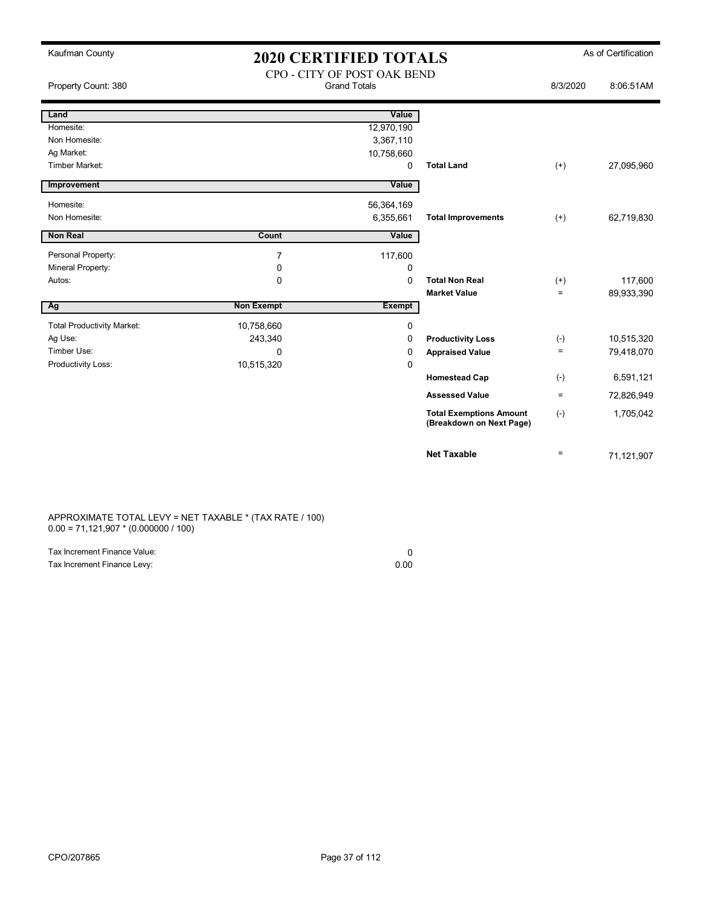Kaufman County

# 2020 CERTIFIED TOTALS

As of Certification

CPO - CITY OF POST OAK BEND

Property Count: 380 | Grand Totals | 8/3/2020 8:06:51AM

| Land | | Value | | | |
|---|---|---|---|---|---|
| Homesite: | | 12,970,190 | | | |
| Non Homesite: | | 3,367,110 | | | |
| Ag Market: | | 10,758,660 | | | |
| Timber Market: | | 0 | **Total Land** | (+) | 27,095,960 |

| Improvement | | Value | | | |
|---|---|---|---|---|---|
| Homesite: | | 56,364,169 | | | |
| Non Homesite: | | 6,355,661 | **Total Improvements** | (+) | 62,719,830 |

| Non Real | Count | Value | | | |
|---|---|---|---|---|---|
| Personal Property: | 7 | 117,600 | | | |
| Mineral Property: | 0 | 0 | | | |
| Autos: | 0 | 0 | **Total Non Real** | (+) | 117,600 |
| | | | **Market Value** | = | 89,933,390 |

| Ag | Non Exempt | Exempt | | | |
|---|---|---|---|---|---|
| Total Productivity Market: | 10,758,660 | 0 | | | |
| Ag Use: | 243,340 | 0 | **Productivity Loss** | (-) | 10,515,320 |
| Timber Use: | 0 | 0 | **Appraised Value** | = | 79,418,070 |
| Productivity Loss: | 10,515,320 | 0 | | | |
| | | | **Homestead Cap** | (-) | 6,591,121 |
| | | | **Assessed Value** | = | 72,826,949 |
| | | | **Total Exemptions Amount (Breakdown on Next Page)** | (-) | 1,705,042 |
| | | | **Net Taxable** | = | 71,121,907 |

APPROXIMATE TOTAL LEVY = NET TAXABLE * (TAX RATE / 100)
0.00 = 71,121,907 * (0.000000 / 100)

| | |
|---|---|
| Tax Increment Finance Value: | 0 |
| Tax Increment Finance Levy: | 0.00 |

CPO/207865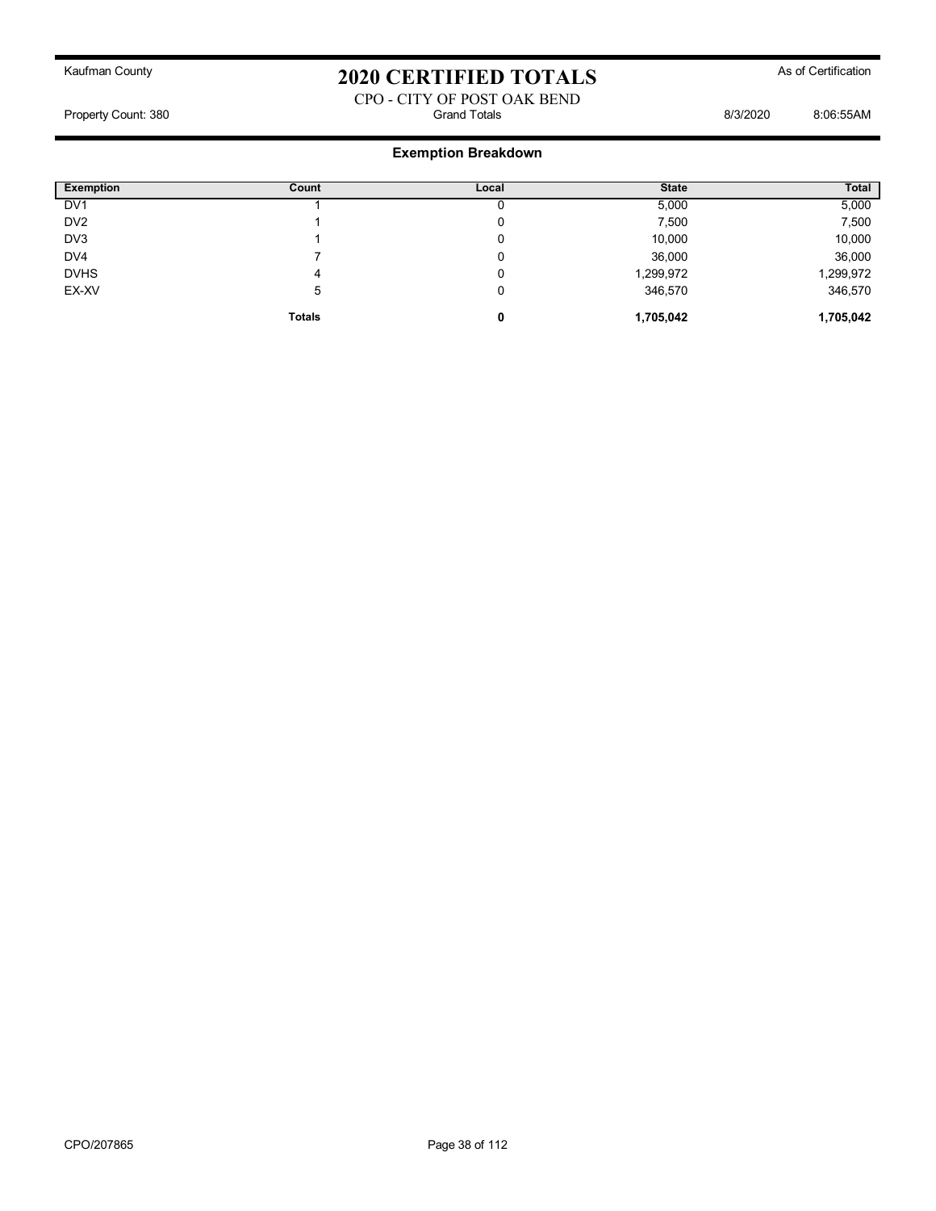Kaufman County

# 2020 CERTIFIED TOTALS

As of Certification

CPO - CITY OF POST OAK BEND

Property Count: 380 | Grand Totals | 8/3/2020 8:06:55AM

## Exemption Breakdown

| Exemption | Count | Local | State | Total |
|---|---|---|---|---|
| DV1 | 1 | 0 | 5,000 | 5,000 |
| DV2 | 1 | 0 | 7,500 | 7,500 |
| DV3 | 1 | 0 | 10,000 | 10,000 |
| DV4 | 7 | 0 | 36,000 | 36,000 |
| DVHS | 4 | 0 | 1,299,972 | 1,299,972 |
| EX-XV | 5 | 0 | 346,570 | 346,570 |
| | **Totals** | **0** | **1,705,042** | **1,705,042** |

CPO/207865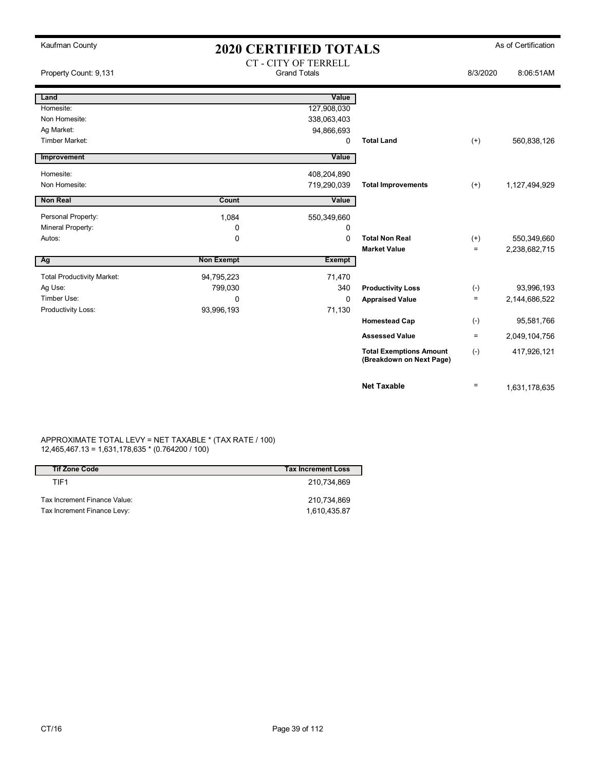Kaufman County

# 2020 CERTIFIED TOTALS

As of Certification

Property Count: 9,131

CT - CITY OF TERRELL
Grand Totals

8/3/2020 8:06:51AM

| Land | | Value | | | |
|---|---|---|---|---|---|
| Homesite: | | 127,908,030 | | | |
| Non Homesite: | | 338,063,403 | | | |
| Ag Market: | | 94,866,693 | | | |
| Timber Market: | | 0 | **Total Land** | (+) | 560,838,126 |

| Improvement | | Value | | | |
|---|---|---|---|---|---|
| Homesite: | | 408,204,890 | | | |
| Non Homesite: | | 719,290,039 | **Total Improvements** | (+) | 1,127,494,929 |

| Non Real | Count | Value | | | |
|---|---|---|---|---|---|
| Personal Property: | 1,084 | 550,349,660 | | | |
| Mineral Property: | 0 | 0 | | | |
| Autos: | 0 | 0 | **Total Non Real** | (+) | 550,349,660 |
| | | | **Market Value** | = | 2,238,682,715 |

| Ag | Non Exempt | Exempt | | | |
|---|---|---|---|---|---|
| Total Productivity Market: | 94,795,223 | 71,470 | | | |
| Ag Use: | 799,030 | 340 | **Productivity Loss** | (-) | 93,996,193 |
| Timber Use: | 0 | 0 | **Appraised Value** | = | 2,144,686,522 |
| Productivity Loss: | 93,996,193 | 71,130 | | | |
| | | | **Homestead Cap** | (-) | 95,581,766 |
| | | | **Assessed Value** | = | 2,049,104,756 |
| | | | **Total Exemptions Amount (Breakdown on Next Page)** | (-) | 417,926,121 |
| | | | **Net Taxable** | = | 1,631,178,635 |

APPROXIMATE TOTAL LEVY = NET TAXABLE * (TAX RATE / 100)
12,465,467.13 = 1,631,178,635 * (0.764200 / 100)

| Tif Zone Code | Tax Increment Loss |
|---|---|
| TIF1 | 210,734,869 |
| Tax Increment Finance Value: | 210,734,869 |
| Tax Increment Finance Levy: | 1,610,435.87 |

CT/16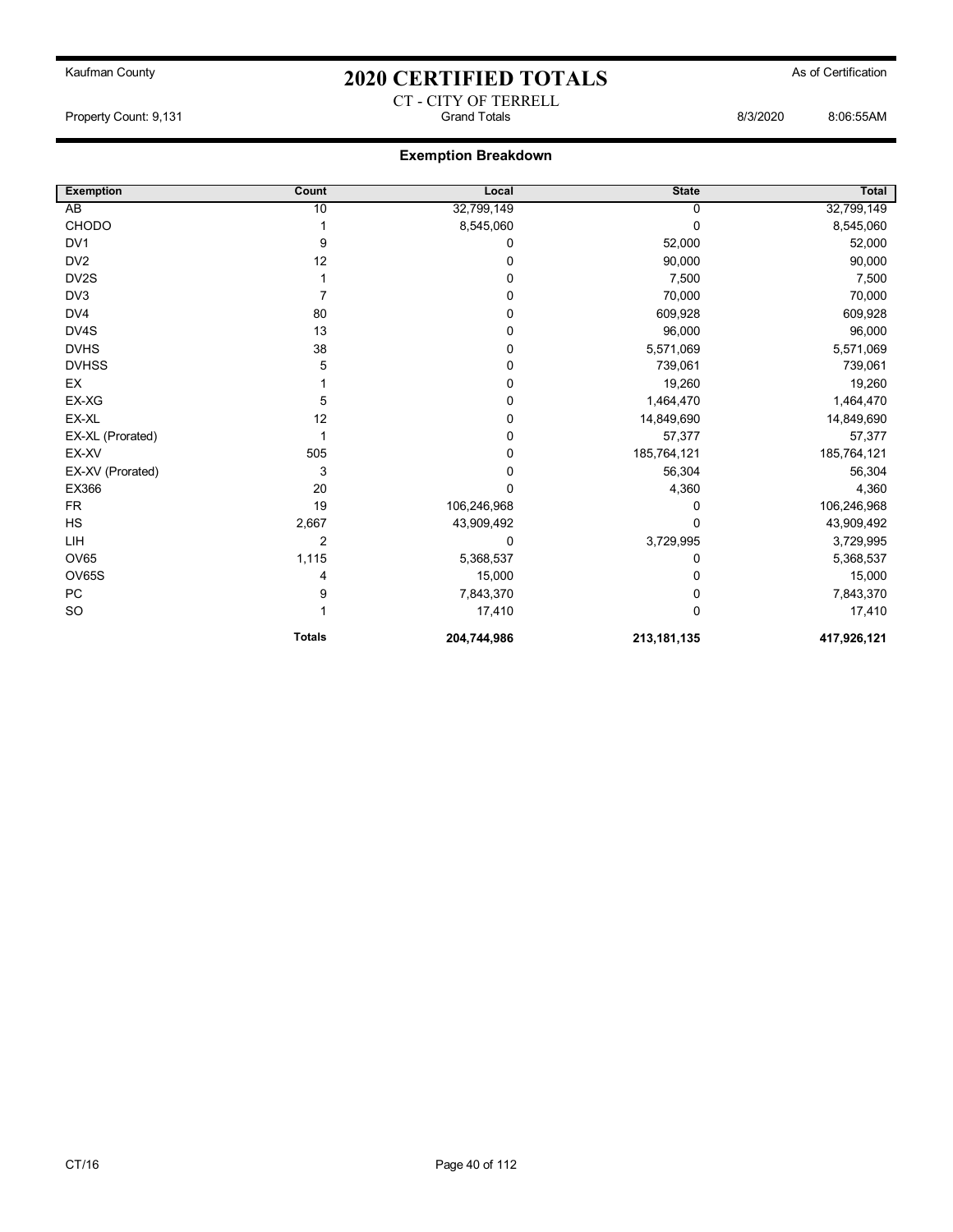Kaufman County

# 2020 CERTIFIED TOTALS

As of Certification

CT - CITY OF TERRELL

Property Count: 9,131 | Grand Totals | 8/3/2020 8:06:55AM

## Exemption Breakdown

| Exemption | Count | Local | State | Total |
|---|---|---|---|---|
| AB | 10 | 32,799,149 | 0 | 32,799,149 |
| CHODO | 1 | 8,545,060 | 0 | 8,545,060 |
| DV1 | 9 | 0 | 52,000 | 52,000 |
| DV2 | 12 | 0 | 90,000 | 90,000 |
| DV2S | 1 | 0 | 7,500 | 7,500 |
| DV3 | 7 | 0 | 70,000 | 70,000 |
| DV4 | 80 | 0 | 609,928 | 609,928 |
| DV4S | 13 | 0 | 96,000 | 96,000 |
| DVHS | 38 | 0 | 5,571,069 | 5,571,069 |
| DVHSS | 5 | 0 | 739,061 | 739,061 |
| EX | 1 | 0 | 19,260 | 19,260 |
| EX-XG | 5 | 0 | 1,464,470 | 1,464,470 |
| EX-XL | 12 | 0 | 14,849,690 | 14,849,690 |
| EX-XL (Prorated) | 1 | 0 | 57,377 | 57,377 |
| EX-XV | 505 | 0 | 185,764,121 | 185,764,121 |
| EX-XV (Prorated) | 3 | 0 | 56,304 | 56,304 |
| EX366 | 20 | 0 | 4,360 | 4,360 |
| FR | 19 | 106,246,968 | 0 | 106,246,968 |
| HS | 2,667 | 43,909,492 | 0 | 43,909,492 |
| LIH | 2 | 0 | 3,729,995 | 3,729,995 |
| OV65 | 1,115 | 5,368,537 | 0 | 5,368,537 |
| OV65S | 4 | 15,000 | 0 | 15,000 |
| PC | 9 | 7,843,370 | 0 | 7,843,370 |
| SO | 1 | 17,410 | 0 | 17,410 |
| | **Totals** | **204,744,986** | **213,181,135** | **417,926,121** |

CT/16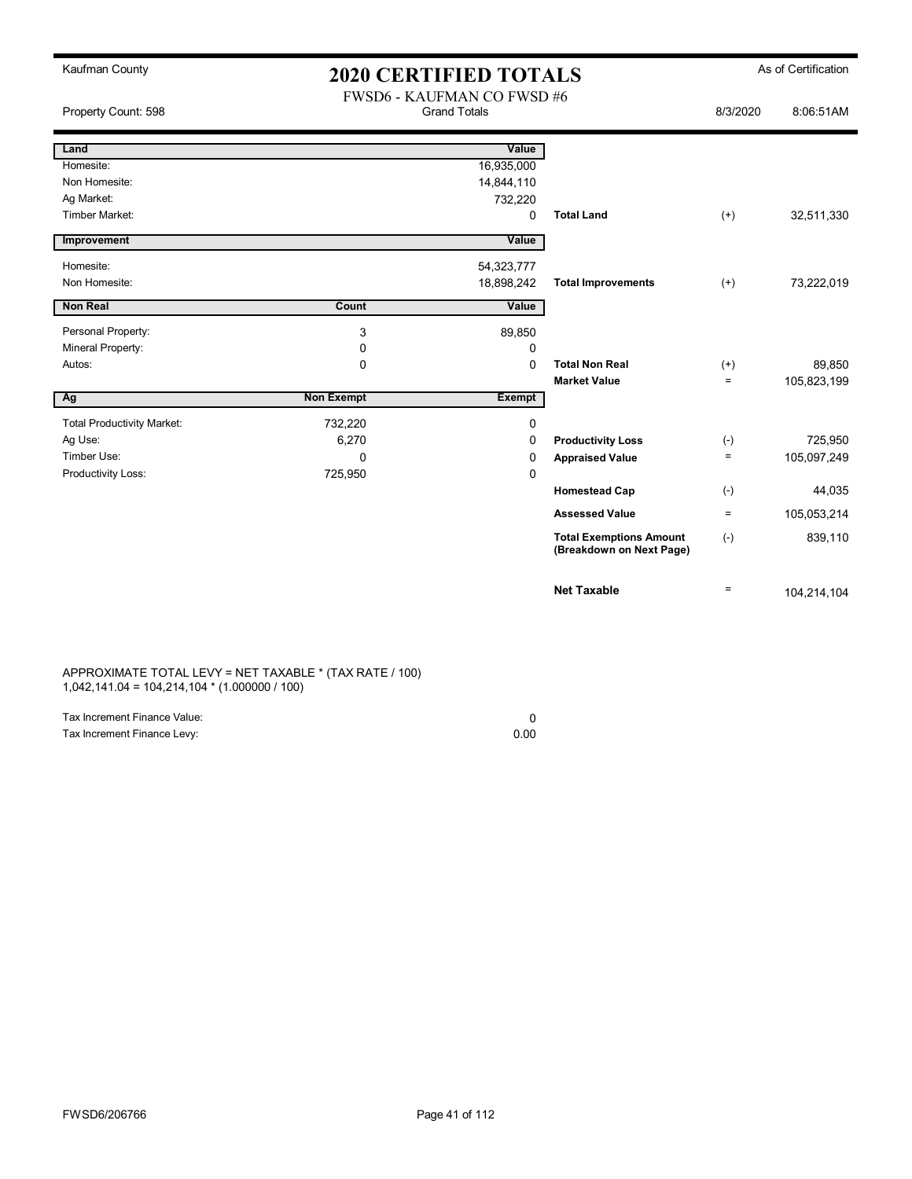Kaufman County

# 2020 CERTIFIED TOTALS

As of Certification

FWSD6 - KAUFMAN CO FWSD #6

Property Count: 598 | Grand Totals | 8/3/2020 8:06:51AM

| Land | | Value | | | |
|---|---|---|---|---|---|
| Homesite: | | 16,935,000 | | | |
| Non Homesite: | | 14,844,110 | | | |
| Ag Market: | | 732,220 | | | |
| Timber Market: | | 0 | **Total Land** | (+) | 32,511,330 |

| Improvement | | Value | | | |
|---|---|---|---|---|---|
| Homesite: | | 54,323,777 | | | |
| Non Homesite: | | 18,898,242 | **Total Improvements** | (+) | 73,222,019 |

| Non Real | Count | Value | | | |
|---|---|---|---|---|---|
| Personal Property: | 3 | 89,850 | | | |
| Mineral Property: | 0 | 0 | | | |
| Autos: | 0 | 0 | **Total Non Real** | (+) | 89,850 |
| | | | **Market Value** | = | 105,823,199 |

| Ag | Non Exempt | Exempt | | | |
|---|---|---|---|---|---|
| Total Productivity Market: | 732,220 | 0 | | | |
| Ag Use: | 6,270 | 0 | **Productivity Loss** | (-) | 725,950 |
| Timber Use: | 0 | 0 | **Appraised Value** | = | 105,097,249 |
| Productivity Loss: | 725,950 | 0 | | | |
| | | | **Homestead Cap** | (-) | 44,035 |
| | | | **Assessed Value** | = | 105,053,214 |
| | | | **Total Exemptions Amount (Breakdown on Next Page)** | (-) | 839,110 |
| | | | **Net Taxable** | = | 104,214,104 |

APPROXIMATE TOTAL LEVY = NET TAXABLE * (TAX RATE / 100)
1,042,141.04 = 104,214,104 * (1.000000 / 100)

| | |
|---|---|
| Tax Increment Finance Value: | 0 |
| Tax Increment Finance Levy: | 0.00 |

FWSD6/206766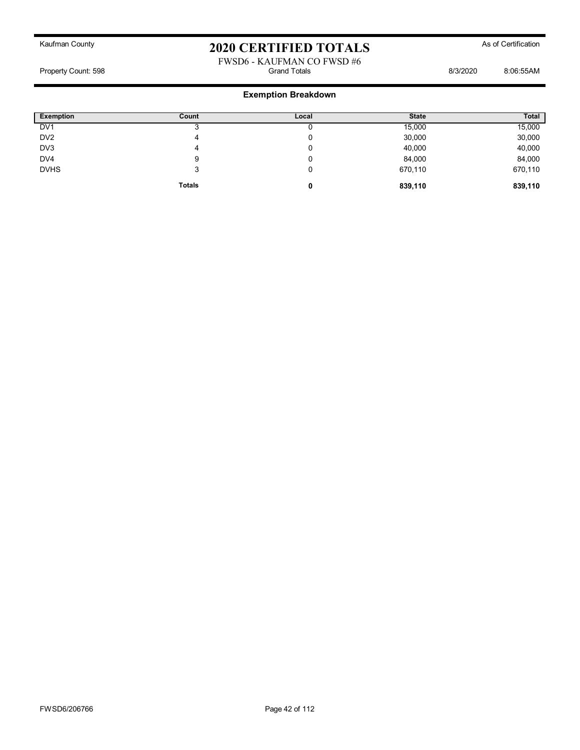Kaufman County

# 2020 CERTIFIED TOTALS

As of Certification

FWSD6 - KAUFMAN CO FWSD #6

Property Count: 598 | Grand Totals | 8/3/2020 8:06:55AM

## Exemption Breakdown

| Exemption | Count | Local | State | Total |
|---|---|---|---|---|
| DV1 | 3 | 0 | 15,000 | 15,000 |
| DV2 | 4 | 0 | 30,000 | 30,000 |
| DV3 | 4 | 0 | 40,000 | 40,000 |
| DV4 | 9 | 0 | 84,000 | 84,000 |
| DVHS | 3 | 0 | 670,110 | 670,110 |
| | **Totals** | **0** | **839,110** | **839,110** |

FWSD6/206766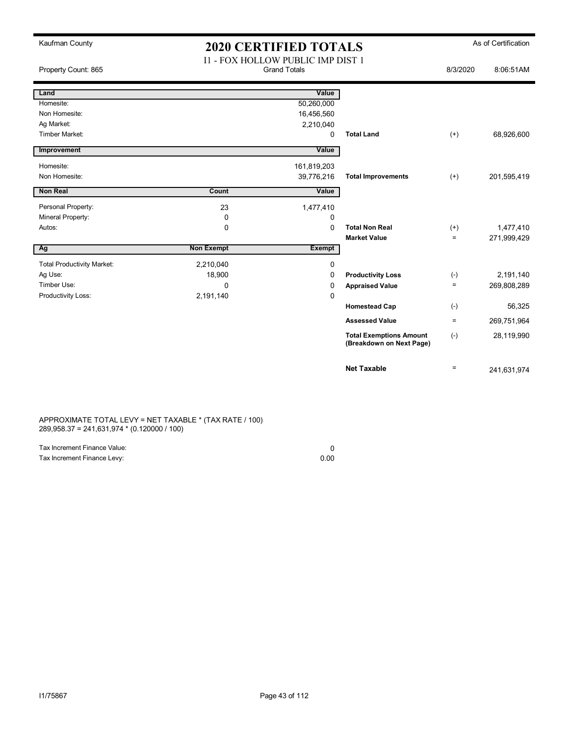Kaufman County

# 2020 CERTIFIED TOTALS

As of Certification

I1 - FOX HOLLOW PUBLIC IMP DIST 1

Property Count: 865 | Grand Totals | 8/3/2020 8:06:51AM

| Land | | Value | | | |
|---|---|---|---|---|---|
| Homesite: | | 50,260,000 | | | |
| Non Homesite: | | 16,456,560 | | | |
| Ag Market: | | 2,210,040 | | | |
| Timber Market: | | 0 | **Total Land** | (+) | 68,926,600 |

| Improvement | | Value | | | |
|---|---|---|---|---|---|
| Homesite: | | 161,819,203 | | | |
| Non Homesite: | | 39,776,216 | **Total Improvements** | (+) | 201,595,419 |

| Non Real | Count | Value | | | |
|---|---|---|---|---|---|
| Personal Property: | 23 | 1,477,410 | | | |
| Mineral Property: | 0 | 0 | | | |
| Autos: | 0 | 0 | **Total Non Real** | (+) | 1,477,410 |
| | | | **Market Value** | = | 271,999,429 |

| Ag | Non Exempt | Exempt | | | |
|---|---|---|---|---|---|
| Total Productivity Market: | 2,210,040 | 0 | | | |
| Ag Use: | 18,900 | 0 | **Productivity Loss** | (-) | 2,191,140 |
| Timber Use: | 0 | 0 | **Appraised Value** | = | 269,808,289 |
| Productivity Loss: | 2,191,140 | 0 | | | |
| | | | **Homestead Cap** | (-) | 56,325 |
| | | | **Assessed Value** | = | 269,751,964 |
| | | | **Total Exemptions Amount (Breakdown on Next Page)** | (-) | 28,119,990 |
| | | | **Net Taxable** | = | 241,631,974 |

APPROXIMATE TOTAL LEVY = NET TAXABLE * (TAX RATE / 100)
289,958.37 = 241,631,974 * (0.120000 / 100)

| | |
|---|---|
| Tax Increment Finance Value: | 0 |
| Tax Increment Finance Levy: | 0.00 |

I1/75867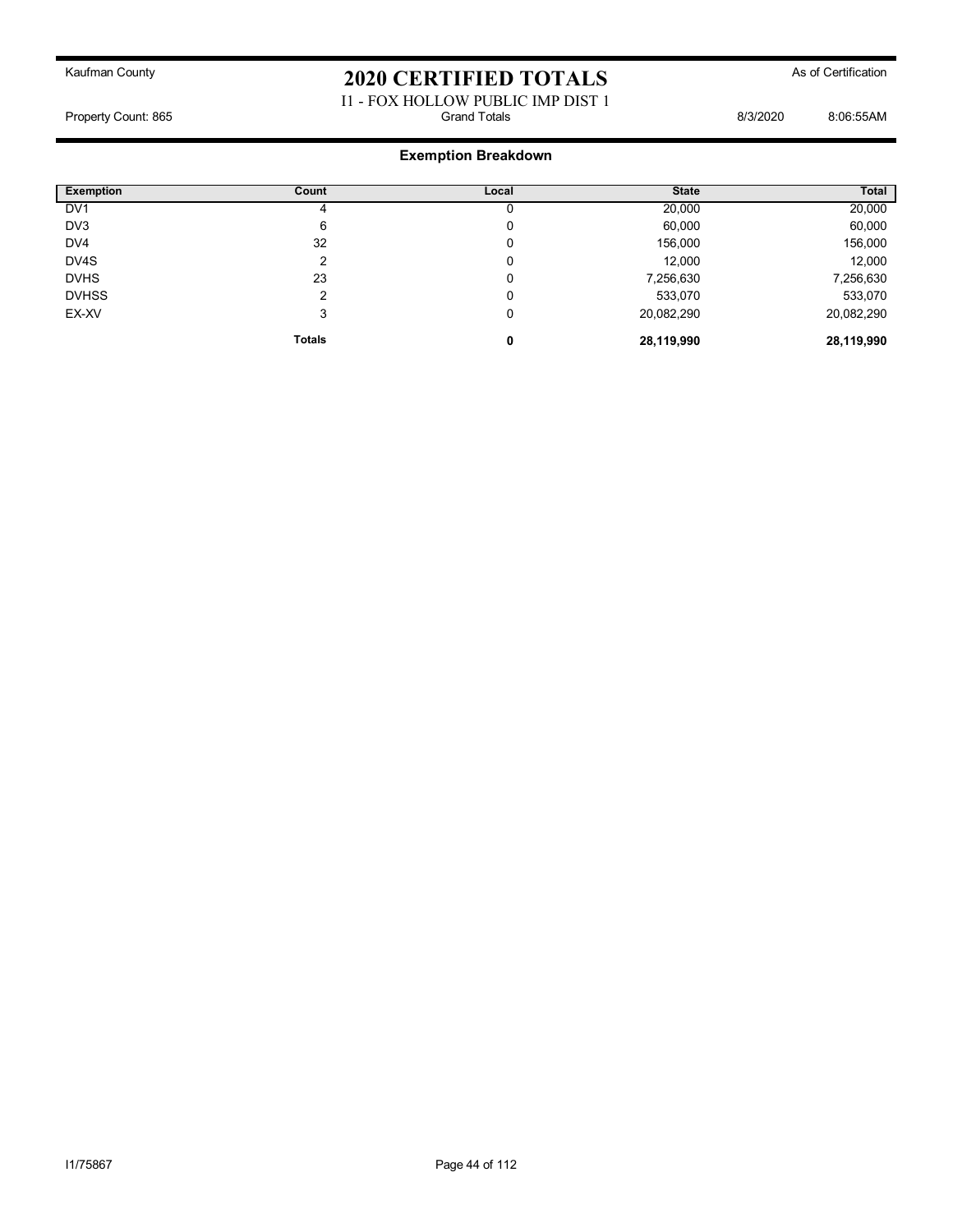Kaufman County

# 2020 CERTIFIED TOTALS

As of Certification

I1 - FOX HOLLOW PUBLIC IMP DIST 1

Property Count: 865

Grand Totals

8/3/2020 8:06:55AM

## Exemption Breakdown

| Exemption | Count | Local | State | Total |
|---|---|---|---|---|
| DV1 | 4 | 0 | 20,000 | 20,000 |
| DV3 | 6 | 0 | 60,000 | 60,000 |
| DV4 | 32 | 0 | 156,000 | 156,000 |
| DV4S | 2 | 0 | 12,000 | 12,000 |
| DVHS | 23 | 0 | 7,256,630 | 7,256,630 |
| DVHSS | 2 | 0 | 533,070 | 533,070 |
| EX-XV | 3 | 0 | 20,082,290 | 20,082,290 |
| | **Totals** | **0** | **28,119,990** | **28,119,990** |

I1/75867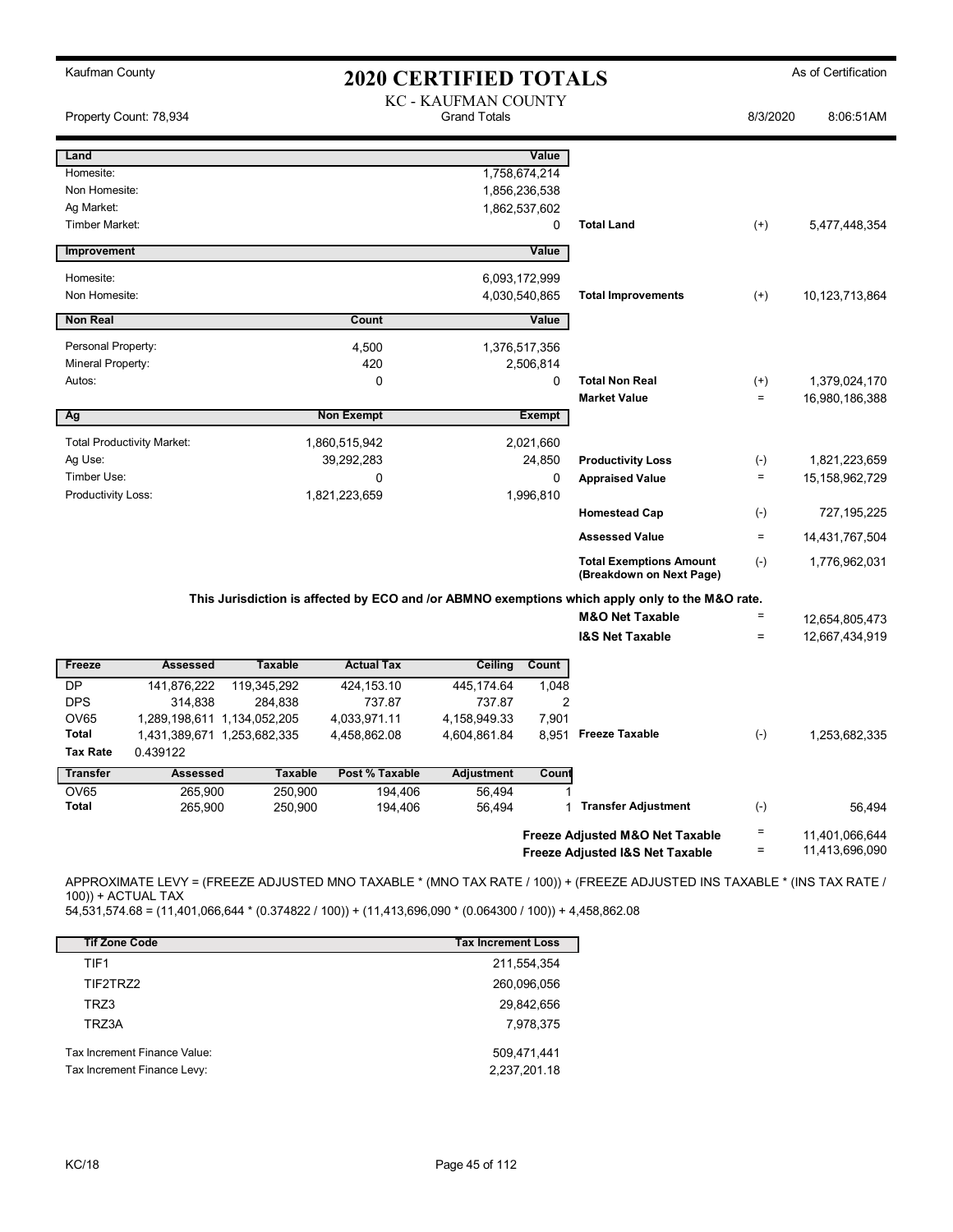Kaufman County

# 2020 CERTIFIED TOTALS

As of Certification

KC - KAUFMAN COUNTY
Grand Totals

Property Count: 78,934

8/3/2020 8:06:51AM

| Land | | Value | | | |
|---|---|---|---|---|---|
| Homesite: | | 1,758,674,214 | | | |
| Non Homesite: | | 1,856,236,538 | | | |
| Ag Market: | | 1,862,537,602 | | | |
| Timber Market: | | 0 | Total Land | (+) | 5,477,448,354 |

| Improvement | Value | | | |
|---|---|---|---|---|
| Homesite: | 6,093,172,999 | | | |
| Non Homesite: | 4,030,540,865 | Total Improvements | (+) | 10,123,713,864 |

| Non Real | Count | Value | | | |
|---|---|---|---|---|---|
| Personal Property: | 4,500 | 1,376,517,356 | | | |
| Mineral Property: | 420 | 2,506,814 | | | |
| Autos: | 0 | 0 | Total Non Real | (+) | 1,379,024,170 |
| | | | Market Value | = | 16,980,186,388 |

| Ag | Non Exempt | Exempt | | | |
|---|---|---|---|---|---|
| Total Productivity Market: | 1,860,515,942 | 2,021,660 | | | |
| Ag Use: | 39,292,283 | 24,850 | Productivity Loss | (-) | 1,821,223,659 |
| Timber Use: | 0 | 0 | Appraised Value | = | 15,158,962,729 |
| Productivity Loss: | 1,821,223,659 | 1,996,810 | | | |
| | | | Homestead Cap | (-) | 727,195,225 |
| | | | Assessed Value | = | 14,431,767,504 |
| | | | Total Exemptions Amount (Breakdown on Next Page) | (-) | 1,776,962,031 |

**This Jurisdiction is affected by ECO and /or ABMNO exemptions which apply only to the M&O rate.**

| | | |
|---|---|---|
| M&O Net Taxable | = | 12,654,805,473 |
| I&S Net Taxable | = | 12,667,434,919 |

| Freeze | Assessed | Taxable | Actual Tax | Ceiling | Count | | | |
|---|---|---|---|---|---|---|---|---|
| DP | 141,876,222 | 119,345,292 | 424,153.10 | 445,174.64 | 1,048 | | | |
| DPS | 314,838 | 284,838 | 737.87 | 737.87 | 2 | | | |
| OV65 | 1,289,198,611 | 1,134,052,205 | 4,033,971.11 | 4,158,949.33 | 7,901 | | | |
| Total | 1,431,389,671 | 1,253,682,335 | 4,458,862.08 | 4,604,861.84 | 8,951 | Freeze Taxable | (-) | 1,253,682,335 |
| Tax Rate | 0.439122 | | | | | | | |

| Transfer | Assessed | Taxable | Post % Taxable | Adjustment | Count | | | |
|---|---|---|---|---|---|---|---|---|
| OV65 | 265,900 | 250,900 | 194,406 | 56,494 | 1 | | | |
| Total | 265,900 | 250,900 | 194,406 | 56,494 | 1 | Transfer Adjustment | (-) | 56,494 |

| | | |
|---|---|---|
| Freeze Adjusted M&O Net Taxable | = | 11,401,066,644 |
| Freeze Adjusted I&S Net Taxable | = | 11,413,696,090 |

APPROXIMATE LEVY = (FREEZE ADJUSTED MNO TAXABLE * (MNO TAX RATE / 100)) + (FREEZE ADJUSTED INS TAXABLE * (INS TAX RATE / 100)) + ACTUAL TAX
54,531,574.68 = (11,401,066,644 * (0.374822 / 100)) + (11,413,696,090 * (0.064300 / 100)) + 4,458,862.08

| Tif Zone Code | Tax Increment Loss |
|---|---|
| TIF1 | 211,554,354 |
| TIF2TRZ2 | 260,096,056 |
| TRZ3 | 29,842,656 |
| TRZ3A | 7,978,375 |
| Tax Increment Finance Value: | 509,471,441 |
| Tax Increment Finance Levy: | 2,237,201.18 |

KC/18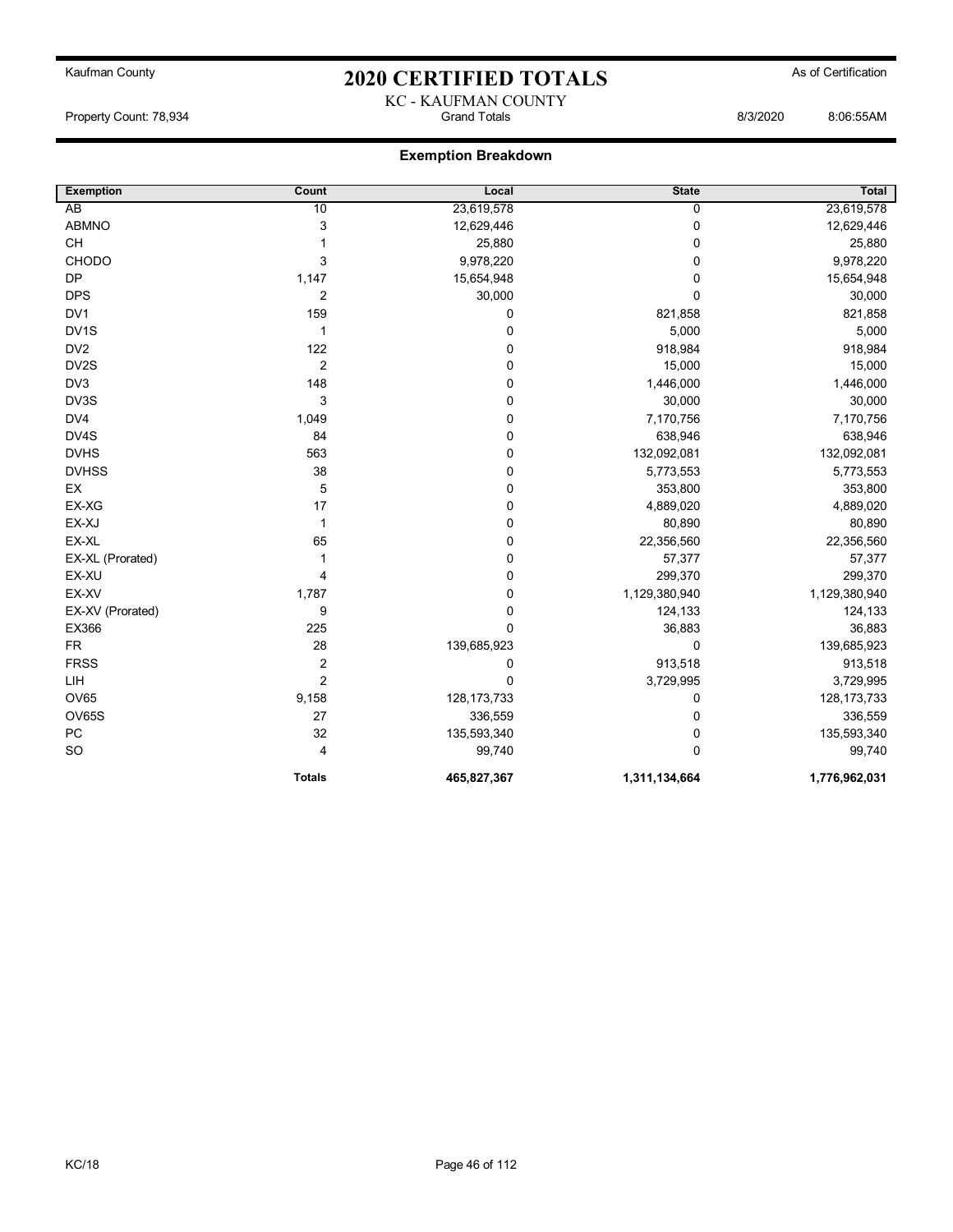Kaufman County

# 2020 CERTIFIED TOTALS

As of Certification

KC - KAUFMAN COUNTY

Property Count: 78,934 Grand Totals 8/3/2020 8:06:55AM

## Exemption Breakdown

| Exemption | Count | Local | State | Total |
|---|---|---|---|---|
| AB | 10 | 23,619,578 | 0 | 23,619,578 |
| ABMNO | 3 | 12,629,446 | 0 | 12,629,446 |
| CH | 1 | 25,880 | 0 | 25,880 |
| CHODO | 3 | 9,978,220 | 0 | 9,978,220 |
| DP | 1,147 | 15,654,948 | 0 | 15,654,948 |
| DPS | 2 | 30,000 | 0 | 30,000 |
| DV1 | 159 | 0 | 821,858 | 821,858 |
| DV1S | 1 | 0 | 5,000 | 5,000 |
| DV2 | 122 | 0 | 918,984 | 918,984 |
| DV2S | 2 | 0 | 15,000 | 15,000 |
| DV3 | 148 | 0 | 1,446,000 | 1,446,000 |
| DV3S | 3 | 0 | 30,000 | 30,000 |
| DV4 | 1,049 | 0 | 7,170,756 | 7,170,756 |
| DV4S | 84 | 0 | 638,946 | 638,946 |
| DVHS | 563 | 0 | 132,092,081 | 132,092,081 |
| DVHSS | 38 | 0 | 5,773,553 | 5,773,553 |
| EX | 5 | 0 | 353,800 | 353,800 |
| EX-XG | 17 | 0 | 4,889,020 | 4,889,020 |
| EX-XJ | 1 | 0 | 80,890 | 80,890 |
| EX-XL | 65 | 0 | 22,356,560 | 22,356,560 |
| EX-XL (Prorated) | 1 | 0 | 57,377 | 57,377 |
| EX-XU | 4 | 0 | 299,370 | 299,370 |
| EX-XV | 1,787 | 0 | 1,129,380,940 | 1,129,380,940 |
| EX-XV (Prorated) | 9 | 0 | 124,133 | 124,133 |
| EX366 | 225 | 0 | 36,883 | 36,883 |
| FR | 28 | 139,685,923 | 0 | 139,685,923 |
| FRSS | 2 | 0 | 913,518 | 913,518 |
| LIH | 2 | 0 | 3,729,995 | 3,729,995 |
| OV65 | 9,158 | 128,173,733 | 0 | 128,173,733 |
| OV65S | 27 | 336,559 | 0 | 336,559 |
| PC | 32 | 135,593,340 | 0 | 135,593,340 |
| SO | 4 | 99,740 | 0 | 99,740 |
| | **Totals** | **465,827,367** | **1,311,134,664** | **1,776,962,031** |

KC/18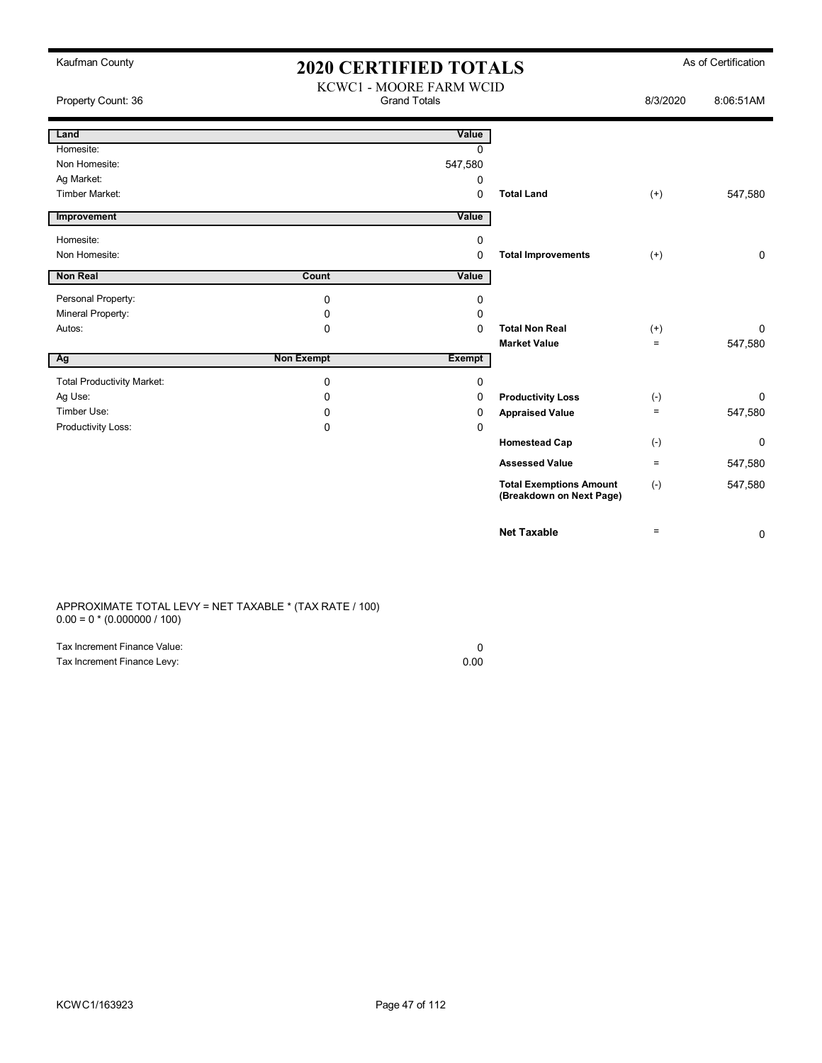Kaufman County

# 2020 CERTIFIED TOTALS

As of Certification

## KCWC1 - MOORE FARM WCID

Property Count: 36 | Grand Totals | 8/3/2020 8:06:51AM

| Land | | Value | | | |
|---|---|---|---|---|---|
| Homesite: | | 0 | | | |
| Non Homesite: | | 547,580 | | | |
| Ag Market: | | 0 | | | |
| Timber Market: | | 0 | **Total Land** | (+) | 547,580 |

| Improvement | | Value | | | |
|---|---|---|---|---|---|
| Homesite: | | 0 | | | |
| Non Homesite: | | 0 | **Total Improvements** | (+) | 0 |

| Non Real | Count | Value | | | |
|---|---|---|---|---|---|
| Personal Property: | 0 | 0 | | | |
| Mineral Property: | 0 | 0 | | | |
| Autos: | 0 | 0 | **Total Non Real** | (+) | 0 |
| | | | **Market Value** | = | 547,580 |

| Ag | Non Exempt | Exempt | | | |
|---|---|---|---|---|---|
| Total Productivity Market: | 0 | 0 | | | |
| Ag Use: | 0 | 0 | **Productivity Loss** | (-) | 0 |
| Timber Use: | 0 | 0 | **Appraised Value** | = | 547,580 |
| Productivity Loss: | 0 | 0 | | | |
| | | | **Homestead Cap** | (-) | 0 |
| | | | **Assessed Value** | = | 547,580 |
| | | | **Total Exemptions Amount (Breakdown on Next Page)** | (-) | 547,580 |
| | | | **Net Taxable** | = | 0 |

APPROXIMATE TOTAL LEVY = NET TAXABLE * (TAX RATE / 100)
0.00 = 0 * (0.000000 / 100)

| | |
|---|---|
| Tax Increment Finance Value: | 0 |
| Tax Increment Finance Levy: | 0.00 |

KCWC1/163923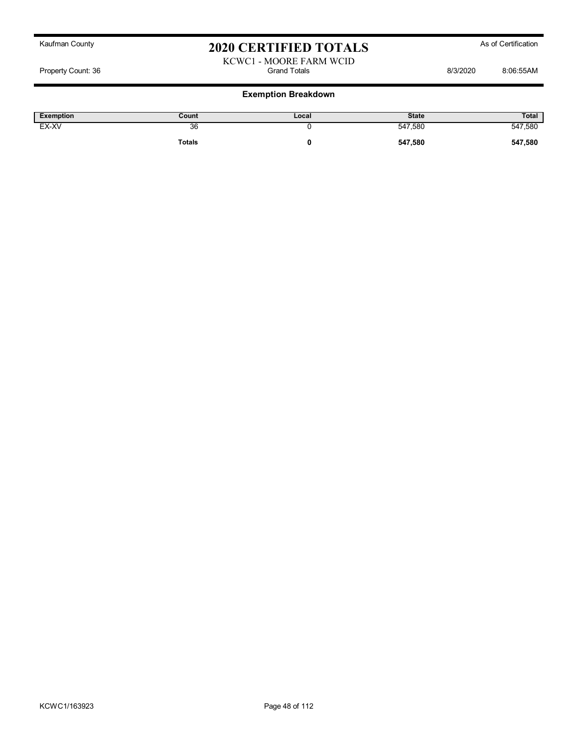Kaufman County

# 2020 CERTIFIED TOTALS

As of Certification

KCWC1 - MOORE FARM WCID

Property Count: 36 | Grand Totals | 8/3/2020 8:06:55AM

## Exemption Breakdown

| Exemption | Count | Local | State | Total |
|---|---|---|---|---|
| EX-XV | 36 | 0 | 547,580 | 547,580 |
| | **Totals** | **0** | **547,580** | **547,580** |

KCWC1/163923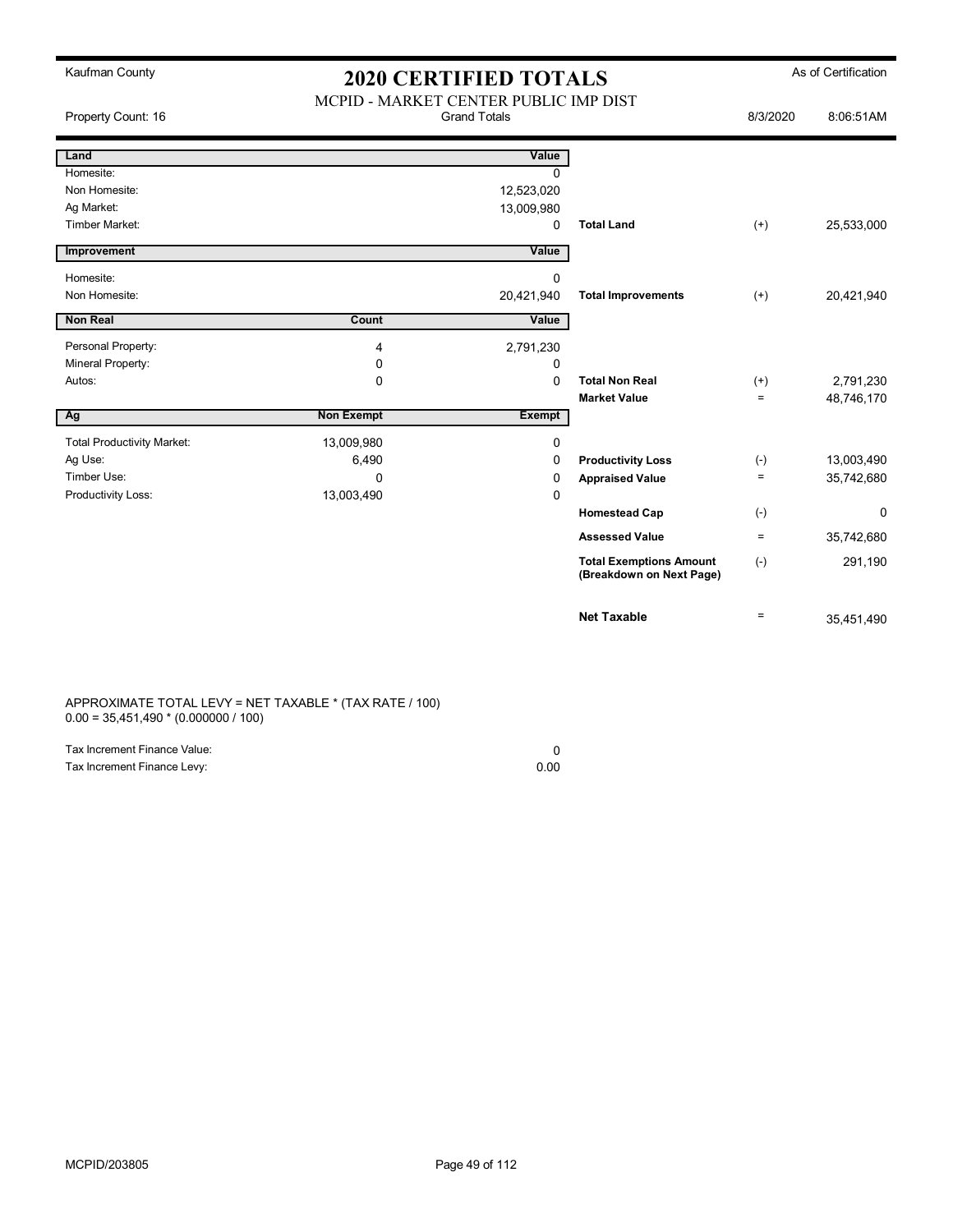Kaufman County

# 2020 CERTIFIED TOTALS

As of Certification

MCPID - MARKET CENTER PUBLIC IMP DIST

Property Count: 16 | Grand Totals | 8/3/2020 8:06:51AM

| Land | | Value | | | |
|---|---|---|---|---|---|
| Homesite: | | 0 | | | |
| Non Homesite: | | 12,523,020 | | | |
| Ag Market: | | 13,009,980 | | | |
| Timber Market: | | 0 | **Total Land** | (+) | 25,533,000 |

| Improvement | | Value | | | |
|---|---|---|---|---|---|
| Homesite: | | 0 | | | |
| Non Homesite: | | 20,421,940 | **Total Improvements** | (+) | 20,421,940 |

| Non Real | Count | Value | | | |
|---|---|---|---|---|---|
| Personal Property: | 4 | 2,791,230 | | | |
| Mineral Property: | 0 | 0 | | | |
| Autos: | 0 | 0 | **Total Non Real** | (+) | 2,791,230 |
| | | | **Market Value** | = | 48,746,170 |

| Ag | Non Exempt | Exempt | | | |
|---|---|---|---|---|---|
| Total Productivity Market: | 13,009,980 | 0 | | | |
| Ag Use: | 6,490 | 0 | **Productivity Loss** | (-) | 13,003,490 |
| Timber Use: | 0 | 0 | **Appraised Value** | = | 35,742,680 |
| Productivity Loss: | 13,003,490 | 0 | | | |
| | | | **Homestead Cap** | (-) | 0 |
| | | | **Assessed Value** | = | 35,742,680 |
| | | | **Total Exemptions Amount (Breakdown on Next Page)** | (-) | 291,190 |
| | | | **Net Taxable** | = | 35,451,490 |

APPROXIMATE TOTAL LEVY = NET TAXABLE * (TAX RATE / 100)
0.00 = 35,451,490 * (0.000000 / 100)

| | |
|---|---|
| Tax Increment Finance Value: | 0 |
| Tax Increment Finance Levy: | 0.00 |

MCPID/203805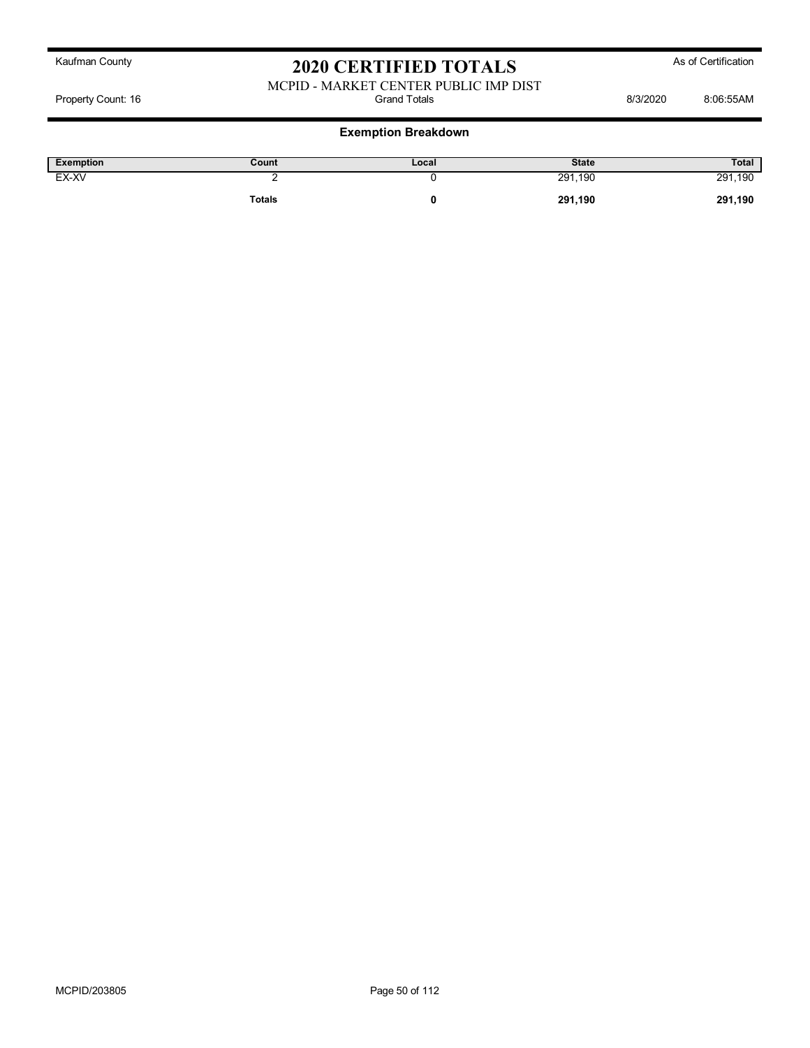Kaufman County

# 2020 CERTIFIED TOTALS

As of Certification

MCPID - MARKET CENTER PUBLIC IMP DIST

Property Count: 16 | Grand Totals | 8/3/2020 8:06:55AM

## Exemption Breakdown

| Exemption | Count | Local | State | Total |
|---|---|---|---|---|
| EX-XV | 2 | 0 | 291,190 | 291,190 |
| | **Totals** | **0** | **291,190** | **291,190** |

MCPID/203805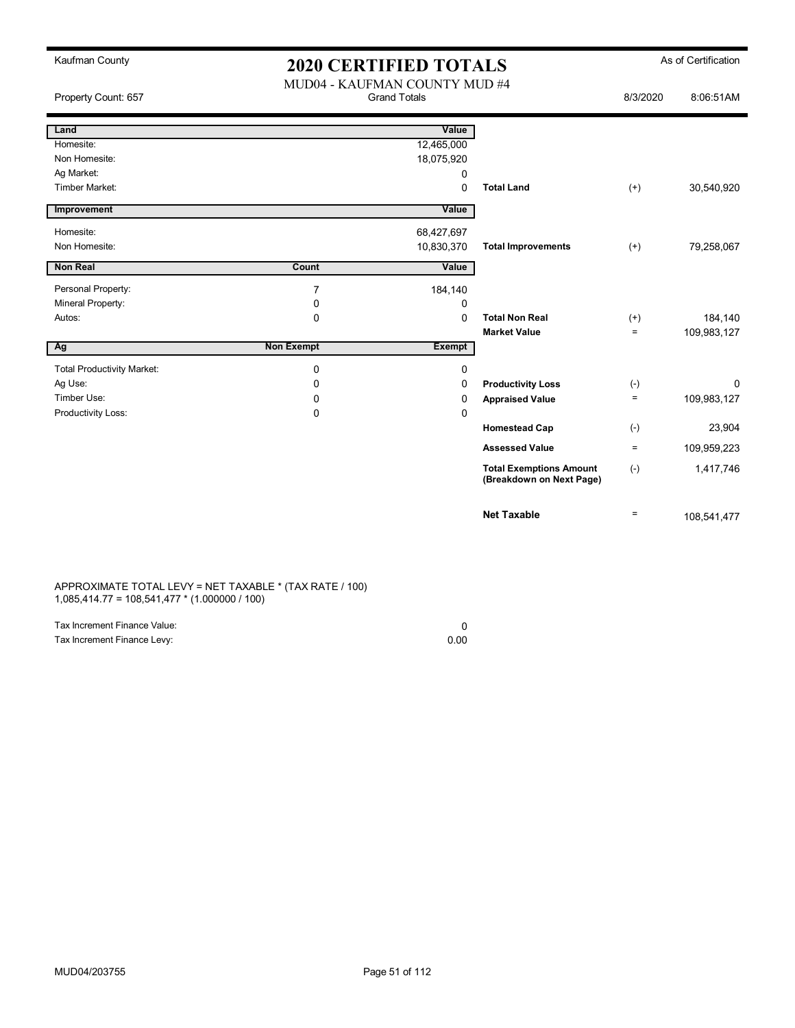Kaufman County

# 2020 CERTIFIED TOTALS

As of Certification

MUD04 - KAUFMAN COUNTY MUD #4
Grand Totals

Property Count: 657 | 8/3/2020 | 8:06:51AM

| Land | | Value | | | |
|---|---|---|---|---|---|
| Homesite: | | 12,465,000 | | | |
| Non Homesite: | | 18,075,920 | | | |
| Ag Market: | | 0 | | | |
| Timber Market: | | 0 | **Total Land** | (+) | 30,540,920 |
| **Improvement** | | **Value** | | | |
| Homesite: | | 68,427,697 | | | |
| Non Homesite: | | 10,830,370 | **Total Improvements** | (+) | 79,258,067 |
| **Non Real** | **Count** | **Value** | | | |
| Personal Property: | 7 | 184,140 | | | |
| Mineral Property: | 0 | 0 | | | |
| Autos: | 0 | 0 | **Total Non Real** | (+) | 184,140 |
| | | | **Market Value** | = | 109,983,127 |
| **Ag** | **Non Exempt** | **Exempt** | | | |
| Total Productivity Market: | 0 | 0 | | | |
| Ag Use: | 0 | 0 | **Productivity Loss** | (-) | 0 |
| Timber Use: | 0 | 0 | **Appraised Value** | = | 109,983,127 |
| Productivity Loss: | 0 | 0 | | | |
| | | | **Homestead Cap** | (-) | 23,904 |
| | | | **Assessed Value** | = | 109,959,223 |
| | | | **Total Exemptions Amount (Breakdown on Next Page)** | (-) | 1,417,746 |
| | | | **Net Taxable** | = | 108,541,477 |

APPROXIMATE TOTAL LEVY = NET TAXABLE * (TAX RATE / 100)
1,085,414.77 = 108,541,477 * (1.000000 / 100)

| | |
|---|---|
| Tax Increment Finance Value: | 0 |
| Tax Increment Finance Levy: | 0.00 |

MUD04/203755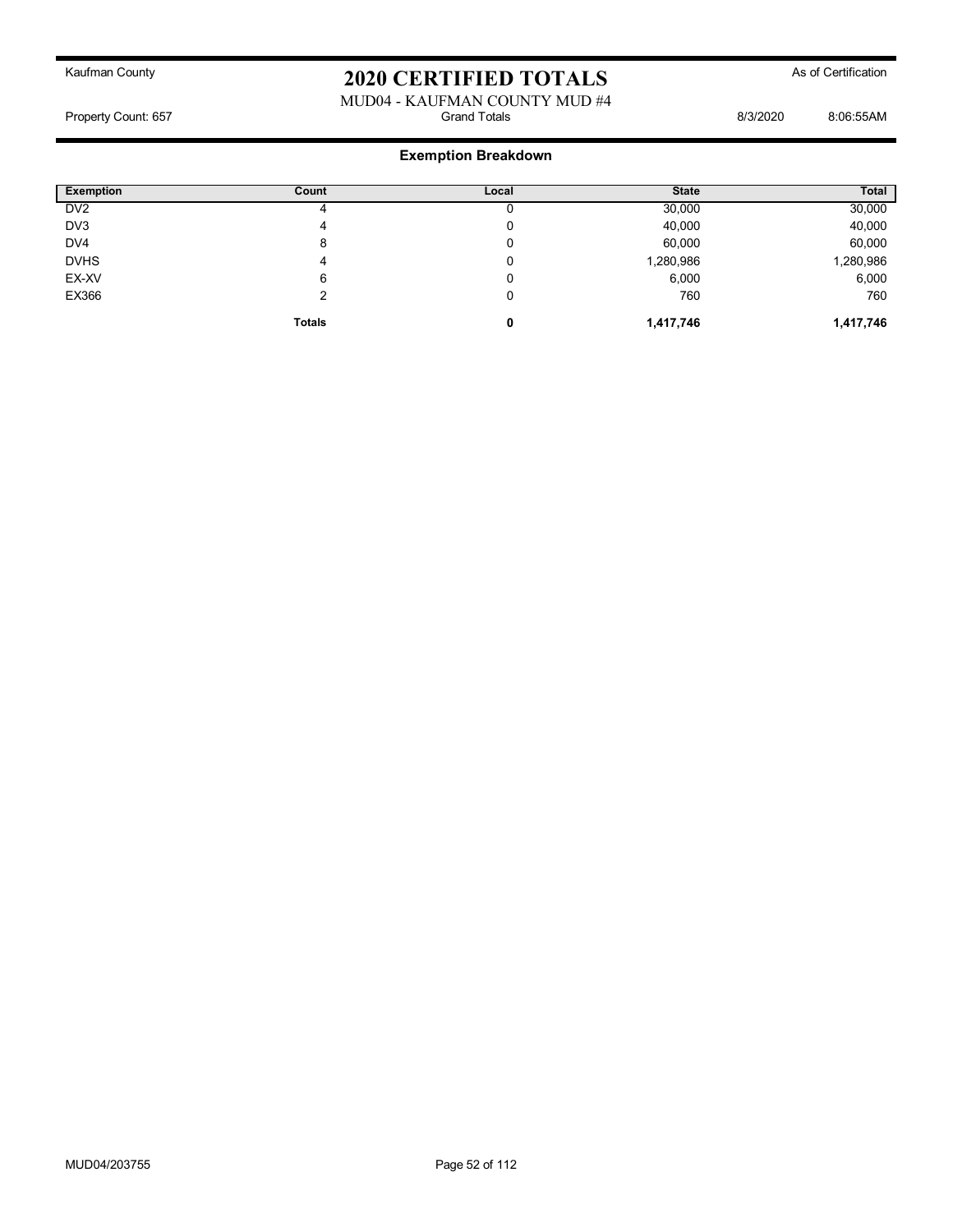Kaufman County

# 2020 CERTIFIED TOTALS

As of Certification

MUD04 - KAUFMAN COUNTY MUD #4

Property Count: 657 | Grand Totals | 8/3/2020 8:06:55AM

## Exemption Breakdown

| Exemption | Count | Local | State | Total |
|---|---|---|---|---|
| DV2 | 4 | 0 | 30,000 | 30,000 |
| DV3 | 4 | 0 | 40,000 | 40,000 |
| DV4 | 8 | 0 | 60,000 | 60,000 |
| DVHS | 4 | 0 | 1,280,986 | 1,280,986 |
| EX-XV | 6 | 0 | 6,000 | 6,000 |
| EX366 | 2 | 0 | 760 | 760 |
| | **Totals** | **0** | **1,417,746** | **1,417,746** |

MUD04/203755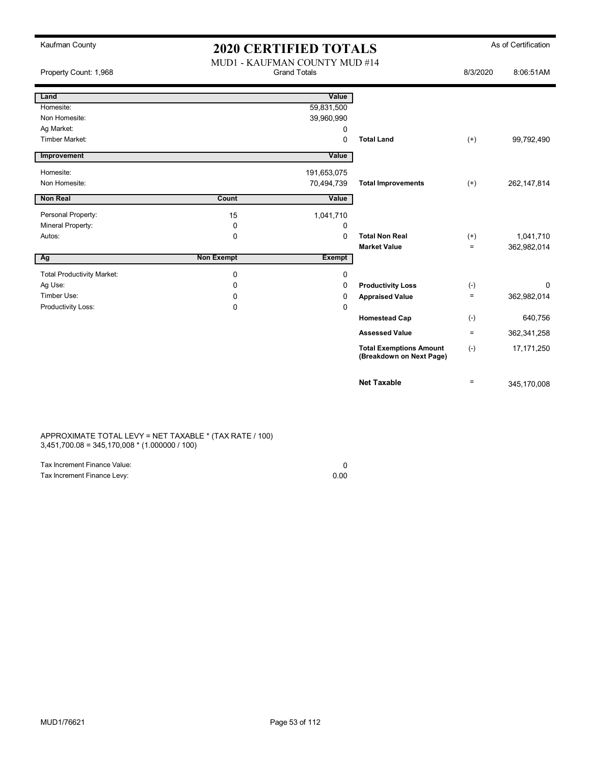Kaufman County

# 2020 CERTIFIED TOTALS

As of Certification

MUD1 - KAUFMAN COUNTY MUD #14

Property Count: 1,968 | Grand Totals | 8/3/2020 8:06:51AM

| Land | | Value | | | |
|---|---|---|---|---|---|
| Homesite: | | 59,831,500 | | | |
| Non Homesite: | | 39,960,990 | | | |
| Ag Market: | | 0 | | | |
| Timber Market: | | 0 | **Total Land** | (+) | 99,792,490 |
| **Improvement** | | **Value** | | | |
| Homesite: | | 191,653,075 | | | |
| Non Homesite: | | 70,494,739 | **Total Improvements** | (+) | 262,147,814 |
| **Non Real** | **Count** | **Value** | | | |
| Personal Property: | 15 | 1,041,710 | | | |
| Mineral Property: | 0 | 0 | | | |
| Autos: | 0 | 0 | **Total Non Real** | (+) | 1,041,710 |
| | | | **Market Value** | = | 362,982,014 |
| **Ag** | **Non Exempt** | **Exempt** | | | |
| Total Productivity Market: | 0 | 0 | | | |
| Ag Use: | 0 | 0 | **Productivity Loss** | (-) | 0 |
| Timber Use: | 0 | 0 | **Appraised Value** | = | 362,982,014 |
| Productivity Loss: | 0 | 0 | | | |
| | | | **Homestead Cap** | (-) | 640,756 |
| | | | **Assessed Value** | = | 362,341,258 |
| | | | **Total Exemptions Amount (Breakdown on Next Page)** | (-) | 17,171,250 |
| | | | **Net Taxable** | = | 345,170,008 |

APPROXIMATE TOTAL LEVY = NET TAXABLE * (TAX RATE / 100)
3,451,700.08 = 345,170,008 * (1.000000 / 100)

| | |
|---|---|
| Tax Increment Finance Value: | 0 |
| Tax Increment Finance Levy: | 0.00 |

MUD1/76621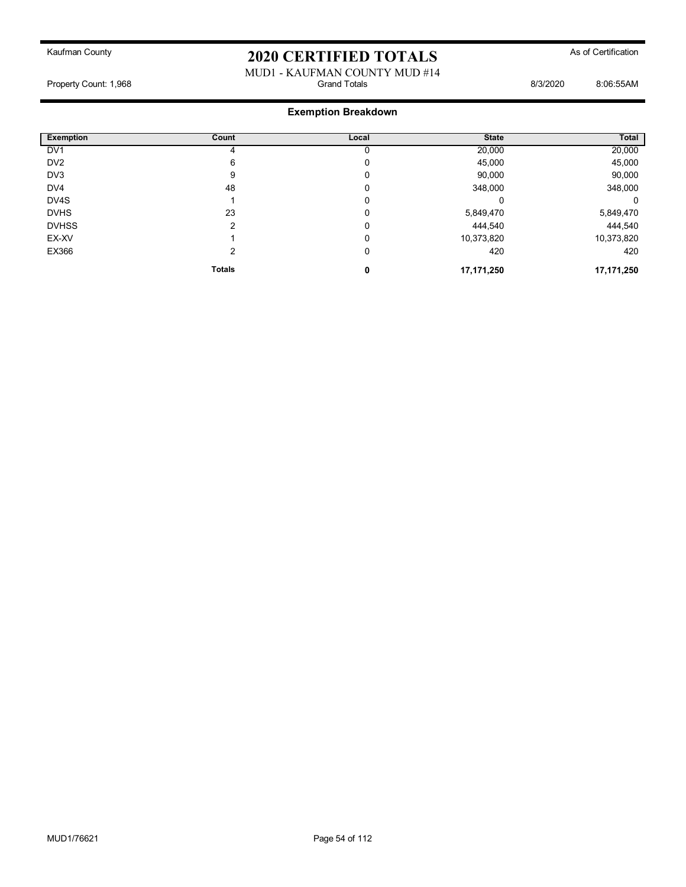# 2020 CERTIFIED TOTALS

Kaufman County — As of Certification

MUD1 - KAUFMAN COUNTY MUD #14

Property Count: 1,968 — Grand Totals — 8/3/2020 8:06:55AM

## Exemption Breakdown

| Exemption | Count | Local | State | Total |
|---|---|---|---|---|
| DV1 | 4 | 0 | 20,000 | 20,000 |
| DV2 | 6 | 0 | 45,000 | 45,000 |
| DV3 | 9 | 0 | 90,000 | 90,000 |
| DV4 | 48 | 0 | 348,000 | 348,000 |
| DV4S | 1 | 0 | 0 | 0 |
| DVHS | 23 | 0 | 5,849,470 | 5,849,470 |
| DVHSS | 2 | 0 | 444,540 | 444,540 |
| EX-XV | 1 | 0 | 10,373,820 | 10,373,820 |
| EX366 | 2 | 0 | 420 | 420 |
| | **Totals** | **0** | **17,171,250** | **17,171,250** |

MUD1/76621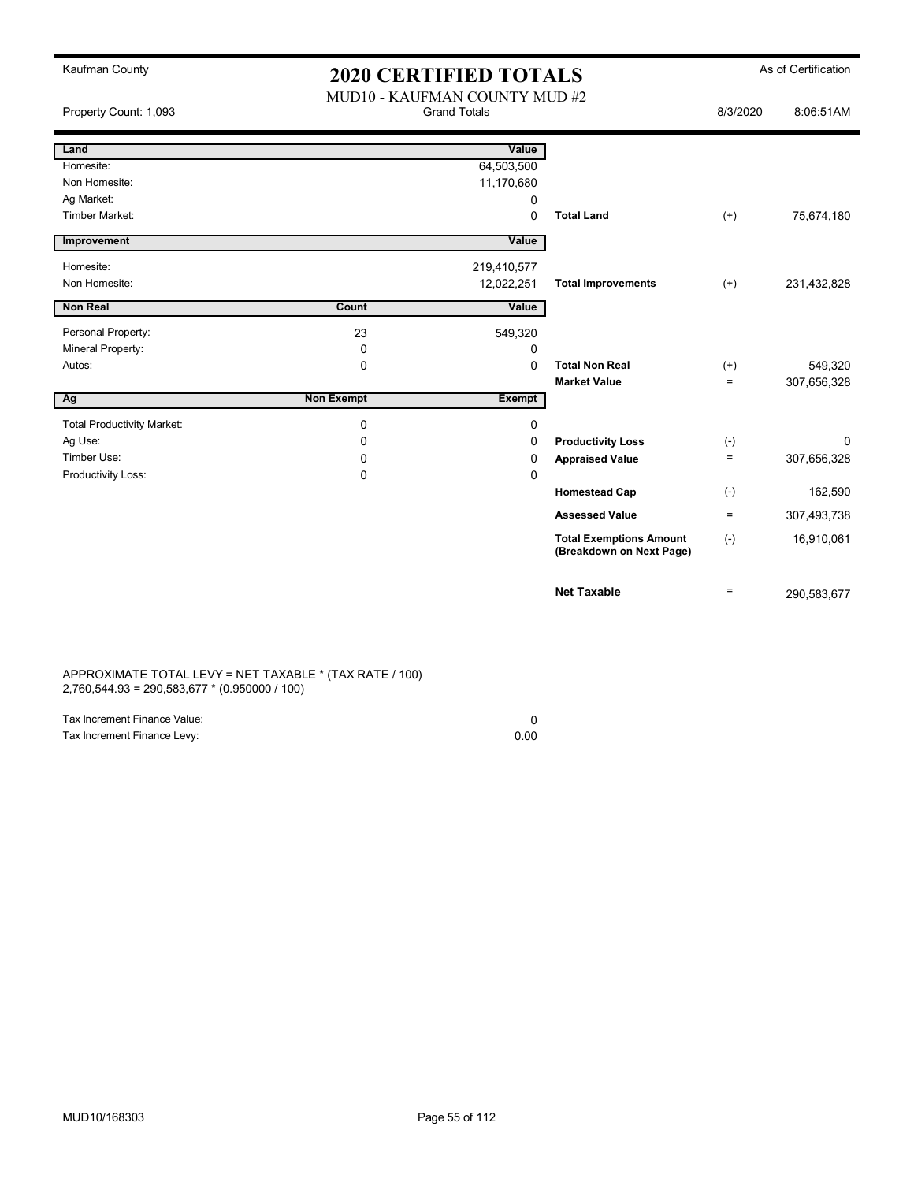Kaufman County

# 2020 CERTIFIED TOTALS

As of Certification

MUD10 - KAUFMAN COUNTY MUD #2

Property Count: 1,093 | Grand Totals | 8/3/2020 8:06:51AM

| Land | | Value | | | |
|---|---|---|---|---|---|
| Homesite: | | 64,503,500 | | | |
| Non Homesite: | | 11,170,680 | | | |
| Ag Market: | | 0 | | | |
| Timber Market: | | 0 | **Total Land** | (+) | 75,674,180 |

| Improvement | | Value | | | |
|---|---|---|---|---|---|
| Homesite: | | 219,410,577 | | | |
| Non Homesite: | | 12,022,251 | **Total Improvements** | (+) | 231,432,828 |

| Non Real | Count | Value | | | |
|---|---|---|---|---|---|
| Personal Property: | 23 | 549,320 | | | |
| Mineral Property: | 0 | 0 | | | |
| Autos: | 0 | 0 | **Total Non Real** | (+) | 549,320 |
| | | | **Market Value** | = | 307,656,328 |

| Ag | Non Exempt | Exempt | | | |
|---|---|---|---|---|---|
| Total Productivity Market: | 0 | 0 | | | |
| Ag Use: | 0 | 0 | **Productivity Loss** | (-) | 0 |
| Timber Use: | 0 | 0 | **Appraised Value** | = | 307,656,328 |
| Productivity Loss: | 0 | 0 | | | |
| | | | **Homestead Cap** | (-) | 162,590 |
| | | | **Assessed Value** | = | 307,493,738 |
| | | | **Total Exemptions Amount (Breakdown on Next Page)** | (-) | 16,910,061 |
| | | | **Net Taxable** | = | 290,583,677 |

APPROXIMATE TOTAL LEVY = NET TAXABLE * (TAX RATE / 100)
2,760,544.93 = 290,583,677 * (0.950000 / 100)

| | |
|---|---|
| Tax Increment Finance Value: | 0 |
| Tax Increment Finance Levy: | 0.00 |

MUD10/168303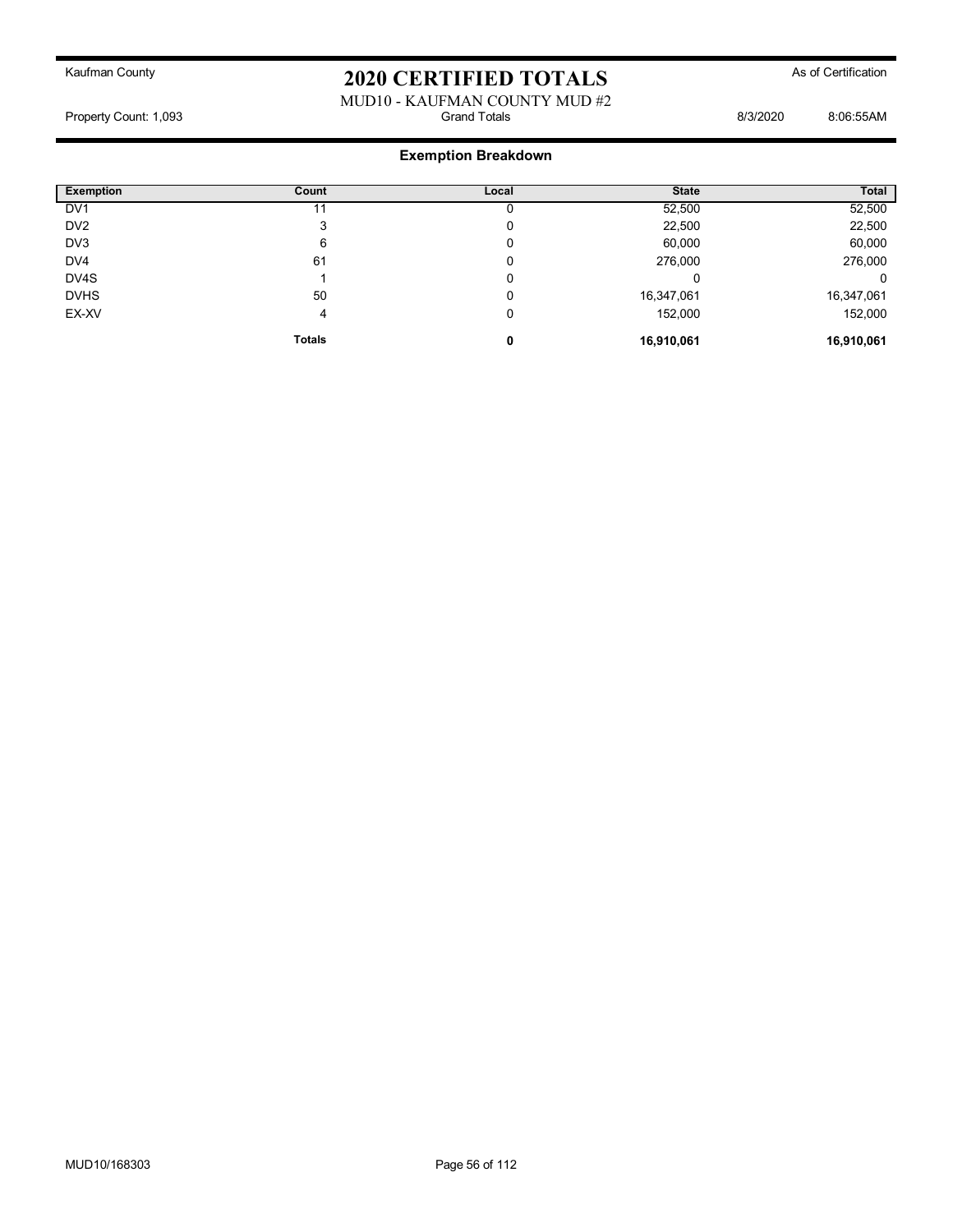Kaufman County

# 2020 CERTIFIED TOTALS

As of Certification

MUD10 - KAUFMAN COUNTY MUD #2

Property Count: 1,093 | Grand Totals | 8/3/2020 8:06:55AM

## Exemption Breakdown

| Exemption | Count | Local | State | Total |
|---|---|---|---|---|
| DV1 | 11 | 0 | 52,500 | 52,500 |
| DV2 | 3 | 0 | 22,500 | 22,500 |
| DV3 | 6 | 0 | 60,000 | 60,000 |
| DV4 | 61 | 0 | 276,000 | 276,000 |
| DV4S | 1 | 0 | 0 | 0 |
| DVHS | 50 | 0 | 16,347,061 | 16,347,061 |
| EX-XV | 4 | 0 | 152,000 | 152,000 |
| | **Totals** | **0** | **16,910,061** | **16,910,061** |

MUD10/168303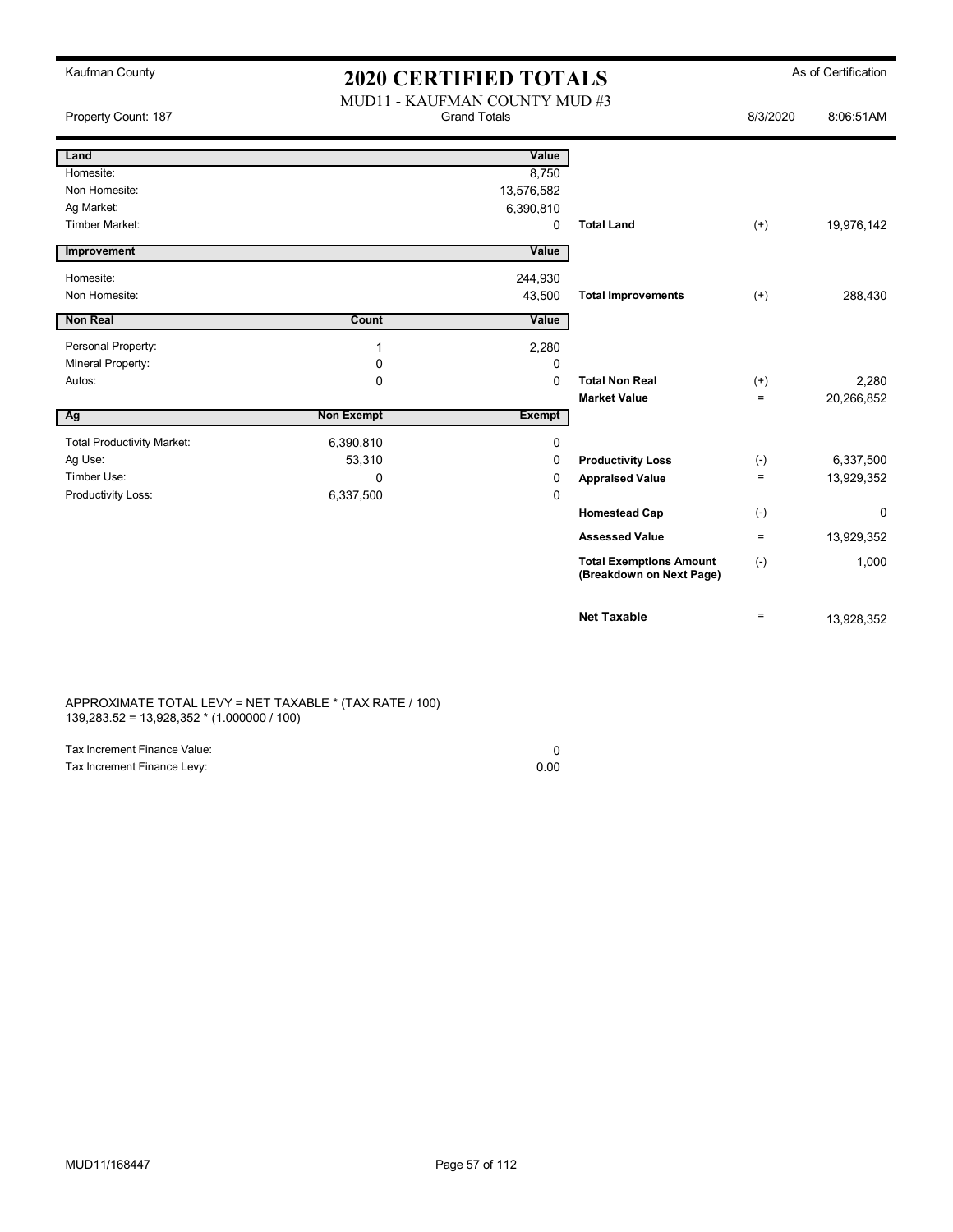Kaufman County

# 2020 CERTIFIED TOTALS

As of Certification

MUD11 - KAUFMAN COUNTY MUD #3

Property Count: 187 | Grand Totals | 8/3/2020 8:06:51AM

| Land | | Value | | | |
|---|---|---|---|---|---|
| Homesite: | | 8,750 | | | |
| Non Homesite: | | 13,576,582 | | | |
| Ag Market: | | 6,390,810 | | | |
| Timber Market: | | 0 | **Total Land** | (+) | 19,976,142 |

| Improvement | | Value | | | |
|---|---|---|---|---|---|
| Homesite: | | 244,930 | | | |
| Non Homesite: | | 43,500 | **Total Improvements** | (+) | 288,430 |

| Non Real | Count | Value | | | |
|---|---|---|---|---|---|
| Personal Property: | 1 | 2,280 | | | |
| Mineral Property: | 0 | 0 | | | |
| Autos: | 0 | 0 | **Total Non Real** | (+) | 2,280 |
| | | | **Market Value** | = | 20,266,852 |

| Ag | Non Exempt | Exempt | | | |
|---|---|---|---|---|---|
| Total Productivity Market: | 6,390,810 | 0 | | | |
| Ag Use: | 53,310 | 0 | **Productivity Loss** | (-) | 6,337,500 |
| Timber Use: | 0 | 0 | **Appraised Value** | = | 13,929,352 |
| Productivity Loss: | 6,337,500 | 0 | | | |
| | | | **Homestead Cap** | (-) | 0 |
| | | | **Assessed Value** | = | 13,929,352 |
| | | | **Total Exemptions Amount (Breakdown on Next Page)** | (-) | 1,000 |
| | | | **Net Taxable** | = | 13,928,352 |

APPROXIMATE TOTAL LEVY = NET TAXABLE * (TAX RATE / 100)
139,283.52 = 13,928,352 * (1.000000 / 100)

| | |
|---|---|
| Tax Increment Finance Value: | 0 |
| Tax Increment Finance Levy: | 0.00 |

MUD11/168447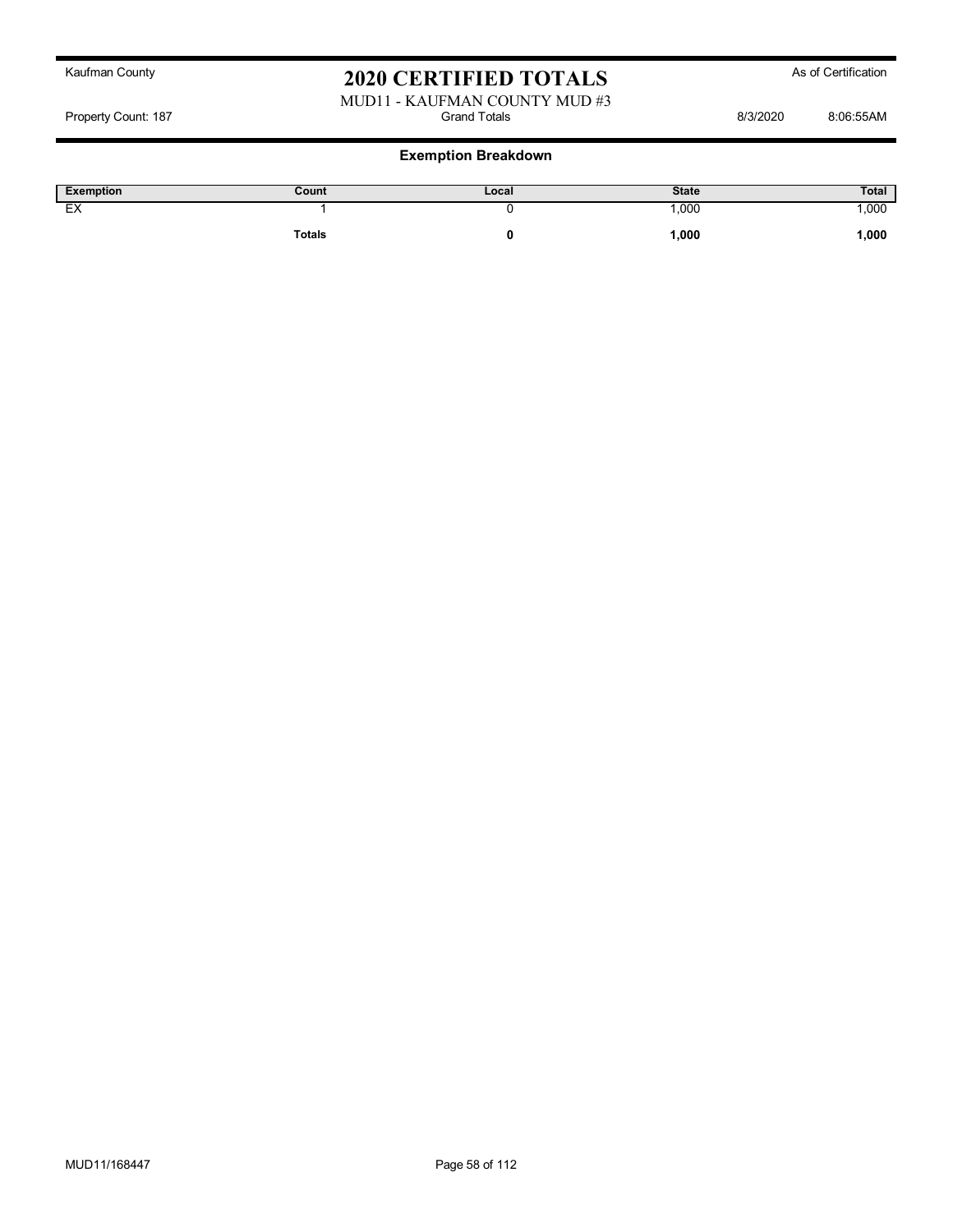Kaufman County

# 2020 CERTIFIED TOTALS

As of Certification

MUD11 - KAUFMAN COUNTY MUD #3

Property Count: 187 | Grand Totals | 8/3/2020 8:06:55AM

## Exemption Breakdown

| Exemption | Count | Local | State | Total |
|---|---|---|---|---|
| EX | 1 | 0 | 1,000 | 1,000 |
| | **Totals** | **0** | **1,000** | **1,000** |

MUD11/168447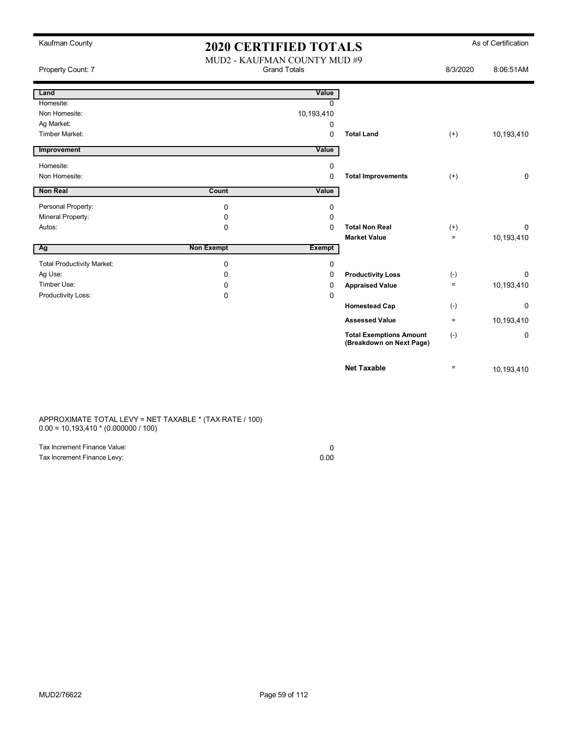Kaufman County

# 2020 CERTIFIED TOTALS

As of Certification

MUD2 - KAUFMAN COUNTY MUD #9

Property Count: 7 | Grand Totals | 8/3/2020 8:06:51AM

| Land | | Value | | | |
|---|---|---|---|---|---|
| Homesite: | | 0 | | | |
| Non Homesite: | | 10,193,410 | | | |
| Ag Market: | | 0 | | | |
| Timber Market: | | 0 | **Total Land** | (+) | 10,193,410 |
| **Improvement** | | **Value** | | | |
| Homesite: | | 0 | | | |
| Non Homesite: | | 0 | **Total Improvements** | (+) | 0 |
| **Non Real** | **Count** | **Value** | | | |
| Personal Property: | 0 | 0 | | | |
| Mineral Property: | 0 | 0 | | | |
| Autos: | 0 | 0 | **Total Non Real** | (+) | 0 |
| | | | **Market Value** | = | 10,193,410 |
| **Ag** | **Non Exempt** | **Exempt** | | | |
| Total Productivity Market: | 0 | 0 | | | |
| Ag Use: | 0 | 0 | **Productivity Loss** | (-) | 0 |
| Timber Use: | 0 | 0 | **Appraised Value** | = | 10,193,410 |
| Productivity Loss: | 0 | 0 | | | |
| | | | **Homestead Cap** | (-) | 0 |
| | | | **Assessed Value** | = | 10,193,410 |
| | | | **Total Exemptions Amount (Breakdown on Next Page)** | (-) | 0 |
| | | | **Net Taxable** | = | 10,193,410 |

APPROXIMATE TOTAL LEVY = NET TAXABLE * (TAX RATE / 100)
0.00 = 10,193,410 * (0.000000 / 100)

| | |
|---|---|
| Tax Increment Finance Value: | 0 |
| Tax Increment Finance Levy: | 0.00 |

MUD2/76622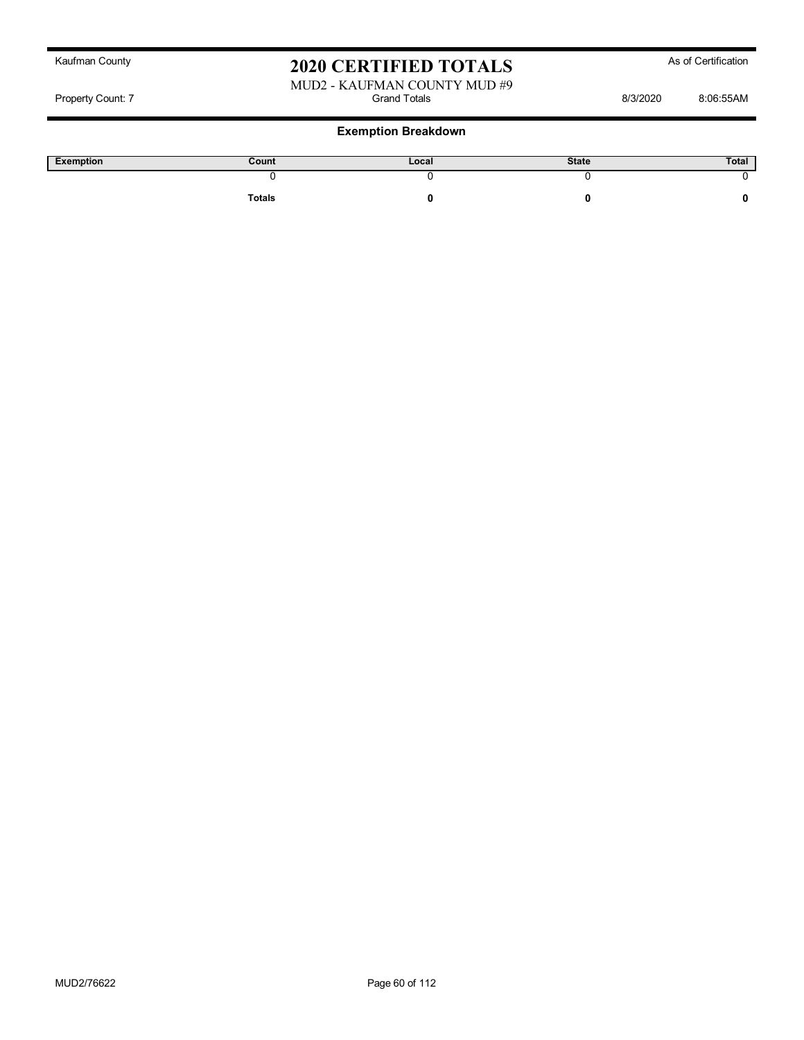Kaufman County

# 2020 CERTIFIED TOTALS

As of Certification

MUD2 - KAUFMAN COUNTY MUD #9

Property Count: 7 | Grand Totals | 8/3/2020 | 8:06:55AM

## Exemption Breakdown

| Exemption | Count | Local | State | Total |
|---|---|---|---|---|
| | 0 | 0 | 0 | 0 |
| | **Totals** | **0** | **0** | **0** |

MUD2/76622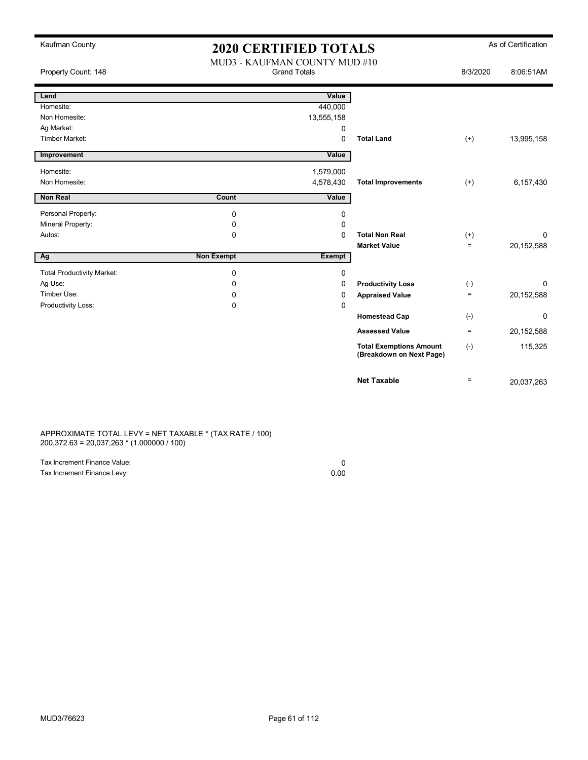Kaufman County

# 2020 CERTIFIED TOTALS

As of Certification

MUD3 - KAUFMAN COUNTY MUD #10

Property Count: 148 | Grand Totals | 8/3/2020 8:06:51AM

| Land | | Value | | | |
|---|---|---|---|---|---|
| Homesite: | | 440,000 | | | |
| Non Homesite: | | 13,555,158 | | | |
| Ag Market: | | 0 | | | |
| Timber Market: | | 0 | **Total Land** | (+) | 13,995,158 |

| Improvement | | Value | | | |
|---|---|---|---|---|---|
| Homesite: | | 1,579,000 | | | |
| Non Homesite: | | 4,578,430 | **Total Improvements** | (+) | 6,157,430 |

| Non Real | Count | Value | | | |
|---|---|---|---|---|---|
| Personal Property: | 0 | 0 | | | |
| Mineral Property: | 0 | 0 | | | |
| Autos: | 0 | 0 | **Total Non Real** | (+) | 0 |
| | | | **Market Value** | = | 20,152,588 |

| Ag | Non Exempt | Exempt | | | |
|---|---|---|---|---|---|
| Total Productivity Market: | 0 | 0 | | | |
| Ag Use: | 0 | 0 | **Productivity Loss** | (-) | 0 |
| Timber Use: | 0 | 0 | **Appraised Value** | = | 20,152,588 |
| Productivity Loss: | 0 | 0 | | | |
| | | | **Homestead Cap** | (-) | 0 |
| | | | **Assessed Value** | = | 20,152,588 |
| | | | **Total Exemptions Amount (Breakdown on Next Page)** | (-) | 115,325 |
| | | | **Net Taxable** | = | 20,037,263 |

APPROXIMATE TOTAL LEVY = NET TAXABLE * (TAX RATE / 100)
200,372.63 = 20,037,263 * (1.000000 / 100)

| | |
|---|---|
| Tax Increment Finance Value: | 0 |
| Tax Increment Finance Levy: | 0.00 |

MUD3/76623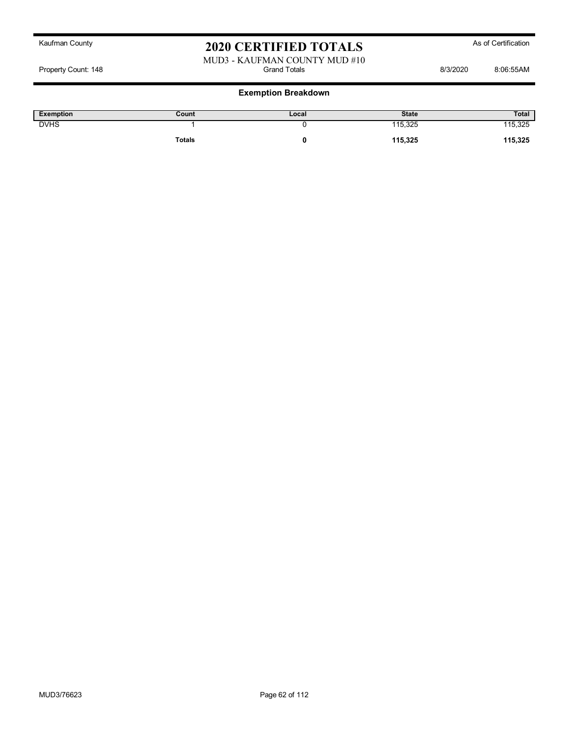Kaufman County

# 2020 CERTIFIED TOTALS

As of Certification

MUD3 - KAUFMAN COUNTY MUD #10

Property Count: 148 | Grand Totals | 8/3/2020 8:06:55AM

## Exemption Breakdown

| Exemption | Count | Local | State | Total |
|---|---|---|---|---|
| DVHS | 1 | 0 | 115,325 | 115,325 |
| | **Totals** | **0** | **115,325** | **115,325** |

MUD3/76623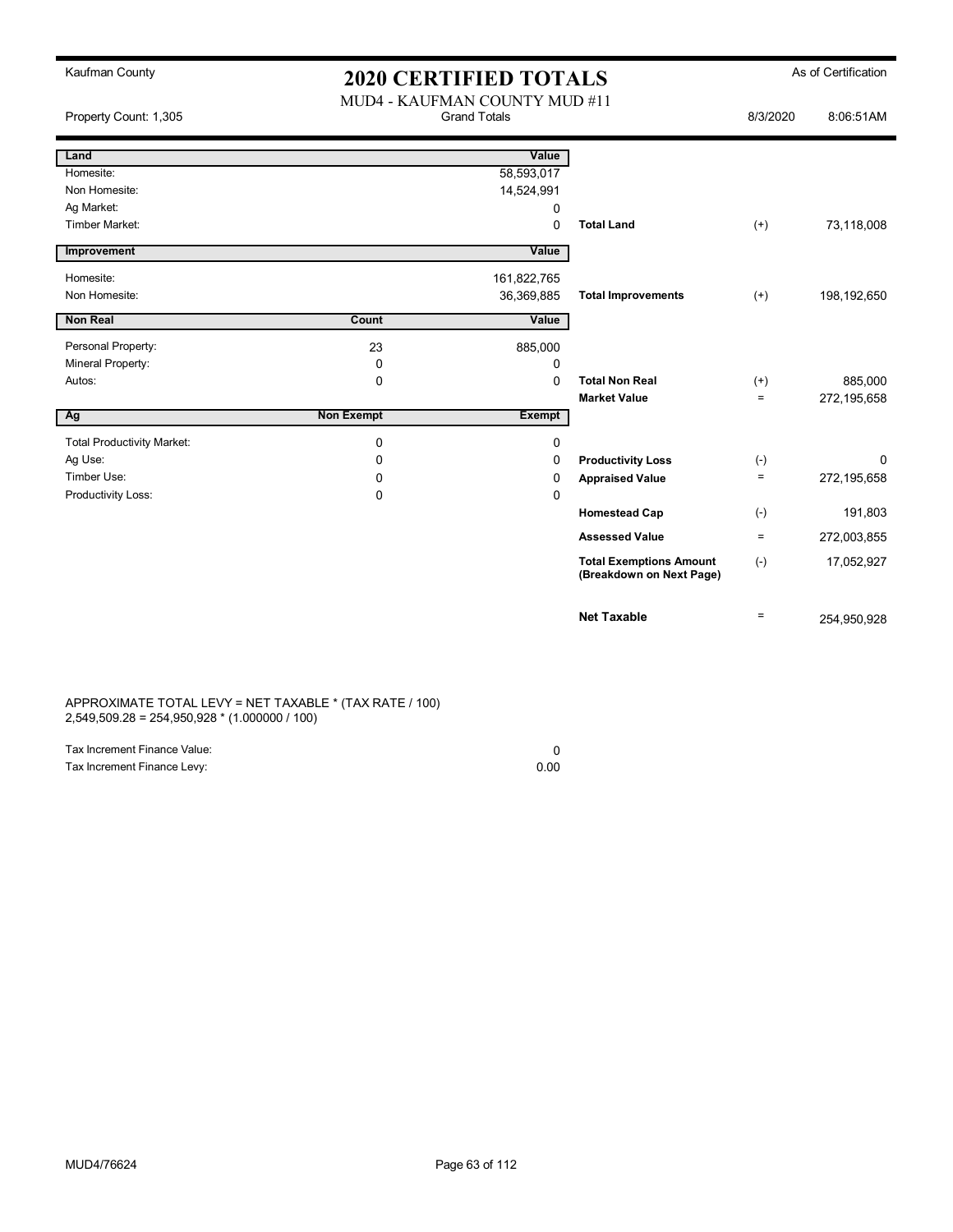Kaufman County

# 2020 CERTIFIED TOTALS

As of Certification

MUD4 - KAUFMAN COUNTY MUD #11

Property Count: 1,305 | Grand Totals | 8/3/2020 8:06:51AM

| Land | | Value | | | |
|---|---|---|---|---|---|
| Homesite: | | 58,593,017 | | | |
| Non Homesite: | | 14,524,991 | | | |
| Ag Market: | | 0 | | | |
| Timber Market: | | 0 | **Total Land** | (+) | 73,118,008 |
| **Improvement** | | **Value** | | | |
| Homesite: | | 161,822,765 | | | |
| Non Homesite: | | 36,369,885 | **Total Improvements** | (+) | 198,192,650 |
| **Non Real** | **Count** | **Value** | | | |
| Personal Property: | 23 | 885,000 | | | |
| Mineral Property: | 0 | 0 | | | |
| Autos: | 0 | 0 | **Total Non Real** | (+) | 885,000 |
| | | | **Market Value** | = | 272,195,658 |
| **Ag** | **Non Exempt** | **Exempt** | | | |
| Total Productivity Market: | 0 | 0 | | | |
| Ag Use: | 0 | 0 | **Productivity Loss** | (-) | 0 |
| Timber Use: | 0 | 0 | **Appraised Value** | = | 272,195,658 |
| Productivity Loss: | 0 | 0 | | | |
| | | | **Homestead Cap** | (-) | 191,803 |
| | | | **Assessed Value** | = | 272,003,855 |
| | | | **Total Exemptions Amount (Breakdown on Next Page)** | (-) | 17,052,927 |
| | | | **Net Taxable** | = | 254,950,928 |

APPROXIMATE TOTAL LEVY = NET TAXABLE * (TAX RATE / 100)
2,549,509.28 = 254,950,928 * (1.000000 / 100)

| | |
|---|---|
| Tax Increment Finance Value: | 0 |
| Tax Increment Finance Levy: | 0.00 |

MUD4/76624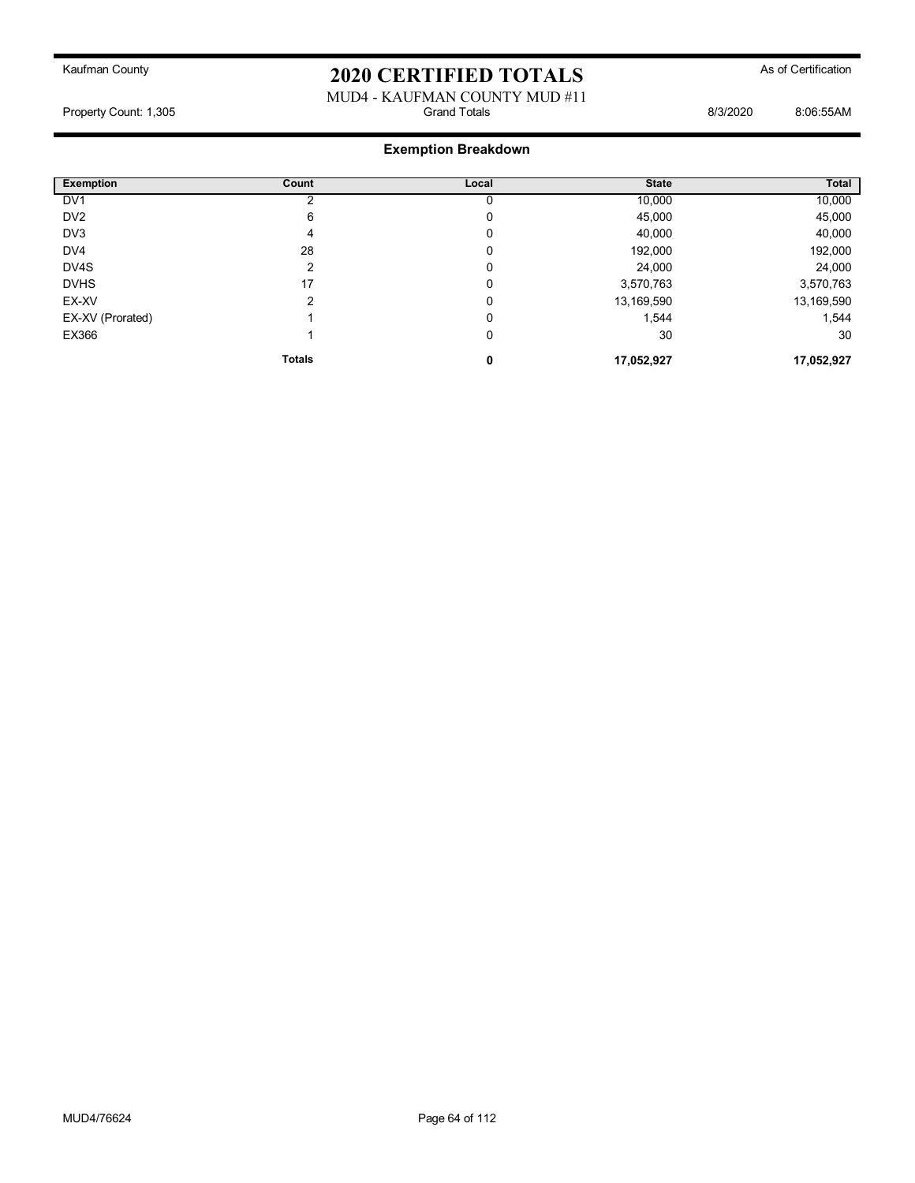Kaufman County

# 2020 CERTIFIED TOTALS

As of Certification

MUD4 - KAUFMAN COUNTY MUD #11

Property Count: 1,305 Grand Totals 8/3/2020 8:06:55AM

## Exemption Breakdown

| Exemption | Count | Local | State | Total |
|---|---|---|---|---|
| DV1 | 2 | 0 | 10,000 | 10,000 |
| DV2 | 6 | 0 | 45,000 | 45,000 |
| DV3 | 4 | 0 | 40,000 | 40,000 |
| DV4 | 28 | 0 | 192,000 | 192,000 |
| DV4S | 2 | 0 | 24,000 | 24,000 |
| DVHS | 17 | 0 | 3,570,763 | 3,570,763 |
| EX-XV | 2 | 0 | 13,169,590 | 13,169,590 |
| EX-XV (Prorated) | 1 | 0 | 1,544 | 1,544 |
| EX366 | 1 | 0 | 30 | 30 |
| | **Totals** | **0** | **17,052,927** | **17,052,927** |

MUD4/76624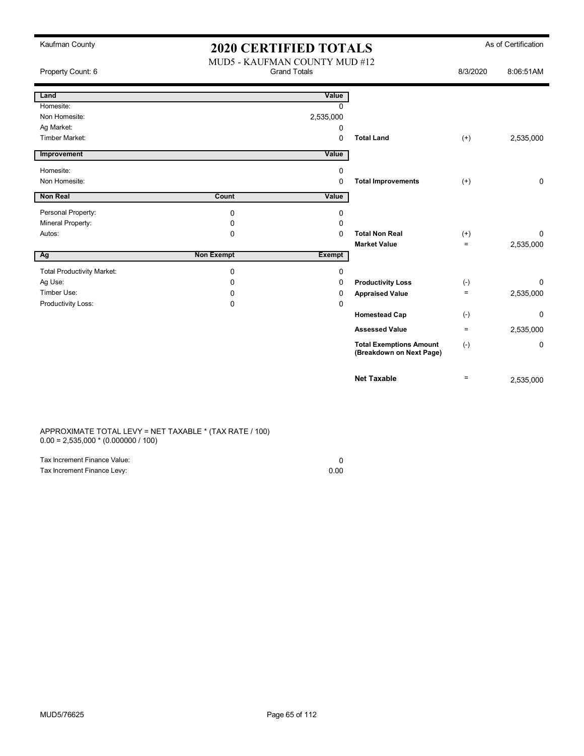Kaufman County

# 2020 CERTIFIED TOTALS

As of Certification

MUD5 - KAUFMAN COUNTY MUD #12

Property Count: 6 | Grand Totals | 8/3/2020 8:06:51AM

| Land | | Value | | | |
|---|---|---|---|---|---|
| Homesite: | | 0 | | | |
| Non Homesite: | | 2,535,000 | | | |
| Ag Market: | | 0 | | | |
| Timber Market: | | 0 | **Total Land** | (+) | 2,535,000 |
| **Improvement** | | **Value** | | | |
| Homesite: | | 0 | | | |
| Non Homesite: | | 0 | **Total Improvements** | (+) | 0 |
| **Non Real** | **Count** | **Value** | | | |
| Personal Property: | 0 | 0 | | | |
| Mineral Property: | 0 | 0 | | | |
| Autos: | 0 | 0 | **Total Non Real** | (+) | 0 |
| | | | **Market Value** | = | 2,535,000 |
| **Ag** | **Non Exempt** | **Exempt** | | | |
| Total Productivity Market: | 0 | 0 | | | |
| Ag Use: | 0 | 0 | **Productivity Loss** | (-) | 0 |
| Timber Use: | 0 | 0 | **Appraised Value** | = | 2,535,000 |
| Productivity Loss: | 0 | 0 | | | |
| | | | **Homestead Cap** | (-) | 0 |
| | | | **Assessed Value** | = | 2,535,000 |
| | | | **Total Exemptions Amount (Breakdown on Next Page)** | (-) | 0 |
| | | | **Net Taxable** | = | 2,535,000 |

APPROXIMATE TOTAL LEVY = NET TAXABLE * (TAX RATE / 100)
0.00 = 2,535,000 * (0.000000 / 100)

| | |
|---|---|
| Tax Increment Finance Value: | 0 |
| Tax Increment Finance Levy: | 0.00 |

MUD5/76625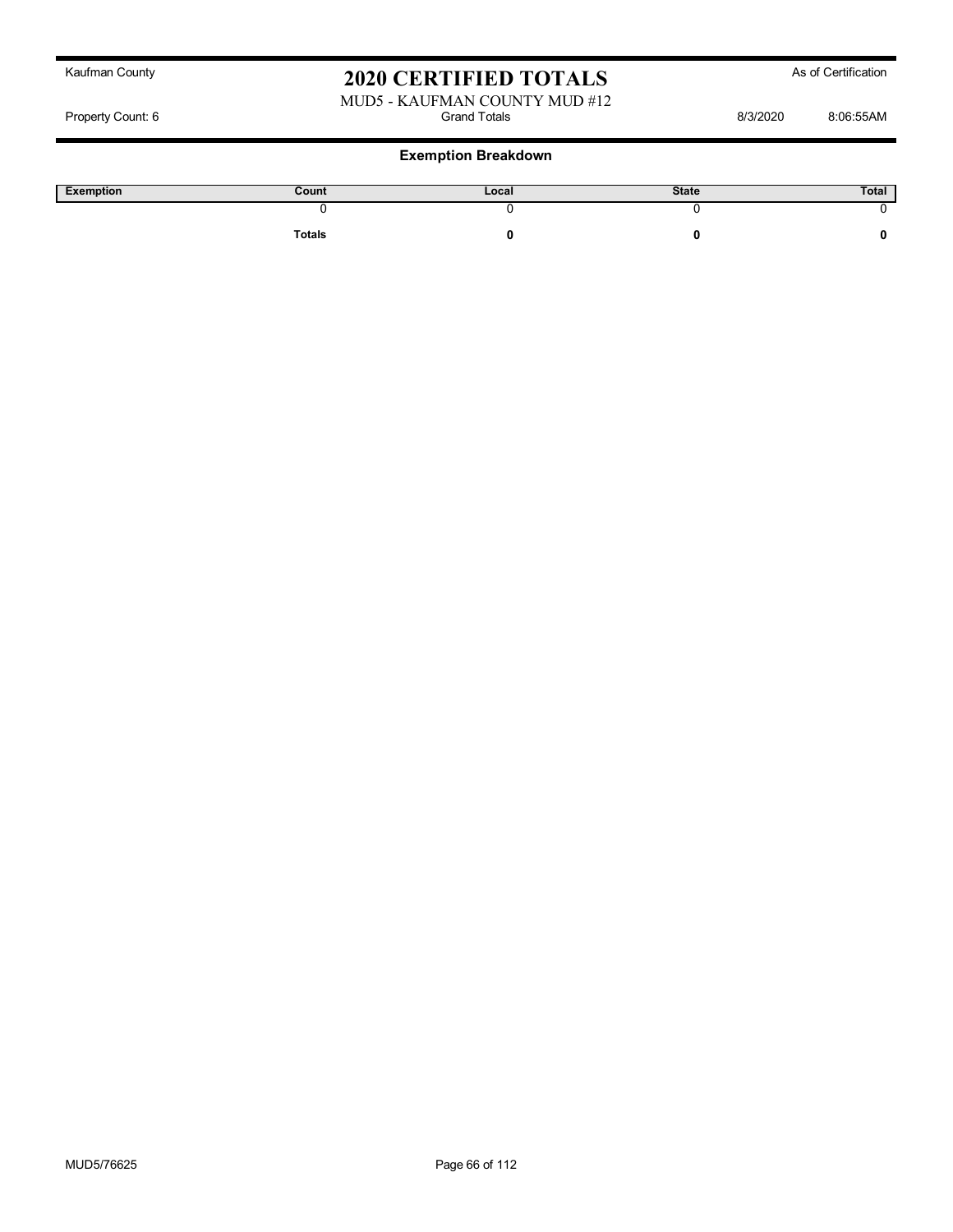Kaufman County

# 2020 CERTIFIED TOTALS

As of Certification

MUD5 - KAUFMAN COUNTY MUD #12

Property Count: 6 | Grand Totals | 8/3/2020 8:06:55AM

## Exemption Breakdown

| Exemption | Count | Local | State | Total |
|---|---|---|---|---|
| | 0 | 0 | 0 | 0 |
| | **Totals** | **0** | **0** | **0** |

MUD5/76625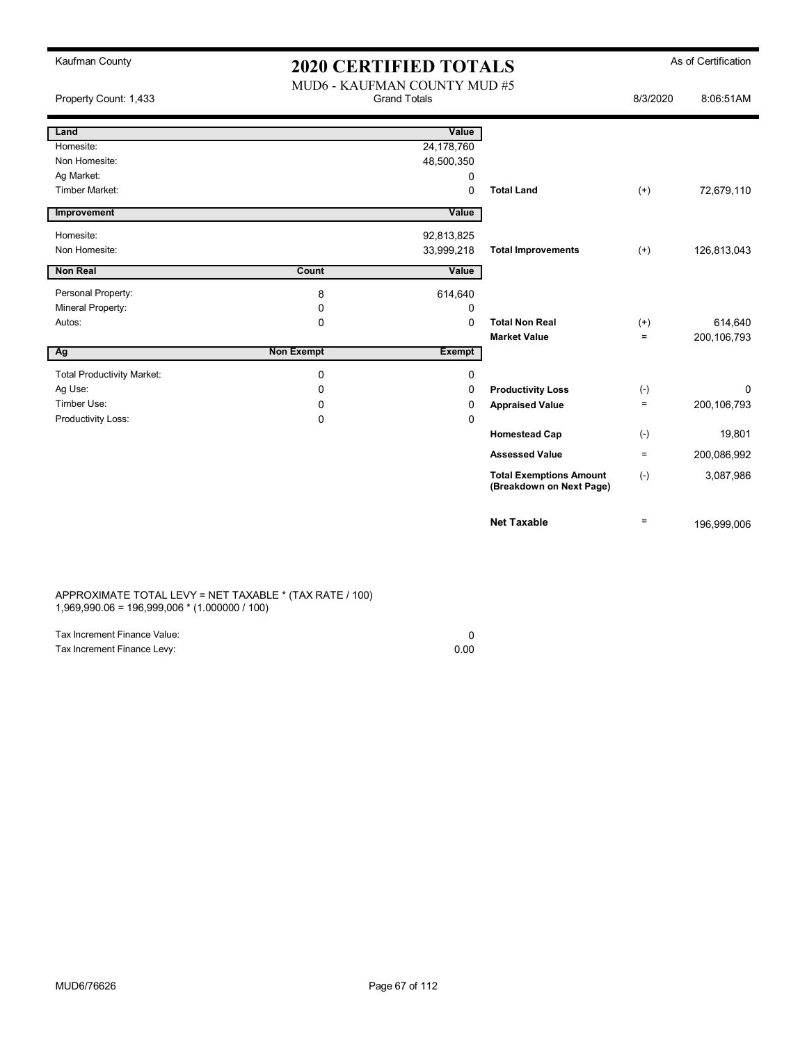Kaufman County

# 2020 CERTIFIED TOTALS

As of Certification

MUD6 - KAUFMAN COUNTY MUD #5

Grand Totals

Property Count: 1,433

8/3/2020 8:06:51AM

| Land | | Value | | | |
|---|---|---|---|---|---|
| Homesite: | | 24,178,760 | | | |
| Non Homesite: | | 48,500,350 | | | |
| Ag Market: | | 0 | | | |
| Timber Market: | | 0 | **Total Land** | (+) | 72,679,110 |
| **Improvement** | | **Value** | | | |
| Homesite: | | 92,813,825 | | | |
| Non Homesite: | | 33,999,218 | **Total Improvements** | (+) | 126,813,043 |
| **Non Real** | **Count** | **Value** | | | |
| Personal Property: | 8 | 614,640 | | | |
| Mineral Property: | 0 | 0 | | | |
| Autos: | 0 | 0 | **Total Non Real** | (+) | 614,640 |
| | | | **Market Value** | = | 200,106,793 |
| **Ag** | **Non Exempt** | **Exempt** | | | |
| Total Productivity Market: | 0 | 0 | | | |
| Ag Use: | 0 | 0 | **Productivity Loss** | (-) | 0 |
| Timber Use: | 0 | 0 | **Appraised Value** | = | 200,106,793 |
| Productivity Loss: | 0 | 0 | | | |
| | | | **Homestead Cap** | (-) | 19,801 |
| | | | **Assessed Value** | = | 200,086,992 |
| | | | **Total Exemptions Amount (Breakdown on Next Page)** | (-) | 3,087,986 |
| | | | **Net Taxable** | = | 196,999,006 |

APPROXIMATE TOTAL LEVY = NET TAXABLE * (TAX RATE / 100)
1,969,990.06 = 196,999,006 * (1.000000 / 100)

| | |
|---|---|
| Tax Increment Finance Value: | 0 |
| Tax Increment Finance Levy: | 0.00 |

MUD6/76626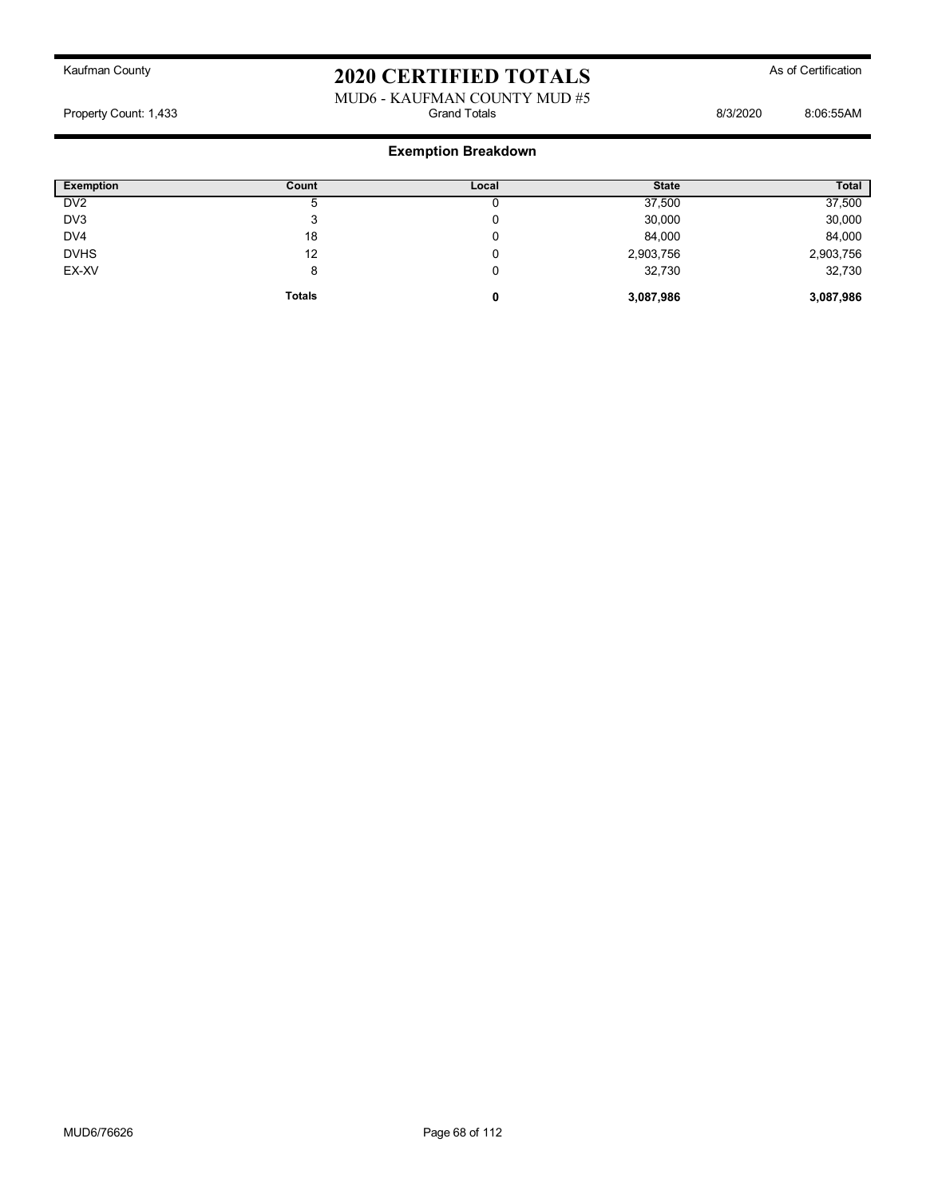Kaufman County

# 2020 CERTIFIED TOTALS

As of Certification

MUD6 - KAUFMAN COUNTY MUD #5

Property Count: 1,433 | Grand Totals | 8/3/2020 8:06:55AM

## Exemption Breakdown

| Exemption | Count | Local | State | Total |
|---|---|---|---|---|
| DV2 | 5 | 0 | 37,500 | 37,500 |
| DV3 | 3 | 0 | 30,000 | 30,000 |
| DV4 | 18 | 0 | 84,000 | 84,000 |
| DVHS | 12 | 0 | 2,903,756 | 2,903,756 |
| EX-XV | 8 | 0 | 32,730 | 32,730 |
| | **Totals** | **0** | **3,087,986** | **3,087,986** |

MUD6/76626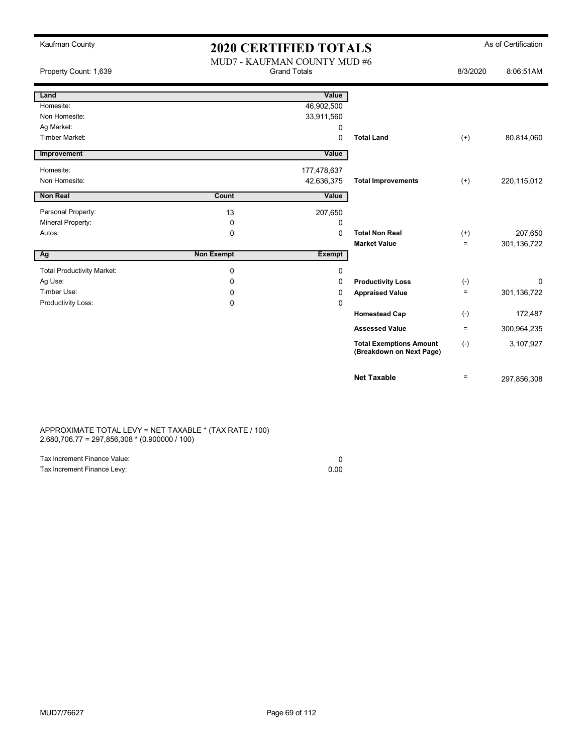Kaufman County

# 2020 CERTIFIED TOTALS

As of Certification

MUD7 - KAUFMAN COUNTY MUD #6

Property Count: 1,639 | Grand Totals | 8/3/2020 8:06:51AM

| Land | | Value | | | |
|---|---|---|---|---|---|
| Homesite: | | 46,902,500 | | | |
| Non Homesite: | | 33,911,560 | | | |
| Ag Market: | | 0 | | | |
| Timber Market: | | 0 | **Total Land** | (+) | 80,814,060 |
| **Improvement** | | **Value** | | | |
| Homesite: | | 177,478,637 | | | |
| Non Homesite: | | 42,636,375 | **Total Improvements** | (+) | 220,115,012 |
| **Non Real** | **Count** | **Value** | | | |
| Personal Property: | 13 | 207,650 | | | |
| Mineral Property: | 0 | 0 | | | |
| Autos: | 0 | 0 | **Total Non Real** | (+) | 207,650 |
| | | | **Market Value** | = | 301,136,722 |
| **Ag** | **Non Exempt** | **Exempt** | | | |
| Total Productivity Market: | 0 | 0 | | | |
| Ag Use: | 0 | 0 | **Productivity Loss** | (-) | 0 |
| Timber Use: | 0 | 0 | **Appraised Value** | = | 301,136,722 |
| Productivity Loss: | 0 | 0 | | | |
| | | | **Homestead Cap** | (-) | 172,487 |
| | | | **Assessed Value** | = | 300,964,235 |
| | | | **Total Exemptions Amount (Breakdown on Next Page)** | (-) | 3,107,927 |
| | | | **Net Taxable** | = | 297,856,308 |

APPROXIMATE TOTAL LEVY = NET TAXABLE * (TAX RATE / 100)
2,680,706.77 = 297,856,308 * (0.900000 / 100)

| | |
|---|---|
| Tax Increment Finance Value: | 0 |
| Tax Increment Finance Levy: | 0.00 |

MUD7/76627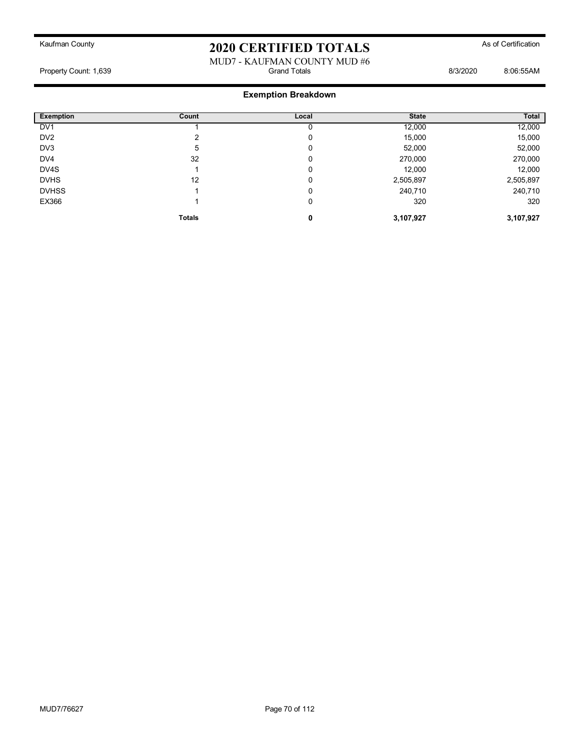# 2020 CERTIFIED TOTALS

Kaufman County — As of Certification

MUD7 - KAUFMAN COUNTY MUD #6

Property Count: 1,639 — Grand Totals — 8/3/2020 8:06:55AM

## Exemption Breakdown

| Exemption | Count | Local | State | Total |
|---|---|---|---|---|
| DV1 | 1 | 0 | 12,000 | 12,000 |
| DV2 | 2 | 0 | 15,000 | 15,000 |
| DV3 | 5 | 0 | 52,000 | 52,000 |
| DV4 | 32 | 0 | 270,000 | 270,000 |
| DV4S | 1 | 0 | 12,000 | 12,000 |
| DVHS | 12 | 0 | 2,505,897 | 2,505,897 |
| DVHSS | 1 | 0 | 240,710 | 240,710 |
| EX366 | 1 | 0 | 320 | 320 |
| | **Totals** | **0** | **3,107,927** | **3,107,927** |

MUD7/76627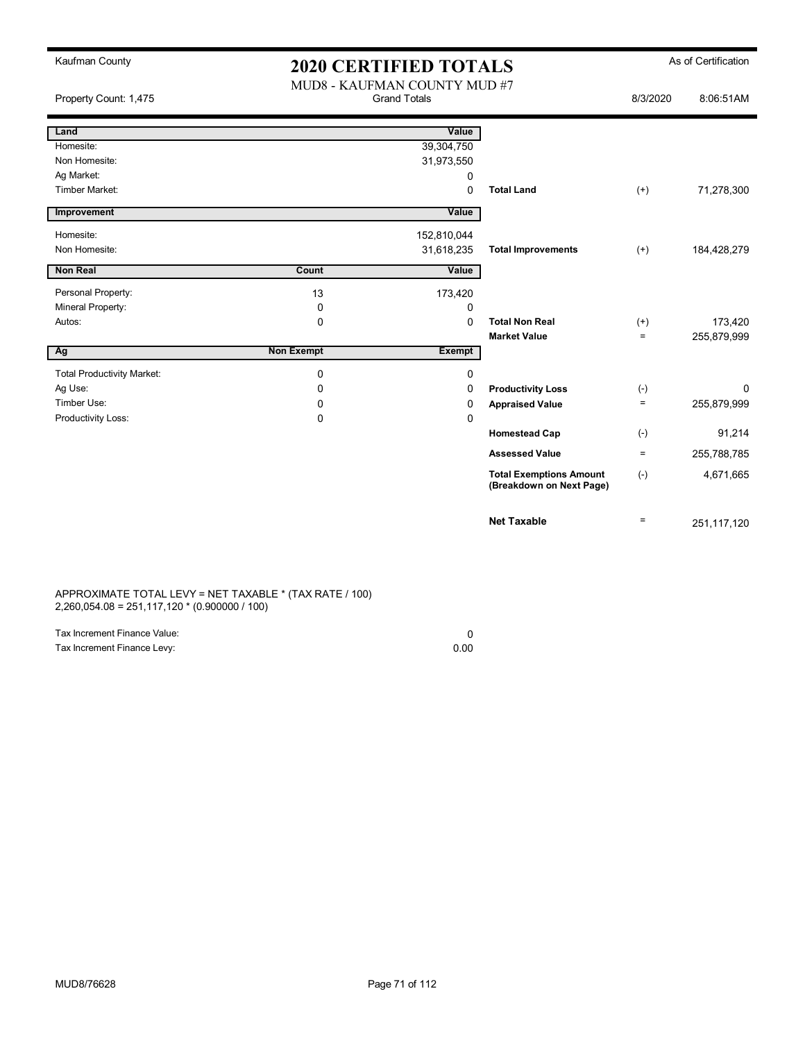Kaufman County

# 2020 CERTIFIED TOTALS

As of Certification

MUD8 - KAUFMAN COUNTY MUD #7

Property Count: 1,475 | Grand Totals | 8/3/2020 8:06:51AM

| Land | | Value | | | |
|---|---|---|---|---|---|
| Homesite: | | 39,304,750 | | | |
| Non Homesite: | | 31,973,550 | | | |
| Ag Market: | | 0 | | | |
| Timber Market: | | 0 | **Total Land** | (+) | 71,278,300 |

| Improvement | | Value | | | |
|---|---|---|---|---|---|
| Homesite: | | 152,810,044 | | | |
| Non Homesite: | | 31,618,235 | **Total Improvements** | (+) | 184,428,279 |

| Non Real | Count | Value | | | |
|---|---|---|---|---|---|
| Personal Property: | 13 | 173,420 | | | |
| Mineral Property: | 0 | 0 | | | |
| Autos: | 0 | 0 | **Total Non Real** | (+) | 173,420 |
| | | | **Market Value** | = | 255,879,999 |

| Ag | Non Exempt | Exempt | | | |
|---|---|---|---|---|---|
| Total Productivity Market: | 0 | 0 | | | |
| Ag Use: | 0 | 0 | **Productivity Loss** | (-) | 0 |
| Timber Use: | 0 | 0 | **Appraised Value** | = | 255,879,999 |
| Productivity Loss: | 0 | 0 | | | |
| | | | **Homestead Cap** | (-) | 91,214 |
| | | | **Assessed Value** | = | 255,788,785 |
| | | | **Total Exemptions Amount (Breakdown on Next Page)** | (-) | 4,671,665 |
| | | | **Net Taxable** | = | 251,117,120 |

APPROXIMATE TOTAL LEVY = NET TAXABLE * (TAX RATE / 100)
2,260,054.08 = 251,117,120 * (0.900000 / 100)

| | |
|---|---|
| Tax Increment Finance Value: | 0 |
| Tax Increment Finance Levy: | 0.00 |

MUD8/76628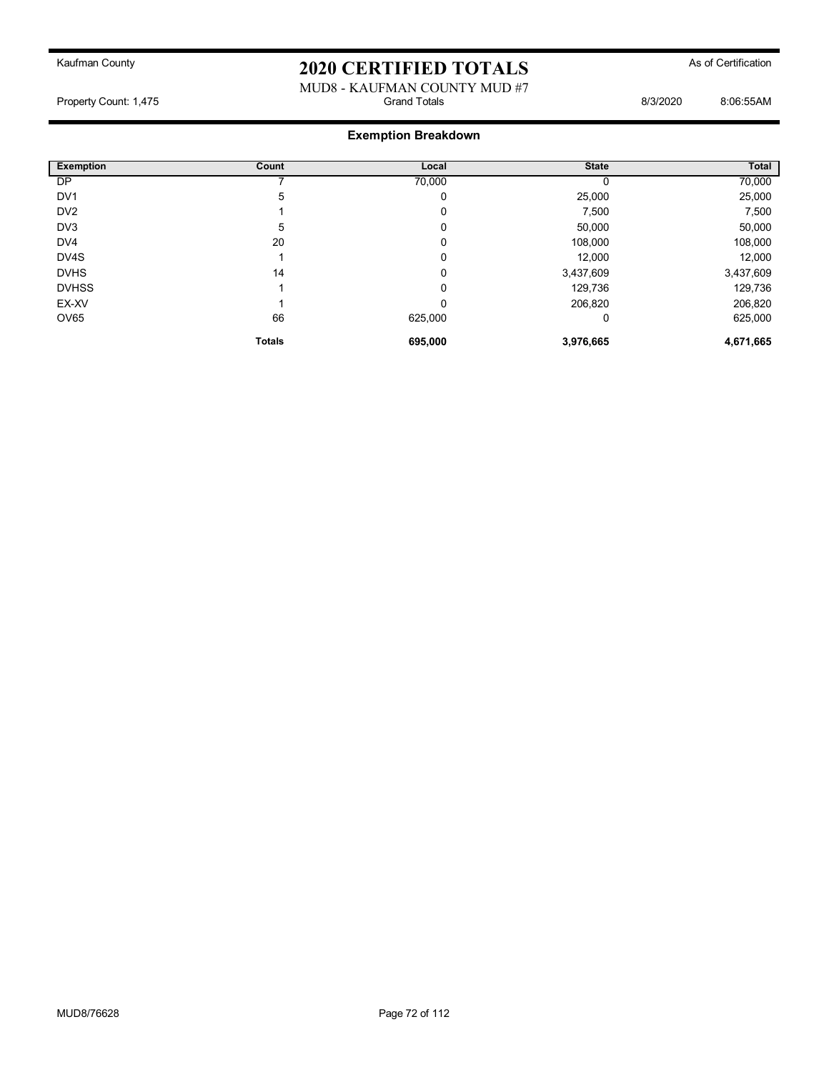Kaufman County

# 2020 CERTIFIED TOTALS

As of Certification

MUD8 - KAUFMAN COUNTY MUD #7

Property Count: 1,475 | Grand Totals | 8/3/2020 8:06:55AM

## Exemption Breakdown

| Exemption | Count | Local | State | Total |
|---|---|---|---|---|
| DP | 7 | 70,000 | 0 | 70,000 |
| DV1 | 5 | 0 | 25,000 | 25,000 |
| DV2 | 1 | 0 | 7,500 | 7,500 |
| DV3 | 5 | 0 | 50,000 | 50,000 |
| DV4 | 20 | 0 | 108,000 | 108,000 |
| DV4S | 1 | 0 | 12,000 | 12,000 |
| DVHS | 14 | 0 | 3,437,609 | 3,437,609 |
| DVHSS | 1 | 0 | 129,736 | 129,736 |
| EX-XV | 1 | 0 | 206,820 | 206,820 |
| OV65 | 66 | 625,000 | 0 | 625,000 |
| | **Totals** | **695,000** | **3,976,665** | **4,671,665** |

MUD8/76628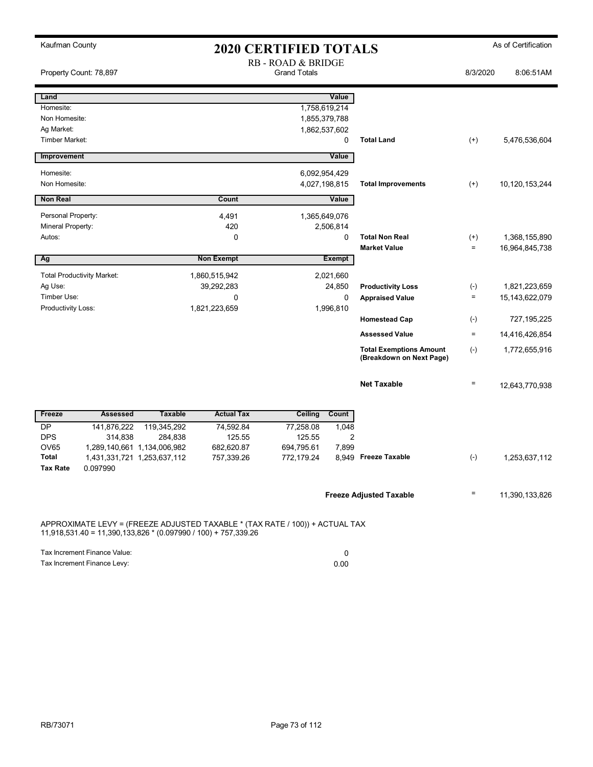Kaufman County

# 2020 CERTIFIED TOTALS

As of Certification

RB - ROAD & BRIDGE

Property Count: 78,897 | Grand Totals | 8/3/2020 8:06:51AM

| Land | | Value | | | |
|---|---|---|---|---|---|
| Homesite: | | 1,758,619,214 | | | |
| Non Homesite: | | 1,855,379,788 | | | |
| Ag Market: | | 1,862,537,602 | | | |
| Timber Market: | | 0 | Total Land | (+) | 5,476,536,604 |

| Improvement | | Value | | | |
|---|---|---|---|---|---|
| Homesite: | | 6,092,954,429 | | | |
| Non Homesite: | | 4,027,198,815 | Total Improvements | (+) | 10,120,153,244 |

| Non Real | Count | Value | | | |
|---|---|---|---|---|---|
| Personal Property: | 4,491 | 1,365,649,076 | | | |
| Mineral Property: | 420 | 2,506,814 | | | |
| Autos: | 0 | 0 | Total Non Real | (+) | 1,368,155,890 |
| | | | Market Value | = | 16,964,845,738 |

| Ag | Non Exempt | Exempt | | | |
|---|---|---|---|---|---|
| Total Productivity Market: | 1,860,515,942 | 2,021,660 | | | |
| Ag Use: | 39,292,283 | 24,850 | Productivity Loss | (-) | 1,821,223,659 |
| Timber Use: | 0 | 0 | Appraised Value | = | 15,143,622,079 |
| Productivity Loss: | 1,821,223,659 | 1,996,810 | | | |
| | | | Homestead Cap | (-) | 727,195,225 |
| | | | Assessed Value | = | 14,416,426,854 |
| | | | Total Exemptions Amount (Breakdown on Next Page) | (-) | 1,772,655,916 |
| | | | Net Taxable | = | 12,643,770,938 |

| Freeze | Assessed | Taxable | Actual Tax | Ceiling | Count | | | |
|---|---|---|---|---|---|---|---|---|
| DP | 141,876,222 | 119,345,292 | 74,592.84 | 77,258.08 | 1,048 | | | |
| DPS | 314,838 | 284,838 | 125.55 | 125.55 | 2 | | | |
| OV65 | 1,289,140,661 | 1,134,006,982 | 682,620.87 | 694,795.61 | 7,899 | | | |
| Total | 1,431,331,721 | 1,253,637,112 | 757,339.26 | 772,179.24 | 8,949 | Freeze Taxable | (-) | 1,253,637,112 |
| Tax Rate | 0.097990 | | | | | | | |

| | | |
|---|---|---|
| Freeze Adjusted Taxable | = | 11,390,133,826 |

APPROXIMATE LEVY = (FREEZE ADJUSTED TAXABLE * (TAX RATE / 100)) + ACTUAL TAX
11,918,531.40 = 11,390,133,826 * (0.097990 / 100) + 757,339.26

| | |
|---|---|
| Tax Increment Finance Value: | 0 |
| Tax Increment Finance Levy: | 0.00 |

RB/73071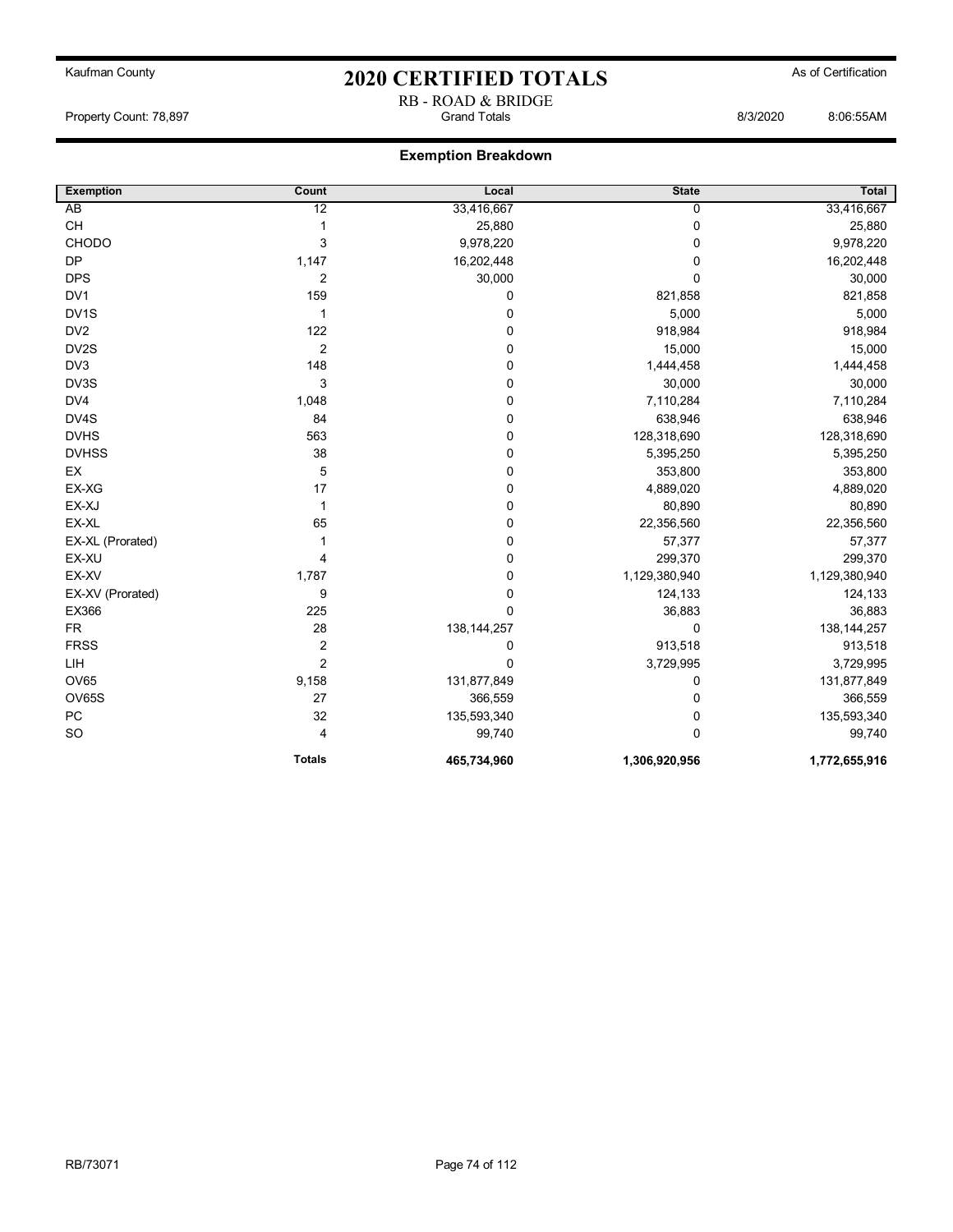Kaufman County

# 2020 CERTIFIED TOTALS

As of Certification

RB - ROAD & BRIDGE

Property Count: 78,897 — Grand Totals — 8/3/2020 8:06:55AM

## Exemption Breakdown

| Exemption | Count | Local | State | Total |
|---|---|---|---|---|
| AB | 12 | 33,416,667 | 0 | 33,416,667 |
| CH | 1 | 25,880 | 0 | 25,880 |
| CHODO | 3 | 9,978,220 | 0 | 9,978,220 |
| DP | 1,147 | 16,202,448 | 0 | 16,202,448 |
| DPS | 2 | 30,000 | 0 | 30,000 |
| DV1 | 159 | 0 | 821,858 | 821,858 |
| DV1S | 1 | 0 | 5,000 | 5,000 |
| DV2 | 122 | 0 | 918,984 | 918,984 |
| DV2S | 2 | 0 | 15,000 | 15,000 |
| DV3 | 148 | 0 | 1,444,458 | 1,444,458 |
| DV3S | 3 | 0 | 30,000 | 30,000 |
| DV4 | 1,048 | 0 | 7,110,284 | 7,110,284 |
| DV4S | 84 | 0 | 638,946 | 638,946 |
| DVHS | 563 | 0 | 128,318,690 | 128,318,690 |
| DVHSS | 38 | 0 | 5,395,250 | 5,395,250 |
| EX | 5 | 0 | 353,800 | 353,800 |
| EX-XG | 17 | 0 | 4,889,020 | 4,889,020 |
| EX-XJ | 1 | 0 | 80,890 | 80,890 |
| EX-XL | 65 | 0 | 22,356,560 | 22,356,560 |
| EX-XL (Prorated) | 1 | 0 | 57,377 | 57,377 |
| EX-XU | 4 | 0 | 299,370 | 299,370 |
| EX-XV | 1,787 | 0 | 1,129,380,940 | 1,129,380,940 |
| EX-XV (Prorated) | 9 | 0 | 124,133 | 124,133 |
| EX366 | 225 | 0 | 36,883 | 36,883 |
| FR | 28 | 138,144,257 | 0 | 138,144,257 |
| FRSS | 2 | 0 | 913,518 | 913,518 |
| LIH | 2 | 0 | 3,729,995 | 3,729,995 |
| OV65 | 9,158 | 131,877,849 | 0 | 131,877,849 |
| OV65S | 27 | 366,559 | 0 | 366,559 |
| PC | 32 | 135,593,340 | 0 | 135,593,340 |
| SO | 4 | 99,740 | 0 | 99,740 |
| | **Totals** | **465,734,960** | **1,306,920,956** | **1,772,655,916** |

RB/73071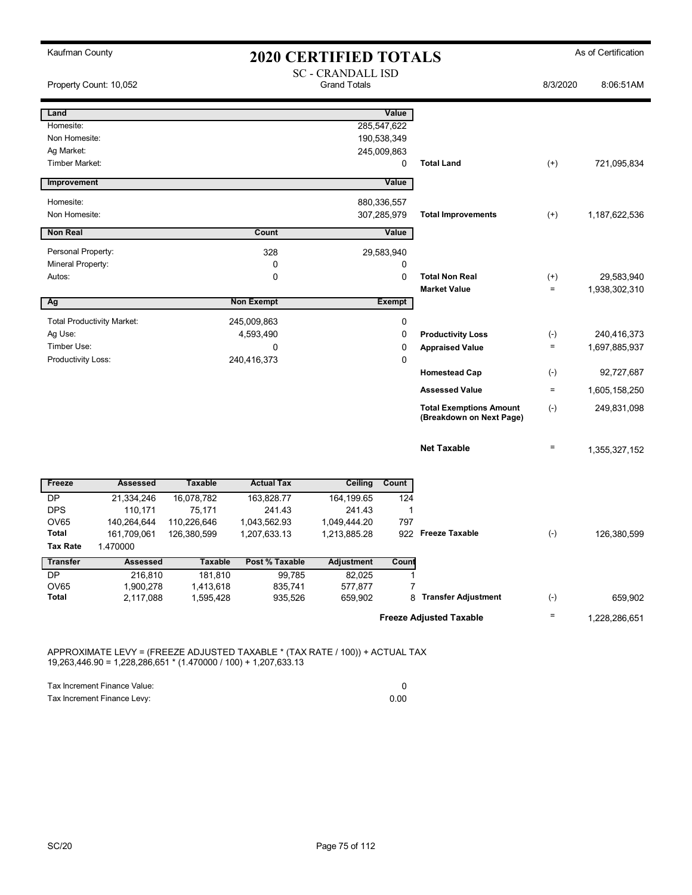Kaufman County

# 2020 CERTIFIED TOTALS

As of Certification

Property Count: 10,052

SC - CRANDALL ISD
Grand Totals

8/3/2020 8:06:51AM

| Land | | Value | | | |
|---|---|---|---|---|---|
| Homesite: | | 285,547,622 | | | |
| Non Homesite: | | 190,538,349 | | | |
| Ag Market: | | 245,009,863 | | | |
| Timber Market: | | 0 | **Total Land** | (+) | 721,095,834 |
| **Improvement** | | **Value** | | | |
| Homesite: | | 880,336,557 | | | |
| Non Homesite: | | 307,285,979 | **Total Improvements** | (+) | 1,187,622,536 |
| **Non Real** | **Count** | **Value** | | | |
| Personal Property: | 328 | 29,583,940 | | | |
| Mineral Property: | 0 | 0 | | | |
| Autos: | 0 | 0 | **Total Non Real** | (+) | 29,583,940 |
| | | | **Market Value** | = | 1,938,302,310 |
| **Ag** | **Non Exempt** | **Exempt** | | | |
| Total Productivity Market: | 245,009,863 | 0 | | | |
| Ag Use: | 4,593,490 | 0 | **Productivity Loss** | (-) | 240,416,373 |
| Timber Use: | 0 | 0 | **Appraised Value** | = | 1,697,885,937 |
| Productivity Loss: | 240,416,373 | 0 | | | |
| | | | **Homestead Cap** | (-) | 92,727,687 |
| | | | **Assessed Value** | = | 1,605,158,250 |
| | | | **Total Exemptions Amount (Breakdown on Next Page)** | (-) | 249,831,098 |
| | | | **Net Taxable** | = | 1,355,327,152 |

| Freeze | Assessed | Taxable | Actual Tax | Ceiling | Count | | | |
|---|---|---|---|---|---|---|---|---|
| DP | 21,334,246 | 16,078,782 | 163,828.77 | 164,199.65 | 124 | | | |
| DPS | 110,171 | 75,171 | 241.43 | 241.43 | 1 | | | |
| OV65 | 140,264,644 | 110,226,646 | 1,043,562.93 | 1,049,444.20 | 797 | | | |
| **Total** | 161,709,061 | 126,380,599 | 1,207,633.13 | 1,213,885.28 | 922 | **Freeze Taxable** | (-) | 126,380,599 |
| **Tax Rate** | 1.470000 | | | | | | | |

| Transfer | Assessed | Taxable | Post % Taxable | Adjustment | Count | | | |
|---|---|---|---|---|---|---|---|---|
| DP | 216,810 | 181,810 | 99,785 | 82,025 | 1 | | | |
| OV65 | 1,900,278 | 1,413,618 | 835,741 | 577,877 | 7 | | | |
| **Total** | 2,117,088 | 1,595,428 | 935,526 | 659,902 | 8 | **Transfer Adjustment** | (-) | 659,902 |
| | | | | | | **Freeze Adjusted Taxable** | = | 1,228,286,651 |

APPROXIMATE LEVY = (FREEZE ADJUSTED TAXABLE * (TAX RATE / 100)) + ACTUAL TAX
19,263,446.90 = 1,228,286,651 * (1.470000 / 100) + 1,207,633.13

| | |
|---|---|
| Tax Increment Finance Value: | 0 |
| Tax Increment Finance Levy: | 0.00 |

SC/20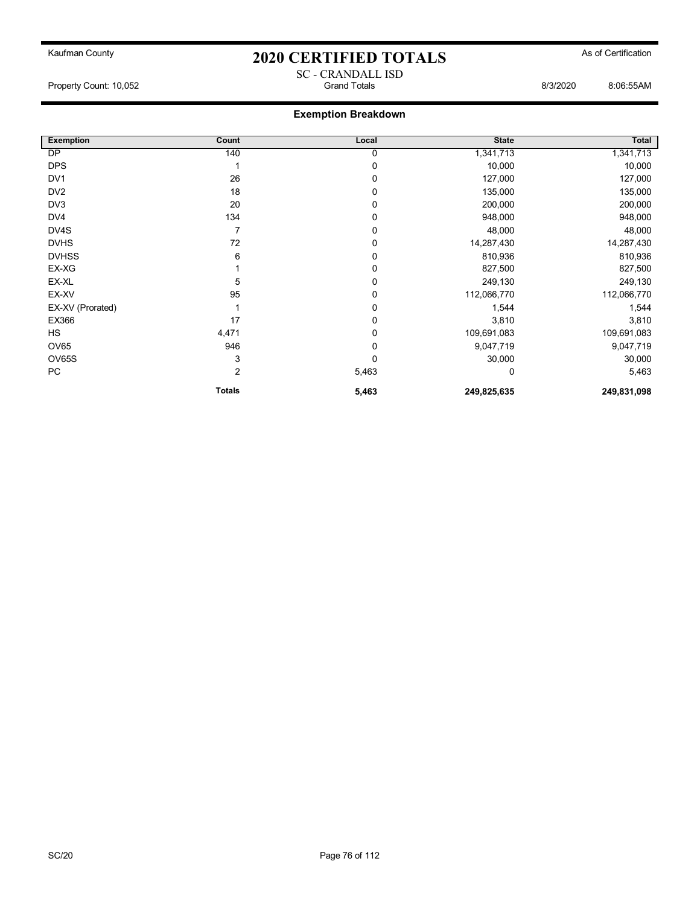Kaufman County

# 2020 CERTIFIED TOTALS

As of Certification

SC - CRANDALL ISD

Property Count: 10,052 — Grand Totals — 8/3/2020 8:06:55AM

## Exemption Breakdown

| Exemption | Count | Local | State | Total |
|---|---|---|---|---|
| DP | 140 | 0 | 1,341,713 | 1,341,713 |
| DPS | 1 | 0 | 10,000 | 10,000 |
| DV1 | 26 | 0 | 127,000 | 127,000 |
| DV2 | 18 | 0 | 135,000 | 135,000 |
| DV3 | 20 | 0 | 200,000 | 200,000 |
| DV4 | 134 | 0 | 948,000 | 948,000 |
| DV4S | 7 | 0 | 48,000 | 48,000 |
| DVHS | 72 | 0 | 14,287,430 | 14,287,430 |
| DVHSS | 6 | 0 | 810,936 | 810,936 |
| EX-XG | 1 | 0 | 827,500 | 827,500 |
| EX-XL | 5 | 0 | 249,130 | 249,130 |
| EX-XV | 95 | 0 | 112,066,770 | 112,066,770 |
| EX-XV (Prorated) | 1 | 0 | 1,544 | 1,544 |
| EX366 | 17 | 0 | 3,810 | 3,810 |
| HS | 4,471 | 0 | 109,691,083 | 109,691,083 |
| OV65 | 946 | 0 | 9,047,719 | 9,047,719 |
| OV65S | 3 | 0 | 30,000 | 30,000 |
| PC | 2 | 5,463 | 0 | 5,463 |
| | **Totals** | **5,463** | **249,825,635** | **249,831,098** |

SC/20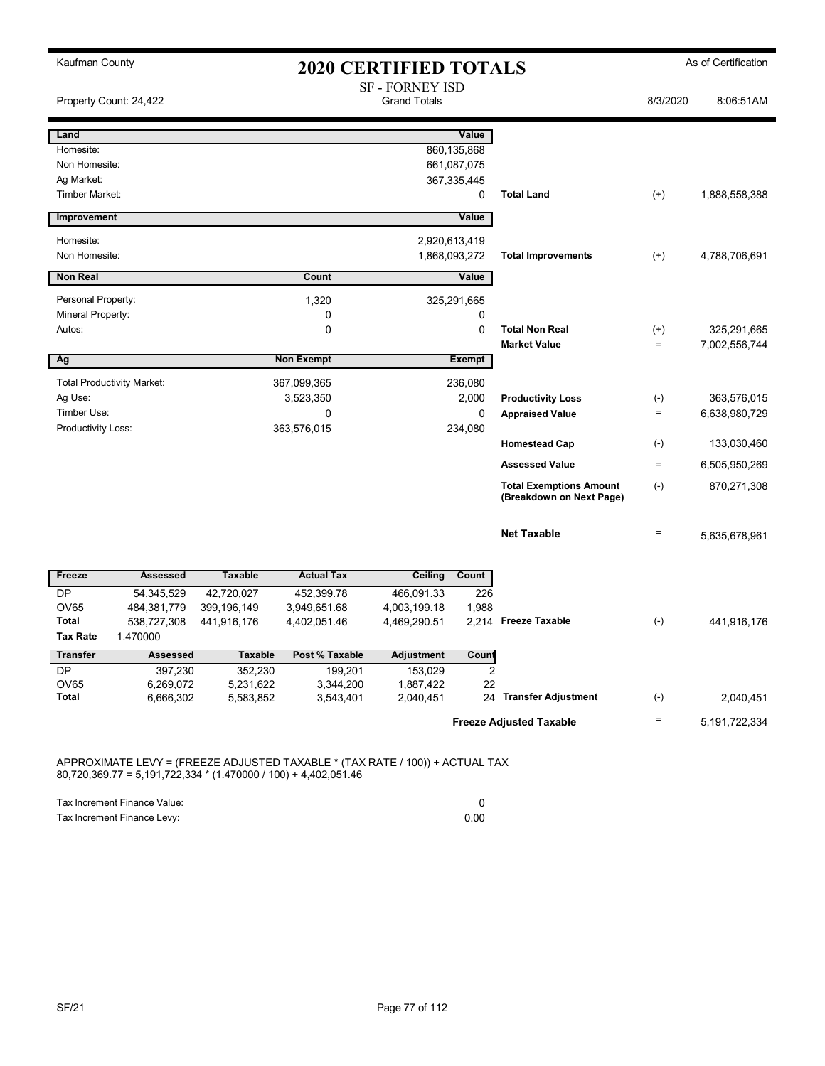Kaufman County

# 2020 CERTIFIED TOTALS

As of Certification

Property Count: 24,422

SF - FORNEY ISD
Grand Totals

8/3/2020 8:06:51AM

| Land | | Value | | | |
|---|---|---|---|---|---|
| Homesite: | | 860,135,868 | | | |
| Non Homesite: | | 661,087,075 | | | |
| Ag Market: | | 367,335,445 | | | |
| Timber Market: | | 0 | **Total Land** | (+) | 1,888,558,388 |

| Improvement | | Value | | | |
|---|---|---|---|---|---|
| Homesite: | | 2,920,613,419 | | | |
| Non Homesite: | | 1,868,093,272 | **Total Improvements** | (+) | 4,788,706,691 |

| Non Real | Count | Value | | | |
|---|---|---|---|---|---|
| Personal Property: | 1,320 | 325,291,665 | | | |
| Mineral Property: | 0 | 0 | | | |
| Autos: | 0 | 0 | **Total Non Real** | (+) | 325,291,665 |
| | | | **Market Value** | = | 7,002,556,744 |

| Ag | Non Exempt | Exempt | | | |
|---|---|---|---|---|---|
| Total Productivity Market: | 367,099,365 | 236,080 | | | |
| Ag Use: | 3,523,350 | 2,000 | **Productivity Loss** | (-) | 363,576,015 |
| Timber Use: | 0 | 0 | **Appraised Value** | = | 6,638,980,729 |
| Productivity Loss: | 363,576,015 | 234,080 | | | |
| | | | **Homestead Cap** | (-) | 133,030,460 |
| | | | **Assessed Value** | = | 6,505,950,269 |
| | | | **Total Exemptions Amount (Breakdown on Next Page)** | (-) | 870,271,308 |
| | | | **Net Taxable** | = | 5,635,678,961 |

| Freeze | Assessed | Taxable | Actual Tax | Ceiling | Count | | | |
|---|---|---|---|---|---|---|---|---|
| DP | 54,345,529 | 42,720,027 | 452,399.78 | 466,091.33 | 226 | | | |
| OV65 | 484,381,779 | 399,196,149 | 3,949,651.68 | 4,003,199.18 | 1,988 | | | |
| **Total** | 538,727,308 | 441,916,176 | 4,402,051.46 | 4,469,290.51 | 2,214 | **Freeze Taxable** | (-) | 441,916,176 |
| **Tax Rate** | 1.470000 | | | | | | | |

| Transfer | Assessed | Taxable | Post % Taxable | Adjustment | Count | | | |
|---|---|---|---|---|---|---|---|---|
| DP | 397,230 | 352,230 | 199,201 | 153,029 | 2 | | | |
| OV65 | 6,269,072 | 5,231,622 | 3,344,200 | 1,887,422 | 22 | | | |
| **Total** | 6,666,302 | 5,583,852 | 3,543,401 | 2,040,451 | 24 | **Transfer Adjustment** | (-) | 2,040,451 |
| | | | | | | **Freeze Adjusted Taxable** | = | 5,191,722,334 |

APPROXIMATE LEVY = (FREEZE ADJUSTED TAXABLE * (TAX RATE / 100)) + ACTUAL TAX
80,720,369.77 = 5,191,722,334 * (1.470000 / 100) + 4,402,051.46

| | |
|---|---|
| Tax Increment Finance Value: | 0 |
| Tax Increment Finance Levy: | 0.00 |

SF/21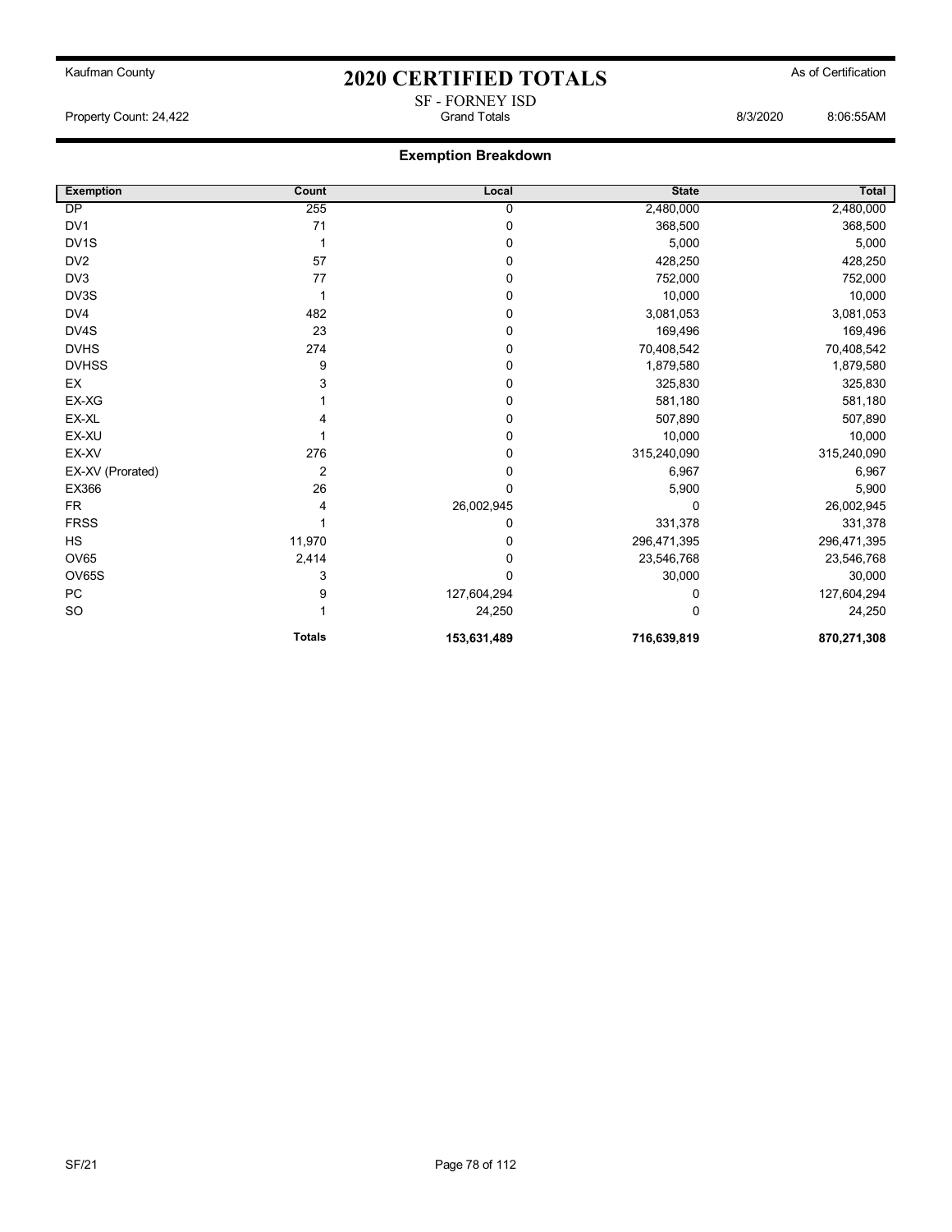Kaufman County

# 2020 CERTIFIED TOTALS

As of Certification

SF - FORNEY ISD

Property Count: 24,422 | Grand Totals | 8/3/2020 8:06:55AM

## Exemption Breakdown

| Exemption | Count | Local | State | Total |
|---|---|---|---|---|
| DP | 255 | 0 | 2,480,000 | 2,480,000 |
| DV1 | 71 | 0 | 368,500 | 368,500 |
| DV1S | 1 | 0 | 5,000 | 5,000 |
| DV2 | 57 | 0 | 428,250 | 428,250 |
| DV3 | 77 | 0 | 752,000 | 752,000 |
| DV3S | 1 | 0 | 10,000 | 10,000 |
| DV4 | 482 | 0 | 3,081,053 | 3,081,053 |
| DV4S | 23 | 0 | 169,496 | 169,496 |
| DVHS | 274 | 0 | 70,408,542 | 70,408,542 |
| DVHSS | 9 | 0 | 1,879,580 | 1,879,580 |
| EX | 3 | 0 | 325,830 | 325,830 |
| EX-XG | 1 | 0 | 581,180 | 581,180 |
| EX-XL | 4 | 0 | 507,890 | 507,890 |
| EX-XU | 1 | 0 | 10,000 | 10,000 |
| EX-XV | 276 | 0 | 315,240,090 | 315,240,090 |
| EX-XV (Prorated) | 2 | 0 | 6,967 | 6,967 |
| EX366 | 26 | 0 | 5,900 | 5,900 |
| FR | 4 | 26,002,945 | 0 | 26,002,945 |
| FRSS | 1 | 0 | 331,378 | 331,378 |
| HS | 11,970 | 0 | 296,471,395 | 296,471,395 |
| OV65 | 2,414 | 0 | 23,546,768 | 23,546,768 |
| OV65S | 3 | 0 | 30,000 | 30,000 |
| PC | 9 | 127,604,294 | 0 | 127,604,294 |
| SO | 1 | 24,250 | 0 | 24,250 |
| | **Totals** | **153,631,489** | **716,639,819** | **870,271,308** |

SF/21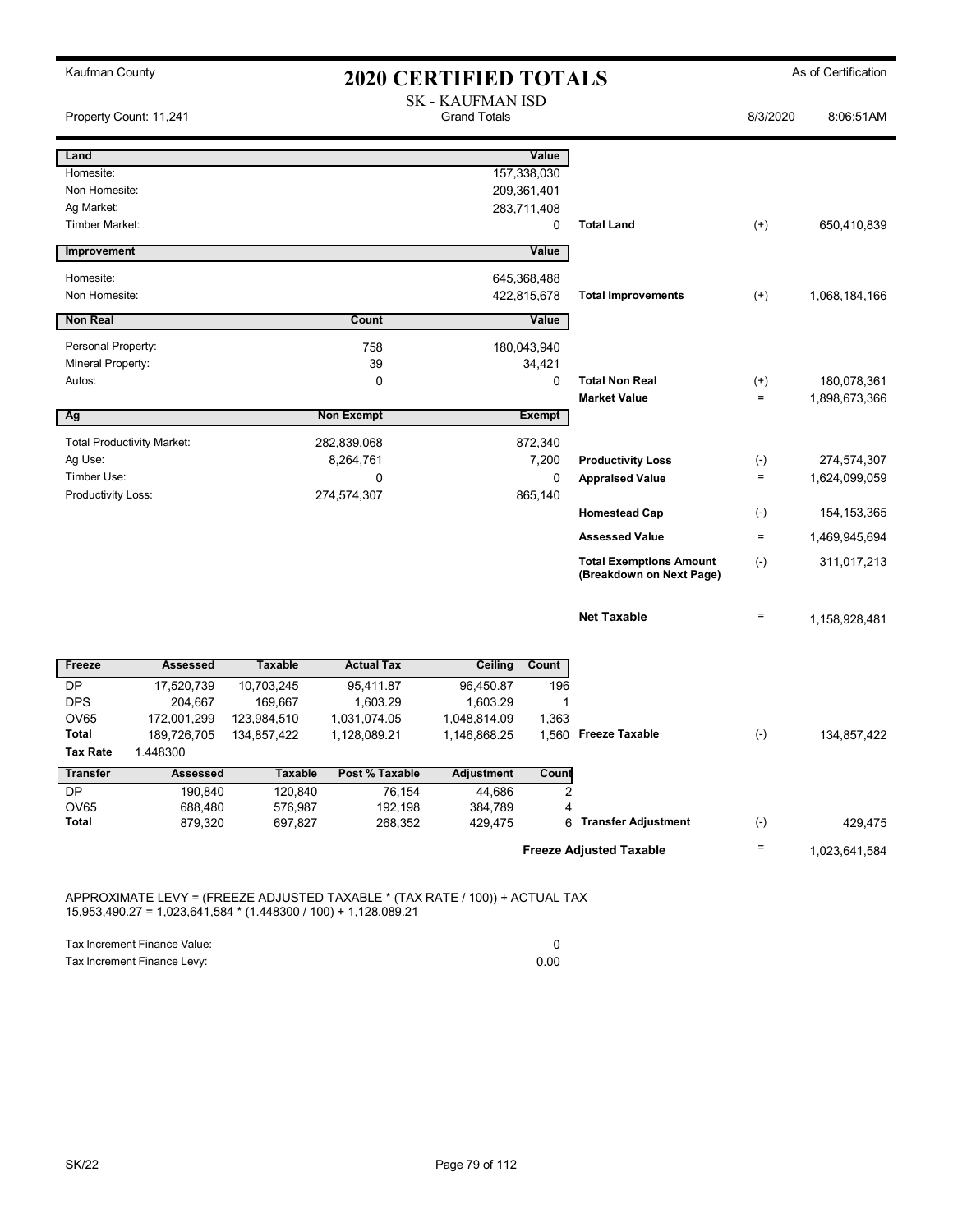Kaufman County

# 2020 CERTIFIED TOTALS

As of Certification

## SK - KAUFMAN ISD
Grand Totals

Property Count: 11,241 | 8/3/2020 | 8:06:51AM

| Land | | Value | | | |
|---|---|---|---|---|---|
| Homesite: | | 157,338,030 | | | |
| Non Homesite: | | 209,361,401 | | | |
| Ag Market: | | 283,711,408 | | | |
| Timber Market: | | 0 | Total Land | (+) | 650,410,839 |

| Improvement | Value | | | |
|---|---|---|---|---|
| Homesite: | 645,368,488 | | | |
| Non Homesite: | 422,815,678 | Total Improvements | (+) | 1,068,184,166 |

| Non Real | Count | Value | | | |
|---|---|---|---|---|---|
| Personal Property: | 758 | 180,043,940 | | | |
| Mineral Property: | 39 | 34,421 | | | |
| Autos: | 0 | 0 | Total Non Real | (+) | 180,078,361 |
| | | | Market Value | = | 1,898,673,366 |

| Ag | Non Exempt | Exempt | | | |
|---|---|---|---|---|---|
| Total Productivity Market: | 282,839,068 | 872,340 | | | |
| Ag Use: | 8,264,761 | 7,200 | Productivity Loss | (-) | 274,574,307 |
| Timber Use: | 0 | 0 | Appraised Value | = | 1,624,099,059 |
| Productivity Loss: | 274,574,307 | 865,140 | | | |
| | | | Homestead Cap | (-) | 154,153,365 |
| | | | Assessed Value | = | 1,469,945,694 |
| | | | Total Exemptions Amount (Breakdown on Next Page) | (-) | 311,017,213 |
| | | | Net Taxable | = | 1,158,928,481 |

| Freeze | Assessed | Taxable | Actual Tax | Ceiling | Count | | | |
|---|---|---|---|---|---|---|---|---|
| DP | 17,520,739 | 10,703,245 | 95,411.87 | 96,450.87 | 196 | | | |
| DPS | 204,667 | 169,667 | 1,603.29 | 1,603.29 | 1 | | | |
| OV65 | 172,001,299 | 123,984,510 | 1,031,074.05 | 1,048,814.09 | 1,363 | | | |
| Total | 189,726,705 | 134,857,422 | 1,128,089.21 | 1,146,868.25 | 1,560 | Freeze Taxable | (-) | 134,857,422 |
| Tax Rate | 1.448300 | | | | | | | |

| Transfer | Assessed | Taxable | Post % Taxable | Adjustment | Count | | | |
|---|---|---|---|---|---|---|---|---|
| DP | 190,840 | 120,840 | 76,154 | 44,686 | 2 | | | |
| OV65 | 688,480 | 576,987 | 192,198 | 384,789 | 4 | | | |
| Total | 879,320 | 697,827 | 268,352 | 429,475 | 6 | Transfer Adjustment | (-) | 429,475 |
| | | | | | | Freeze Adjusted Taxable | = | 1,023,641,584 |

APPROXIMATE LEVY = (FREEZE ADJUSTED TAXABLE * (TAX RATE / 100)) + ACTUAL TAX
15,953,490.27 = 1,023,641,584 * (1.448300 / 100) + 1,128,089.21

| | |
|---|---|
| Tax Increment Finance Value: | 0 |
| Tax Increment Finance Levy: | 0.00 |

SK/22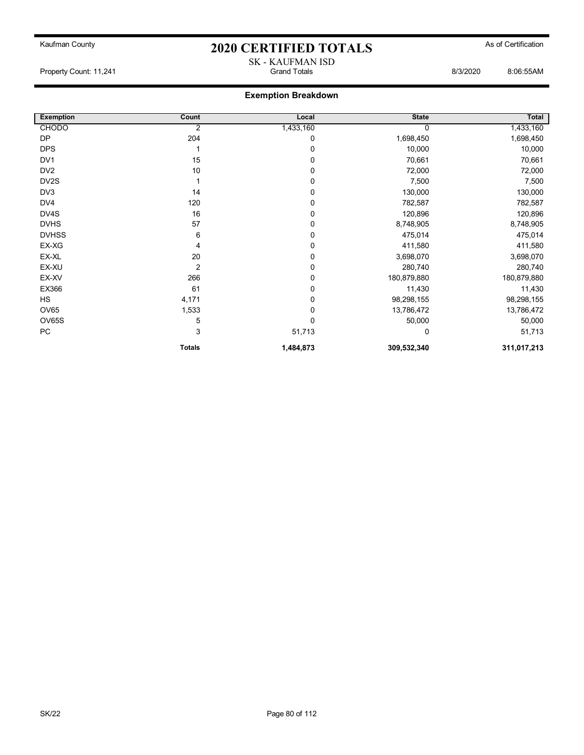Kaufman County

# 2020 CERTIFIED TOTALS

As of Certification

SK - KAUFMAN ISD

Property Count: 11,241 Grand Totals 8/3/2020 8:06:55AM

## Exemption Breakdown

| Exemption | Count | Local | State | Total |
|---|---|---|---|---|
| CHODO | 2 | 1,433,160 | 0 | 1,433,160 |
| DP | 204 | 0 | 1,698,450 | 1,698,450 |
| DPS | 1 | 0 | 10,000 | 10,000 |
| DV1 | 15 | 0 | 70,661 | 70,661 |
| DV2 | 10 | 0 | 72,000 | 72,000 |
| DV2S | 1 | 0 | 7,500 | 7,500 |
| DV3 | 14 | 0 | 130,000 | 130,000 |
| DV4 | 120 | 0 | 782,587 | 782,587 |
| DV4S | 16 | 0 | 120,896 | 120,896 |
| DVHS | 57 | 0 | 8,748,905 | 8,748,905 |
| DVHSS | 6 | 0 | 475,014 | 475,014 |
| EX-XG | 4 | 0 | 411,580 | 411,580 |
| EX-XL | 20 | 0 | 3,698,070 | 3,698,070 |
| EX-XU | 2 | 0 | 280,740 | 280,740 |
| EX-XV | 266 | 0 | 180,879,880 | 180,879,880 |
| EX366 | 61 | 0 | 11,430 | 11,430 |
| HS | 4,171 | 0 | 98,298,155 | 98,298,155 |
| OV65 | 1,533 | 0 | 13,786,472 | 13,786,472 |
| OV65S | 5 | 0 | 50,000 | 50,000 |
| PC | 3 | 51,713 | 0 | 51,713 |
| | **Totals** | **1,484,873** | **309,532,340** | **311,017,213** |

SK/22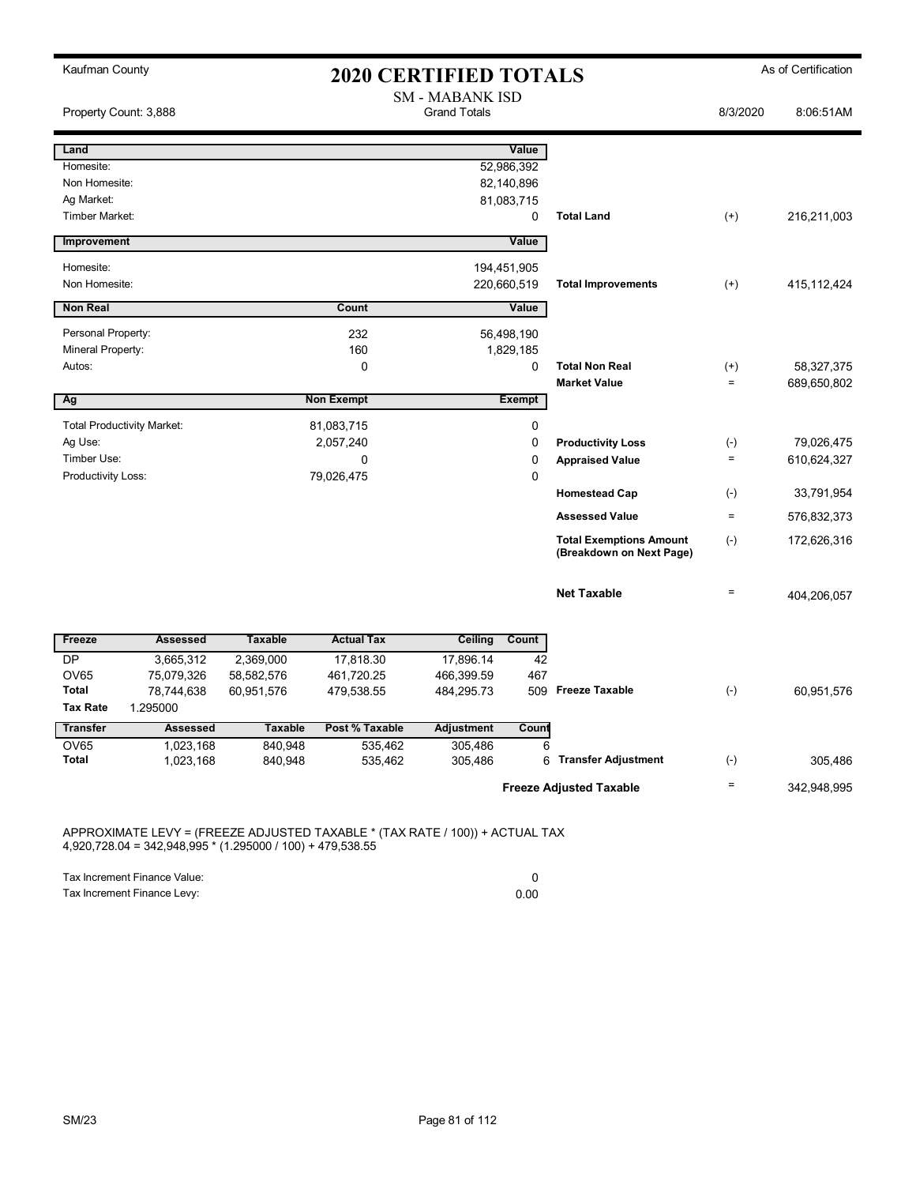Kaufman County

# 2020 CERTIFIED TOTALS

As of Certification

SM - MABANK ISD
Grand Totals

Property Count: 3,888

8/3/2020 8:06:51AM

| Land | | Value | | | |
|---|---|---|---|---|---|
| Homesite: | | 52,986,392 | | | |
| Non Homesite: | | 82,140,896 | | | |
| Ag Market: | | 81,083,715 | | | |
| Timber Market: | | 0 | Total Land | (+) | 216,211,003 |

| Improvement | | Value | | | |
|---|---|---|---|---|---|
| Homesite: | | 194,451,905 | | | |
| Non Homesite: | | 220,660,519 | Total Improvements | (+) | 415,112,424 |

| Non Real | Count | Value | | | |
|---|---|---|---|---|---|
| Personal Property: | 232 | 56,498,190 | | | |
| Mineral Property: | 160 | 1,829,185 | | | |
| Autos: | 0 | 0 | Total Non Real | (+) | 58,327,375 |
| | | | Market Value | = | 689,650,802 |

| Ag | Non Exempt | Exempt | | | |
|---|---|---|---|---|---|
| Total Productivity Market: | 81,083,715 | 0 | | | |
| Ag Use: | 2,057,240 | 0 | Productivity Loss | (-) | 79,026,475 |
| Timber Use: | 0 | 0 | Appraised Value | = | 610,624,327 |
| Productivity Loss: | 79,026,475 | 0 | | | |
| | | | Homestead Cap | (-) | 33,791,954 |
| | | | Assessed Value | = | 576,832,373 |
| | | | Total Exemptions Amount (Breakdown on Next Page) | (-) | 172,626,316 |
| | | | Net Taxable | = | 404,206,057 |

| Freeze | Assessed | Taxable | Actual Tax | Ceiling | Count | | | |
|---|---|---|---|---|---|---|---|---|
| DP | 3,665,312 | 2,369,000 | 17,818.30 | 17,896.14 | 42 | | | |
| OV65 | 75,079,326 | 58,582,576 | 461,720.25 | 466,399.59 | 467 | | | |
| Total | 78,744,638 | 60,951,576 | 479,538.55 | 484,295.73 | 509 | Freeze Taxable | (-) | 60,951,576 |
| Tax Rate | 1.295000 | | | | | | | |

| Transfer | Assessed | Taxable | Post % Taxable | Adjustment | Count | | | |
|---|---|---|---|---|---|---|---|---|
| OV65 | 1,023,168 | 840,948 | 535,462 | 305,486 | 6 | | | |
| Total | 1,023,168 | 840,948 | 535,462 | 305,486 | 6 | Transfer Adjustment | (-) | 305,486 |
| | | | | | | Freeze Adjusted Taxable | = | 342,948,995 |

APPROXIMATE LEVY = (FREEZE ADJUSTED TAXABLE * (TAX RATE / 100)) + ACTUAL TAX
4,920,728.04 = 342,948,995 * (1.295000 / 100) + 479,538.55

| | |
|---|---|
| Tax Increment Finance Value: | 0 |
| Tax Increment Finance Levy: | 0.00 |

SM/23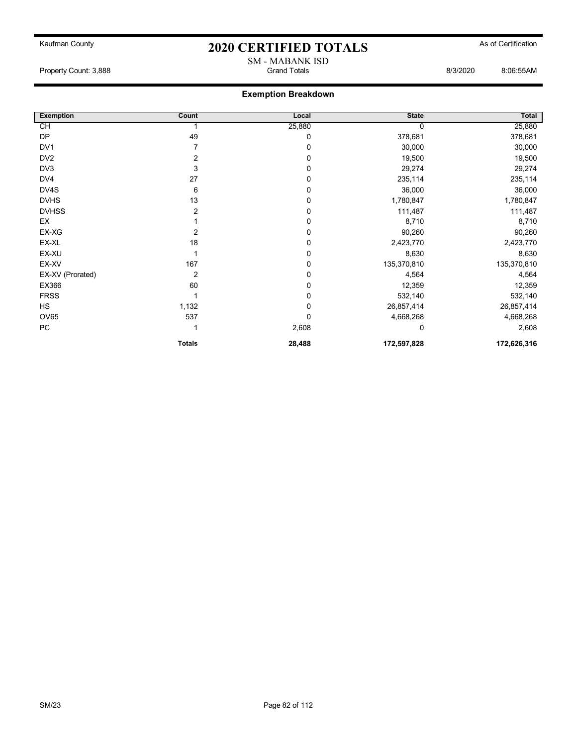Kaufman County

# 2020 CERTIFIED TOTALS

As of Certification

SM - MABANK ISD

Property Count: 3,888 — Grand Totals — 8/3/2020 8:06:55AM

## Exemption Breakdown

| Exemption | Count | Local | State | Total |
|---|---|---|---|---|
| CH | 1 | 25,880 | 0 | 25,880 |
| DP | 49 | 0 | 378,681 | 378,681 |
| DV1 | 7 | 0 | 30,000 | 30,000 |
| DV2 | 2 | 0 | 19,500 | 19,500 |
| DV3 | 3 | 0 | 29,274 | 29,274 |
| DV4 | 27 | 0 | 235,114 | 235,114 |
| DV4S | 6 | 0 | 36,000 | 36,000 |
| DVHS | 13 | 0 | 1,780,847 | 1,780,847 |
| DVHSS | 2 | 0 | 111,487 | 111,487 |
| EX | 1 | 0 | 8,710 | 8,710 |
| EX-XG | 2 | 0 | 90,260 | 90,260 |
| EX-XL | 18 | 0 | 2,423,770 | 2,423,770 |
| EX-XU | 1 | 0 | 8,630 | 8,630 |
| EX-XV | 167 | 0 | 135,370,810 | 135,370,810 |
| EX-XV (Prorated) | 2 | 0 | 4,564 | 4,564 |
| EX366 | 60 | 0 | 12,359 | 12,359 |
| FRSS | 1 | 0 | 532,140 | 532,140 |
| HS | 1,132 | 0 | 26,857,414 | 26,857,414 |
| OV65 | 537 | 0 | 4,668,268 | 4,668,268 |
| PC | 1 | 2,608 | 0 | 2,608 |
| | **Totals** | **28,488** | **172,597,828** | **172,626,316** |

SM/23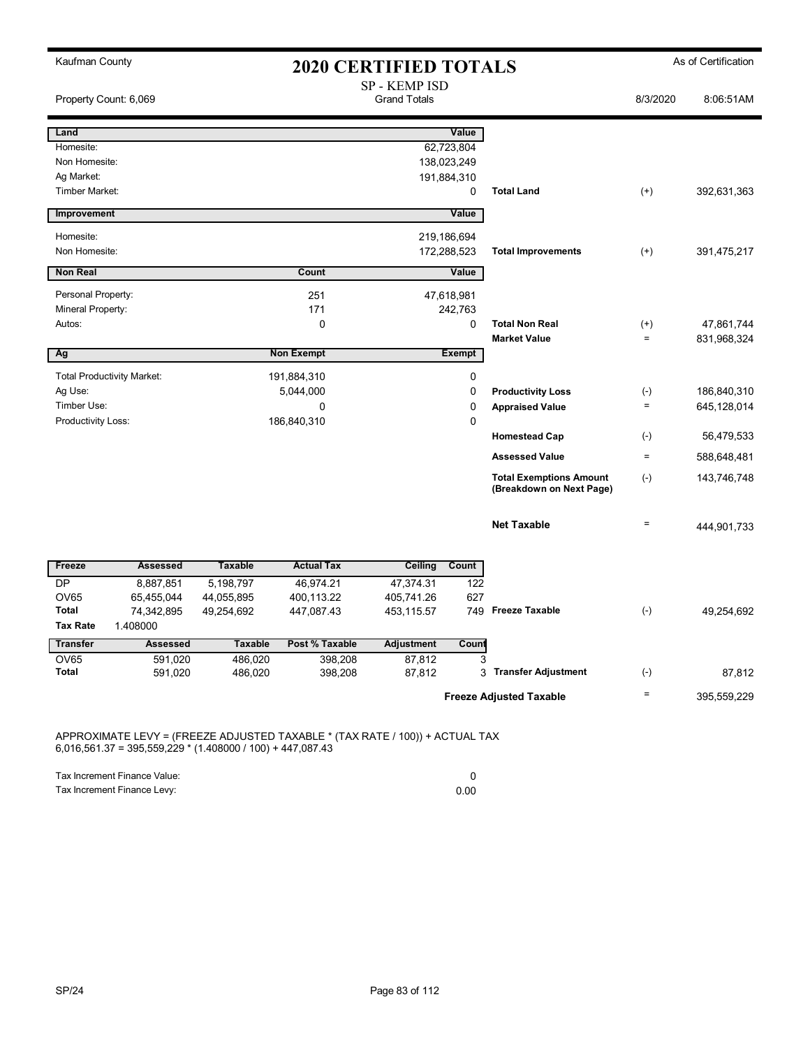Kaufman County

# 2020 CERTIFIED TOTALS

As of Certification

SP - KEMP ISD
Grand Totals

Property Count: 6,069 | 8/3/2020 | 8:06:51AM

| Land | | Value | | | |
|---|---|---|---|---|---|
| Homesite: | | 62,723,804 | | | |
| Non Homesite: | | 138,023,249 | | | |
| Ag Market: | | 191,884,310 | | | |
| Timber Market: | | 0 | **Total Land** | (+) | 392,631,363 |

| Improvement | | Value | | | |
|---|---|---|---|---|---|
| Homesite: | | 219,186,694 | | | |
| Non Homesite: | | 172,288,523 | **Total Improvements** | (+) | 391,475,217 |

| Non Real | Count | Value | | | |
|---|---|---|---|---|---|
| Personal Property: | 251 | 47,618,981 | | | |
| Mineral Property: | 171 | 242,763 | | | |
| Autos: | 0 | 0 | **Total Non Real** | (+) | 47,861,744 |
| | | | **Market Value** | = | 831,968,324 |

| Ag | Non Exempt | Exempt | | | |
|---|---|---|---|---|---|
| Total Productivity Market: | 191,884,310 | 0 | | | |
| Ag Use: | 5,044,000 | 0 | **Productivity Loss** | (-) | 186,840,310 |
| Timber Use: | 0 | 0 | **Appraised Value** | = | 645,128,014 |
| Productivity Loss: | 186,840,310 | 0 | | | |
| | | | **Homestead Cap** | (-) | 56,479,533 |
| | | | **Assessed Value** | = | 588,648,481 |
| | | | **Total Exemptions Amount (Breakdown on Next Page)** | (-) | 143,746,748 |
| | | | **Net Taxable** | = | 444,901,733 |

| Freeze | Assessed | Taxable | Actual Tax | Ceiling | Count | | | |
|---|---|---|---|---|---|---|---|---|
| DP | 8,887,851 | 5,198,797 | 46,974.21 | 47,374.31 | 122 | | | |
| OV65 | 65,455,044 | 44,055,895 | 400,113.22 | 405,741.26 | 627 | | | |
| **Total** | 74,342,895 | 49,254,692 | 447,087.43 | 453,115.57 | 749 | **Freeze Taxable** | (-) | 49,254,692 |
| **Tax Rate** | 1.408000 | | | | | | | |

| Transfer | Assessed | Taxable | Post % Taxable | Adjustment | Count | | | |
|---|---|---|---|---|---|---|---|---|
| OV65 | 591,020 | 486,020 | 398,208 | 87,812 | 3 | | | |
| **Total** | 591,020 | 486,020 | 398,208 | 87,812 | 3 | **Transfer Adjustment** | (-) | 87,812 |
| | | | | | | **Freeze Adjusted Taxable** | = | 395,559,229 |

APPROXIMATE LEVY = (FREEZE ADJUSTED TAXABLE * (TAX RATE / 100)) + ACTUAL TAX
6,016,561.37 = 395,559,229 * (1.408000 / 100) + 447,087.43

| | |
|---|---|
| Tax Increment Finance Value: | 0 |
| Tax Increment Finance Levy: | 0.00 |

SP/24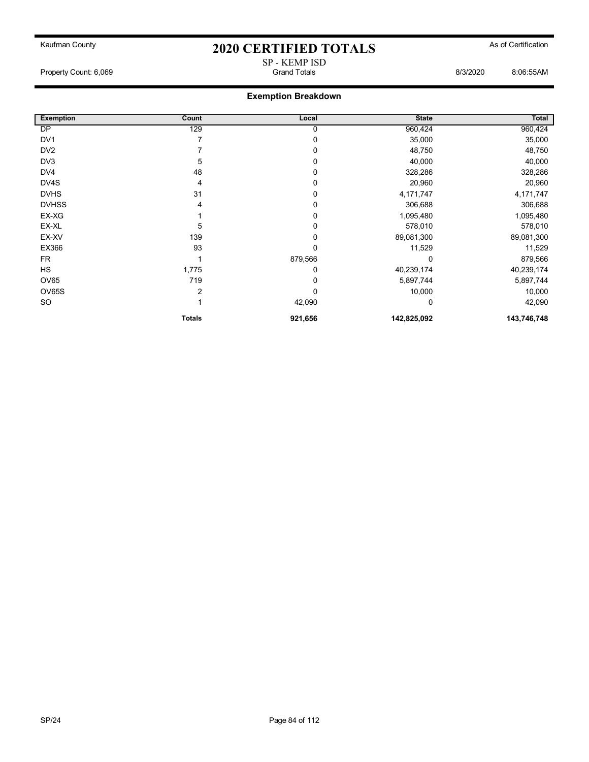Kaufman County

# 2020 CERTIFIED TOTALS

As of Certification

SP - KEMP ISD

Property Count: 6,069 | Grand Totals | 8/3/2020 8:06:55AM

## Exemption Breakdown

| Exemption | Count | Local | State | Total |
|---|---|---|---|---|
| DP | 129 | 0 | 960,424 | 960,424 |
| DV1 | 7 | 0 | 35,000 | 35,000 |
| DV2 | 7 | 0 | 48,750 | 48,750 |
| DV3 | 5 | 0 | 40,000 | 40,000 |
| DV4 | 48 | 0 | 328,286 | 328,286 |
| DV4S | 4 | 0 | 20,960 | 20,960 |
| DVHS | 31 | 0 | 4,171,747 | 4,171,747 |
| DVHSS | 4 | 0 | 306,688 | 306,688 |
| EX-XG | 1 | 0 | 1,095,480 | 1,095,480 |
| EX-XL | 5 | 0 | 578,010 | 578,010 |
| EX-XV | 139 | 0 | 89,081,300 | 89,081,300 |
| EX366 | 93 | 0 | 11,529 | 11,529 |
| FR | 1 | 879,566 | 0 | 879,566 |
| HS | 1,775 | 0 | 40,239,174 | 40,239,174 |
| OV65 | 719 | 0 | 5,897,744 | 5,897,744 |
| OV65S | 2 | 0 | 10,000 | 10,000 |
| SO | 1 | 42,090 | 0 | 42,090 |
| | **Totals** | **921,656** | **142,825,092** | **143,746,748** |

SP/24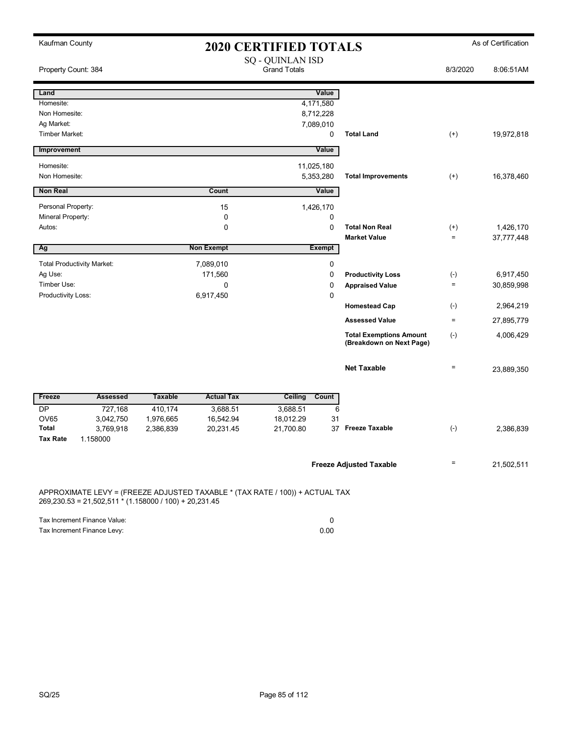Kaufman County

# 2020 CERTIFIED TOTALS

As of Certification

SQ - QUINLAN ISD
Grand Totals

Property Count: 384 — 8/3/2020 8:06:51AM

| Land | | Value | | | |
|---|---|---|---|---|---|
| Homesite: | | 4,171,580 | | | |
| Non Homesite: | | 8,712,228 | | | |
| Ag Market: | | 7,089,010 | | | |
| Timber Market: | | 0 | Total Land | (+) | 19,972,818 |

| Improvement | | Value | | | |
|---|---|---|---|---|---|
| Homesite: | | 11,025,180 | | | |
| Non Homesite: | | 5,353,280 | Total Improvements | (+) | 16,378,460 |

| Non Real | Count | Value | | | |
|---|---|---|---|---|---|
| Personal Property: | 15 | 1,426,170 | | | |
| Mineral Property: | 0 | 0 | | | |
| Autos: | 0 | 0 | Total Non Real | (+) | 1,426,170 |
| | | | Market Value | = | 37,777,448 |

| Ag | Non Exempt | Exempt | | | |
|---|---|---|---|---|---|
| Total Productivity Market: | 7,089,010 | 0 | | | |
| Ag Use: | 171,560 | 0 | Productivity Loss | (-) | 6,917,450 |
| Timber Use: | 0 | 0 | Appraised Value | = | 30,859,998 |
| Productivity Loss: | 6,917,450 | 0 | | | |
| | | | Homestead Cap | (-) | 2,964,219 |
| | | | Assessed Value | = | 27,895,779 |
| | | | Total Exemptions Amount (Breakdown on Next Page) | (-) | 4,006,429 |
| | | | Net Taxable | = | 23,889,350 |

| Freeze | Assessed | Taxable | Actual Tax | Ceiling | Count | | | |
|---|---|---|---|---|---|---|---|---|
| DP | 727,168 | 410,174 | 3,688.51 | 3,688.51 | 6 | | | |
| OV65 | 3,042,750 | 1,976,665 | 16,542.94 | 18,012.29 | 31 | | | |
| Total | 3,769,918 | 2,386,839 | 20,231.45 | 21,700.80 | 37 | Freeze Taxable | (-) | 2,386,839 |
| Tax Rate | 1.158000 | | | | | | | |

**Freeze Adjusted Taxable** = 21,502,511

APPROXIMATE LEVY = (FREEZE ADJUSTED TAXABLE * (TAX RATE / 100)) + ACTUAL TAX
269,230.53 = 21,502,511 * (1.158000 / 100) + 20,231.45

| | |
|---|---|
| Tax Increment Finance Value: | 0 |
| Tax Increment Finance Levy: | 0.00 |

SQ/25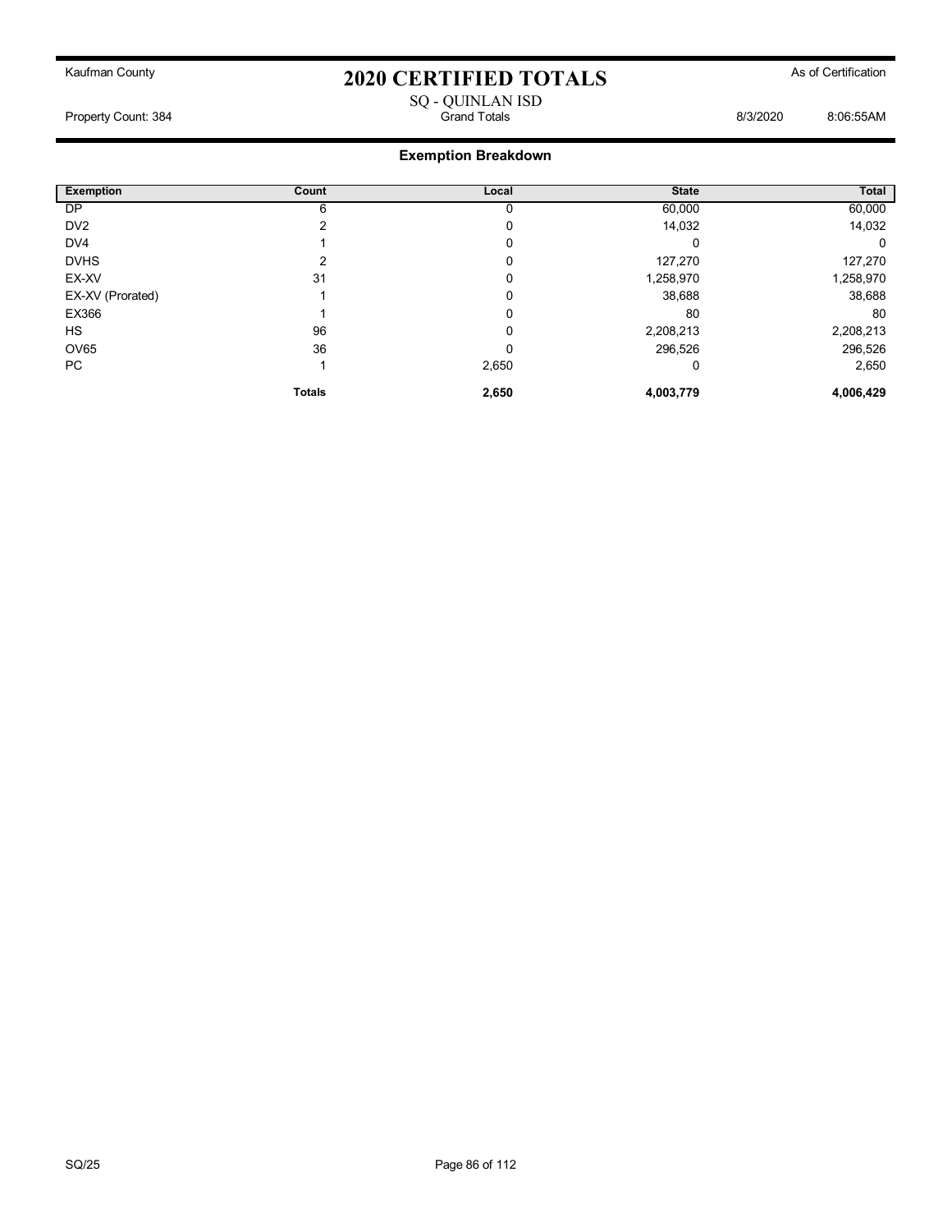Kaufman County

# 2020 CERTIFIED TOTALS

As of Certification

SQ - QUINLAN ISD

Property Count: 384 Grand Totals 8/3/2020 8:06:55AM

## Exemption Breakdown

| Exemption | Count | Local | State | Total |
|---|---|---|---|---|
| DP | 6 | 0 | 60,000 | 60,000 |
| DV2 | 2 | 0 | 14,032 | 14,032 |
| DV4 | 1 | 0 | 0 | 0 |
| DVHS | 2 | 0 | 127,270 | 127,270 |
| EX-XV | 31 | 0 | 1,258,970 | 1,258,970 |
| EX-XV (Prorated) | 1 | 0 | 38,688 | 38,688 |
| EX366 | 1 | 0 | 80 | 80 |
| HS | 96 | 0 | 2,208,213 | 2,208,213 |
| OV65 | 36 | 0 | 296,526 | 296,526 |
| PC | 1 | 2,650 | 0 | 2,650 |
| | **Totals** | **2,650** | **4,003,779** | **4,006,429** |

SQ/25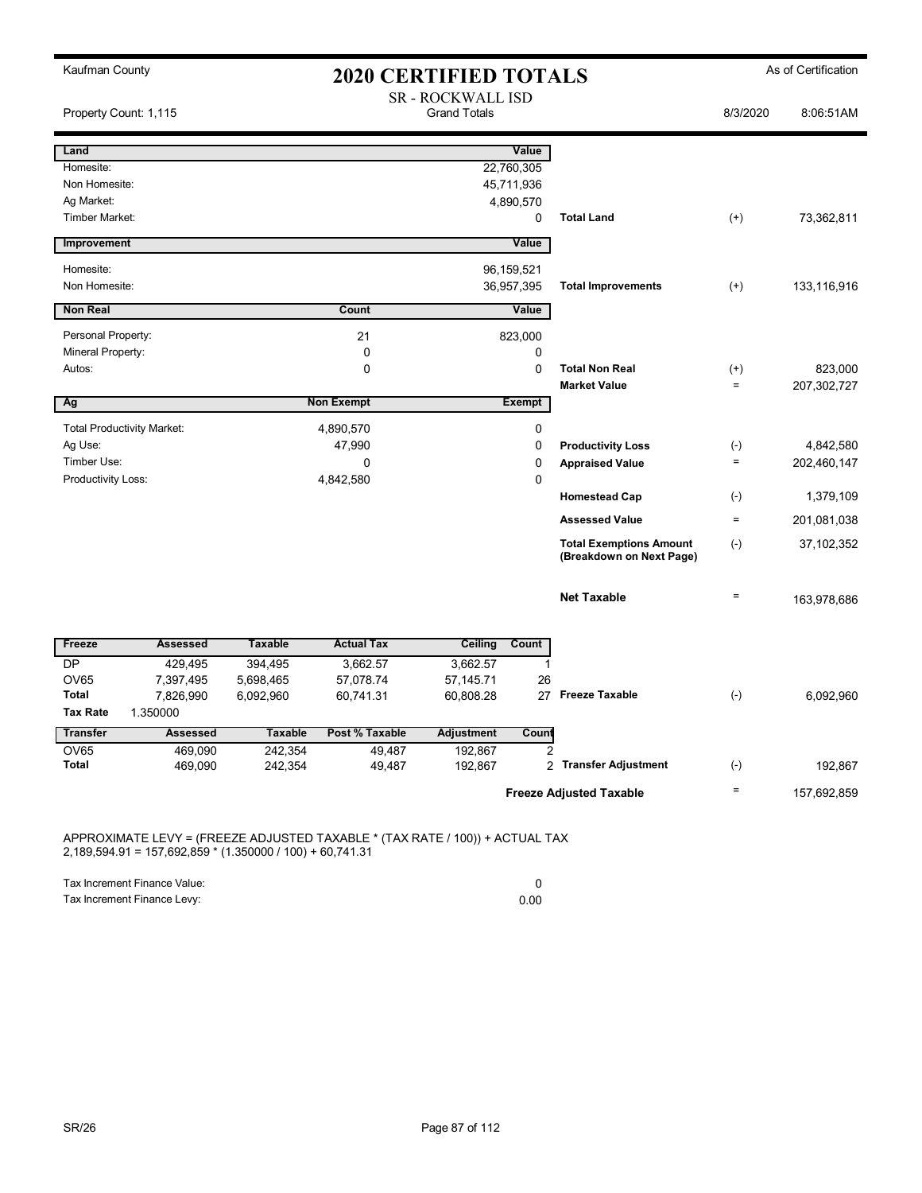Kaufman County

# 2020 CERTIFIED TOTALS

As of Certification

SR - ROCKWALL ISD
Grand Totals

Property Count: 1,115 — 8/3/2020 8:06:51AM

| Land | | Value | | | |
|---|---|---|---|---|---|
| Homesite: | | 22,760,305 | | | |
| Non Homesite: | | 45,711,936 | | | |
| Ag Market: | | 4,890,570 | | | |
| Timber Market: | | 0 | **Total Land** | (+) | 73,362,811 |
| **Improvement** | | **Value** | | | |
| Homesite: | | 96,159,521 | | | |
| Non Homesite: | | 36,957,395 | **Total Improvements** | (+) | 133,116,916 |
| **Non Real** | **Count** | **Value** | | | |
| Personal Property: | 21 | 823,000 | | | |
| Mineral Property: | 0 | 0 | | | |
| Autos: | 0 | 0 | **Total Non Real** | (+) | 823,000 |
| | | | **Market Value** | = | 207,302,727 |
| **Ag** | **Non Exempt** | **Exempt** | | | |
| Total Productivity Market: | 4,890,570 | 0 | | | |
| Ag Use: | 47,990 | 0 | **Productivity Loss** | (-) | 4,842,580 |
| Timber Use: | 0 | 0 | **Appraised Value** | = | 202,460,147 |
| Productivity Loss: | 4,842,580 | 0 | | | |
| | | | **Homestead Cap** | (-) | 1,379,109 |
| | | | **Assessed Value** | = | 201,081,038 |
| | | | **Total Exemptions Amount (Breakdown on Next Page)** | (-) | 37,102,352 |
| | | | **Net Taxable** | = | 163,978,686 |

| Freeze | Assessed | Taxable | Actual Tax | Ceiling | Count | | | |
|---|---|---|---|---|---|---|---|---|
| DP | 429,495 | 394,495 | 3,662.57 | 3,662.57 | 1 | | | |
| OV65 | 7,397,495 | 5,698,465 | 57,078.74 | 57,145.71 | 26 | | | |
| **Total** | 7,826,990 | 6,092,960 | 60,741.31 | 60,808.28 | 27 | **Freeze Taxable** | (-) | 6,092,960 |
| **Tax Rate** | 1.350000 | | | | | | | |

| Transfer | Assessed | Taxable | Post % Taxable | Adjustment | Count | | | |
|---|---|---|---|---|---|---|---|---|
| OV65 | 469,090 | 242,354 | 49,487 | 192,867 | 2 | | | |
| **Total** | 469,090 | 242,354 | 49,487 | 192,867 | 2 | **Transfer Adjustment** | (-) | 192,867 |
| | | | | | | **Freeze Adjusted Taxable** | = | 157,692,859 |

APPROXIMATE LEVY = (FREEZE ADJUSTED TAXABLE * (TAX RATE / 100)) + ACTUAL TAX
2,189,594.91 = 157,692,859 * (1.350000 / 100) + 60,741.31

| | |
|---|---|
| Tax Increment Finance Value: | 0 |
| Tax Increment Finance Levy: | 0.00 |

SR/26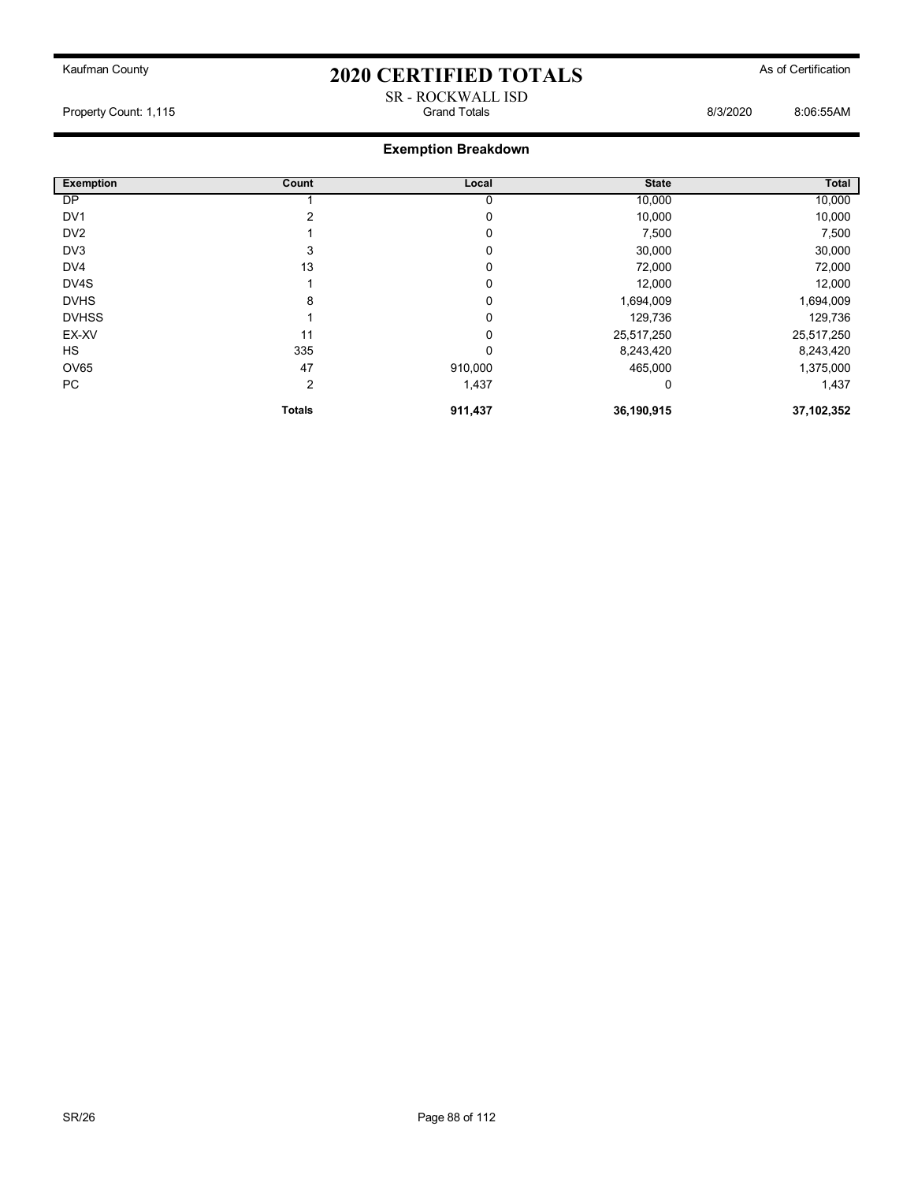Kaufman County

# 2020 CERTIFIED TOTALS

As of Certification

SR - ROCKWALL ISD

Property Count: 1,115 | Grand Totals | 8/3/2020 8:06:55AM

## Exemption Breakdown

| Exemption | Count | Local | State | Total |
|---|---|---|---|---|
| DP | 1 | 0 | 10,000 | 10,000 |
| DV1 | 2 | 0 | 10,000 | 10,000 |
| DV2 | 1 | 0 | 7,500 | 7,500 |
| DV3 | 3 | 0 | 30,000 | 30,000 |
| DV4 | 13 | 0 | 72,000 | 72,000 |
| DV4S | 1 | 0 | 12,000 | 12,000 |
| DVHS | 8 | 0 | 1,694,009 | 1,694,009 |
| DVHSS | 1 | 0 | 129,736 | 129,736 |
| EX-XV | 11 | 0 | 25,517,250 | 25,517,250 |
| HS | 335 | 0 | 8,243,420 | 8,243,420 |
| OV65 | 47 | 910,000 | 465,000 | 1,375,000 |
| PC | 2 | 1,437 | 0 | 1,437 |
| | **Totals** | **911,437** | **36,190,915** | **37,102,352** |

SR/26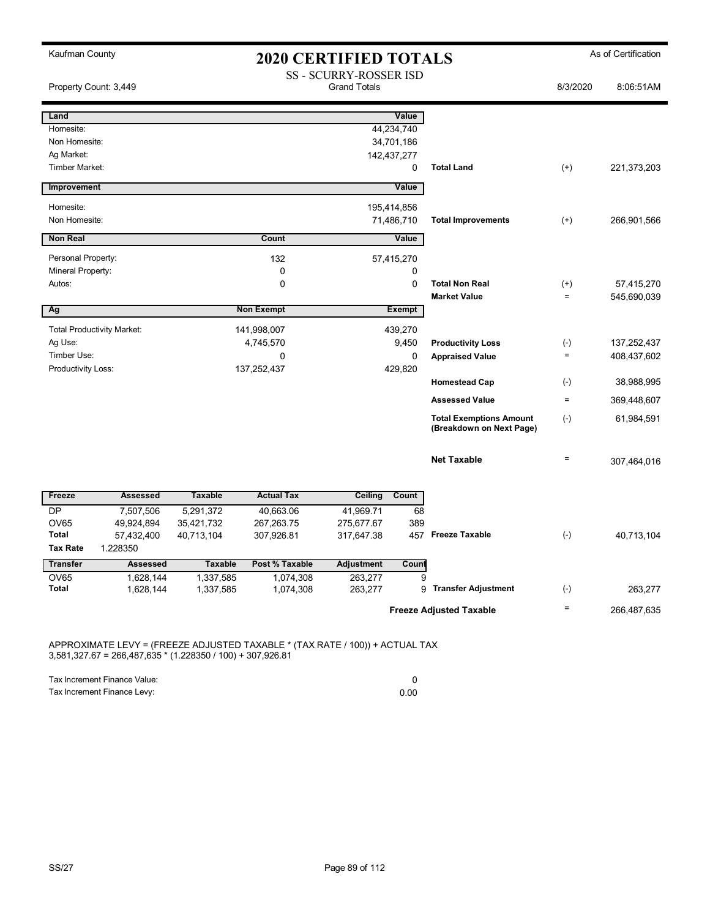Kaufman County

# 2020 CERTIFIED TOTALS

As of Certification

Property Count: 3,449

SS - SCURRY-ROSSER ISD
Grand Totals

8/3/2020 8:06:51AM

| Land | | Value | | | |
|---|---|---|---|---|---|
| Homesite: | | 44,234,740 | | | |
| Non Homesite: | | 34,701,186 | | | |
| Ag Market: | | 142,437,277 | | | |
| Timber Market: | | 0 | **Total Land** | (+) | 221,373,203 |

| Improvement | | Value | | | |
|---|---|---|---|---|---|
| Homesite: | | 195,414,856 | | | |
| Non Homesite: | | 71,486,710 | **Total Improvements** | (+) | 266,901,566 |

| Non Real | Count | Value | | | |
|---|---|---|---|---|---|
| Personal Property: | 132 | 57,415,270 | | | |
| Mineral Property: | 0 | 0 | | | |
| Autos: | 0 | 0 | **Total Non Real** | (+) | 57,415,270 |
| | | | **Market Value** | = | 545,690,039 |

| Ag | Non Exempt | Exempt | | | |
|---|---|---|---|---|---|
| Total Productivity Market: | 141,998,007 | 439,270 | | | |
| Ag Use: | 4,745,570 | 9,450 | **Productivity Loss** | (-) | 137,252,437 |
| Timber Use: | 0 | 0 | **Appraised Value** | = | 408,437,602 |
| Productivity Loss: | 137,252,437 | 429,820 | | | |
| | | | **Homestead Cap** | (-) | 38,988,995 |
| | | | **Assessed Value** | = | 369,448,607 |
| | | | **Total Exemptions Amount (Breakdown on Next Page)** | (-) | 61,984,591 |
| | | | **Net Taxable** | = | 307,464,016 |

| Freeze | Assessed | Taxable | Actual Tax | Ceiling | Count | | | |
|---|---|---|---|---|---|---|---|---|
| DP | 7,507,506 | 5,291,372 | 40,663.06 | 41,969.71 | 68 | | | |
| OV65 | 49,924,894 | 35,421,732 | 267,263.75 | 275,677.67 | 389 | | | |
| **Total** | 57,432,400 | 40,713,104 | 307,926.81 | 317,647.38 | 457 | **Freeze Taxable** | (-) | 40,713,104 |
| **Tax Rate** | 1.228350 | | | | | | | |

| Transfer | Assessed | Taxable | Post % Taxable | Adjustment | Count | | | |
|---|---|---|---|---|---|---|---|---|
| OV65 | 1,628,144 | 1,337,585 | 1,074,308 | 263,277 | 9 | | | |
| **Total** | 1,628,144 | 1,337,585 | 1,074,308 | 263,277 | 9 | **Transfer Adjustment** | (-) | 263,277 |
| | | | | | | **Freeze Adjusted Taxable** | = | 266,487,635 |

APPROXIMATE LEVY = (FREEZE ADJUSTED TAXABLE * (TAX RATE / 100)) + ACTUAL TAX
3,581,327.67 = 266,487,635 * (1.228350 / 100) + 307,926.81

| | |
|---|---|
| Tax Increment Finance Value: | 0 |
| Tax Increment Finance Levy: | 0.00 |

SS/27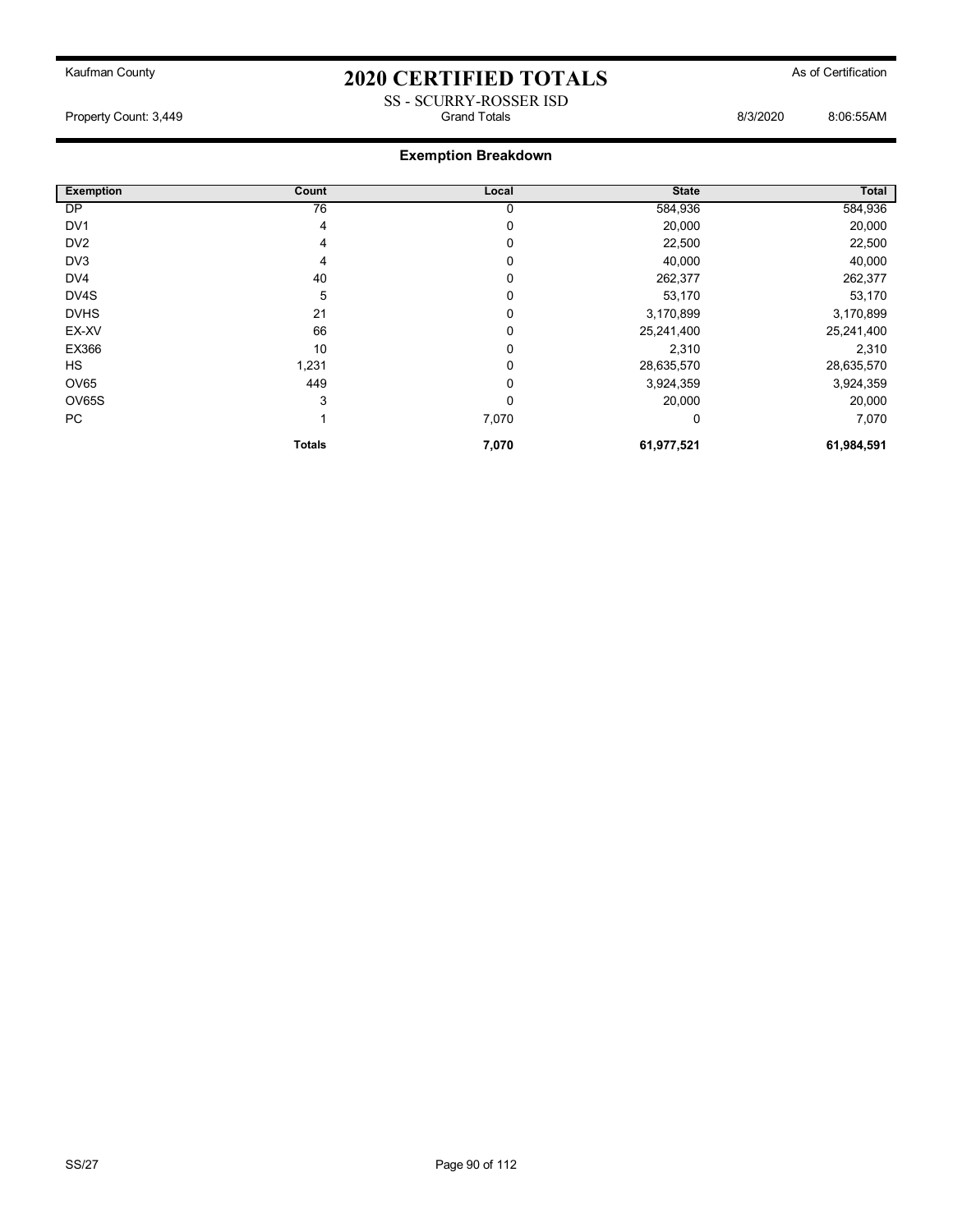Kaufman County

# 2020 CERTIFIED TOTALS

As of Certification

SS - SCURRY-ROSSER ISD

Property Count: 3,449 | Grand Totals | 8/3/2020 8:06:55AM

## Exemption Breakdown

| Exemption | Count | Local | State | Total |
|---|---|---|---|---|
| DP | 76 | 0 | 584,936 | 584,936 |
| DV1 | 4 | 0 | 20,000 | 20,000 |
| DV2 | 4 | 0 | 22,500 | 22,500 |
| DV3 | 4 | 0 | 40,000 | 40,000 |
| DV4 | 40 | 0 | 262,377 | 262,377 |
| DV4S | 5 | 0 | 53,170 | 53,170 |
| DVHS | 21 | 0 | 3,170,899 | 3,170,899 |
| EX-XV | 66 | 0 | 25,241,400 | 25,241,400 |
| EX366 | 10 | 0 | 2,310 | 2,310 |
| HS | 1,231 | 0 | 28,635,570 | 28,635,570 |
| OV65 | 449 | 0 | 3,924,359 | 3,924,359 |
| OV65S | 3 | 0 | 20,000 | 20,000 |
| PC | 1 | 7,070 | 0 | 7,070 |
| | **Totals** | **7,070** | **61,977,521** | **61,984,591** |

SS/27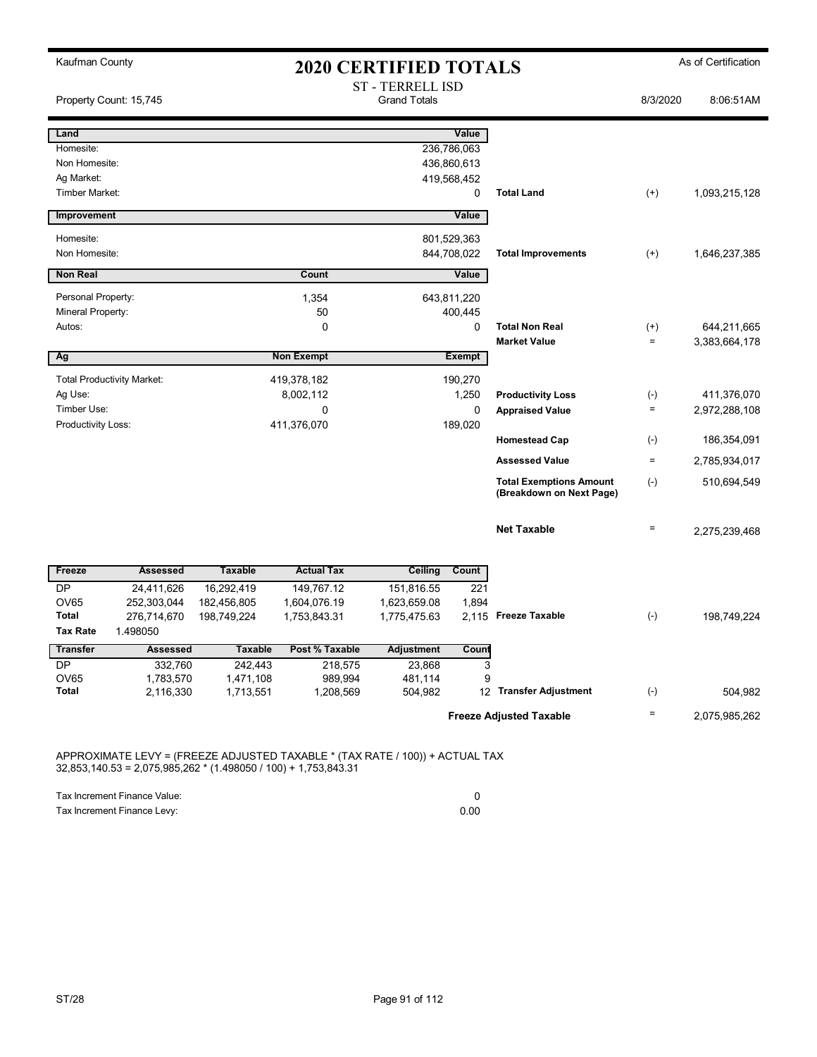Kaufman County

# 2020 CERTIFIED TOTALS

As of Certification

ST - TERRELL ISD
Grand Totals

Property Count: 15,745 | 8/3/2020 8:06:51AM

| Land | | Value | | | |
|---|---|---|---|---|---|
| Homesite: | | 236,786,063 | | | |
| Non Homesite: | | 436,860,613 | | | |
| Ag Market: | | 419,568,452 | | | |
| Timber Market: | | 0 | **Total Land** | (+) | 1,093,215,128 |

| Improvement | | Value | | | |
|---|---|---|---|---|---|
| Homesite: | | 801,529,363 | | | |
| Non Homesite: | | 844,708,022 | **Total Improvements** | (+) | 1,646,237,385 |

| Non Real | Count | Value | | | |
|---|---|---|---|---|---|
| Personal Property: | 1,354 | 643,811,220 | | | |
| Mineral Property: | 50 | 400,445 | | | |
| Autos: | 0 | 0 | **Total Non Real** | (+) | 644,211,665 |
| | | | **Market Value** | = | 3,383,664,178 |

| Ag | Non Exempt | Exempt | | | |
|---|---|---|---|---|---|
| Total Productivity Market: | 419,378,182 | 190,270 | | | |
| Ag Use: | 8,002,112 | 1,250 | **Productivity Loss** | (-) | 411,376,070 |
| Timber Use: | 0 | 0 | **Appraised Value** | = | 2,972,288,108 |
| Productivity Loss: | 411,376,070 | 189,020 | | | |
| | | | **Homestead Cap** | (-) | 186,354,091 |
| | | | **Assessed Value** | = | 2,785,934,017 |
| | | | **Total Exemptions Amount (Breakdown on Next Page)** | (-) | 510,694,549 |
| | | | **Net Taxable** | = | 2,275,239,468 |

| Freeze | Assessed | Taxable | Actual Tax | Ceiling | Count | | | |
|---|---|---|---|---|---|---|---|---|
| DP | 24,411,626 | 16,292,419 | 149,767.12 | 151,816.55 | 221 | | | |
| OV65 | 252,303,044 | 182,456,805 | 1,604,076.19 | 1,623,659.08 | 1,894 | | | |
| **Total** | 276,714,670 | 198,749,224 | 1,753,843.31 | 1,775,475.63 | 2,115 | **Freeze Taxable** | (-) | 198,749,224 |
| **Tax Rate** | 1.498050 | | | | | | | |

| Transfer | Assessed | Taxable | Post % Taxable | Adjustment | Count | | | |
|---|---|---|---|---|---|---|---|---|
| DP | 332,760 | 242,443 | 218,575 | 23,868 | 3 | | | |
| OV65 | 1,783,570 | 1,471,108 | 989,994 | 481,114 | 9 | | | |
| **Total** | 2,116,330 | 1,713,551 | 1,208,569 | 504,982 | 12 | **Transfer Adjustment** | (-) | 504,982 |
| | | | | | | **Freeze Adjusted Taxable** | = | 2,075,985,262 |

APPROXIMATE LEVY = (FREEZE ADJUSTED TAXABLE * (TAX RATE / 100)) + ACTUAL TAX
32,853,140.53 = 2,075,985,262 * (1.498050 / 100) + 1,753,843.31

| | |
|---|---|
| Tax Increment Finance Value: | 0 |
| Tax Increment Finance Levy: | 0.00 |

ST/28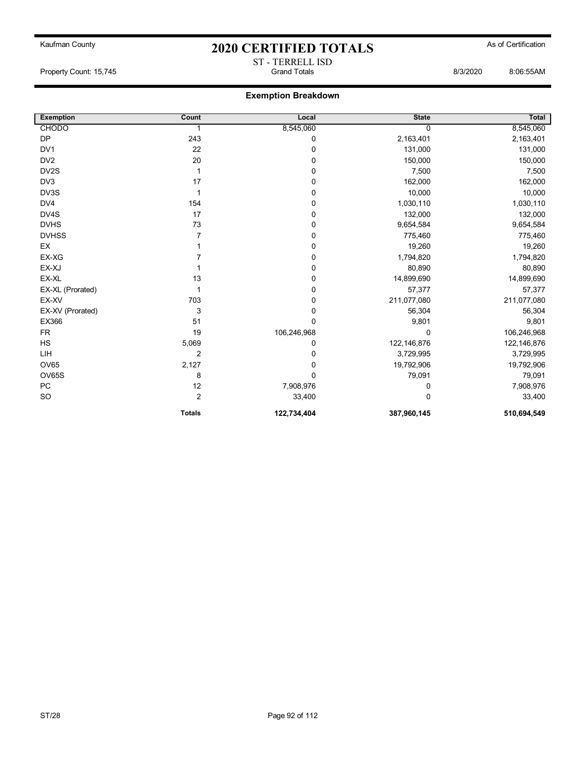Kaufman County

# 2020 CERTIFIED TOTALS

As of Certification

ST - TERRELL ISD

Property Count: 15,745 — Grand Totals — 8/3/2020 8:06:55AM

## Exemption Breakdown

| Exemption | Count | Local | State | Total |
|---|---|---|---|---|
| CHODO | 1 | 8,545,060 | 0 | 8,545,060 |
| DP | 243 | 0 | 2,163,401 | 2,163,401 |
| DV1 | 22 | 0 | 131,000 | 131,000 |
| DV2 | 20 | 0 | 150,000 | 150,000 |
| DV2S | 1 | 0 | 7,500 | 7,500 |
| DV3 | 17 | 0 | 162,000 | 162,000 |
| DV3S | 1 | 0 | 10,000 | 10,000 |
| DV4 | 154 | 0 | 1,030,110 | 1,030,110 |
| DV4S | 17 | 0 | 132,000 | 132,000 |
| DVHS | 73 | 0 | 9,654,584 | 9,654,584 |
| DVHSS | 7 | 0 | 775,460 | 775,460 |
| EX | 1 | 0 | 19,260 | 19,260 |
| EX-XG | 7 | 0 | 1,794,820 | 1,794,820 |
| EX-XJ | 1 | 0 | 80,890 | 80,890 |
| EX-XL | 13 | 0 | 14,899,690 | 14,899,690 |
| EX-XL (Prorated) | 1 | 0 | 57,377 | 57,377 |
| EX-XV | 703 | 0 | 211,077,080 | 211,077,080 |
| EX-XV (Prorated) | 3 | 0 | 56,304 | 56,304 |
| EX366 | 51 | 0 | 9,801 | 9,801 |
| FR | 19 | 106,246,968 | 0 | 106,246,968 |
| HS | 5,069 | 0 | 122,146,876 | 122,146,876 |
| LIH | 2 | 0 | 3,729,995 | 3,729,995 |
| OV65 | 2,127 | 0 | 19,792,906 | 19,792,906 |
| OV65S | 8 | 0 | 79,091 | 79,091 |
| PC | 12 | 7,908,976 | 0 | 7,908,976 |
| SO | 2 | 33,400 | 0 | 33,400 |
| | **Totals** | **122,734,404** | **387,960,145** | **510,694,549** |

ST/28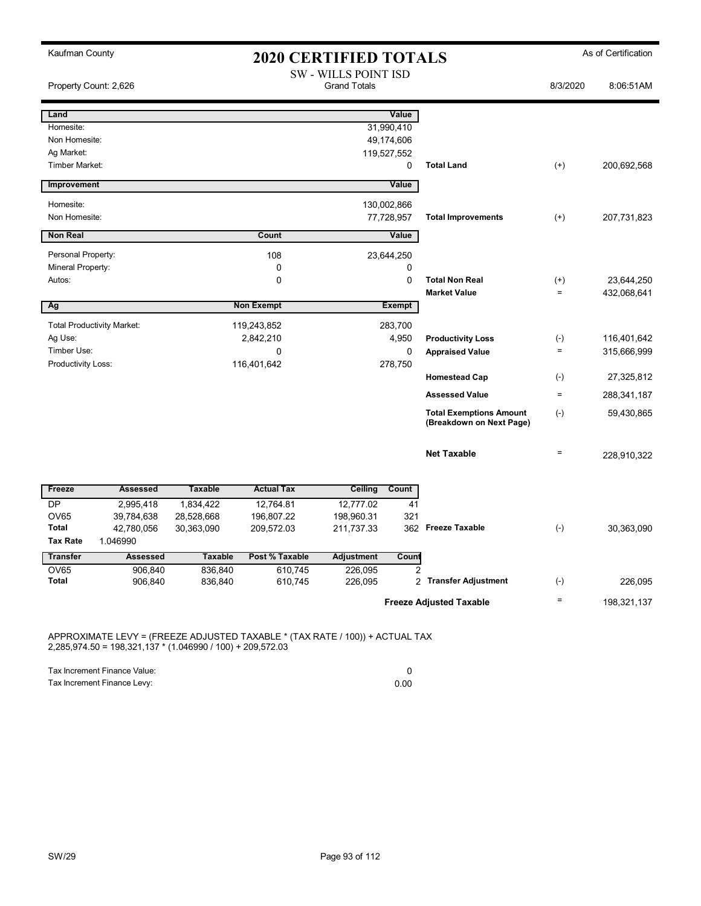Kaufman County

# 2020 CERTIFIED TOTALS

As of Certification

SW - WILLS POINT ISD
Grand Totals

Property Count: 2,626 | 8/3/2020 | 8:06:51AM

| Land | | Value | | | |
|---|---|---|---|---|---|
| Homesite: | | 31,990,410 | | | |
| Non Homesite: | | 49,174,606 | | | |
| Ag Market: | | 119,527,552 | | | |
| Timber Market: | | 0 | **Total Land** | (+) | 200,692,568 |

| Improvement | | Value | | | |
|---|---|---|---|---|---|
| Homesite: | | 130,002,866 | | | |
| Non Homesite: | | 77,728,957 | **Total Improvements** | (+) | 207,731,823 |

| Non Real | Count | Value | | | |
|---|---|---|---|---|---|
| Personal Property: | 108 | 23,644,250 | | | |
| Mineral Property: | 0 | 0 | | | |
| Autos: | 0 | 0 | **Total Non Real** | (+) | 23,644,250 |
| | | | **Market Value** | = | 432,068,641 |

| Ag | Non Exempt | Exempt | | | |
|---|---|---|---|---|---|
| Total Productivity Market: | 119,243,852 | 283,700 | | | |
| Ag Use: | 2,842,210 | 4,950 | **Productivity Loss** | (-) | 116,401,642 |
| Timber Use: | 0 | 0 | **Appraised Value** | = | 315,666,999 |
| Productivity Loss: | 116,401,642 | 278,750 | | | |
| | | | **Homestead Cap** | (-) | 27,325,812 |
| | | | **Assessed Value** | = | 288,341,187 |
| | | | **Total Exemptions Amount (Breakdown on Next Page)** | (-) | 59,430,865 |
| | | | **Net Taxable** | = | 228,910,322 |

| Freeze | Assessed | Taxable | Actual Tax | Ceiling | Count | | | |
|---|---|---|---|---|---|---|---|---|
| DP | 2,995,418 | 1,834,422 | 12,764.81 | 12,777.02 | 41 | | | |
| OV65 | 39,784,638 | 28,528,668 | 196,807.22 | 198,960.31 | 321 | | | |
| **Total** | 42,780,056 | 30,363,090 | 209,572.03 | 211,737.33 | 362 | **Freeze Taxable** | (-) | 30,363,090 |
| **Tax Rate** | 1.046990 | | | | | | | |

| Transfer | Assessed | Taxable | Post % Taxable | Adjustment | Count | | | |
|---|---|---|---|---|---|---|---|---|
| OV65 | 906,840 | 836,840 | 610,745 | 226,095 | 2 | | | |
| **Total** | 906,840 | 836,840 | 610,745 | 226,095 | 2 | **Transfer Adjustment** | (-) | 226,095 |
| | | | | | | **Freeze Adjusted Taxable** | = | 198,321,137 |

APPROXIMATE LEVY = (FREEZE ADJUSTED TAXABLE * (TAX RATE / 100)) + ACTUAL TAX
2,285,974.50 = 198,321,137 * (1.046990 / 100) + 209,572.03

| | |
|---|---|
| Tax Increment Finance Value: | 0 |
| Tax Increment Finance Levy: | 0.00 |

SW/29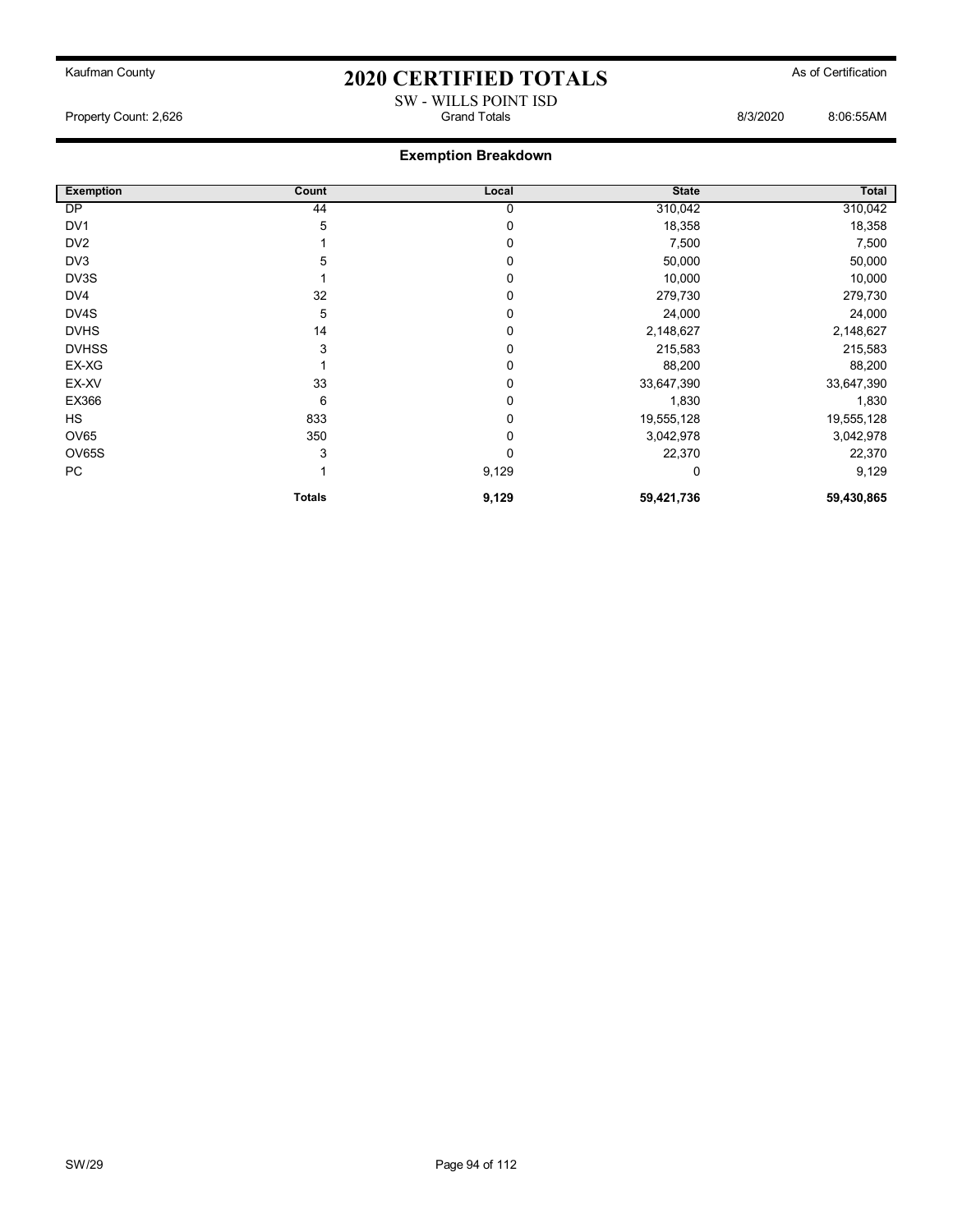Kaufman County

# 2020 CERTIFIED TOTALS

As of Certification

SW - WILLS POINT ISD

Property Count: 2,626 — Grand Totals — 8/3/2020 8:06:55AM

## Exemption Breakdown

| Exemption | Count | Local | State | Total |
|---|---|---|---|---|
| DP | 44 | 0 | 310,042 | 310,042 |
| DV1 | 5 | 0 | 18,358 | 18,358 |
| DV2 | 1 | 0 | 7,500 | 7,500 |
| DV3 | 5 | 0 | 50,000 | 50,000 |
| DV3S | 1 | 0 | 10,000 | 10,000 |
| DV4 | 32 | 0 | 279,730 | 279,730 |
| DV4S | 5 | 0 | 24,000 | 24,000 |
| DVHS | 14 | 0 | 2,148,627 | 2,148,627 |
| DVHSS | 3 | 0 | 215,583 | 215,583 |
| EX-XG | 1 | 0 | 88,200 | 88,200 |
| EX-XV | 33 | 0 | 33,647,390 | 33,647,390 |
| EX366 | 6 | 0 | 1,830 | 1,830 |
| HS | 833 | 0 | 19,555,128 | 19,555,128 |
| OV65 | 350 | 0 | 3,042,978 | 3,042,978 |
| OV65S | 3 | 0 | 22,370 | 22,370 |
| PC | 1 | 9,129 | 0 | 9,129 |
| | **Totals** | **9,129** | **59,421,736** | **59,430,865** |

SW/29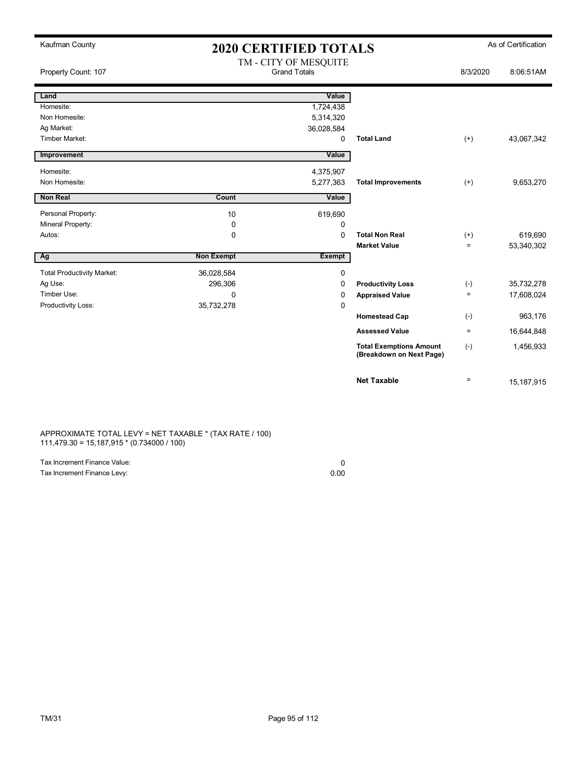Kaufman County

# 2020 CERTIFIED TOTALS

As of Certification

Property Count: 107

TM - CITY OF MESQUITE
Grand Totals

8/3/2020 8:06:51AM

| Land | | Value | | | |
|---|---|---|---|---|---|
| Homesite: | | 1,724,438 | | | |
| Non Homesite: | | 5,314,320 | | | |
| Ag Market: | | 36,028,584 | | | |
| Timber Market: | | 0 | **Total Land** | (+) | 43,067,342 |

| Improvement | | Value | | | |
|---|---|---|---|---|---|
| Homesite: | | 4,375,907 | | | |
| Non Homesite: | | 5,277,363 | **Total Improvements** | (+) | 9,653,270 |

| Non Real | Count | Value | | | |
|---|---|---|---|---|---|
| Personal Property: | 10 | 619,690 | | | |
| Mineral Property: | 0 | 0 | | | |
| Autos: | 0 | 0 | **Total Non Real** | (+) | 619,690 |
| | | | **Market Value** | = | 53,340,302 |

| Ag | Non Exempt | Exempt | | | |
|---|---|---|---|---|---|
| Total Productivity Market: | 36,028,584 | 0 | | | |
| Ag Use: | 296,306 | 0 | **Productivity Loss** | (-) | 35,732,278 |
| Timber Use: | 0 | 0 | **Appraised Value** | = | 17,608,024 |
| Productivity Loss: | 35,732,278 | 0 | | | |
| | | | **Homestead Cap** | (-) | 963,176 |
| | | | **Assessed Value** | = | 16,644,848 |
| | | | **Total Exemptions Amount (Breakdown on Next Page)** | (-) | 1,456,933 |
| | | | **Net Taxable** | = | 15,187,915 |

APPROXIMATE TOTAL LEVY = NET TAXABLE * (TAX RATE / 100)
111,479.30 = 15,187,915 * (0.734000 / 100)

| | |
|---|---|
| Tax Increment Finance Value: | 0 |
| Tax Increment Finance Levy: | 0.00 |

TM/31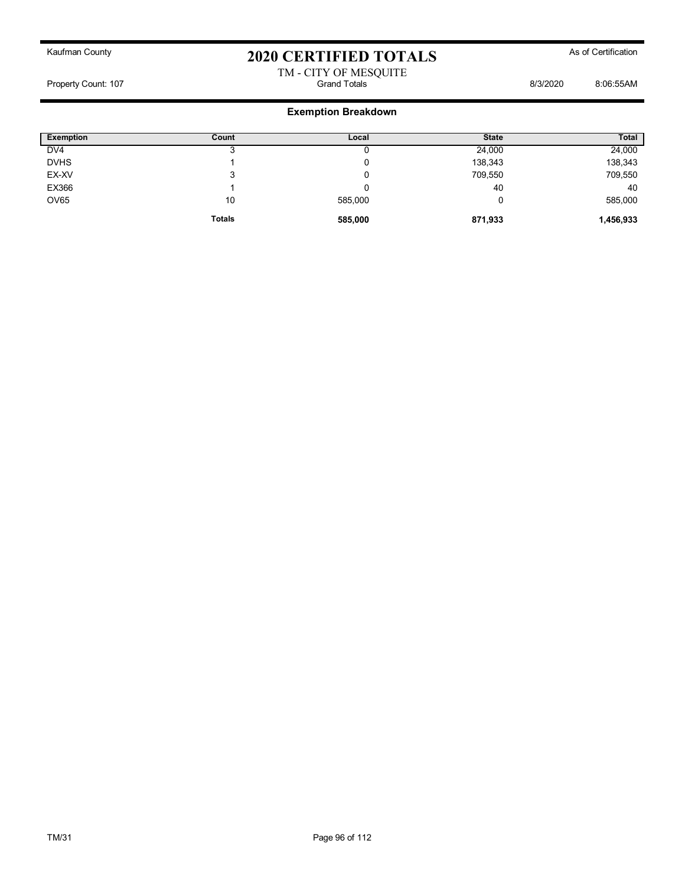Kaufman County

# 2020 CERTIFIED TOTALS

As of Certification

TM - CITY OF MESQUITE

Property Count: 107 | Grand Totals | 8/3/2020 8:06:55AM

## Exemption Breakdown

| Exemption | Count | Local | State | Total |
|---|---|---|---|---|
| DV4 | 3 | 0 | 24,000 | 24,000 |
| DVHS | 1 | 0 | 138,343 | 138,343 |
| EX-XV | 3 | 0 | 709,550 | 709,550 |
| EX366 | 1 | 0 | 40 | 40 |
| OV65 | 10 | 585,000 | 0 | 585,000 |
| | **Totals** | **585,000** | **871,933** | **1,456,933** |

TM/31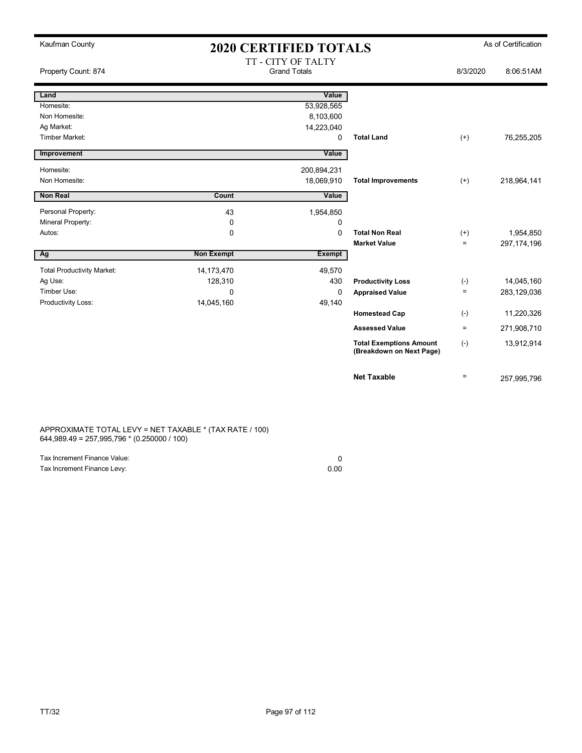Kaufman County

# 2020 CERTIFIED TOTALS

As of Certification

Property Count: 874

## TT - CITY OF TALTY
Grand Totals

8/3/2020 8:06:51AM

| Land | | Value | | | |
|---|---|---|---|---|---|
| Homesite: | | 53,928,565 | | | |
| Non Homesite: | | 8,103,600 | | | |
| Ag Market: | | 14,223,040 | | | |
| Timber Market: | | 0 | **Total Land** | (+) | 76,255,205 |

| Improvement | | Value | | | |
|---|---|---|---|---|---|
| Homesite: | | 200,894,231 | | | |
| Non Homesite: | | 18,069,910 | **Total Improvements** | (+) | 218,964,141 |

| Non Real | Count | Value | | | |
|---|---|---|---|---|---|
| Personal Property: | 43 | 1,954,850 | | | |
| Mineral Property: | 0 | 0 | | | |
| Autos: | 0 | 0 | **Total Non Real** | (+) | 1,954,850 |
| | | | **Market Value** | = | 297,174,196 |

| Ag | Non Exempt | Exempt | | | |
|---|---|---|---|---|---|
| Total Productivity Market: | 14,173,470 | 49,570 | | | |
| Ag Use: | 128,310 | 430 | **Productivity Loss** | (-) | 14,045,160 |
| Timber Use: | 0 | 0 | **Appraised Value** | = | 283,129,036 |
| Productivity Loss: | 14,045,160 | 49,140 | | | |
| | | | **Homestead Cap** | (-) | 11,220,326 |
| | | | **Assessed Value** | = | 271,908,710 |
| | | | **Total Exemptions Amount (Breakdown on Next Page)** | (-) | 13,912,914 |
| | | | **Net Taxable** | = | 257,995,796 |

APPROXIMATE TOTAL LEVY = NET TAXABLE * (TAX RATE / 100)
644,989.49 = 257,995,796 * (0.250000 / 100)

| | |
|---|---|
| Tax Increment Finance Value: | 0 |
| Tax Increment Finance Levy: | 0.00 |

TT/32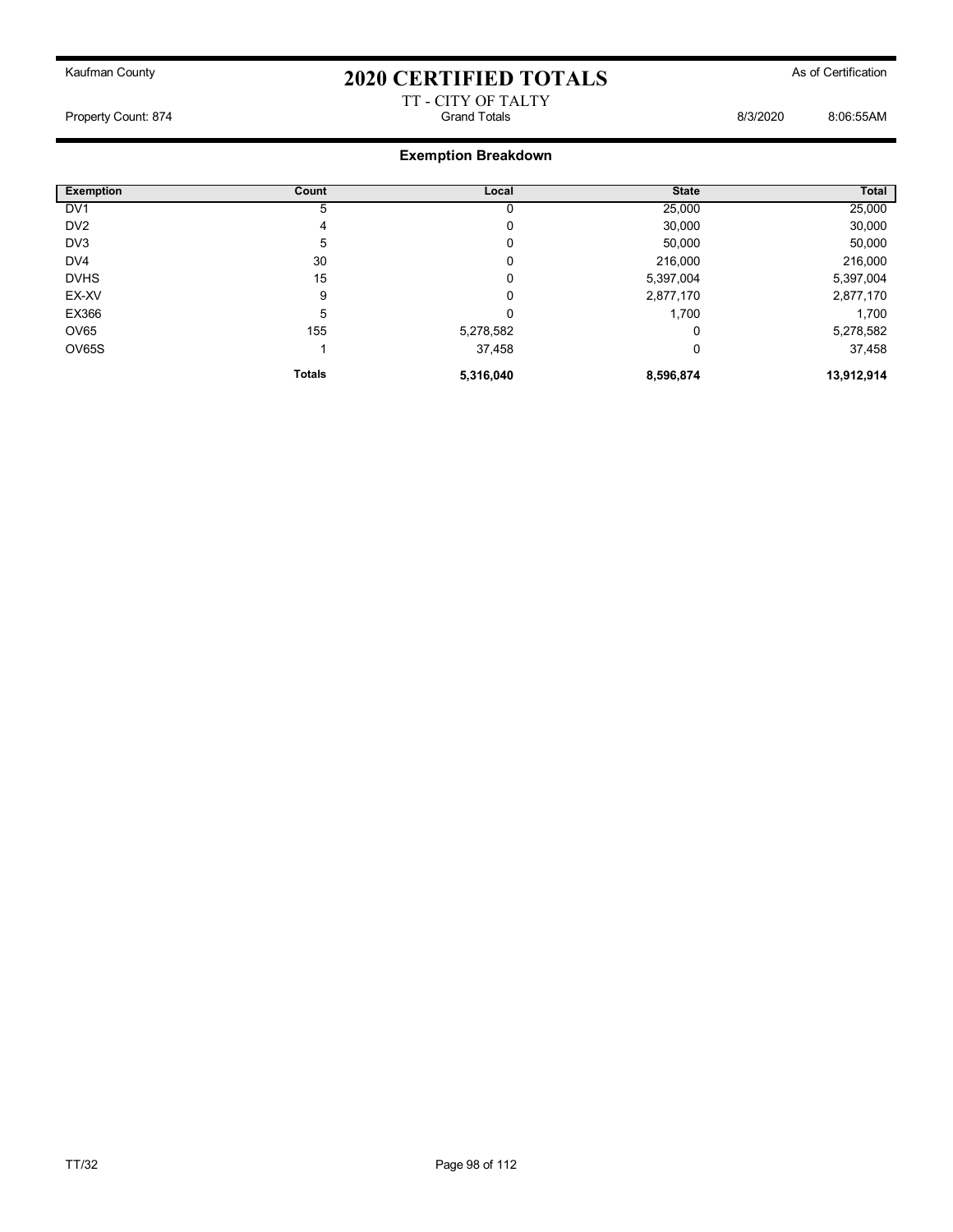Kaufman County

# 2020 CERTIFIED TOTALS

As of Certification

TT - CITY OF TALTY

Property Count: 874 | Grand Totals | 8/3/2020 8:06:55AM

## Exemption Breakdown

| Exemption | Count | Local | State | Total |
|---|---|---|---|---|
| DV1 | 5 | 0 | 25,000 | 25,000 |
| DV2 | 4 | 0 | 30,000 | 30,000 |
| DV3 | 5 | 0 | 50,000 | 50,000 |
| DV4 | 30 | 0 | 216,000 | 216,000 |
| DVHS | 15 | 0 | 5,397,004 | 5,397,004 |
| EX-XV | 9 | 0 | 2,877,170 | 2,877,170 |
| EX366 | 5 | 0 | 1,700 | 1,700 |
| OV65 | 155 | 5,278,582 | 0 | 5,278,582 |
| OV65S | 1 | 37,458 | 0 | 37,458 |
| | **Totals** | **5,316,040** | **8,596,874** | **13,912,914** |

TT/32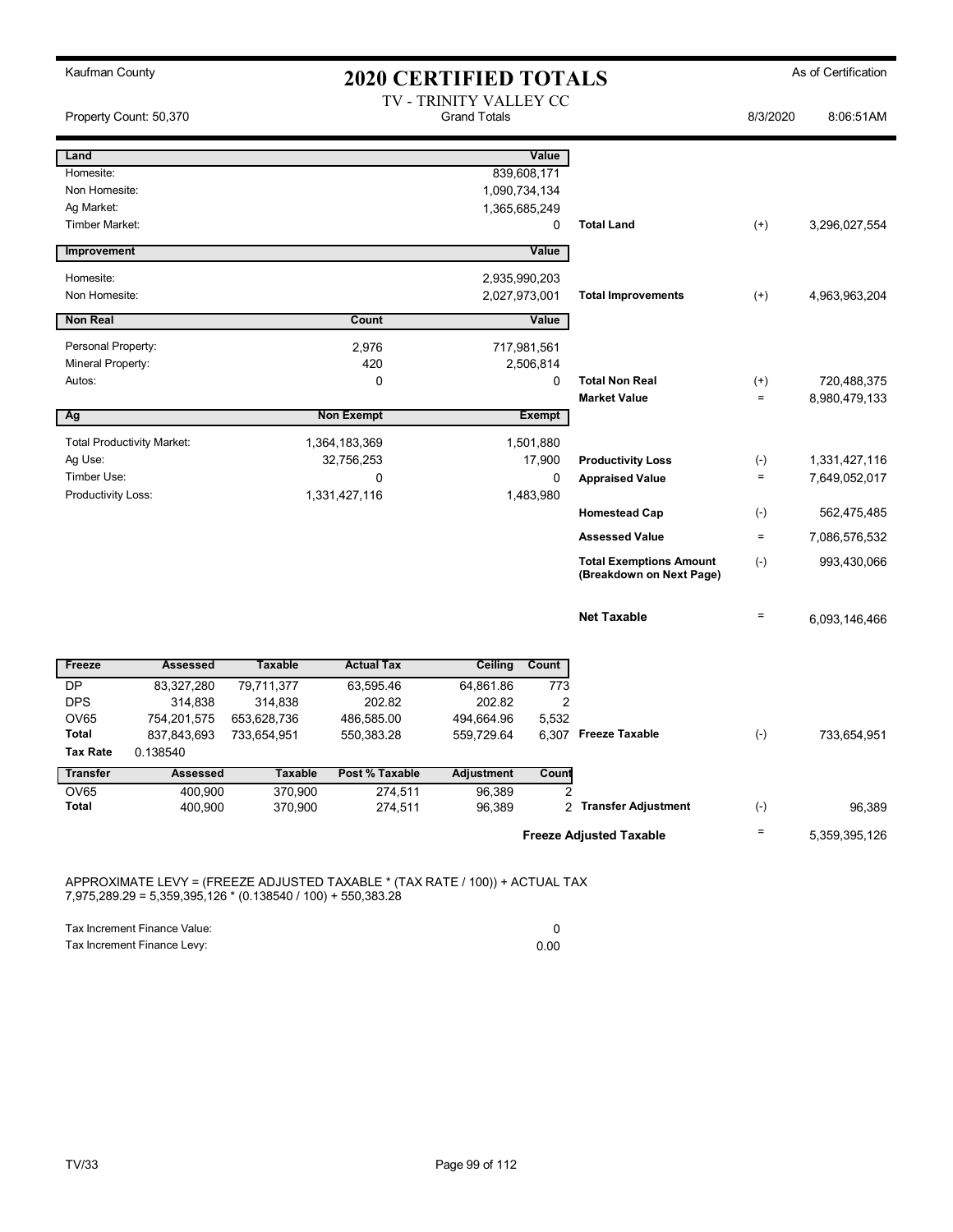Kaufman County

# 2020 CERTIFIED TOTALS

As of Certification

Property Count: 50,370

TV - TRINITY VALLEY CC
Grand Totals

8/3/2020 8:06:51AM

| Land | | Value | | | |
|---|---|---|---|---|---|
| Homesite: | | 839,608,171 | | | |
| Non Homesite: | | 1,090,734,134 | | | |
| Ag Market: | | 1,365,685,249 | | | |
| Timber Market: | | 0 | Total Land | (+) | 3,296,027,554 |

| Improvement | | Value | | | |
|---|---|---|---|---|---|
| Homesite: | | 2,935,990,203 | | | |
| Non Homesite: | | 2,027,973,001 | Total Improvements | (+) | 4,963,963,204 |

| Non Real | Count | Value | | | |
|---|---|---|---|---|---|
| Personal Property: | 2,976 | 717,981,561 | | | |
| Mineral Property: | 420 | 2,506,814 | | | |
| Autos: | 0 | 0 | Total Non Real | (+) | 720,488,375 |
| | | | Market Value | = | 8,980,479,133 |

| Ag | Non Exempt | Exempt | | | |
|---|---|---|---|---|---|
| Total Productivity Market: | 1,364,183,369 | 1,501,880 | | | |
| Ag Use: | 32,756,253 | 17,900 | Productivity Loss | (-) | 1,331,427,116 |
| Timber Use: | 0 | 0 | Appraised Value | = | 7,649,052,017 |
| Productivity Loss: | 1,331,427,116 | 1,483,980 | | | |
| | | | Homestead Cap | (-) | 562,475,485 |
| | | | Assessed Value | = | 7,086,576,532 |
| | | | Total Exemptions Amount (Breakdown on Next Page) | (-) | 993,430,066 |
| | | | Net Taxable | = | 6,093,146,466 |

| Freeze | Assessed | Taxable | Actual Tax | Ceiling | Count | | | |
|---|---|---|---|---|---|---|---|---|
| DP | 83,327,280 | 79,711,377 | 63,595.46 | 64,861.86 | 773 | | | |
| DPS | 314,838 | 314,838 | 202.82 | 202.82 | 2 | | | |
| OV65 | 754,201,575 | 653,628,736 | 486,585.00 | 494,664.96 | 5,532 | | | |
| Total | 837,843,693 | 733,654,951 | 550,383.28 | 559,729.64 | 6,307 | Freeze Taxable | (-) | 733,654,951 |
| Tax Rate | 0.138540 | | | | | | | |

| Transfer | Assessed | Taxable | Post % Taxable | Adjustment | Count | | | |
|---|---|---|---|---|---|---|---|---|
| OV65 | 400,900 | 370,900 | 274,511 | 96,389 | 2 | | | |
| Total | 400,900 | 370,900 | 274,511 | 96,389 | 2 | Transfer Adjustment | (-) | 96,389 |
| | | | | | | Freeze Adjusted Taxable | = | 5,359,395,126 |

APPROXIMATE LEVY = (FREEZE ADJUSTED TAXABLE * (TAX RATE / 100)) + ACTUAL TAX
7,975,289.29 = 5,359,395,126 * (0.138540 / 100) + 550,383.28

| | |
|---|---|
| Tax Increment Finance Value: | 0 |
| Tax Increment Finance Levy: | 0.00 |

TV/33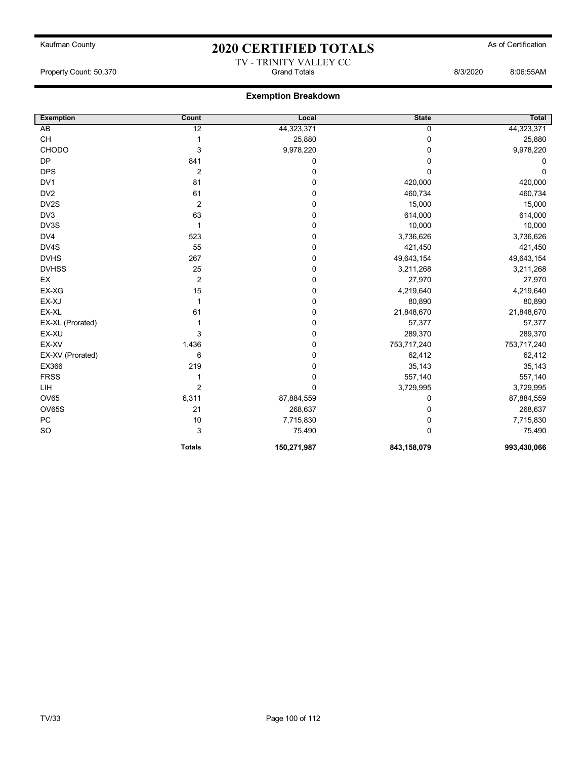Kaufman County

# 2020 CERTIFIED TOTALS

As of Certification

TV - TRINITY VALLEY CC

Property Count: 50,370 | Grand Totals | 8/3/2020 8:06:55AM

## Exemption Breakdown

| Exemption | Count | Local | State | Total |
|---|---|---|---|---|
| AB | 12 | 44,323,371 | 0 | 44,323,371 |
| CH | 1 | 25,880 | 0 | 25,880 |
| CHODO | 3 | 9,978,220 | 0 | 9,978,220 |
| DP | 841 | 0 | 0 | 0 |
| DPS | 2 | 0 | 0 | 0 |
| DV1 | 81 | 0 | 420,000 | 420,000 |
| DV2 | 61 | 0 | 460,734 | 460,734 |
| DV2S | 2 | 0 | 15,000 | 15,000 |
| DV3 | 63 | 0 | 614,000 | 614,000 |
| DV3S | 1 | 0 | 10,000 | 10,000 |
| DV4 | 523 | 0 | 3,736,626 | 3,736,626 |
| DV4S | 55 | 0 | 421,450 | 421,450 |
| DVHS | 267 | 0 | 49,643,154 | 49,643,154 |
| DVHSS | 25 | 0 | 3,211,268 | 3,211,268 |
| EX | 2 | 0 | 27,970 | 27,970 |
| EX-XG | 15 | 0 | 4,219,640 | 4,219,640 |
| EX-XJ | 1 | 0 | 80,890 | 80,890 |
| EX-XL | 61 | 0 | 21,848,670 | 21,848,670 |
| EX-XL (Prorated) | 1 | 0 | 57,377 | 57,377 |
| EX-XU | 3 | 0 | 289,370 | 289,370 |
| EX-XV | 1,436 | 0 | 753,717,240 | 753,717,240 |
| EX-XV (Prorated) | 6 | 0 | 62,412 | 62,412 |
| EX366 | 219 | 0 | 35,143 | 35,143 |
| FRSS | 1 | 0 | 557,140 | 557,140 |
| LIH | 2 | 0 | 3,729,995 | 3,729,995 |
| OV65 | 6,311 | 87,884,559 | 0 | 87,884,559 |
| OV65S | 21 | 268,637 | 0 | 268,637 |
| PC | 10 | 7,715,830 | 0 | 7,715,830 |
| SO | 3 | 75,490 | 0 | 75,490 |
| | **Totals** | **150,271,987** | **843,158,079** | **993,430,066** |

TV/33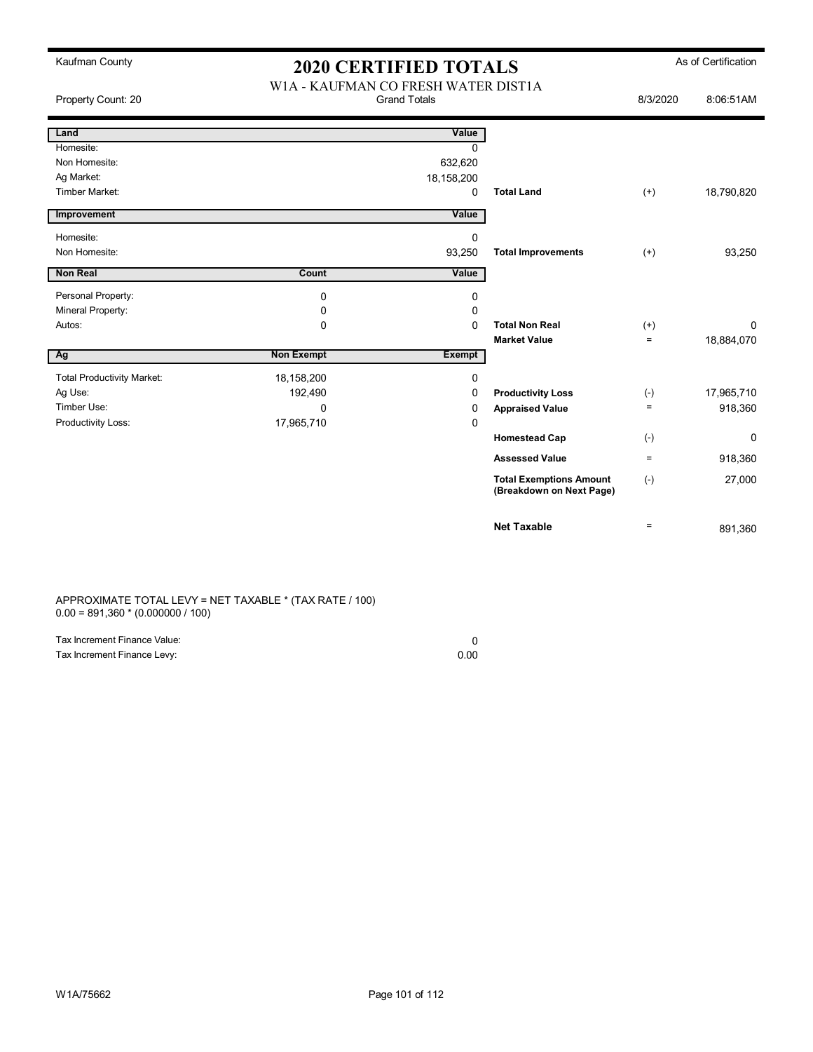Kaufman County

# 2020 CERTIFIED TOTALS

As of Certification

W1A - KAUFMAN CO FRESH WATER DIST1A

Property Count: 20 | Grand Totals | 8/3/2020 8:06:51AM

| Land | | Value | | | |
|---|---|---|---|---|---|
| Homesite: | | 0 | | | |
| Non Homesite: | | 632,620 | | | |
| Ag Market: | | 18,158,200 | | | |
| Timber Market: | | 0 | **Total Land** | (+) | 18,790,820 |
| **Improvement** | | **Value** | | | |
| Homesite: | | 0 | | | |
| Non Homesite: | | 93,250 | **Total Improvements** | (+) | 93,250 |
| **Non Real** | **Count** | **Value** | | | |
| Personal Property: | 0 | 0 | | | |
| Mineral Property: | 0 | 0 | | | |
| Autos: | 0 | 0 | **Total Non Real** | (+) | 0 |
| | | | **Market Value** | = | 18,884,070 |
| **Ag** | **Non Exempt** | **Exempt** | | | |
| Total Productivity Market: | 18,158,200 | 0 | | | |
| Ag Use: | 192,490 | 0 | **Productivity Loss** | (-) | 17,965,710 |
| Timber Use: | 0 | 0 | **Appraised Value** | = | 918,360 |
| Productivity Loss: | 17,965,710 | 0 | | | |
| | | | **Homestead Cap** | (-) | 0 |
| | | | **Assessed Value** | = | 918,360 |
| | | | **Total Exemptions Amount (Breakdown on Next Page)** | (-) | 27,000 |
| | | | **Net Taxable** | = | 891,360 |

APPROXIMATE TOTAL LEVY = NET TAXABLE * (TAX RATE / 100)
0.00 = 891,360 * (0.000000 / 100)

| | |
|---|---|
| Tax Increment Finance Value: | 0 |
| Tax Increment Finance Levy: | 0.00 |

W1A/75662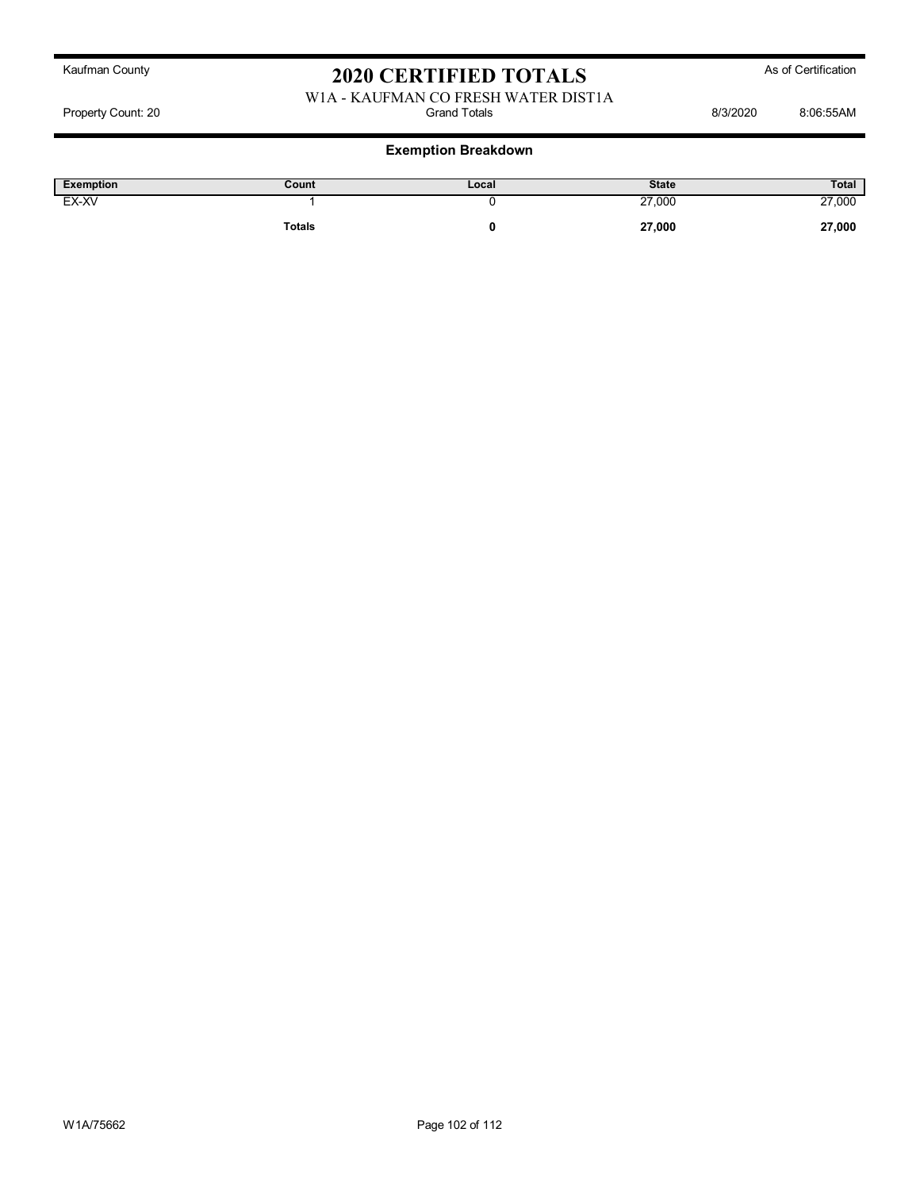Kaufman County

# 2020 CERTIFIED TOTALS

As of Certification

W1A - KAUFMAN CO FRESH WATER DIST1A

Property Count: 20 | Grand Totals | 8/3/2020 | 8:06:55AM

## Exemption Breakdown

| Exemption | Count | Local | State | Total |
|---|---|---|---|---|
| EX-XV | 1 | 0 | 27,000 | 27,000 |
| | **Totals** | **0** | **27,000** | **27,000** |

W1A/75662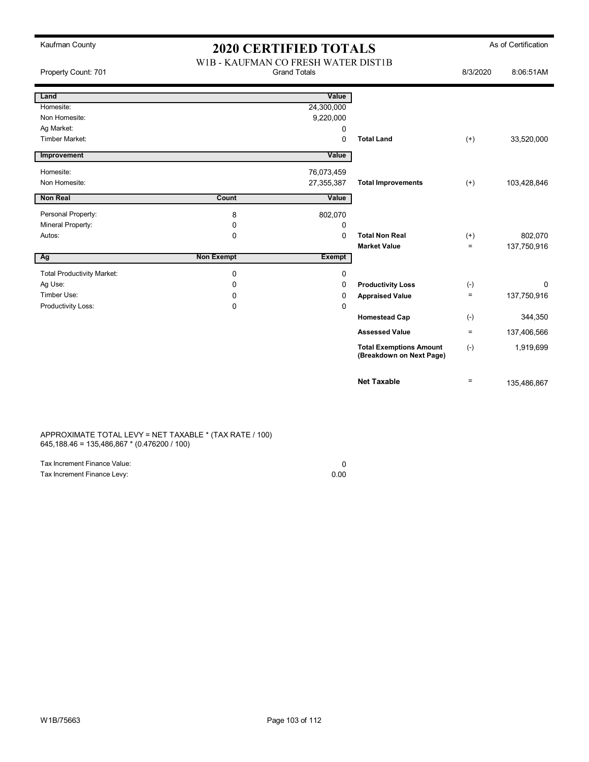Kaufman County

# 2020 CERTIFIED TOTALS

As of Certification

W1B - KAUFMAN CO FRESH WATER DIST1B

Property Count: 701 | Grand Totals | 8/3/2020 8:06:51AM

| Land | | Value | | | |
|---|---|---|---|---|---|
| Homesite: | | 24,300,000 | | | |
| Non Homesite: | | 9,220,000 | | | |
| Ag Market: | | 0 | | | |
| Timber Market: | | 0 | **Total Land** | (+) | 33,520,000 |
| **Improvement** | | **Value** | | | |
| Homesite: | | 76,073,459 | | | |
| Non Homesite: | | 27,355,387 | **Total Improvements** | (+) | 103,428,846 |
| **Non Real** | **Count** | **Value** | | | |
| Personal Property: | 8 | 802,070 | | | |
| Mineral Property: | 0 | 0 | | | |
| Autos: | 0 | 0 | **Total Non Real** | (+) | 802,070 |
| | | | **Market Value** | = | 137,750,916 |
| **Ag** | **Non Exempt** | **Exempt** | | | |
| Total Productivity Market: | 0 | 0 | | | |
| Ag Use: | 0 | 0 | **Productivity Loss** | (-) | 0 |
| Timber Use: | 0 | 0 | **Appraised Value** | = | 137,750,916 |
| Productivity Loss: | 0 | 0 | | | |
| | | | **Homestead Cap** | (-) | 344,350 |
| | | | **Assessed Value** | = | 137,406,566 |
| | | | **Total Exemptions Amount (Breakdown on Next Page)** | (-) | 1,919,699 |
| | | | **Net Taxable** | = | 135,486,867 |

APPROXIMATE TOTAL LEVY = NET TAXABLE * (TAX RATE / 100)
645,188.46 = 135,486,867 * (0.476200 / 100)

| | |
|---|---|
| Tax Increment Finance Value: | 0 |
| Tax Increment Finance Levy: | 0.00 |

W1B/75663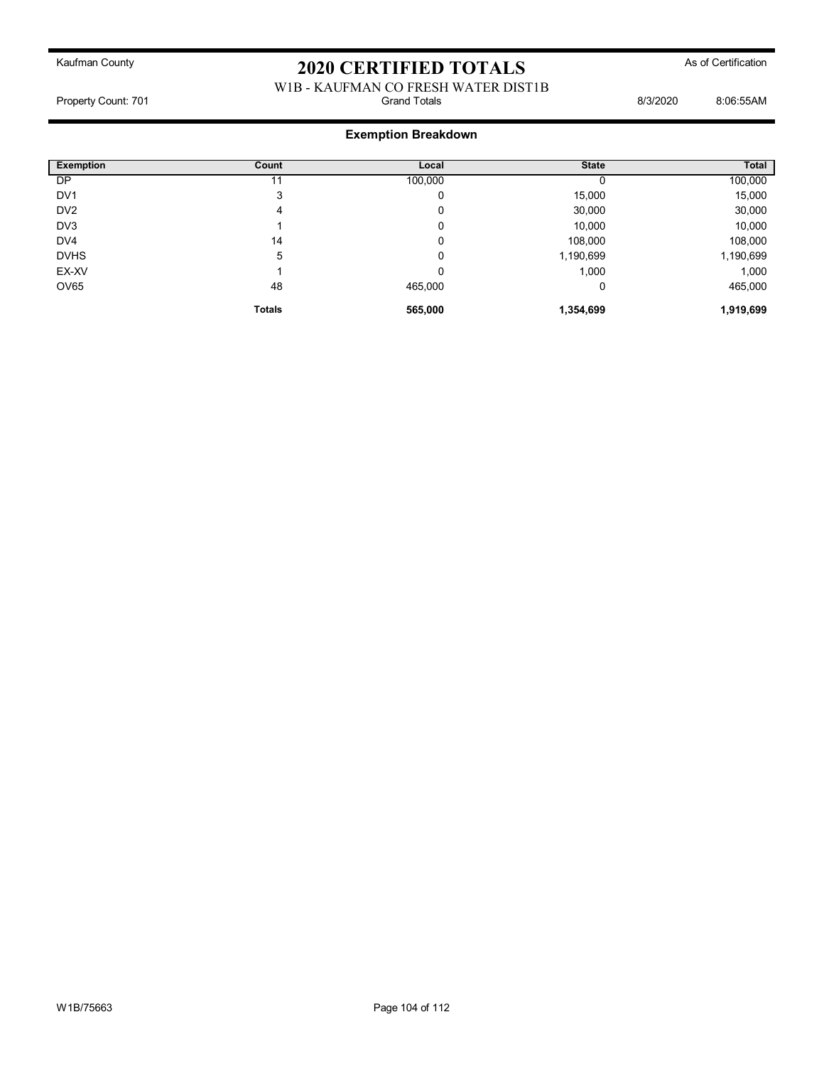Kaufman County

# 2020 CERTIFIED TOTALS

As of Certification

W1B - KAUFMAN CO FRESH WATER DIST1B

Property Count: 701 | Grand Totals | 8/3/2020 8:06:55AM

## Exemption Breakdown

| Exemption | Count | Local | State | Total |
|---|---|---|---|---|
| DP | 11 | 100,000 | 0 | 100,000 |
| DV1 | 3 | 0 | 15,000 | 15,000 |
| DV2 | 4 | 0 | 30,000 | 30,000 |
| DV3 | 1 | 0 | 10,000 | 10,000 |
| DV4 | 14 | 0 | 108,000 | 108,000 |
| DVHS | 5 | 0 | 1,190,699 | 1,190,699 |
| EX-XV | 1 | 0 | 1,000 | 1,000 |
| OV65 | 48 | 465,000 | 0 | 465,000 |
| | **Totals** | **565,000** | **1,354,699** | **1,919,699** |

W1B/75663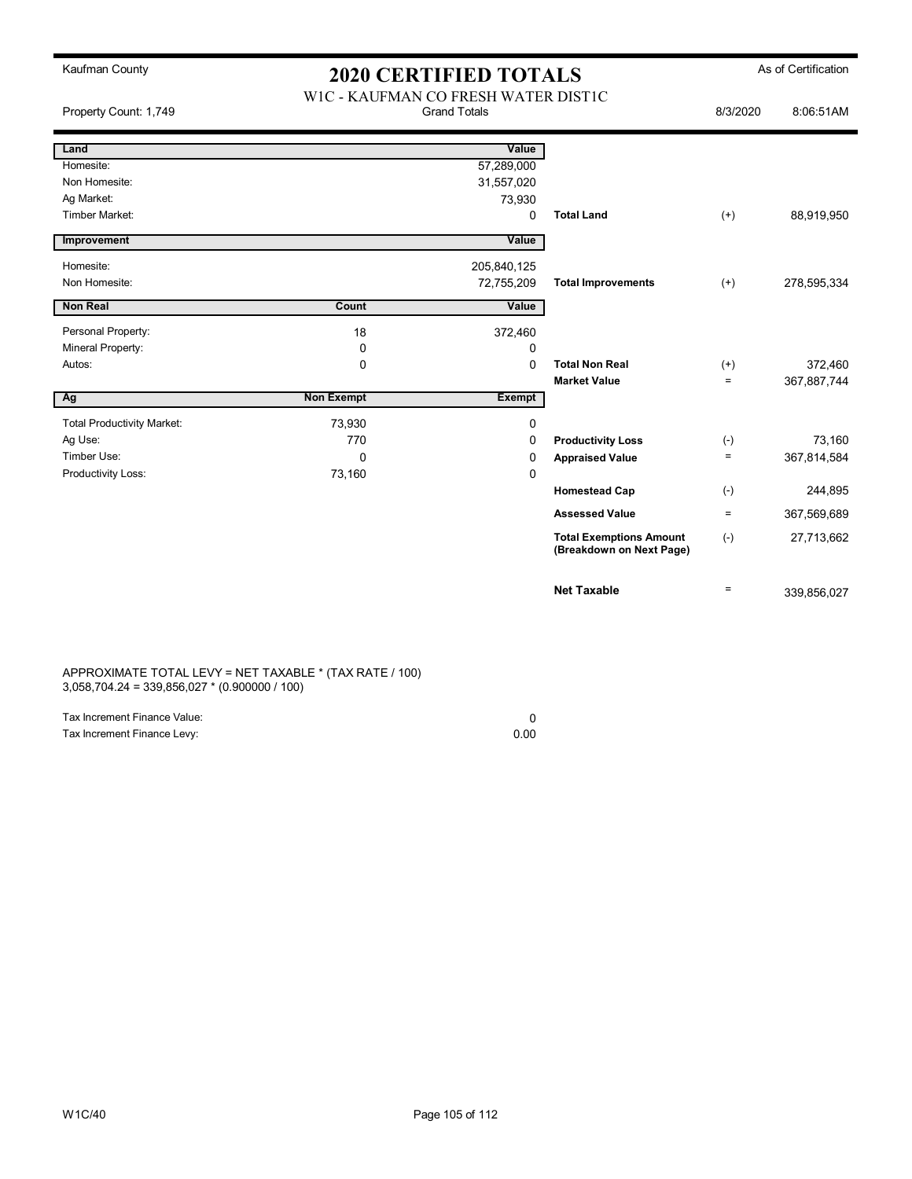Kaufman County

# 2020 CERTIFIED TOTALS

As of Certification

W1C - KAUFMAN CO FRESH WATER DIST1C

Property Count: 1,749 | Grand Totals | 8/3/2020 8:06:51AM

| Land | | Value | | | |
|---|---|---|---|---|---|
| Homesite: | | 57,289,000 | | | |
| Non Homesite: | | 31,557,020 | | | |
| Ag Market: | | 73,930 | | | |
| Timber Market: | | 0 | **Total Land** | (+) | 88,919,950 |
| **Improvement** | | **Value** | | | |
| Homesite: | | 205,840,125 | | | |
| Non Homesite: | | 72,755,209 | **Total Improvements** | (+) | 278,595,334 |
| **Non Real** | **Count** | **Value** | | | |
| Personal Property: | 18 | 372,460 | | | |
| Mineral Property: | 0 | 0 | | | |
| Autos: | 0 | 0 | **Total Non Real** | (+) | 372,460 |
| | | | **Market Value** | = | 367,887,744 |
| **Ag** | **Non Exempt** | **Exempt** | | | |
| Total Productivity Market: | 73,930 | 0 | | | |
| Ag Use: | 770 | 0 | **Productivity Loss** | (-) | 73,160 |
| Timber Use: | 0 | 0 | **Appraised Value** | = | 367,814,584 |
| Productivity Loss: | 73,160 | 0 | | | |
| | | | **Homestead Cap** | (-) | 244,895 |
| | | | **Assessed Value** | = | 367,569,689 |
| | | | **Total Exemptions Amount (Breakdown on Next Page)** | (-) | 27,713,662 |
| | | | **Net Taxable** | = | 339,856,027 |

APPROXIMATE TOTAL LEVY = NET TAXABLE * (TAX RATE / 100)
3,058,704.24 = 339,856,027 * (0.900000 / 100)

| | |
|---|---|
| Tax Increment Finance Value: | 0 |
| Tax Increment Finance Levy: | 0.00 |

W1C/40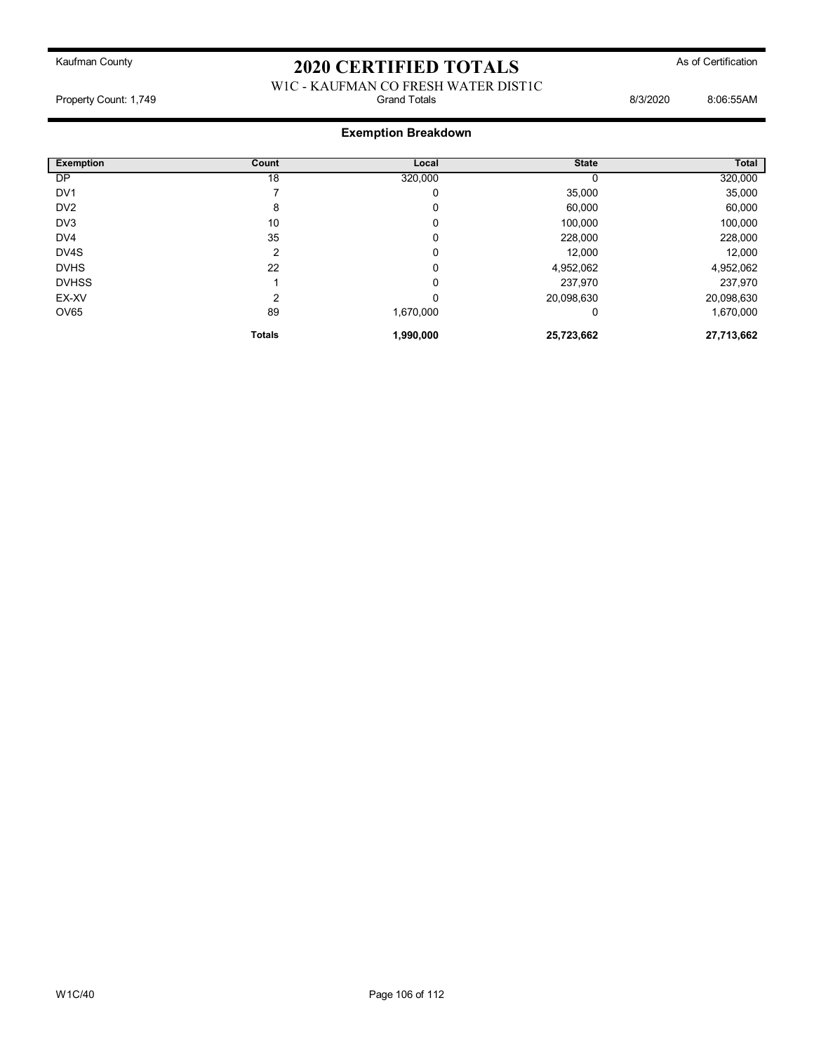Kaufman County

# 2020 CERTIFIED TOTALS

As of Certification

W1C - KAUFMAN CO FRESH WATER DIST1C

Property Count: 1,749 | Grand Totals | 8/3/2020 8:06:55AM

## Exemption Breakdown

| Exemption | Count | Local | State | Total |
|---|---|---|---|---|
| DP | 18 | 320,000 | 0 | 320,000 |
| DV1 | 7 | 0 | 35,000 | 35,000 |
| DV2 | 8 | 0 | 60,000 | 60,000 |
| DV3 | 10 | 0 | 100,000 | 100,000 |
| DV4 | 35 | 0 | 228,000 | 228,000 |
| DV4S | 2 | 0 | 12,000 | 12,000 |
| DVHS | 22 | 0 | 4,952,062 | 4,952,062 |
| DVHSS | 1 | 0 | 237,970 | 237,970 |
| EX-XV | 2 | 0 | 20,098,630 | 20,098,630 |
| OV65 | 89 | 1,670,000 | 0 | 1,670,000 |
| | **Totals** | **1,990,000** | **25,723,662** | **27,713,662** |

W1C/40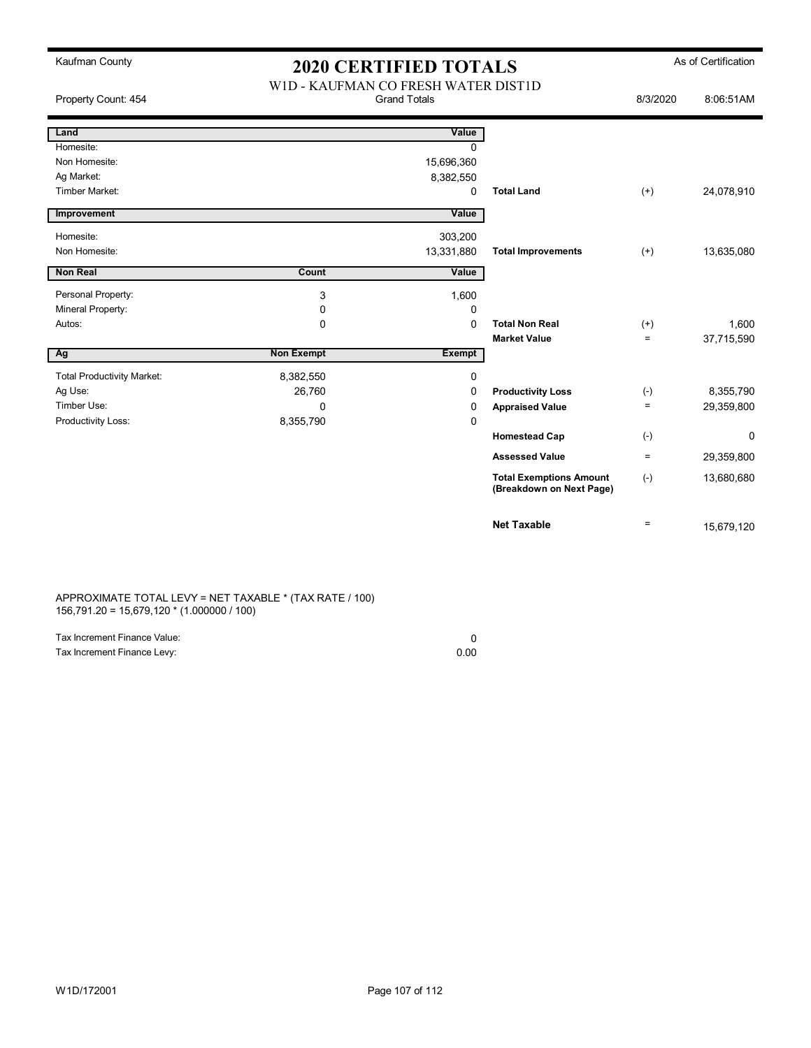Kaufman County

# 2020 CERTIFIED TOTALS

As of Certification

W1D - KAUFMAN CO FRESH WATER DIST1D

Property Count: 454 | Grand Totals | 8/3/2020 8:06:51AM

| Land | | Value | | | |
|---|---|---|---|---|---|
| Homesite: | | 0 | | | |
| Non Homesite: | | 15,696,360 | | | |
| Ag Market: | | 8,382,550 | | | |
| Timber Market: | | 0 | **Total Land** | (+) | 24,078,910 |
| **Improvement** | | **Value** | | | |
| Homesite: | | 303,200 | | | |
| Non Homesite: | | 13,331,880 | **Total Improvements** | (+) | 13,635,080 |
| **Non Real** | **Count** | **Value** | | | |
| Personal Property: | 3 | 1,600 | | | |
| Mineral Property: | 0 | 0 | | | |
| Autos: | 0 | 0 | **Total Non Real** | (+) | 1,600 |
| | | | **Market Value** | = | 37,715,590 |
| **Ag** | **Non Exempt** | **Exempt** | | | |
| Total Productivity Market: | 8,382,550 | 0 | | | |
| Ag Use: | 26,760 | 0 | **Productivity Loss** | (-) | 8,355,790 |
| Timber Use: | 0 | 0 | **Appraised Value** | = | 29,359,800 |
| Productivity Loss: | 8,355,790 | 0 | | | |
| | | | **Homestead Cap** | (-) | 0 |
| | | | **Assessed Value** | = | 29,359,800 |
| | | | **Total Exemptions Amount (Breakdown on Next Page)** | (-) | 13,680,680 |
| | | | **Net Taxable** | = | 15,679,120 |

APPROXIMATE TOTAL LEVY = NET TAXABLE * (TAX RATE / 100)
156,791.20 = 15,679,120 * (1.000000 / 100)

| | |
|---|---|
| Tax Increment Finance Value: | 0 |
| Tax Increment Finance Levy: | 0.00 |

W1D/172001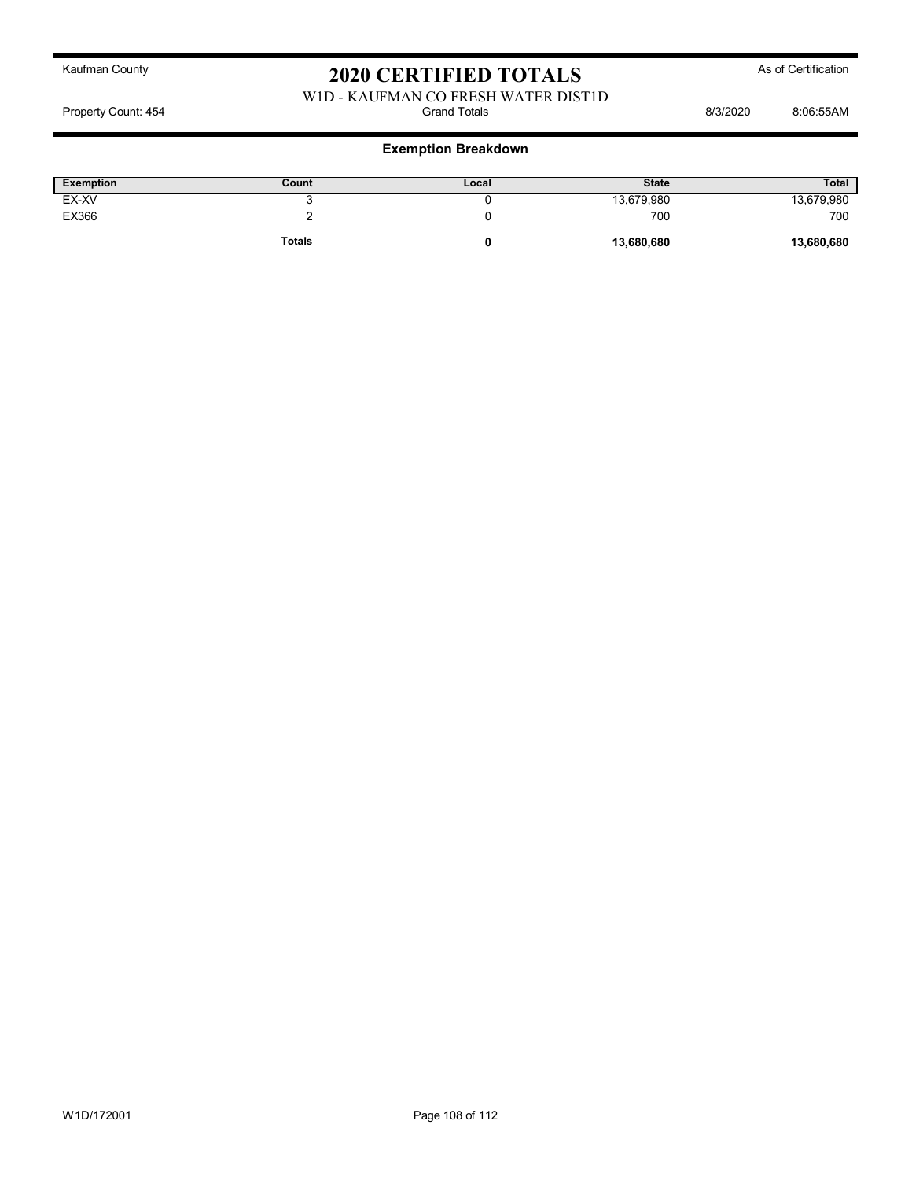Kaufman County

# 2020 CERTIFIED TOTALS

As of Certification

W1D - KAUFMAN CO FRESH WATER DIST1D

Property Count: 454 | Grand Totals | 8/3/2020 8:06:55AM

## Exemption Breakdown

| Exemption | Count | Local | State | Total |
|---|---|---|---|---|
| EX-XV | 3 | 0 | 13,679,980 | 13,679,980 |
| EX366 | 2 | 0 | 700 | 700 |
| | **Totals** | **0** | **13,680,680** | **13,680,680** |

W1D/172001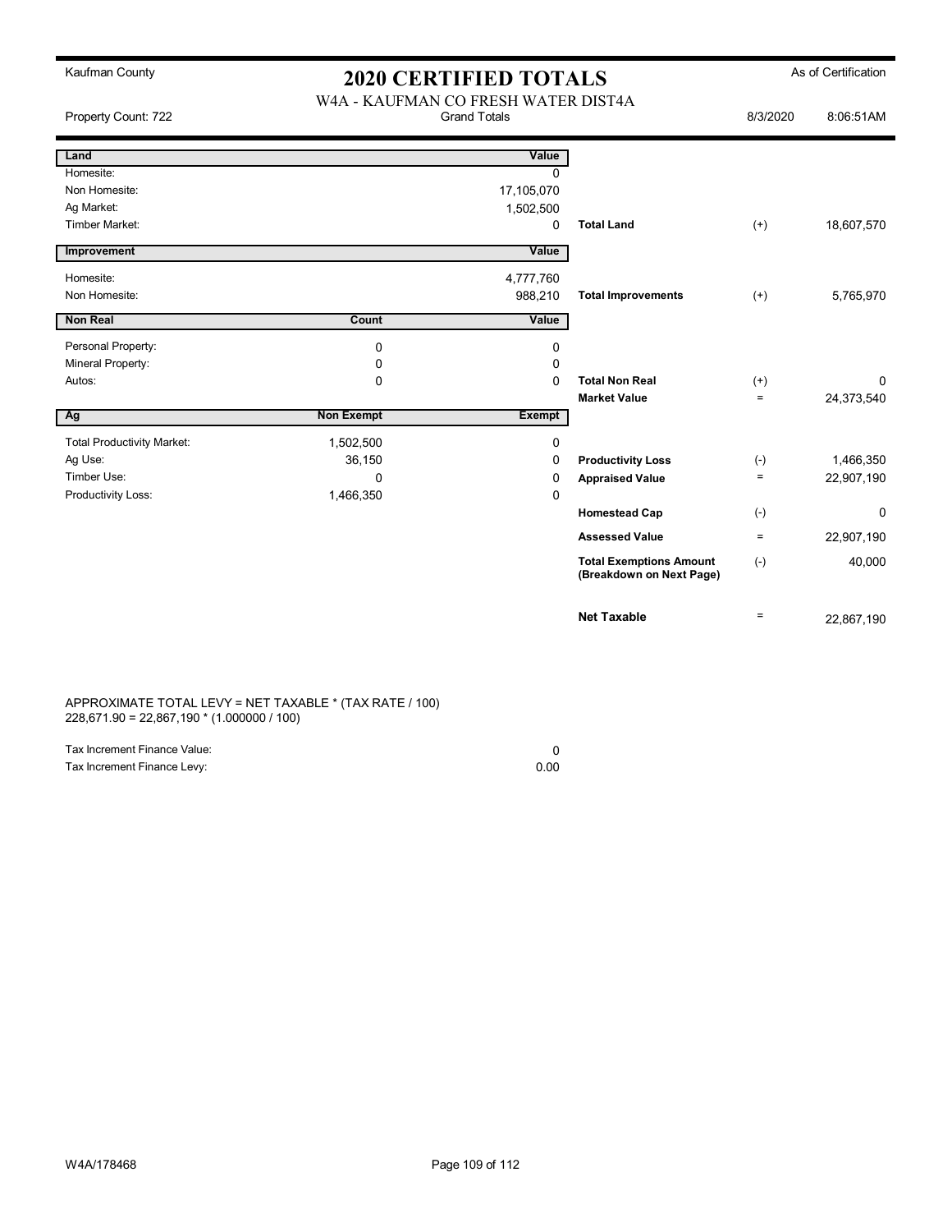Kaufman County

# 2020 CERTIFIED TOTALS

As of Certification

W4A - KAUFMAN CO FRESH WATER DIST4A

Property Count: 722 | Grand Totals | 8/3/2020 8:06:51AM

| Land | | Value | | | |
|---|---|---|---|---|---|
| Homesite: | | 0 | | | |
| Non Homesite: | | 17,105,070 | | | |
| Ag Market: | | 1,502,500 | | | |
| Timber Market: | | 0 | **Total Land** | (+) | 18,607,570 |
| **Improvement** | | **Value** | | | |
| Homesite: | | 4,777,760 | | | |
| Non Homesite: | | 988,210 | **Total Improvements** | (+) | 5,765,970 |
| **Non Real** | **Count** | **Value** | | | |
| Personal Property: | 0 | 0 | | | |
| Mineral Property: | 0 | 0 | | | |
| Autos: | 0 | 0 | **Total Non Real** | (+) | 0 |
| | | | **Market Value** | = | 24,373,540 |
| **Ag** | **Non Exempt** | **Exempt** | | | |
| Total Productivity Market: | 1,502,500 | 0 | | | |
| Ag Use: | 36,150 | 0 | **Productivity Loss** | (-) | 1,466,350 |
| Timber Use: | 0 | 0 | **Appraised Value** | = | 22,907,190 |
| Productivity Loss: | 1,466,350 | 0 | | | |
| | | | **Homestead Cap** | (-) | 0 |
| | | | **Assessed Value** | = | 22,907,190 |
| | | | **Total Exemptions Amount (Breakdown on Next Page)** | (-) | 40,000 |
| | | | **Net Taxable** | = | 22,867,190 |

APPROXIMATE TOTAL LEVY = NET TAXABLE * (TAX RATE / 100)
228,671.90 = 22,867,190 * (1.000000 / 100)

| | |
|---|---|
| Tax Increment Finance Value: | 0 |
| Tax Increment Finance Levy: | 0.00 |

W4A/178468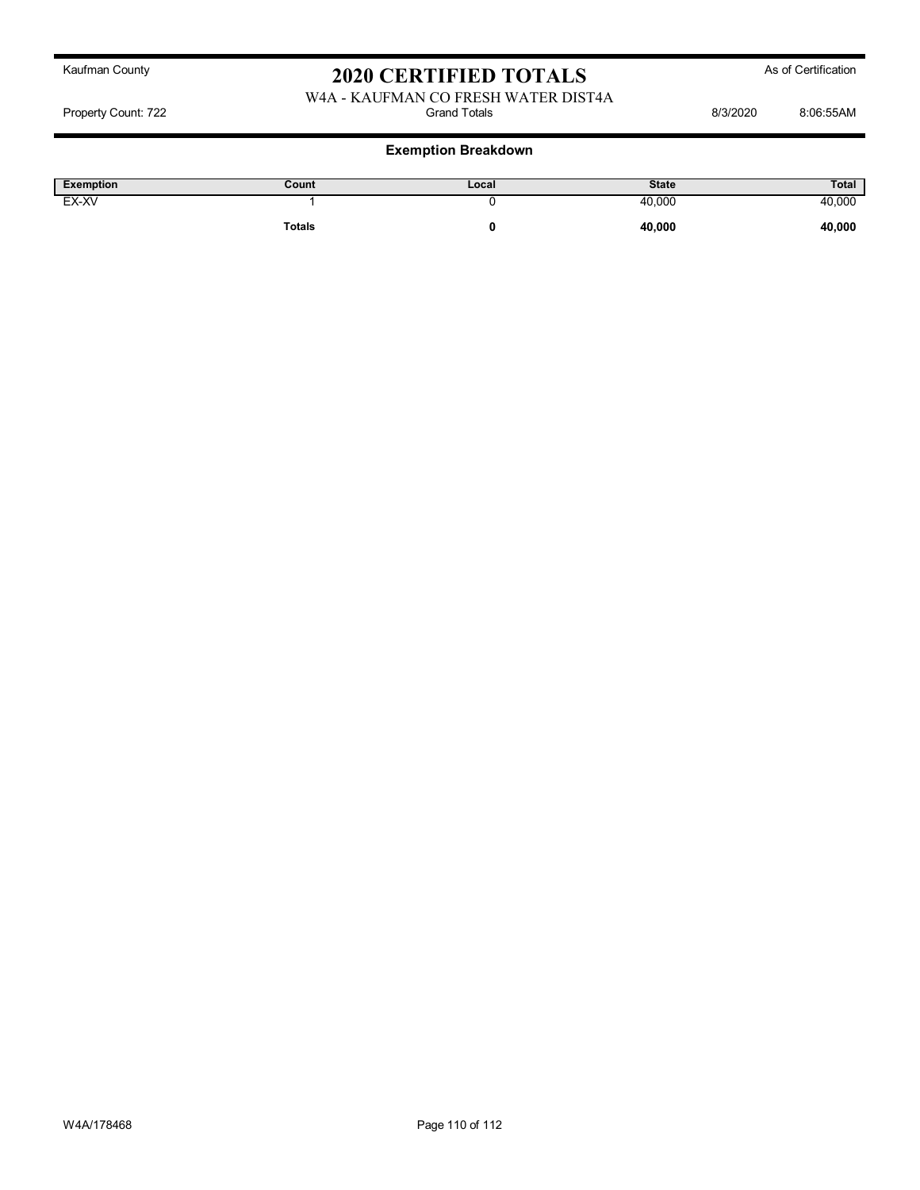Kaufman County

# 2020 CERTIFIED TOTALS

As of Certification

W4A - KAUFMAN CO FRESH WATER DIST4A

Property Count: 722 | Grand Totals | 8/3/2020 8:06:55AM

## Exemption Breakdown

| Exemption | Count | Local | State | Total |
|---|---|---|---|---|
| EX-XV | 1 | 0 | 40,000 | 40,000 |
| | **Totals** | **0** | **40,000** | **40,000** |

W4A/178468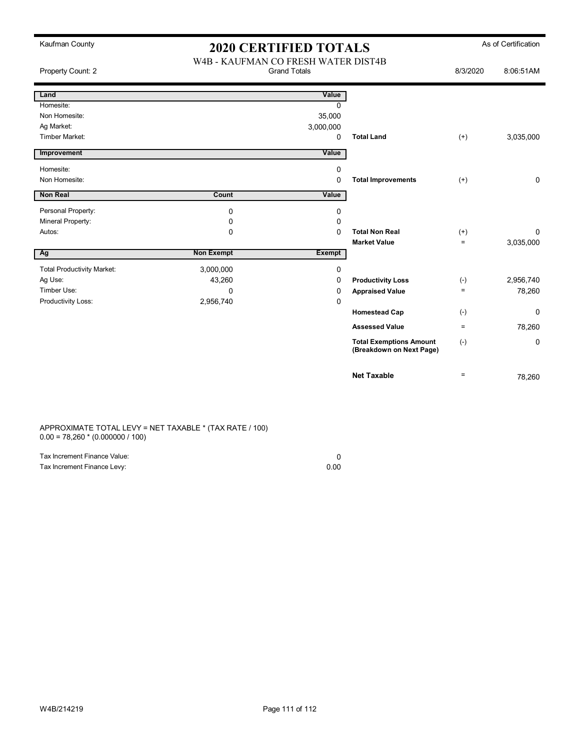Kaufman County

# 2020 CERTIFIED TOTALS

As of Certification

## W4B - KAUFMAN CO FRESH WATER DIST4B

Property Count: 2 | Grand Totals | 8/3/2020 8:06:51AM

| Land | | Value | | | |
|---|---|---|---|---|---|
| Homesite: | | 0 | | | |
| Non Homesite: | | 35,000 | | | |
| Ag Market: | | 3,000,000 | | | |
| Timber Market: | | 0 | **Total Land** | (+) | 3,035,000 |

| Improvement | | Value | | | |
|---|---|---|---|---|---|
| Homesite: | | 0 | | | |
| Non Homesite: | | 0 | **Total Improvements** | (+) | 0 |

| Non Real | Count | Value | | | |
|---|---|---|---|---|---|
| Personal Property: | 0 | 0 | | | |
| Mineral Property: | 0 | 0 | | | |
| Autos: | 0 | 0 | **Total Non Real** | (+) | 0 |
| | | | **Market Value** | = | 3,035,000 |

| Ag | Non Exempt | Exempt | | | |
|---|---|---|---|---|---|
| Total Productivity Market: | 3,000,000 | 0 | | | |
| Ag Use: | 43,260 | 0 | **Productivity Loss** | (-) | 2,956,740 |
| Timber Use: | 0 | 0 | **Appraised Value** | = | 78,260 |
| Productivity Loss: | 2,956,740 | 0 | | | |
| | | | **Homestead Cap** | (-) | 0 |
| | | | **Assessed Value** | = | 78,260 |
| | | | **Total Exemptions Amount (Breakdown on Next Page)** | (-) | 0 |
| | | | **Net Taxable** | = | 78,260 |

APPROXIMATE TOTAL LEVY = NET TAXABLE * (TAX RATE / 100)
0.00 = 78,260 * (0.000000 / 100)

| | |
|---|---|
| Tax Increment Finance Value: | 0 |
| Tax Increment Finance Levy: | 0.00 |

W4B/214219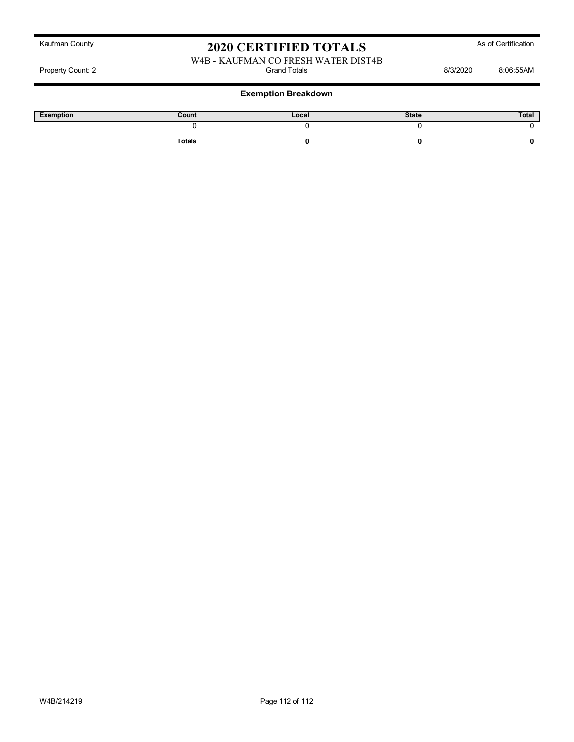Kaufman County

# 2020 CERTIFIED TOTALS

As of Certification

W4B - KAUFMAN CO FRESH WATER DIST4B

Property Count: 2 | Grand Totals | 8/3/2020 8:06:55AM

## Exemption Breakdown

| Exemption | Count | Local | State | Total |
|---|---|---|---|---|
| | 0 | 0 | 0 | 0 |
| | **Totals** | **0** | **0** | **0** |

W4B/214219